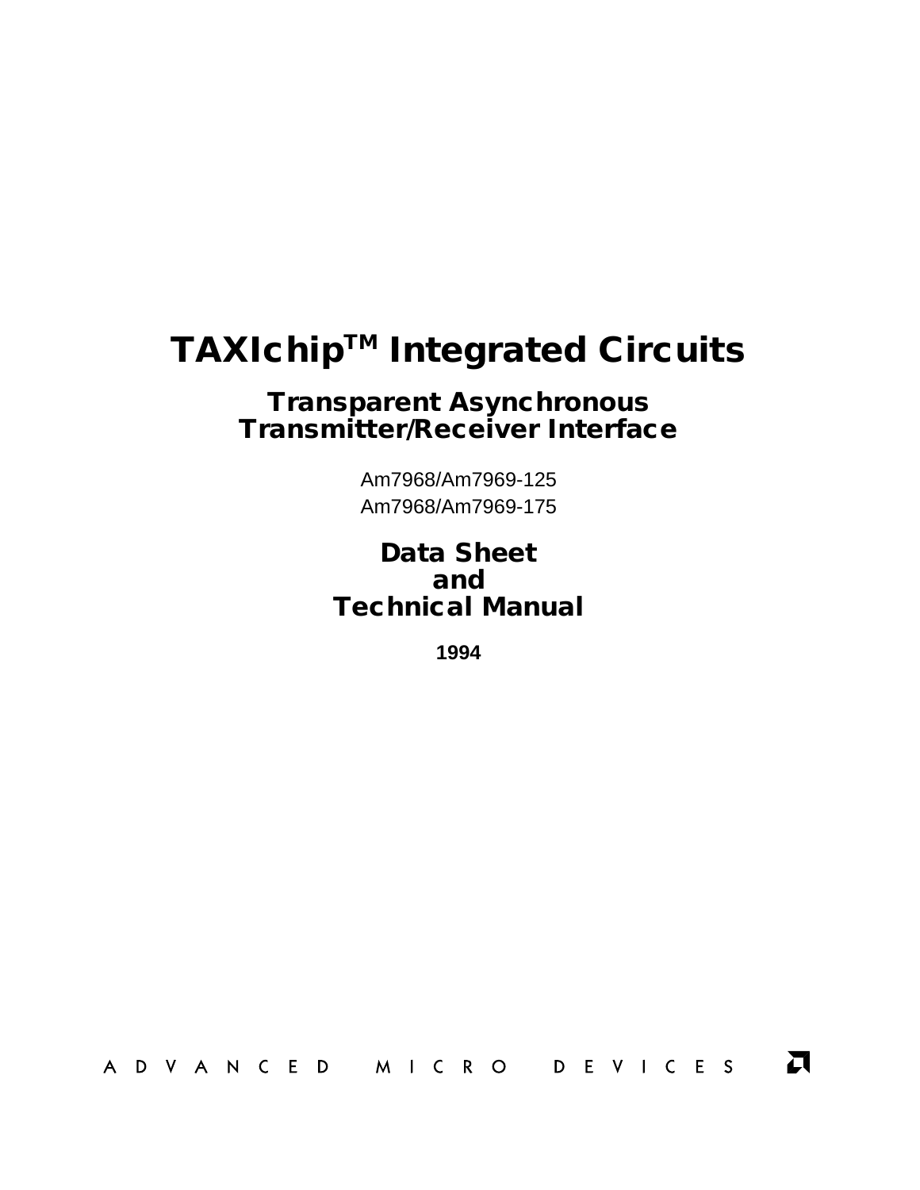# TAXIchip™ Integrated Circuits

## Transparent Asynchronous Transmitter/Receiver Interface

Am7968/Am7969-125
Am7968/Am7969-175

## Data Sheet and Technical Manual

**1994**

ADVANCED MICRO DEVICES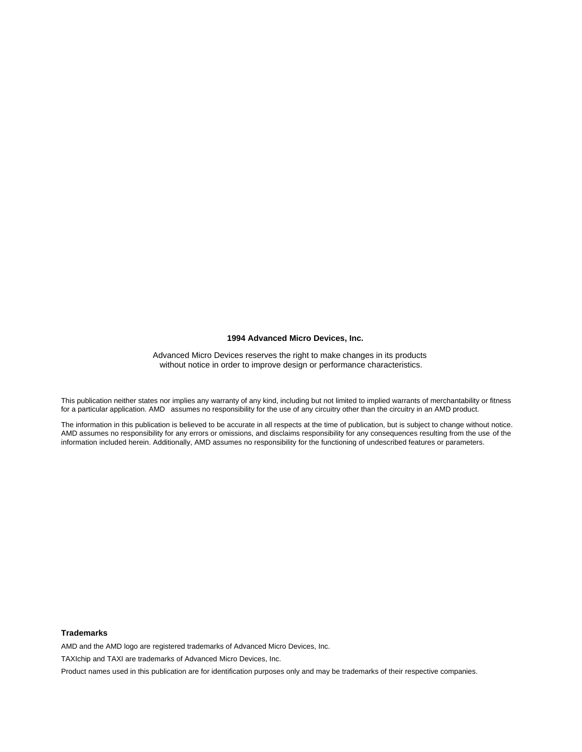**1994 Advanced Micro Devices, Inc.**

Advanced Micro Devices reserves the right to make changes in its products without notice in order to improve design or performance characteristics.

This publication neither states nor implies any warranty of any kind, including but not limited to implied warrants of merchantability or fitness for a particular application. AMD assumes no responsibility for the use of any circuitry other than the circuitry in an AMD product.

The information in this publication is believed to be accurate in all respects at the time of publication, but is subject to change without notice. AMD assumes no responsibility for any errors or omissions, and disclaims responsibility for any consequences resulting from the use of the information included herein. Additionally, AMD assumes no responsibility for the functioning of undescribed features or parameters.

**Trademarks**

AMD and the AMD logo are registered trademarks of Advanced Micro Devices, Inc.

TAXIchip and TAXI are trademarks of Advanced Micro Devices, Inc.

Product names used in this publication are for identification purposes only and may be trademarks of their respective companies.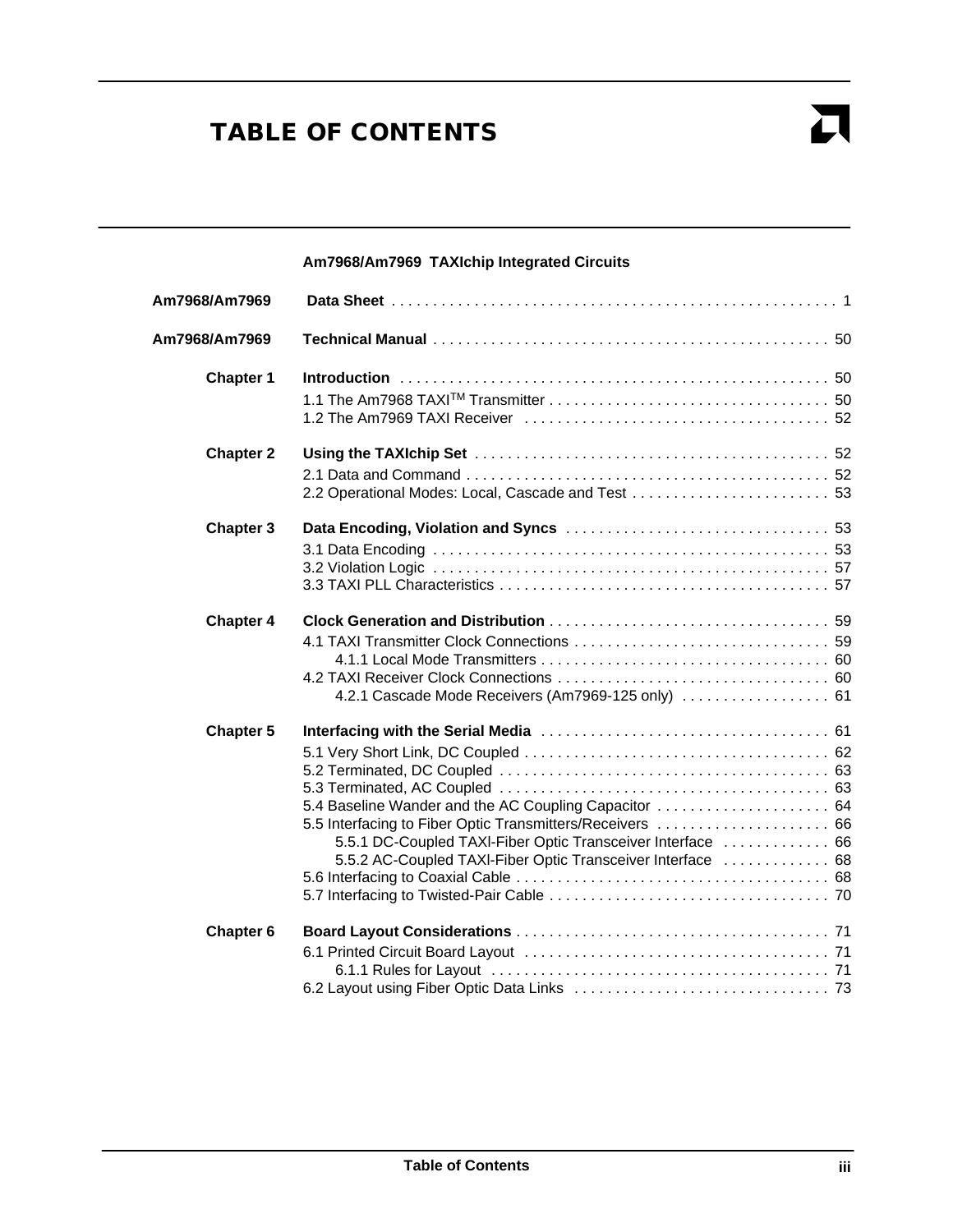# TABLE OF CONTENTS

**Am7968/Am7969 TAXIchip Integrated Circuits**

| | | |
|---|---|---|
| **Am7968/Am7969** | **Data Sheet** | 1 |
| **Am7968/Am7969** | **Technical Manual** | 50 |
| **Chapter 1** | **Introduction** | 50 |
| | 1.1 The Am7968 TAXI™ Transmitter | 50 |
| | 1.2 The Am7969 TAXI Receiver | 52 |
| **Chapter 2** | **Using the TAXIchip Set** | 52 |
| | 2.1 Data and Command | 52 |
| | 2.2 Operational Modes: Local, Cascade and Test | 53 |
| **Chapter 3** | **Data Encoding, Violation and Syncs** | 53 |
| | 3.1 Data Encoding | 53 |
| | 3.2 Violation Logic | 57 |
| | 3.3 TAXI PLL Characteristics | 57 |
| **Chapter 4** | **Clock Generation and Distribution** | 59 |
| | 4.1 TAXI Transmitter Clock Connections | 59 |
| | 4.1.1 Local Mode Transmitters | 60 |
| | 4.2 TAXI Receiver Clock Connections | 60 |
| | 4.2.1 Cascade Mode Receivers (Am7969-125 only) | 61 |
| **Chapter 5** | **Interfacing with the Serial Media** | 61 |
| | 5.1 Very Short Link, DC Coupled | 62 |
| | 5.2 Terminated, DC Coupled | 63 |
| | 5.3 Terminated, AC Coupled | 63 |
| | 5.4 Baseline Wander and the AC Coupling Capacitor | 64 |
| | 5.5 Interfacing to Fiber Optic Transmitters/Receivers | 66 |
| | 5.5.1 DC-Coupled TAXI-Fiber Optic Transceiver Interface | 66 |
| | 5.5.2 AC-Coupled TAXI-Fiber Optic Transceiver Interface | 68 |
| | 5.6 Interfacing to Coaxial Cable | 68 |
| | 5.7 Interfacing to Twisted-Pair Cable | 70 |
| **Chapter 6** | **Board Layout Considerations** | 71 |
| | 6.1 Printed Circuit Board Layout | 71 |
| | 6.1.1 Rules for Layout | 71 |
| | 6.2 Layout using Fiber Optic Data Links | 73 |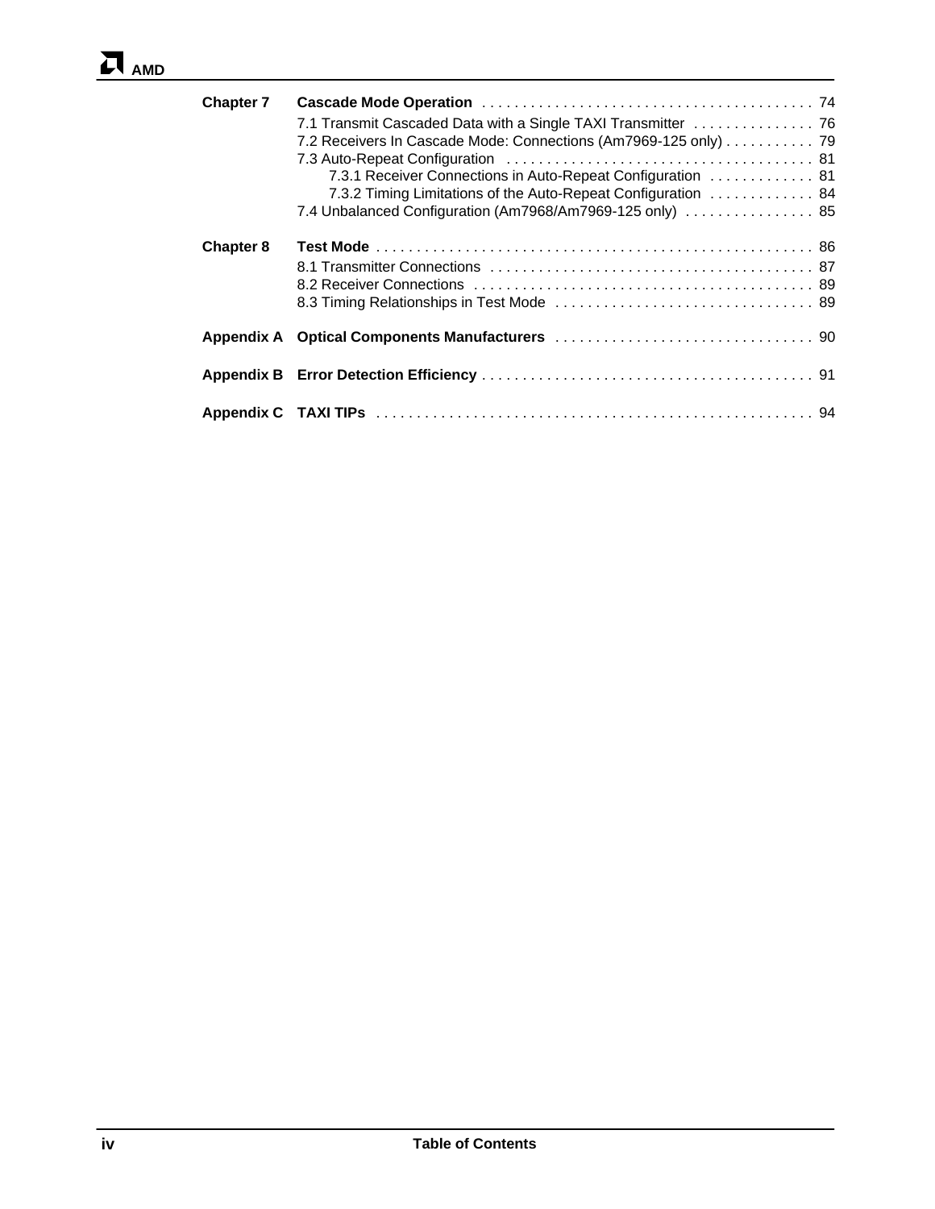**Chapter 7 Cascade Mode Operation** . . . . . . . . . . . . . . . . . . . . . . . . . . . . . . . . . . . . . . . . 74

- 7.1 Transmit Cascaded Data with a Single TAXI Transmitter . . . . . . . . . . . . . . . 76
- 7.2 Receivers In Cascade Mode: Connections (Am7969-125 only) . . . . . . . . . . . 79
- 7.3 Auto-Repeat Configuration . . . . . . . . . . . . . . . . . . . . . . . . . . . . . . . . . . . . . 81
  - 7.3.1 Receiver Connections in Auto-Repeat Configuration . . . . . . . . . . . . . 81
  - 7.3.2 Timing Limitations of the Auto-Repeat Configuration . . . . . . . . . . . . . 84
- 7.4 Unbalanced Configuration (Am7968/Am7969-125 only) . . . . . . . . . . . . . . . . 85

**Chapter 8 Test Mode** . . . . . . . . . . . . . . . . . . . . . . . . . . . . . . . . . . . . . . . . . . . . . . . . . . . . . 86

- 8.1 Transmitter Connections . . . . . . . . . . . . . . . . . . . . . . . . . . . . . . . . . . . . . . . 87
- 8.2 Receiver Connections . . . . . . . . . . . . . . . . . . . . . . . . . . . . . . . . . . . . . . . . . . 89
- 8.3 Timing Relationships in Test Mode . . . . . . . . . . . . . . . . . . . . . . . . . . . . . . . 89

**Appendix A Optical Components Manufacturers** . . . . . . . . . . . . . . . . . . . . . . . . . . . . . . . 90

**Appendix B Error Detection Efficiency** . . . . . . . . . . . . . . . . . . . . . . . . . . . . . . . . . . . . . . . . 91

**Appendix C TAXI TIPs** . . . . . . . . . . . . . . . . . . . . . . . . . . . . . . . . . . . . . . . . . . . . . . . . . . . . . 94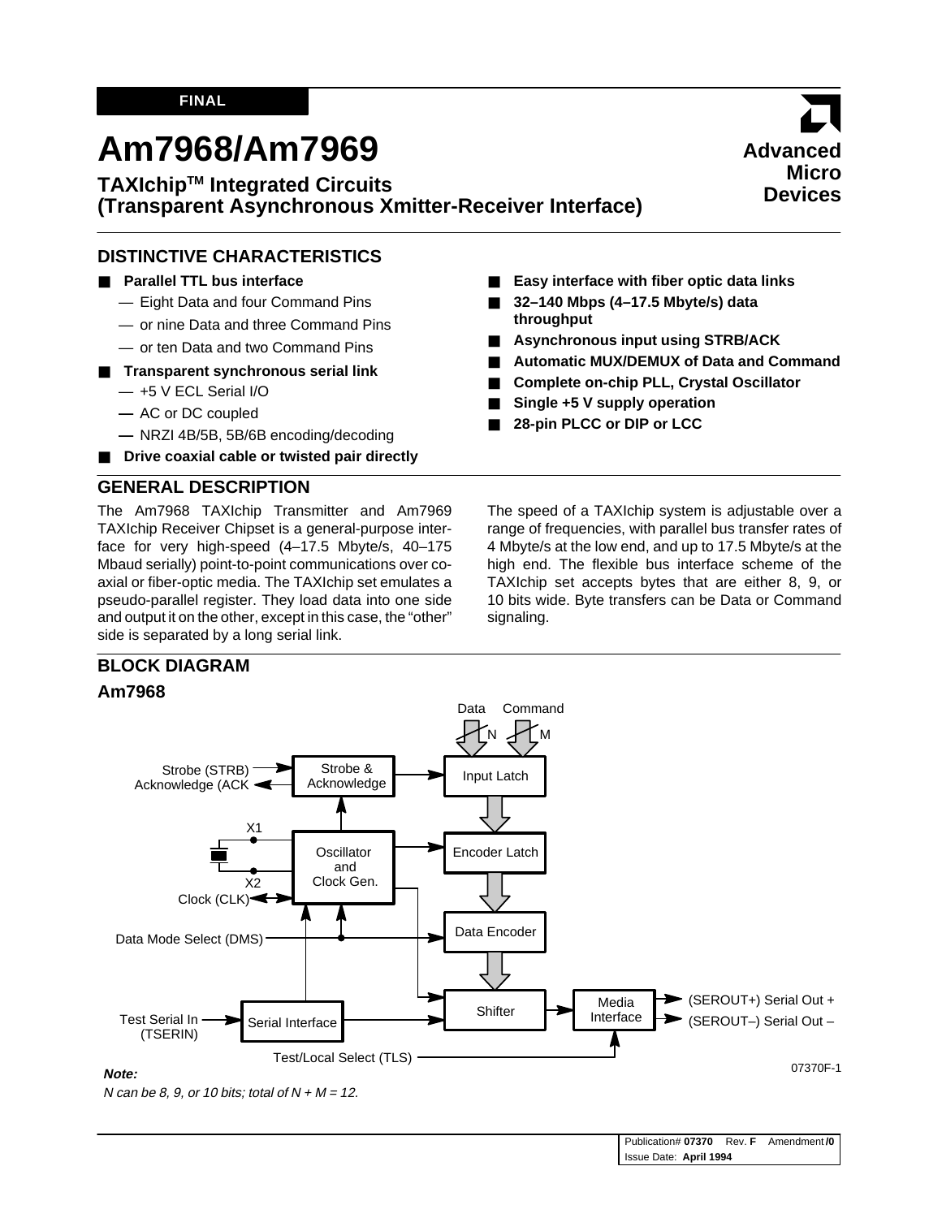FINAL

# Am7968/Am7969

## TAXIchip™ Integrated Circuits (Transparent Asynchronous Xmitter-Receiver Interface)

**Advanced Micro Devices**

## DISTINCTIVE CHARACTERISTICS

- **Parallel TTL bus interface**
  - Eight Data and four Command Pins
  - or nine Data and three Command Pins
  - or ten Data and two Command Pins
- **Transparent synchronous serial link**
  - +5 V ECL Serial I/O
  - AC or DC coupled
  - NRZI 4B/5B, 5B/6B encoding/decoding
- **Drive coaxial cable or twisted pair directly**
- **Easy interface with fiber optic data links**
- **32–140 Mbps (4–17.5 Mbyte/s) data throughput**
- **Asynchronous input using STRB/ACK**
- **Automatic MUX/DEMUX of Data and Command**
- **Complete on-chip PLL, Crystal Oscillator**
- **Single +5 V supply operation**
- **28-pin PLCC or DIP or LCC**

## GENERAL DESCRIPTION

The Am7968 TAXIchip Transmitter and Am7969 TAXIchip Receiver Chipset is a general-purpose interface for very high-speed (4–17.5 Mbyte/s, 40–175 Mbaud serially) point-to-point communications over coaxial or fiber-optic media. The TAXIchip set emulates a pseudo-parallel register. They load data into one side and output it on the other, except in this case, the "other" side is separated by a long serial link.

The speed of a TAXIchip system is adjustable over a range of frequencies, with parallel bus transfer rates of 4 Mbyte/s at the low end, and up to 17.5 Mbyte/s at the high end. The flexible bus interface scheme of the TAXIchip set accepts bytes that are either 8, 9, or 10 bits wide. Byte transfers can be Data or Command signaling.

## BLOCK DIAGRAM

### Am7968

Data N, Command M → Input Latch → Encoder Latch → Data Encoder → Shifter → Media Interface → (SEROUT+) Serial Out +, (SEROUT–) Serial Out –

Strobe (STRB), Acknowledge (ACK) ↔ Strobe & Acknowledge → Input Latch

X1, X2, Clock (CLK) ↔ Oscillator and Clock Gen.

Data Mode Select (DMS) → Data Encoder, Oscillator and Clock Gen.

Test Serial In (TSERIN) → Serial Interface → Shifter

Test/Local Select (TLS) → Media Interface

07370F-1

***Note:***

*N can be 8, 9, or 10 bits; total of N + M = 12.*

Publication# **07370** Rev. **F** Amendment **/0**
Issue Date: **April 1994**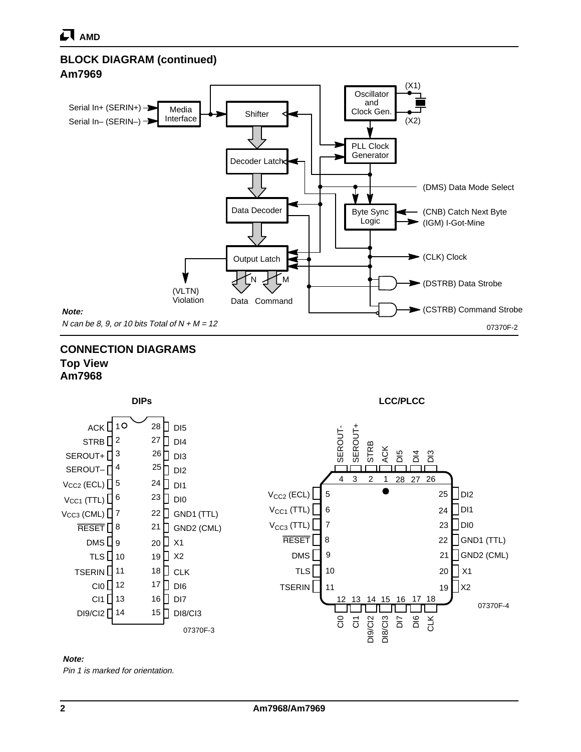## BLOCK DIAGRAM (continued)

### Am7969

Serial In+ (SERIN+)
Serial In– (SERIN–)
Media Interface
Shifter
Decoder Latch
Data Decoder
Output Latch
Oscillator and Clock Gen.
(X1)
(X2)
PLL Clock Generator
Byte Sync Logic
(DMS) Data Mode Select
(CNB) Catch Next Byte
(IGM) I-Got-Mine
(CLK) Clock
(DSTRB) Data Strobe
(CSTRB) Command Strobe
(VLTN) Violation
N
M
Data
Command

***Note:***

*N can be 8, 9, or 10 bits Total of N + M = 12*

07370F-2

## CONNECTION DIAGRAMS

### Top View

### Am7968

**DIPs**

| Pin | Name | Pin | Name |
|---|---|---|---|
| 1 | ACK | 28 | DI5 |
| 2 | STRB | 27 | DI4 |
| 3 | SEROUT+ | 26 | DI3 |
| 4 | SEROUT– | 25 | DI2 |
| 5 | $V_{CC2}$ (ECL) | 24 | DI1 |
| 6 | $V_{CC1}$ (TTL) | 23 | DI0 |
| 7 | $V_{CC3}$ (CML) | 22 | GND1 (TTL) |
| 8 | RESET (active low) | 21 | GND2 (CML) |
| 9 | DMS | 20 | X1 |
| 10 | TLS | 19 | X2 |
| 11 | TSERIN | 18 | CLK |
| 12 | CI0 | 17 | DI6 |
| 13 | CI1 | 16 | DI7 |
| 14 | DI9/CI2 | 15 | DI8/CI3 |

07370F-3

**LCC/PLCC**

| Pin | Name |
|---|---|
| 1 | ACK |
| 2 | STRB |
| 3 | SEROUT+ |
| 4 | SEROUT- |
| 5 | $V_{CC2}$ (ECL) |
| 6 | $V_{CC1}$ (TTL) |
| 7 | $V_{CC3}$ (TTL) |
| 8 | RESET (active low) |
| 9 | DMS |
| 10 | TLS |
| 11 | TSERIN |
| 12 | CI0 |
| 13 | CI1 |
| 14 | DI9/CI2 |
| 15 | DI8/CI3 |
| 16 | DI7 |
| 17 | DI6 |
| 18 | CLK |
| 19 | X2 |
| 20 | X1 |
| 21 | GND2 (CML) |
| 22 | GND1 (TTL) |
| 23 | DI0 |
| 24 | DI1 |
| 25 | DI2 |
| 26 | DI3 |
| 27 | DI4 |
| 28 | DI5 |

07370F-4

***Note:***

*Pin 1 is marked for orientation.*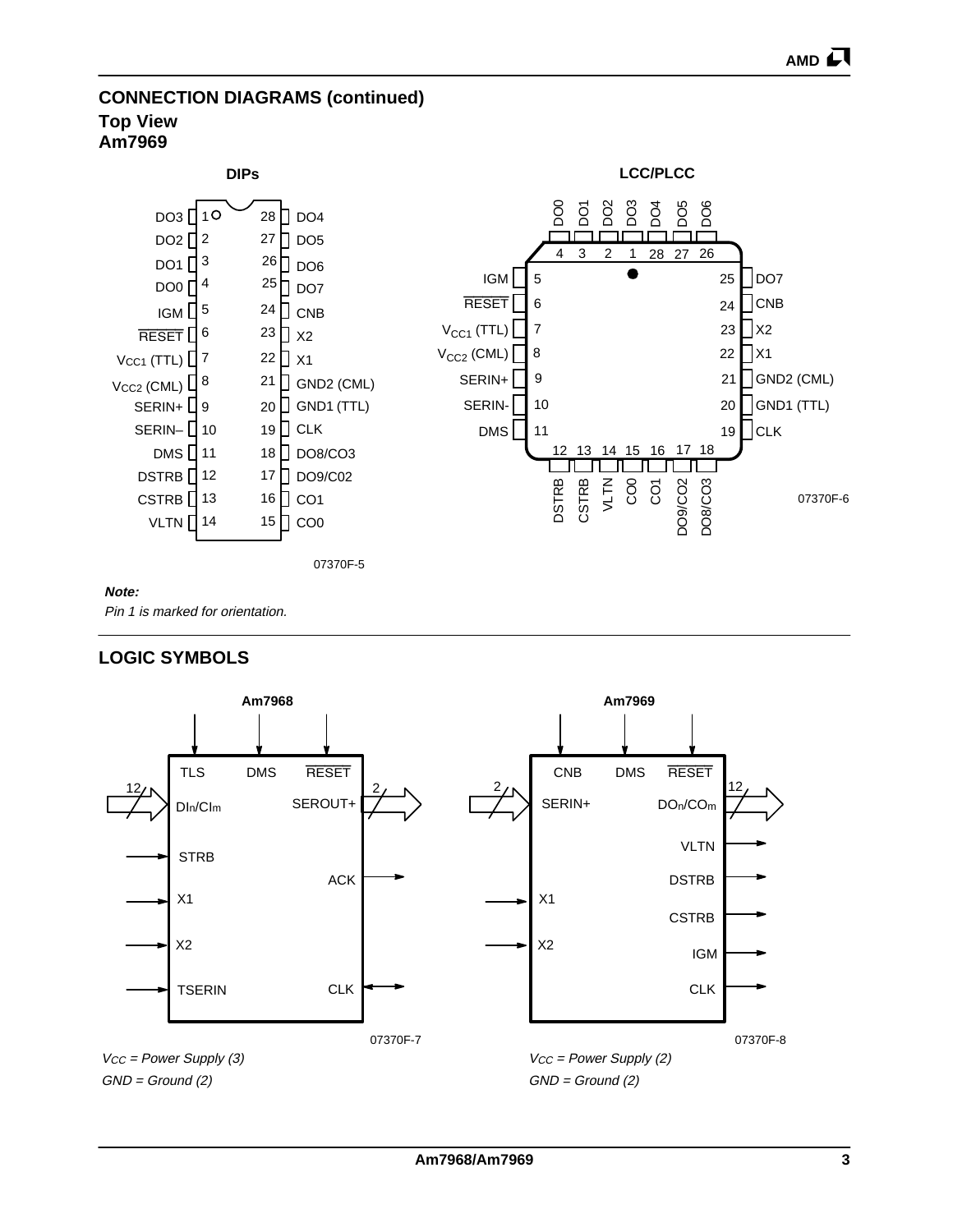## CONNECTION DIAGRAMS (continued)

### Top View

### Am7969

**DIPs**

| Pin | Name | Pin | Name |
|---|---|---|---|
| 1 | DO3 | 28 | DO4 |
| 2 | DO2 | 27 | DO5 |
| 3 | DO1 | 26 | DO6 |
| 4 | DO0 | 25 | DO7 |
| 5 | IGM | 24 | CNB |
| 6 | RESET (active low) | 23 | X2 |
| 7 | $V_{CC1}$ (TTL) | 22 | X1 |
| 8 | $V_{CC2}$ (CML) | 21 | GND2 (CML) |
| 9 | SERIN+ | 20 | GND1 (TTL) |
| 10 | SERIN– | 19 | CLK |
| 11 | DMS | 18 | DO8/CO3 |
| 12 | DSTRB | 17 | DO9/C02 |
| 13 | CSTRB | 16 | CO1 |
| 14 | VLTN | 15 | CO0 |

07370F-5

**LCC/PLCC**

| Pin | Name | Pin | Name |
|---|---|---|---|
| 1 | DO3 | 15 | CO0 |
| 2 | DO2 | 16 | CO1 |
| 3 | DO1 | 17 | DO9/CO2 |
| 4 | DO0 | 18 | DO8/CO3 |
| 5 | IGM | 19 | CLK |
| 6 | RESET (active low) | 20 | GND1 (TTL) |
| 7 | $V_{CC1}$ (TTL) | 21 | GND2 (CML) |
| 8 | $V_{CC2}$ (CML) | 22 | X1 |
| 9 | SERIN+ | 23 | X2 |
| 10 | SERIN- | 24 | CNB |
| 11 | DMS | 25 | DO7 |
| 12 | DSTRB | 26 | DO6 |
| 13 | CSTRB | 27 | DO5 |
| 14 | VLTN | 28 | DO4 |

07370F-6

***Note:***

*Pin 1 is marked for orientation.*

## LOGIC SYMBOLS

**Am7968**

Inputs: TLS, DMS, RESET (active low), DIn/CIm (12), STRB, X1, X2, TSERIN

Outputs: SEROUT+ (2), ACK, CLK (bidirectional)

07370F-7

*$V_{CC}$ = Power Supply (3)*

*GND = Ground (2)*

**Am7969**

Inputs: CNB, DMS, RESET (active low), SERIN+ (2), X1, X2

Outputs: DOn/COm (12), VLTN, DSTRB, CSTRB, IGM, CLK

07370F-8

*$V_{CC}$ = Power Supply (2)*

*GND = Ground (2)*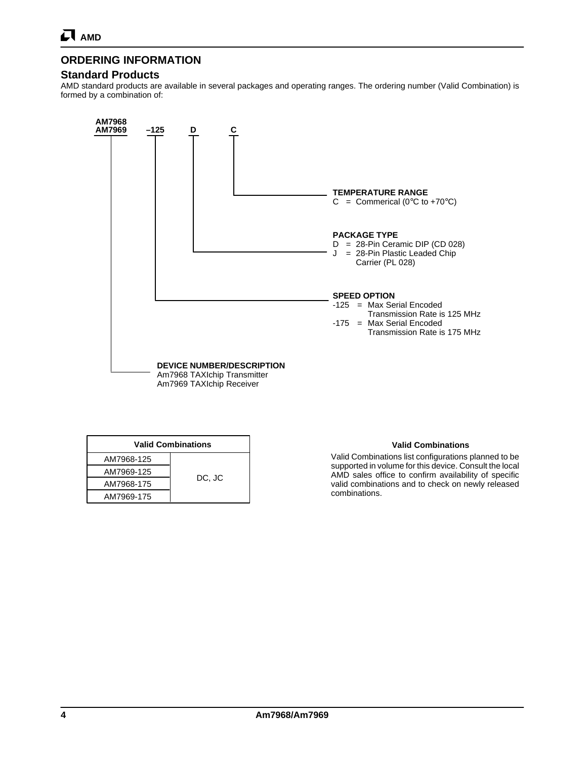## ORDERING INFORMATION

### Standard Products

AMD standard products are available in several packages and operating ranges. The ordering number (Valid Combination) is formed by a combination of:

**AM7968**
**AM7969** **–125** **D** **C**

**TEMPERATURE RANGE**
C = Commerical (0°C to +70°C)

**PACKAGE TYPE**
D = 28-Pin Ceramic DIP (CD 028)
J = 28-Pin Plastic Leaded Chip Carrier (PL 028)

**SPEED OPTION**
-125 = Max Serial Encoded Transmission Rate is 125 MHz
-175 = Max Serial Encoded Transmission Rate is 175 MHz

**DEVICE NUMBER/DESCRIPTION**
Am7968 TAXIchip Transmitter
Am7969 TAXIchip Receiver

| Valid Combinations | |
|---|---|
| AM7968-125 | DC, JC |
| AM7969-125 | |
| AM7968-175 | |
| AM7969-175 | |

**Valid Combinations**

Valid Combinations list configurations planned to be supported in volume for this device. Consult the local AMD sales office to confirm availability of specific valid combinations and to check on newly released combinations.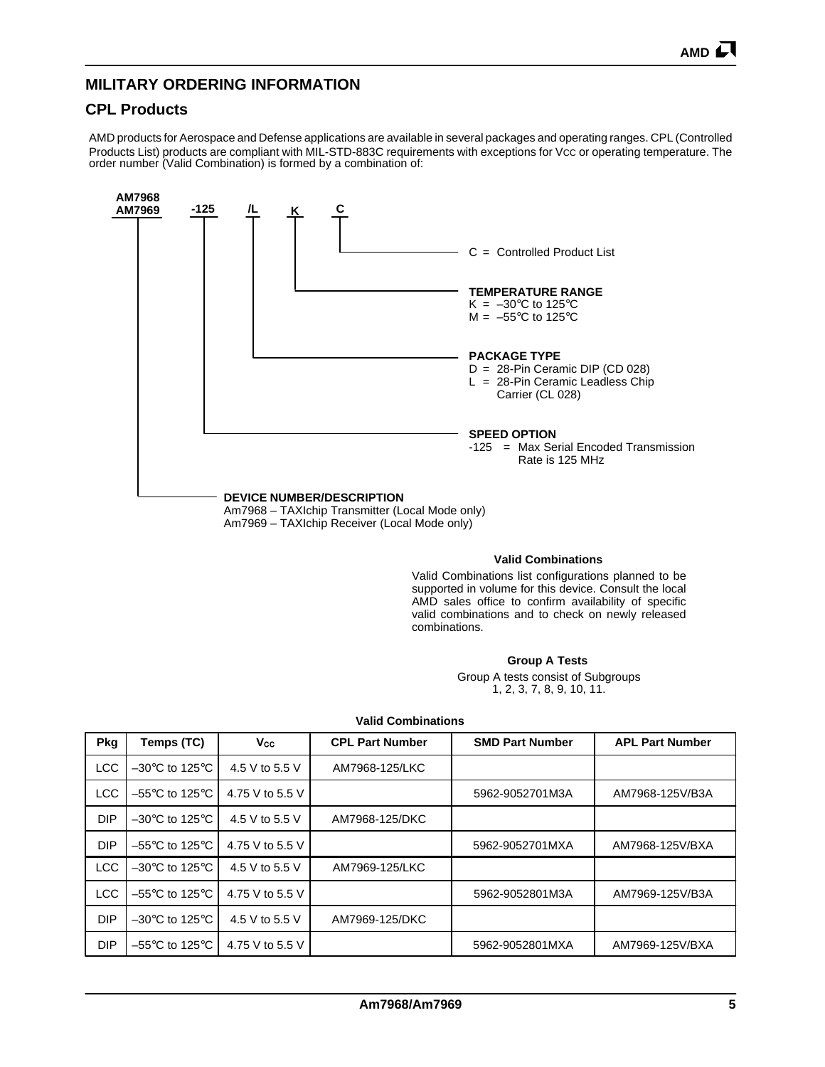## MILITARY ORDERING INFORMATION

### CPL Products

AMD products for Aerospace and Defense applications are available in several packages and operating ranges. CPL (Controlled Products List) products are compliant with MIL-STD-883C requirements with exceptions for VCC or operating temperature. The order number (Valid Combination) is formed by a combination of:

**AM7968 AM7969** **-125** **/L** **K** **C**

C = Controlled Product List

**TEMPERATURE RANGE**
K = –30°C to 125°C
M = –55°C to 125°C

**PACKAGE TYPE**
D = 28-Pin Ceramic DIP (CD 028)
L = 28-Pin Ceramic Leadless Chip Carrier (CL 028)

**SPEED OPTION**
-125 = Max Serial Encoded Transmission Rate is 125 MHz

**DEVICE NUMBER/DESCRIPTION**
Am7968 – TAXIchip Transmitter (Local Mode only)
Am7969 – TAXIchip Receiver (Local Mode only)

**Valid Combinations**

Valid Combinations list configurations planned to be supported in volume for this device. Consult the local AMD sales office to confirm availability of specific valid combinations and to check on newly released combinations.

**Group A Tests**

Group A tests consist of Subgroups 1, 2, 3, 7, 8, 9, 10, 11.

**Valid Combinations**

| Pkg | Temps (TC) | $V_{CC}$ | CPL Part Number | SMD Part Number | APL Part Number |
|---|---|---|---|---|---|
| LCC | –30°C to 125°C | 4.5 V to 5.5 V | AM7968-125/LKC | | |
| LCC | –55°C to 125°C | 4.75 V to 5.5 V | | 5962-9052701M3A | AM7968-125V/B3A |
| DIP | –30°C to 125°C | 4.5 V to 5.5 V | AM7968-125/DKC | | |
| DIP | –55°C to 125°C | 4.75 V to 5.5 V | | 5962-9052701MXA | AM7968-125V/BXA |
| LCC | –30°C to 125°C | 4.5 V to 5.5 V | AM7969-125/LKC | | |
| LCC | –55°C to 125°C | 4.75 V to 5.5 V | | 5962-9052801M3A | AM7969-125V/B3A |
| DIP | –30°C to 125°C | 4.5 V to 5.5 V | AM7969-125/DKC | | |
| DIP | –55°C to 125°C | 4.75 V to 5.5 V | | 5962-9052801MXA | AM7969-125V/BXA |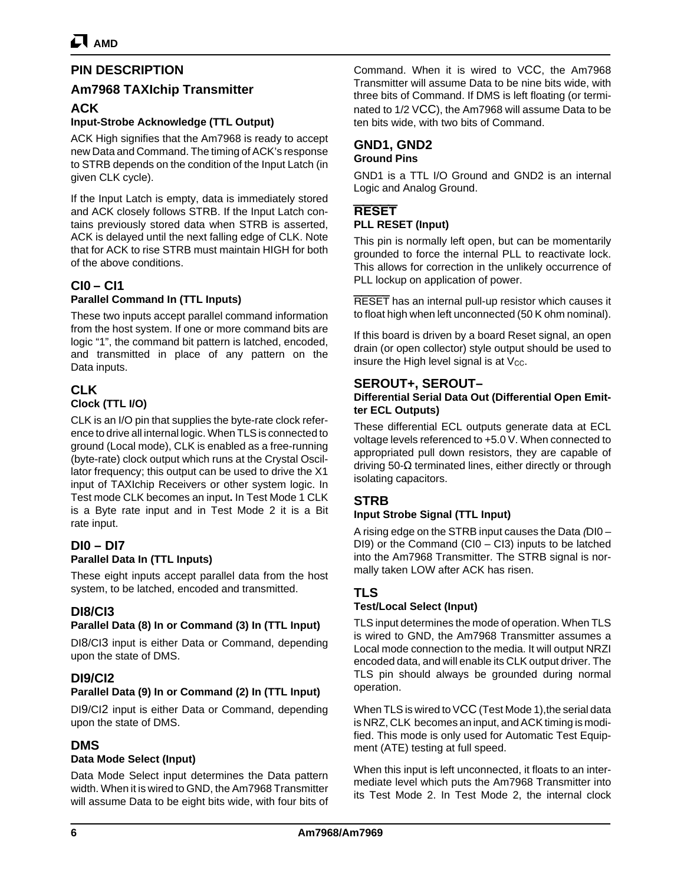## PIN DESCRIPTION

## Am7968 TAXIchip Transmitter

### ACK

**Input-Strobe Acknowledge (TTL Output)**

ACK High signifies that the Am7968 is ready to accept new Data and Command. The timing of ACK's response to STRB depends on the condition of the Input Latch (in given CLK cycle).

If the Input Latch is empty, data is immediately stored and ACK closely follows STRB. If the Input Latch contains previously stored data when STRB is asserted, ACK is delayed until the next falling edge of CLK. Note that for ACK to rise STRB must maintain HIGH for both of the above conditions.

### CI0 – CI1

**Parallel Command In (TTL Inputs)**

These two inputs accept parallel command information from the host system. If one or more command bits are logic "1", the command bit pattern is latched, encoded, and transmitted in place of any pattern on the Data inputs.

### CLK

**Clock (TTL I/O)**

CLK is an I/O pin that supplies the byte-rate clock reference to drive all internal logic. When TLS is connected to ground (Local mode), CLK is enabled as a free-running (byte-rate) clock output which runs at the Crystal Oscillator frequency; this output can be used to drive the X1 input of TAXIchip Receivers or other system logic. In Test mode CLK becomes an input**.** In Test Mode 1 CLK is a Byte rate input and in Test Mode 2 it is a Bit rate input.

### DI0 – DI7

**Parallel Data In (TTL Inputs)**

These eight inputs accept parallel data from the host system, to be latched, encoded and transmitted.

### DI8/CI3

**Parallel Data (8) In or Command (3) In (TTL Input)**

DI8/CI3 input is either Data or Command, depending upon the state of DMS.

### DI9/CI2

**Parallel Data (9) In or Command (2) In (TTL Input)**

DI9/CI2 input is either Data or Command, depending upon the state of DMS.

### DMS

**Data Mode Select (Input)**

Data Mode Select input determines the Data pattern width. When it is wired to GND, the Am7968 Transmitter will assume Data to be eight bits wide, with four bits of Command. When it is wired to VCC, the Am7968 Transmitter will assume Data to be nine bits wide, with three bits of Command. If DMS is left floating (or terminated to 1/2 VCC), the Am7968 will assume Data to be ten bits wide, with two bits of Command.

### GND1, GND2

**Ground Pins**

GND1 is a TTL I/O Ground and GND2 is an internal Logic and Analog Ground.

### $\overline{\text{RESET}}$

**PLL RESET (Input)**

This pin is normally left open, but can be momentarily grounded to force the internal PLL to reactivate lock. This allows for correction in the unlikely occurrence of PLL lockup on application of power.

$\overline{\text{RESET}}$ has an internal pull-up resistor which causes it to float high when left unconnected (50 K ohm nominal).

If this board is driven by a board Reset signal, an open drain (or open collector) style output should be used to insure the High level signal is at $V_{CC}$.

### SEROUT+, SEROUT–

**Differential Serial Data Out (Differential Open Emitter ECL Outputs)**

These differential ECL outputs generate data at ECL voltage levels referenced to +5.0 V. When connected to appropriated pull down resistors, they are capable of driving 50-Ω terminated lines, either directly or through isolating capacitors.

### STRB

**Input Strobe Signal (TTL Input)**

A rising edge on the STRB input causes the Data (DI0 – DI9) or the Command (CI0 – CI3) inputs to be latched into the Am7968 Transmitter. The STRB signal is normally taken LOW after ACK has risen.

### TLS

**Test/Local Select (Input)**

TLS input determines the mode of operation. When TLS is wired to GND, the Am7968 Transmitter assumes a Local mode connection to the media. It will output NRZI encoded data, and will enable its CLK output driver. The TLS pin should always be grounded during normal operation.

When TLS is wired to VCC (Test Mode 1), the serial data is NRZ, CLK becomes an input, and ACK timing is modified. This mode is only used for Automatic Test Equipment (ATE) testing at full speed.

When this input is left unconnected, it floats to an intermediate level which puts the Am7968 Transmitter into its Test Mode 2. In Test Mode 2, the internal clock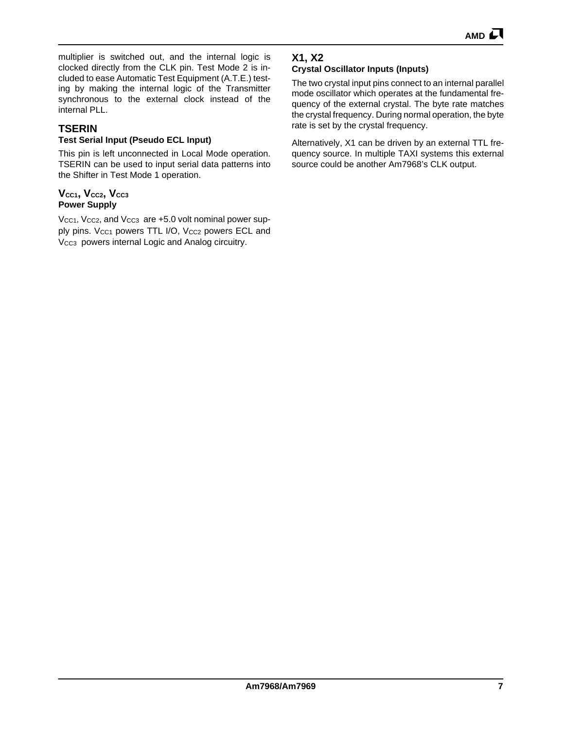multiplier is switched out, and the internal logic is clocked directly from the CLK pin. Test Mode 2 is included to ease Automatic Test Equipment (A.T.E.) testing by making the internal logic of the Transmitter synchronous to the external clock instead of the internal PLL.

## TSERIN

**Test Serial Input (Pseudo ECL Input)**

This pin is left unconnected in Local Mode operation. TSERIN can be used to input serial data patterns into the Shifter in Test Mode 1 operation.

## $V_{CC1}$, $V_{CC2}$, $V_{CC3}$

**Power Supply**

$V_{CC1}$, $V_{CC2}$, and $V_{CC3}$ are +5.0 volt nominal power supply pins. $V_{CC1}$ powers TTL I/O, $V_{CC2}$ powers ECL and $V_{CC3}$ powers internal Logic and Analog circuitry.

## X1, X2

**Crystal Oscillator Inputs (Inputs)**

The two crystal input pins connect to an internal parallel mode oscillator which operates at the fundamental frequency of the external crystal. The byte rate matches the crystal frequency. During normal operation, the byte rate is set by the crystal frequency.

Alternatively, X1 can be driven by an external TTL frequency source. In multiple TAXI systems this external source could be another Am7968's CLK output.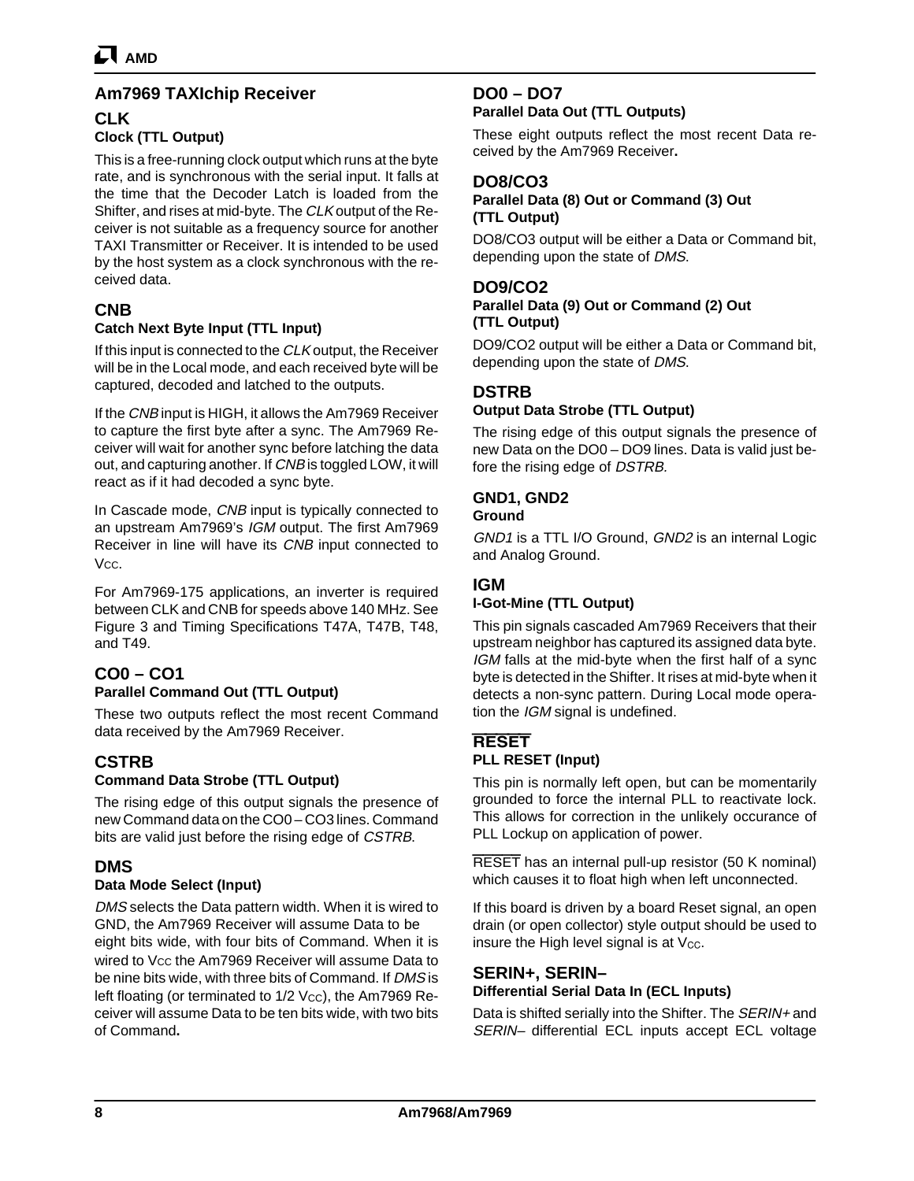## Am7969 TAXIchip Receiver

### CLK

**Clock (TTL Output)**

This is a free-running clock output which runs at the byte rate, and is synchronous with the serial input. It falls at the time that the Decoder Latch is loaded from the Shifter, and rises at mid-byte. The *CLK* output of the Receiver is not suitable as a frequency source for another TAXI Transmitter or Receiver. It is intended to be used by the host system as a clock synchronous with the received data.

### CNB

**Catch Next Byte Input (TTL Input)**

If this input is connected to the *CLK* output, the Receiver will be in the Local mode, and each received byte will be captured, decoded and latched to the outputs.

If the *CNB* input is HIGH, it allows the Am7969 Receiver to capture the first byte after a sync. The Am7969 Receiver will wait for another sync before latching the data out, and capturing another. If *CNB* is toggled LOW, it will react as if it had decoded a sync byte.

In Cascade mode, *CNB* input is typically connected to an upstream Am7969's *IGM* output. The first Am7969 Receiver in line will have its *CNB* input connected to $V_{CC}$.

For Am7969-175 applications, an inverter is required between CLK and CNB for speeds above 140 MHz. See Figure 3 and Timing Specifications T47A, T47B, T48, and T49.

### CO0 – CO1

**Parallel Command Out (TTL Output)**

These two outputs reflect the most recent Command data received by the Am7969 Receiver.

### CSTRB

**Command Data Strobe (TTL Output)**

The rising edge of this output signals the presence of new Command data on the CO0 – CO3 lines. Command bits are valid just before the rising edge of *CSTRB*.

### DMS

**Data Mode Select (Input)**

*DMS* selects the Data pattern width. When it is wired to GND, the Am7969 Receiver will assume Data to be eight bits wide, with four bits of Command. When it is wired to $V_{CC}$ the Am7969 Receiver will assume Data to be nine bits wide, with three bits of Command. If *DMS* is left floating (or terminated to 1/2 $V_{CC}$), the Am7969 Receiver will assume Data to be ten bits wide, with two bits of Command**.**

### DO0 – DO7

**Parallel Data Out (TTL Outputs)**

These eight outputs reflect the most recent Data received by the Am7969 Receiver**.**

### DO8/CO3

**Parallel Data (8) Out or Command (3) Out (TTL Output)**

DO8/CO3 output will be either a Data or Command bit, depending upon the state of *DMS*.

### DO9/CO2

**Parallel Data (9) Out or Command (2) Out (TTL Output)**

DO9/CO2 output will be either a Data or Command bit, depending upon the state of *DMS*.

### DSTRB

**Output Data Strobe (TTL Output)**

The rising edge of this output signals the presence of new Data on the DO0 – DO9 lines. Data is valid just before the rising edge of *DSTRB.*

### GND1, GND2

**Ground**

*GND1* is a TTL I/O Ground, *GND2* is an internal Logic and Analog Ground.

### IGM

**I-Got-Mine (TTL Output)**

This pin signals cascaded Am7969 Receivers that their upstream neighbor has captured its assigned data byte. *IGM* falls at the mid-byte when the first half of a sync byte is detected in the Shifter. It rises at mid-byte when it detects a non-sync pattern. During Local mode operation the *IGM* signal is undefined.

### $\overline{\text{RESET}}$

**PLL RESET (Input)**

This pin is normally left open, but can be momentarily grounded to force the internal PLL to reactivate lock. This allows for correction in the unlikely occurance of PLL Lockup on application of power.

$\overline{\text{RESET}}$ has an internal pull-up resistor (50 K nominal) which causes it to float high when left unconnected.

If this board is driven by a board Reset signal, an open drain (or open collector) style output should be used to insure the High level signal is at $V_{CC}$.

### SERIN+, SERIN–

**Differential Serial Data In (ECL Inputs)**

Data is shifted serially into the Shifter. The *SERIN+* and *SERIN–* differential ECL inputs accept ECL voltage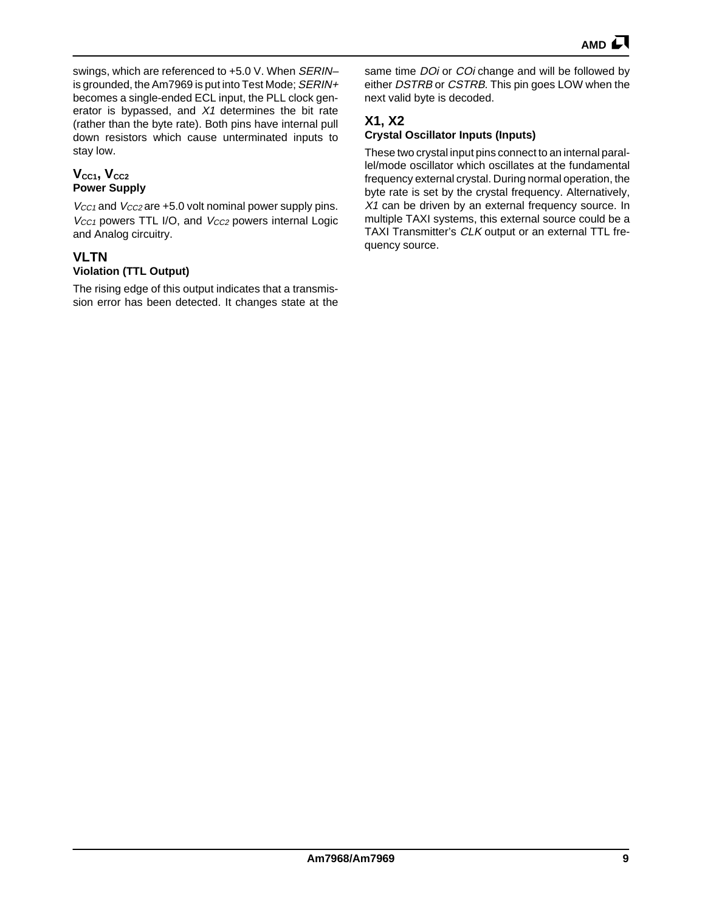swings, which are referenced to +5.0 V. When *SERIN–* is grounded, the Am7969 is put into Test Mode; *SERIN+* becomes a single-ended ECL input, the PLL clock generator is bypassed, and *X1* determines the bit rate (rather than the byte rate). Both pins have internal pull down resistors which cause unterminated inputs to stay low.

### $V_{CC1}$, $V_{CC2}$
**Power Supply**

$V_{CC1}$ and $V_{CC2}$ are +5.0 volt nominal power supply pins. $V_{CC1}$ powers TTL I/O, and $V_{CC2}$ powers internal Logic and Analog circuitry.

### VLTN
**Violation (TTL Output)**

The rising edge of this output indicates that a transmission error has been detected. It changes state at the same time *DOi* or *COi* change and will be followed by either *DSTRB* or *CSTRB*. This pin goes LOW when the next valid byte is decoded.

### X1, X2
**Crystal Oscillator Inputs (Inputs)**

These two crystal input pins connect to an internal parallel/mode oscillator which oscillates at the fundamental frequency external crystal. During normal operation, the byte rate is set by the crystal frequency. Alternatively, *X1* can be driven by an external frequency source. In multiple TAXI systems, this external source could be a TAXI Transmitter's *CLK* output or an external TTL frequency source.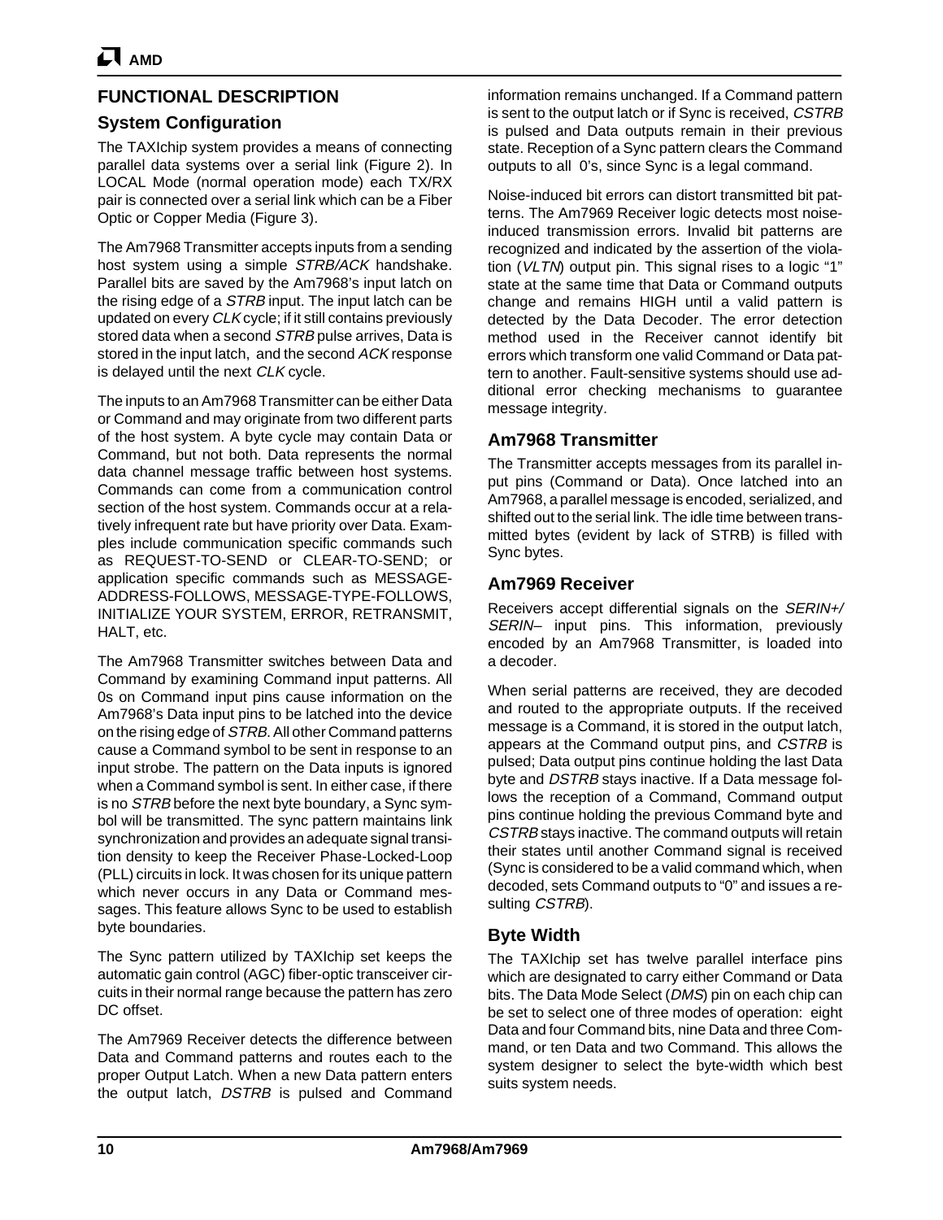## FUNCTIONAL DESCRIPTION

### System Configuration

The TAXIchip system provides a means of connecting parallel data systems over a serial link (Figure 2). In LOCAL Mode (normal operation mode) each TX/RX pair is connected over a serial link which can be a Fiber Optic or Copper Media (Figure 3).

The Am7968 Transmitter accepts inputs from a sending host system using a simple *STRB/ACK* handshake. Parallel bits are saved by the Am7968's input latch on the rising edge of a *STRB* input. The input latch can be updated on every *CLK* cycle; if it still contains previously stored data when a second *STRB* pulse arrives, Data is stored in the input latch, and the second *ACK* response is delayed until the next *CLK* cycle.

The inputs to an Am7968 Transmitter can be either Data or Command and may originate from two different parts of the host system. A byte cycle may contain Data or Command, but not both. Data represents the normal data channel message traffic between host systems. Commands can come from a communication control section of the host system. Commands occur at a relatively infrequent rate but have priority over Data. Examples include communication specific commands such as REQUEST-TO-SEND or CLEAR-TO-SEND; or application specific commands such as MESSAGE-ADDRESS-FOLLOWS, MESSAGE-TYPE-FOLLOWS, INITIALIZE YOUR SYSTEM, ERROR, RETRANSMIT, HALT, etc.

The Am7968 Transmitter switches between Data and Command by examining Command input patterns. All 0s on Command input pins cause information on the Am7968's Data input pins to be latched into the device on the rising edge of *STRB*. All other Command patterns cause a Command symbol to be sent in response to an input strobe. The pattern on the Data inputs is ignored when a Command symbol is sent. In either case, if there is no *STRB* before the next byte boundary, a Sync symbol will be transmitted. The sync pattern maintains link synchronization and provides an adequate signal transition density to keep the Receiver Phase-Locked-Loop (PLL) circuits in lock. It was chosen for its unique pattern which never occurs in any Data or Command messages. This feature allows Sync to be used to establish byte boundaries.

The Sync pattern utilized by TAXIchip set keeps the automatic gain control (AGC) fiber-optic transceiver circuits in their normal range because the pattern has zero DC offset.

The Am7969 Receiver detects the difference between Data and Command patterns and routes each to the proper Output Latch. When a new Data pattern enters the output latch, *DSTRB* is pulsed and Command information remains unchanged. If a Command pattern is sent to the output latch or if Sync is received, *CSTRB* is pulsed and Data outputs remain in their previous state. Reception of a Sync pattern clears the Command outputs to all 0's, since Sync is a legal command.

Noise-induced bit errors can distort transmitted bit patterns. The Am7969 Receiver logic detects most noise-induced transmission errors. Invalid bit patterns are recognized and indicated by the assertion of the violation (*VLTN*) output pin. This signal rises to a logic "1" state at the same time that Data or Command outputs change and remains HIGH until a valid pattern is detected by the Data Decoder. The error detection method used in the Receiver cannot identify bit errors which transform one valid Command or Data pattern to another. Fault-sensitive systems should use additional error checking mechanisms to guarantee message integrity.

### Am7968 Transmitter

The Transmitter accepts messages from its parallel input pins (Command or Data). Once latched into an Am7968, a parallel message is encoded, serialized, and shifted out to the serial link. The idle time between transmitted bytes (evident by lack of STRB) is filled with Sync bytes.

### Am7969 Receiver

Receivers accept differential signals on the *SERIN+/ SERIN–* input pins. This information, previously encoded by an Am7968 Transmitter, is loaded into a decoder.

When serial patterns are received, they are decoded and routed to the appropriate outputs. If the received message is a Command, it is stored in the output latch, appears at the Command output pins, and *CSTRB* is pulsed; Data output pins continue holding the last Data byte and *DSTRB* stays inactive. If a Data message follows the reception of a Command, Command output pins continue holding the previous Command byte and *CSTRB* stays inactive. The command outputs will retain their states until another Command signal is received (Sync is considered to be a valid command which, when decoded, sets Command outputs to "0" and issues a resulting *CSTRB*).

### Byte Width

The TAXIchip set has twelve parallel interface pins which are designated to carry either Command or Data bits. The Data Mode Select (*DMS*) pin on each chip can be set to select one of three modes of operation: eight Data and four Command bits, nine Data and three Command, or ten Data and two Command. This allows the system designer to select the byte-width which best suits system needs.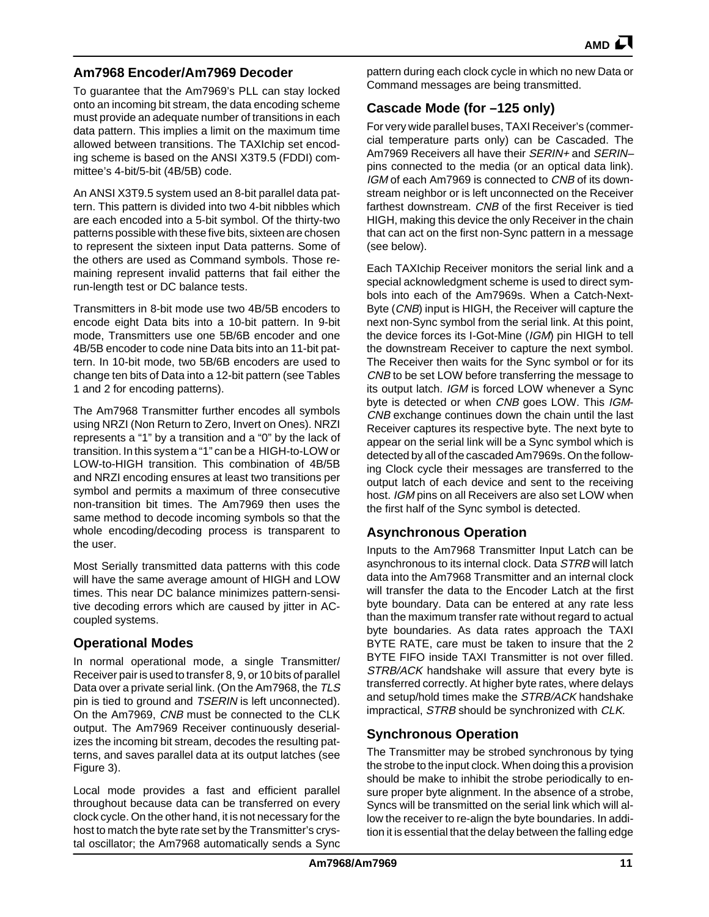## Am7968 Encoder/Am7969 Decoder

To guarantee that the Am7969's PLL can stay locked onto an incoming bit stream, the data encoding scheme must provide an adequate number of transitions in each data pattern. This implies a limit on the maximum time allowed between transitions. The TAXIchip set encoding scheme is based on the ANSI X3T9.5 (FDDI) committee's 4-bit/5-bit (4B/5B) code.

An ANSI X3T9.5 system used an 8-bit parallel data pattern. This pattern is divided into two 4-bit nibbles which are each encoded into a 5-bit symbol. Of the thirty-two patterns possible with these five bits, sixteen are chosen to represent the sixteen input Data patterns. Some of the others are used as Command symbols. Those remaining represent invalid patterns that fail either the run-length test or DC balance tests.

Transmitters in 8-bit mode use two 4B/5B encoders to encode eight Data bits into a 10-bit pattern. In 9-bit mode, Transmitters use one 5B/6B encoder and one 4B/5B encoder to code nine Data bits into an 11-bit pattern. In 10-bit mode, two 5B/6B encoders are used to change ten bits of Data into a 12-bit pattern (see Tables 1 and 2 for encoding patterns).

The Am7968 Transmitter further encodes all symbols using NRZI (Non Return to Zero, Invert on Ones). NRZI represents a "1" by a transition and a "0" by the lack of transition. In this system a "1" can be a HIGH-to-LOW or LOW-to-HIGH transition. This combination of 4B/5B and NRZI encoding ensures at least two transitions per symbol and permits a maximum of three consecutive non-transition bit times. The Am7969 then uses the same method to decode incoming symbols so that the whole encoding/decoding process is transparent to the user.

Most Serially transmitted data patterns with this code will have the same average amount of HIGH and LOW times. This near DC balance minimizes pattern-sensitive decoding errors which are caused by jitter in AC-coupled systems.

## Operational Modes

In normal operational mode, a single Transmitter/Receiver pair is used to transfer 8, 9, or 10 bits of parallel Data over a private serial link. (On the Am7968, the *TLS* pin is tied to ground and *TSERIN* is left unconnected). On the Am7969, *CNB* must be connected to the CLK output. The Am7969 Receiver continuously deserializes the incoming bit stream, decodes the resulting patterns, and saves parallel data at its output latches (see Figure 3).

Local mode provides a fast and efficient parallel throughout because data can be transferred on every clock cycle. On the other hand, it is not necessary for the host to match the byte rate set by the Transmitter's crystal oscillator; the Am7968 automatically sends a Sync pattern during each clock cycle in which no new Data or Command messages are being transmitted.

## Cascade Mode (for –125 only)

For very wide parallel buses, TAXI Receiver's (commercial temperature parts only) can be Cascaded. The Am7969 Receivers all have their *SERIN+* and *SERIN–* pins connected to the media (or an optical data link). *IGM* of each Am7969 is connected to *CNB* of its downstream neighbor or is left unconnected on the Receiver farthest downstream. *CNB* of the first Receiver is tied HIGH, making this device the only Receiver in the chain that can act on the first non-Sync pattern in a message (see below).

Each TAXIchip Receiver monitors the serial link and a special acknowledgment scheme is used to direct symbols into each of the Am7969s. When a Catch-Next-Byte (*CNB*) input is HIGH, the Receiver will capture the next non-Sync symbol from the serial link. At this point, the device forces its I-Got-Mine (*IGM*) pin HIGH to tell the downstream Receiver to capture the next symbol. The Receiver then waits for the Sync symbol or for its *CNB* to be set LOW before transferring the message to its output latch. *IGM* is forced LOW whenever a Sync byte is detected or when *CNB* goes LOW. This *IGM*-*CNB* exchange continues down the chain until the last Receiver captures its respective byte. The next byte to appear on the serial link will be a Sync symbol which is detected by all of the cascaded Am7969s. On the following Clock cycle their messages are transferred to the output latch of each device and sent to the receiving host. *IGM* pins on all Receivers are also set LOW when the first half of the Sync symbol is detected.

## Asynchronous Operation

Inputs to the Am7968 Transmitter Input Latch can be asynchronous to its internal clock. Data *STRB* will latch data into the Am7968 Transmitter and an internal clock will transfer the data to the Encoder Latch at the first byte boundary. Data can be entered at any rate less than the maximum transfer rate without regard to actual byte boundaries. As data rates approach the TAXI BYTE RATE, care must be taken to insure that the 2 BYTE FIFO inside TAXI Transmitter is not over filled. *STRB/ACK* handshake will assure that every byte is transferred correctly. At higher byte rates, where delays and setup/hold times make the *STRB/ACK* handshake impractical, *STRB* should be synchronized with *CLK.*

## Synchronous Operation

The Transmitter may be strobed synchronous by tying the strobe to the input clock. When doing this a provision should be make to inhibit the strobe periodically to ensure proper byte alignment. In the absence of a strobe, Syncs will be transmitted on the serial link which will allow the receiver to re-align the byte boundaries. In addition it is essential that the delay between the falling edge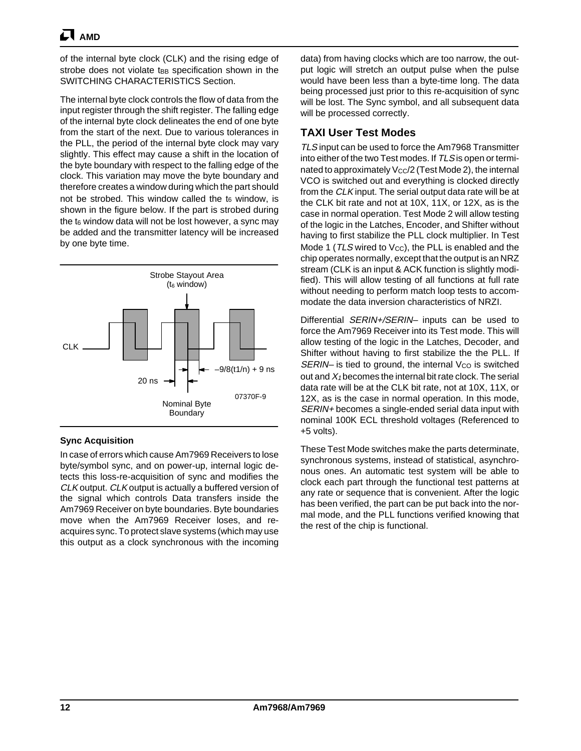of the internal byte clock (CLK) and the rising edge of strobe does not violate $t_{BB}$ specification shown in the SWITCHING CHARACTERISTICS Section.

The internal byte clock controls the flow of data from the input register through the shift register. The falling edge of the internal byte clock delineates the end of one byte from the start of the next. Due to various tolerances in the PLL, the period of the internal byte clock may vary slightly. This effect may cause a shift in the location of the byte boundary with respect to the falling edge of the clock. This variation may move the byte boundary and therefore creates a window during which the part should not be strobed. This window called the $t_6$ window, is shown in the figure below. If the part is strobed during the $t_6$ window data will not be lost however, a sync may be added and the transmitter latency will be increased by one byte time.

Strobe Stayout Area ($t_6$ window)

CLK

20 ns

$-9/8(t1/n) + 9$ ns

Nominal Byte Boundary

07370F-9

### Sync Acquisition

In case of errors which cause Am7969 Receivers to lose byte/symbol sync, and on power-up, internal logic detects this loss-re-acquisition of sync and modifies the *CLK* output. *CLK* output is actually a buffered version of the signal which controls Data transfers inside the Am7969 Receiver on byte boundaries. Byte boundaries move when the Am7969 Receiver loses, and re-acquires sync. To protect slave systems (which may use this output as a clock synchronous with the incoming data) from having clocks which are too narrow, the output logic will stretch an output pulse when the pulse would have been less than a byte-time long. The data being processed just prior to this re-acquisition of sync will be lost. The Sync symbol, and all subsequent data will be processed correctly.

## TAXI User Test Modes

*TLS* input can be used to force the Am7968 Transmitter into either of the two Test modes. If *TLS* is open or terminated to approximately $V_{CC}/2$ (Test Mode 2), the internal VCO is switched out and everything is clocked directly from the *CLK* input. The serial output data rate will be at the CLK bit rate and not at 10X, 11X, or 12X, as is the case in normal operation. Test Mode 2 will allow testing of the logic in the Latches, Encoder, and Shifter without having to first stabilize the PLL clock multiplier. In Test Mode 1 (*TLS* wired to $V_{CC}$), the PLL is enabled and the chip operates normally, except that the output is an NRZ stream (CLK is an input & ACK function is slightly modified). This will allow testing of all functions at full rate without needing to perform match loop tests to accommodate the data inversion characteristics of NRZI.

Differential *SERIN+/SERIN–* inputs can be used to force the Am7969 Receiver into its Test mode. This will allow testing of the logic in the Latches, Decoder, and Shifter without having to first stabilize the PLL. If *SERIN–* is tied to ground, the internal $V_{CO}$ is switched out and $X_1$ becomes the internal bit rate clock. The serial data rate will be at the CLK bit rate, not at 10X, 11X, or 12X, as is the case in normal operation. In this mode, *SERIN+* becomes a single-ended serial data input with nominal 100K ECL threshold voltages (Referenced to +5 volts).

These Test Mode switches make the parts determinate, synchronous systems, instead of statistical, asynchronous ones. An automatic test system will be able to clock each part through the functional test patterns at any rate or sequence that is convenient. After the logic has been verified, the part can be put back into the normal mode, and the PLL functions verified knowing that the rest of the chip is functional.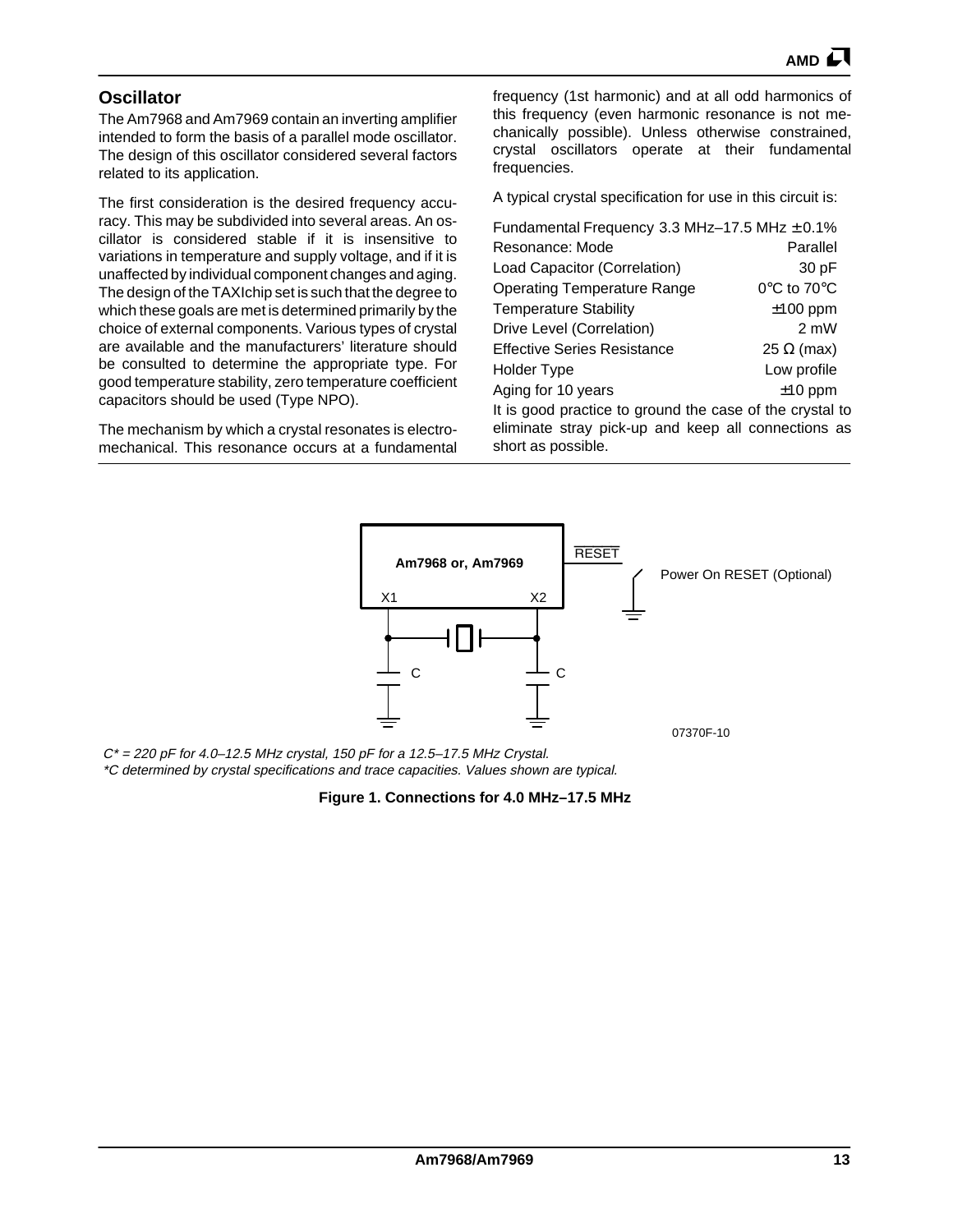## Oscillator

The Am7968 and Am7969 contain an inverting amplifier intended to form the basis of a parallel mode oscillator. The design of this oscillator considered several factors related to its application.

The first consideration is the desired frequency accuracy. This may be subdivided into several areas. An oscillator is considered stable if it is insensitive to variations in temperature and supply voltage, and if it is unaffected by individual component changes and aging. The design of the TAXIchip set is such that the degree to which these goals are met is determined primarily by the choice of external components. Various types of crystal are available and the manufacturers' literature should be consulted to determine the appropriate type. For good temperature stability, zero temperature coefficient capacitors should be used (Type NPO).

The mechanism by which a crystal resonates is electromechanical. This resonance occurs at a fundamental frequency (1st harmonic) and at all odd harmonics of this frequency (even harmonic resonance is not mechanically possible). Unless otherwise constrained, crystal oscillators operate at their fundamental frequencies.

A typical crystal specification for use in this circuit is:

| | |
|---|---|
| Fundamental Frequency | 3.3 MHz–17.5 MHz ± 0.1% |
| Resonance: Mode | Parallel |
| Load Capacitor (Correlation) | 30 pF |
| Operating Temperature Range | 0°C to 70°C |
| Temperature Stability | ±100 ppm |
| Drive Level (Correlation) | 2 mW |
| Effective Series Resistance | 25 Ω (max) |
| Holder Type | Low profile |
| Aging for 10 years | ±10 ppm |

It is good practice to ground the case of the crystal to eliminate stray pick-up and keep all connections as short as possible.

Am7968 or, Am7969 — X1, X2 — RESET — Power On RESET (Optional) — C — C — 07370F-10

*C* = 220 pF for 4.0–12.5 MHz crystal, 150 pF for a 12.5–17.5 MHz Crystal.*
**C determined by crystal specifications and trace capacities. Values shown are typical.*

**Figure 1. Connections for 4.0 MHz–17.5 MHz**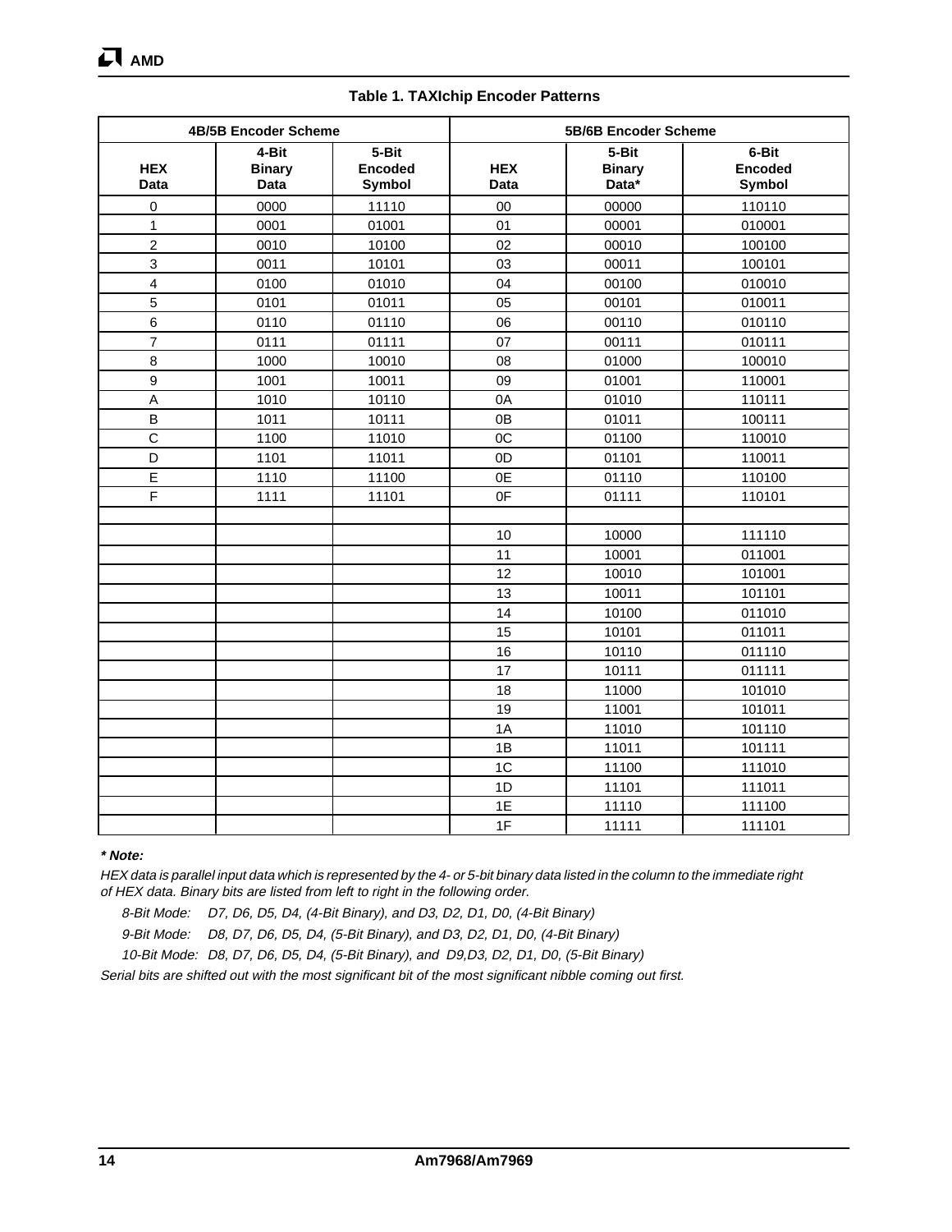**Table 1. TAXIchip Encoder Patterns**

| 4B/5B Encoder Scheme | | | 5B/6B Encoder Scheme | | |
|---|---|---|---|---|---|
| **HEX Data** | **4-Bit Binary Data** | **5-Bit Encoded Symbol** | **HEX Data** | **5-Bit Binary Data*** | **6-Bit Encoded Symbol** |
| 0 | 0000 | 11110 | 00 | 00000 | 110110 |
| 1 | 0001 | 01001 | 01 | 00001 | 010001 |
| 2 | 0010 | 10100 | 02 | 00010 | 100100 |
| 3 | 0011 | 10101 | 03 | 00011 | 100101 |
| 4 | 0100 | 01010 | 04 | 00100 | 010010 |
| 5 | 0101 | 01011 | 05 | 00101 | 010011 |
| 6 | 0110 | 01110 | 06 | 00110 | 010110 |
| 7 | 0111 | 01111 | 07 | 00111 | 010111 |
| 8 | 1000 | 10010 | 08 | 01000 | 100010 |
| 9 | 1001 | 10011 | 09 | 01001 | 110001 |
| A | 1010 | 10110 | 0A | 01010 | 110111 |
| B | 1011 | 10111 | 0B | 01011 | 100111 |
| C | 1100 | 11010 | 0C | 01100 | 110010 |
| D | 1101 | 11011 | 0D | 01101 | 110011 |
| E | 1110 | 11100 | 0E | 01110 | 110100 |
| F | 1111 | 11101 | 0F | 01111 | 110101 |
| | | | | | |
| | | | 10 | 10000 | 111110 |
| | | | 11 | 10001 | 011001 |
| | | | 12 | 10010 | 101001 |
| | | | 13 | 10011 | 101101 |
| | | | 14 | 10100 | 011010 |
| | | | 15 | 10101 | 011011 |
| | | | 16 | 10110 | 011110 |
| | | | 17 | 10111 | 011111 |
| | | | 18 | 11000 | 101010 |
| | | | 19 | 11001 | 101011 |
| | | | 1A | 11010 | 101110 |
| | | | 1B | 11011 | 101111 |
| | | | 1C | 11100 | 111010 |
| | | | 1D | 11101 | 111011 |
| | | | 1E | 11110 | 111100 |
| | | | 1F | 11111 | 111101 |

***\* Note:***

*HEX data is parallel input data which is represented by the 4- or 5-bit binary data listed in the column to the immediate right of HEX data. Binary bits are listed from left to right in the following order.*

*8-Bit Mode: D7, D6, D5, D4, (4-Bit Binary), and D3, D2, D1, D0, (4-Bit Binary)*

*9-Bit Mode: D8, D7, D6, D5, D4, (5-Bit Binary), and D3, D2, D1, D0, (4-Bit Binary)*

*10-Bit Mode: D8, D7, D6, D5, D4, (5-Bit Binary), and D9,D3, D2, D1, D0, (5-Bit Binary)*

*Serial bits are shifted out with the most significant bit of the most significant nibble coming out first.*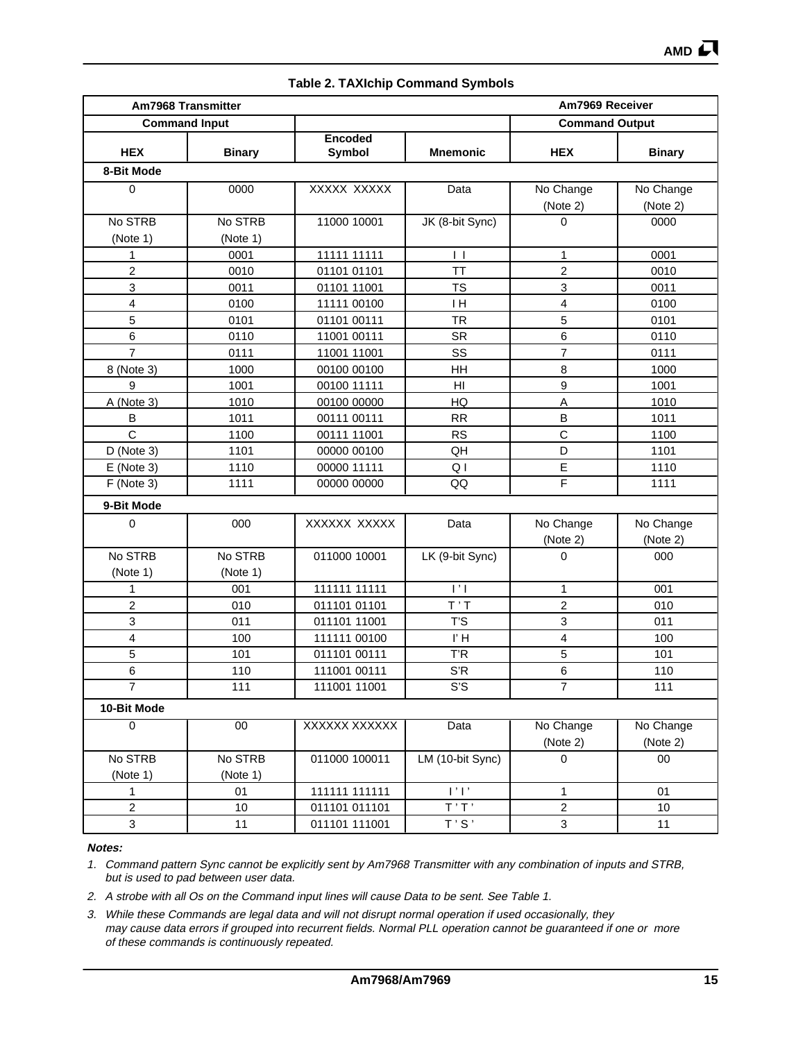**Table 2. TAXIchip Command Symbols**

| Am7968 Transmitter | | | | Am7969 Receiver | |
|---|---|---|---|---|---|
| Command Input | | | | Command Output | |
| HEX | Binary | Encoded Symbol | Mnemonic | HEX | Binary |
| **8-Bit Mode** | | | | | |
| 0 | 0000 | XXXXX XXXXX | Data | No Change (Note 2) | No Change (Note 2) |
| No STRB (Note 1) | No STRB (Note 1) | 11000 10001 | JK (8-bit Sync) | 0 | 0000 |
| 1 | 0001 | 11111 11111 | I I | 1 | 0001 |
| 2 | 0010 | 01101 01101 | TT | 2 | 0010 |
| 3 | 0011 | 01101 11001 | TS | 3 | 0011 |
| 4 | 0100 | 11111 00100 | I H | 4 | 0100 |
| 5 | 0101 | 01101 00111 | TR | 5 | 0101 |
| 6 | 0110 | 11001 00111 | SR | 6 | 0110 |
| 7 | 0111 | 11001 11001 | SS | 7 | 0111 |
| 8 (Note 3) | 1000 | 00100 00100 | HH | 8 | 1000 |
| 9 | 1001 | 00100 11111 | HI | 9 | 1001 |
| A (Note 3) | 1010 | 00100 00000 | HQ | A | 1010 |
| B | 1011 | 00111 00111 | RR | B | 1011 |
| C | 1100 | 00111 11001 | RS | C | 1100 |
| D (Note 3) | 1101 | 00000 00100 | QH | D | 1101 |
| E (Note 3) | 1110 | 00000 11111 | Q I | E | 1110 |
| F (Note 3) | 1111 | 00000 00000 | QQ | F | 1111 |
| **9-Bit Mode** | | | | | |
| 0 | 000 | XXXXXX XXXXX | Data | No Change (Note 2) | No Change (Note 2) |
| No STRB (Note 1) | No STRB (Note 1) | 011000 10001 | LK (9-bit Sync) | 0 | 000 |
| 1 | 001 | 111111 11111 | I ' I | 1 | 001 |
| 2 | 010 | 011101 01101 | T ' T | 2 | 010 |
| 3 | 011 | 011101 11001 | T'S | 3 | 011 |
| 4 | 100 | 111111 00100 | I' H | 4 | 100 |
| 5 | 101 | 011101 00111 | T'R | 5 | 101 |
| 6 | 110 | 111001 00111 | S'R | 6 | 110 |
| 7 | 111 | 111001 11001 | S'S | 7 | 111 |
| **10-Bit Mode** | | | | | |
| 0 | 00 | XXXXXX XXXXXX | Data | No Change (Note 2) | No Change (Note 2) |
| No STRB (Note 1) | No STRB (Note 1) | 011000 100011 | LM (10-bit Sync) | 0 | 00 |
| 1 | 01 | 111111 111111 | I ' I ' | 1 | 01 |
| 2 | 10 | 011101 011101 | T ' T ' | 2 | 10 |
| 3 | 11 | 011101 111001 | T ' S ' | 3 | 11 |

***Notes:***

1. *Command pattern Sync cannot be explicitly sent by Am7968 Transmitter with any combination of inputs and STRB, but is used to pad between user data.*
2. *A strobe with all Os on the Command input lines will cause Data to be sent. See Table 1.*
3. *While these Commands are legal data and will not disrupt normal operation if used occasionally, they may cause data errors if grouped into recurrent fields. Normal PLL operation cannot be guaranteed if one or more of these commands is continuously repeated.*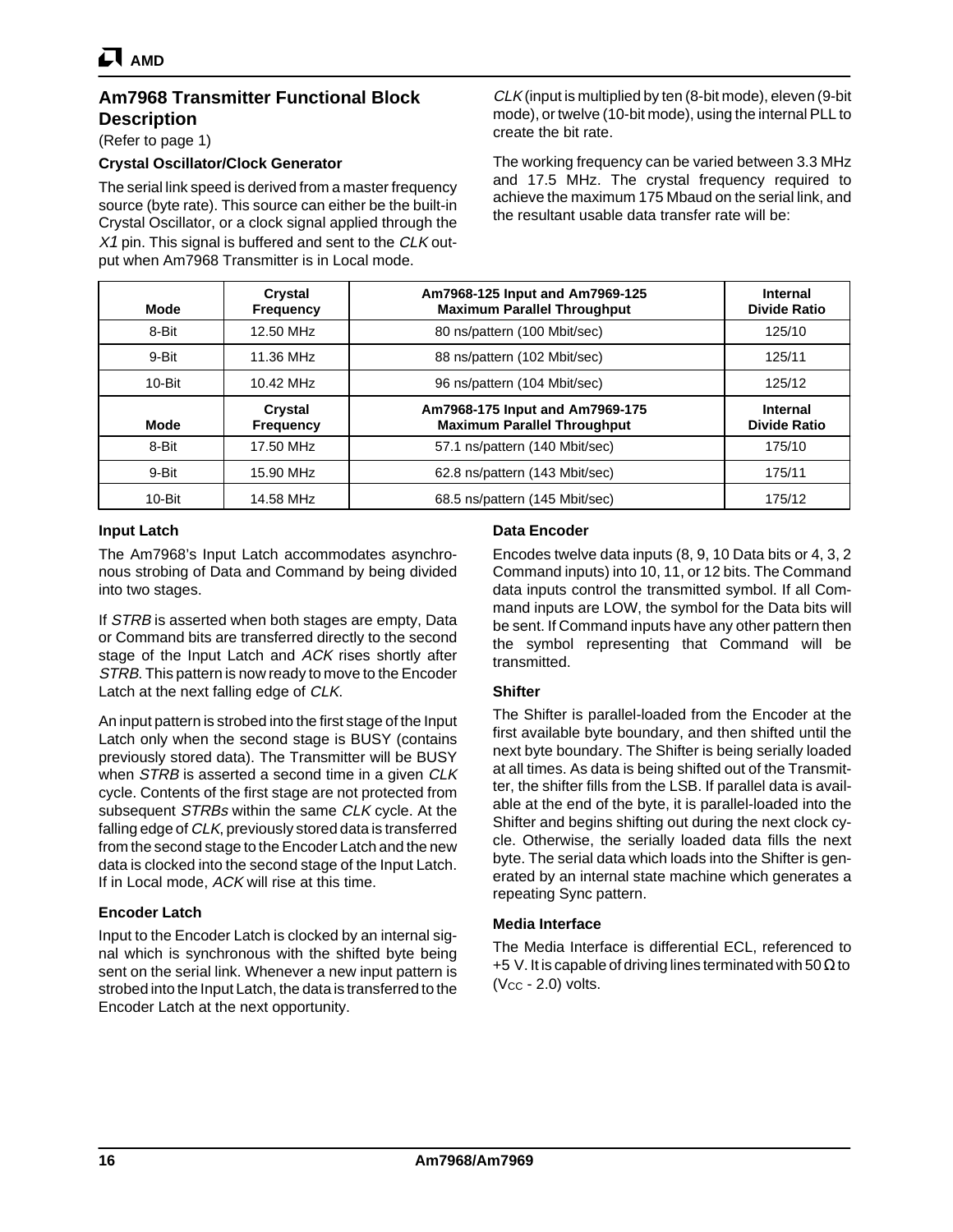## Am7968 Transmitter Functional Block Description

(Refer to page 1)

### Crystal Oscillator/Clock Generator

The serial link speed is derived from a master frequency source (byte rate). This source can either be the built-in Crystal Oscillator, or a clock signal applied through the *X1* pin. This signal is buffered and sent to the *CLK* output when Am7968 Transmitter is in Local mode.

*CLK* (input is multiplied by ten (8-bit mode), eleven (9-bit mode), or twelve (10-bit mode), using the internal PLL to create the bit rate.

The working frequency can be varied between 3.3 MHz and 17.5 MHz. The crystal frequency required to achieve the maximum 175 Mbaud on the serial link, and the resultant usable data transfer rate will be:

| Mode | Crystal Frequency | Am7968-125 Input and Am7969-125 Maximum Parallel Throughput | Internal Divide Ratio |
|---|---|---|---|
| 8-Bit | 12.50 MHz | 80 ns/pattern (100 Mbit/sec) | 125/10 |
| 9-Bit | 11.36 MHz | 88 ns/pattern (102 Mbit/sec) | 125/11 |
| 10-Bit | 10.42 MHz | 96 ns/pattern (104 Mbit/sec) | 125/12 |
| **Mode** | **Crystal Frequency** | **Am7968-175 Input and Am7969-175 Maximum Parallel Throughput** | **Internal Divide Ratio** |
| 8-Bit | 17.50 MHz | 57.1 ns/pattern (140 Mbit/sec) | 175/10 |
| 9-Bit | 15.90 MHz | 62.8 ns/pattern (143 Mbit/sec) | 175/11 |
| 10-Bit | 14.58 MHz | 68.5 ns/pattern (145 Mbit/sec) | 175/12 |

### Input Latch

The Am7968's Input Latch accommodates asynchronous strobing of Data and Command by being divided into two stages.

If *STRB* is asserted when both stages are empty, Data or Command bits are transferred directly to the second stage of the Input Latch and *ACK* rises shortly after *STRB*. This pattern is now ready to move to the Encoder Latch at the next falling edge of *CLK*.

An input pattern is strobed into the first stage of the Input Latch only when the second stage is BUSY (contains previously stored data). The Transmitter will be BUSY when *STRB* is asserted a second time in a given *CLK* cycle. Contents of the first stage are not protected from subsequent *STRBs* within the same *CLK* cycle. At the falling edge of *CLK*, previously stored data is transferred from the second stage to the Encoder Latch and the new data is clocked into the second stage of the Input Latch. If in Local mode, *ACK* will rise at this time.

### Encoder Latch

Input to the Encoder Latch is clocked by an internal signal which is synchronous with the shifted byte being sent on the serial link. Whenever a new input pattern is strobed into the Input Latch, the data is transferred to the Encoder Latch at the next opportunity.

### Data Encoder

Encodes twelve data inputs (8, 9, 10 Data bits or 4, 3, 2 Command inputs) into 10, 11, or 12 bits. The Command data inputs control the transmitted symbol. If all Command inputs are LOW, the symbol for the Data bits will be sent. If Command inputs have any other pattern then the symbol representing that Command will be transmitted.

### Shifter

The Shifter is parallel-loaded from the Encoder at the first available byte boundary, and then shifted until the next byte boundary. The Shifter is being serially loaded at all times. As data is being shifted out of the Transmitter, the shifter fills from the LSB. If parallel data is available at the end of the byte, it is parallel-loaded into the Shifter and begins shifting out during the next clock cycle. Otherwise, the serially loaded data fills the next byte. The serial data which loads into the Shifter is generated by an internal state machine which generates a repeating Sync pattern.

### Media Interface

The Media Interface is differential ECL, referenced to +5 V. It is capable of driving lines terminated with 50 Ω to ($V_{CC}$ - 2.0) volts.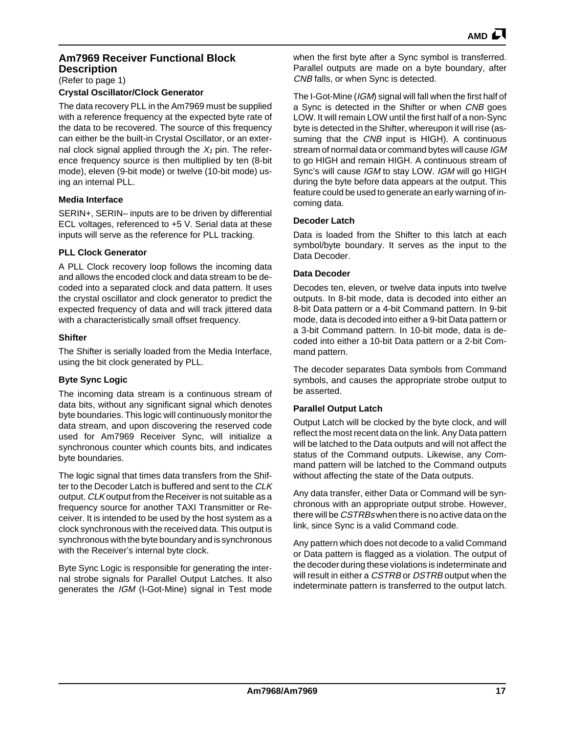## Am7969 Receiver Functional Block Description

(Refer to page 1)

### Crystal Oscillator/Clock Generator

The data recovery PLL in the Am7969 must be supplied with a reference frequency at the expected byte rate of the data to be recovered. The source of this frequency can either be the built-in Crystal Oscillator, or an external clock signal applied through the $X_1$ pin. The reference frequency source is then multiplied by ten (8-bit mode), eleven (9-bit mode) or twelve (10-bit mode) using an internal PLL.

### Media Interface

SERIN+, SERIN– inputs are to be driven by differential ECL voltages, referenced to +5 V. Serial data at these inputs will serve as the reference for PLL tracking.

### PLL Clock Generator

A PLL Clock recovery loop follows the incoming data and allows the encoded clock and data stream to be decoded into a separated clock and data pattern. It uses the crystal oscillator and clock generator to predict the expected frequency of data and will track jittered data with a characteristically small offset frequency.

### Shifter

The Shifter is serially loaded from the Media Interface, using the bit clock generated by PLL.

### Byte Sync Logic

The incoming data stream is a continuous stream of data bits, without any significant signal which denotes byte boundaries. This logic will continuously monitor the data stream, and upon discovering the reserved code used for Am7969 Receiver Sync, will initialize a synchronous counter which counts bits, and indicates byte boundaries.

The logic signal that times data transfers from the Shifter to the Decoder Latch is buffered and sent to the *CLK* output. *CLK* output from the Receiver is not suitable as a frequency source for another TAXI Transmitter or Receiver. It is intended to be used by the host system as a clock synchronous with the received data. This output is synchronous with the byte boundary and is synchronous with the Receiver's internal byte clock.

Byte Sync Logic is responsible for generating the internal strobe signals for Parallel Output Latches. It also generates the *IGM* (I-Got-Mine) signal in Test mode when the first byte after a Sync symbol is transferred. Parallel outputs are made on a byte boundary, after *CNB* falls, or when Sync is detected.

The I-Got-Mine (*IGM*) signal will fall when the first half of a Sync is detected in the Shifter or when *CNB* goes LOW. It will remain LOW until the first half of a non-Sync byte is detected in the Shifter, whereupon it will rise (assuming that the *CNB* input is HIGH). A continuous stream of normal data or command bytes will cause *IGM* to go HIGH and remain HIGH. A continuous stream of Sync's will cause *IGM* to stay LOW. *IGM* will go HIGH during the byte before data appears at the output. This feature could be used to generate an early warning of incoming data.

### Decoder Latch

Data is loaded from the Shifter to this latch at each symbol/byte boundary. It serves as the input to the Data Decoder.

### Data Decoder

Decodes ten, eleven, or twelve data inputs into twelve outputs. In 8-bit mode, data is decoded into either an 8-bit Data pattern or a 4-bit Command pattern. In 9-bit mode, data is decoded into either a 9-bit Data pattern or a 3-bit Command pattern. In 10-bit mode, data is decoded into either a 10-bit Data pattern or a 2-bit Command pattern.

The decoder separates Data symbols from Command symbols, and causes the appropriate strobe output to be asserted.

### Parallel Output Latch

Output Latch will be clocked by the byte clock, and will reflect the most recent data on the link. Any Data pattern will be latched to the Data outputs and will not affect the status of the Command outputs. Likewise, any Command pattern will be latched to the Command outputs without affecting the state of the Data outputs.

Any data transfer, either Data or Command will be synchronous with an appropriate output strobe. However, there will be *CSTRBs* when there is no active data on the link, since Sync is a valid Command code.

Any pattern which does not decode to a valid Command or Data pattern is flagged as a violation. The output of the decoder during these violations is indeterminate and will result in either a *CSTRB* or *DSTRB* output when the indeterminate pattern is transferred to the output latch.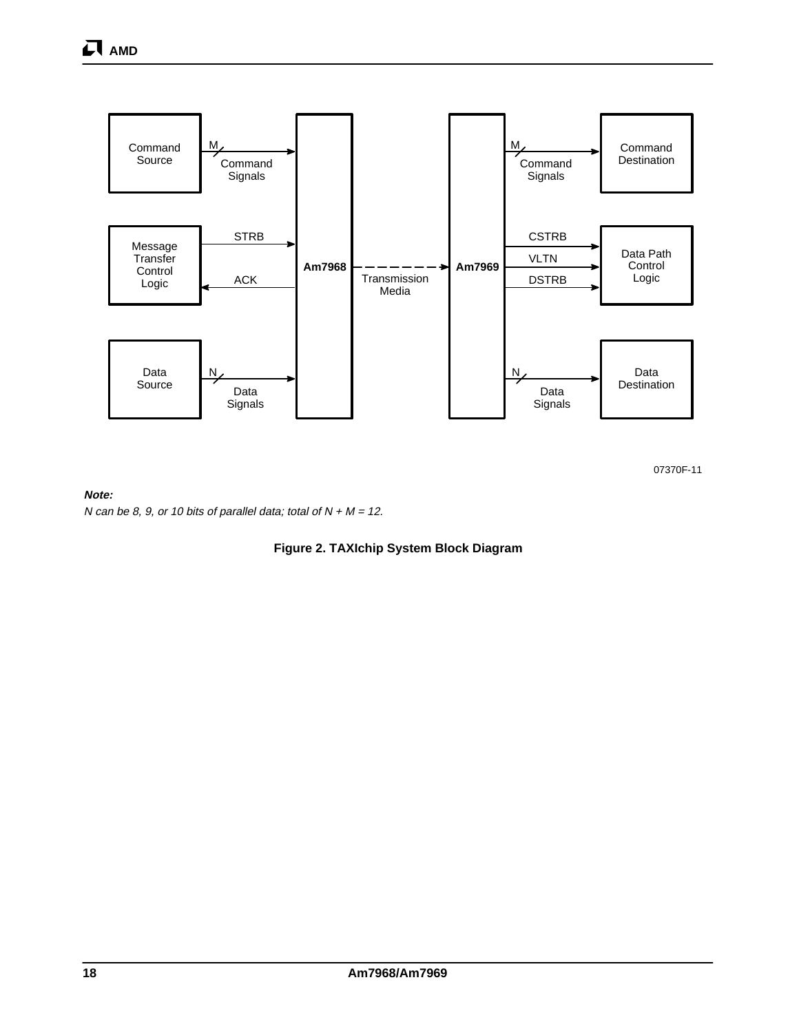Command Source — M → Command Signals → Am7968

Message Transfer Control Logic — STRB → Am7968; ACK ← Am7968

Data Source — N → Data Signals → Am7968

Am7968 - - - - → Am7969 (Transmission Media)

Am7969 — M → Command Signals → Command Destination

Am7969 — CSTRB, VLTN, DSTRB → Data Path Control Logic

Am7969 — N → Data Signals → Data Destination

07370F-11

***Note:***

*N can be 8, 9, or 10 bits of parallel data; total of N + M = 12.*

**Figure 2. TAXIchip System Block Diagram**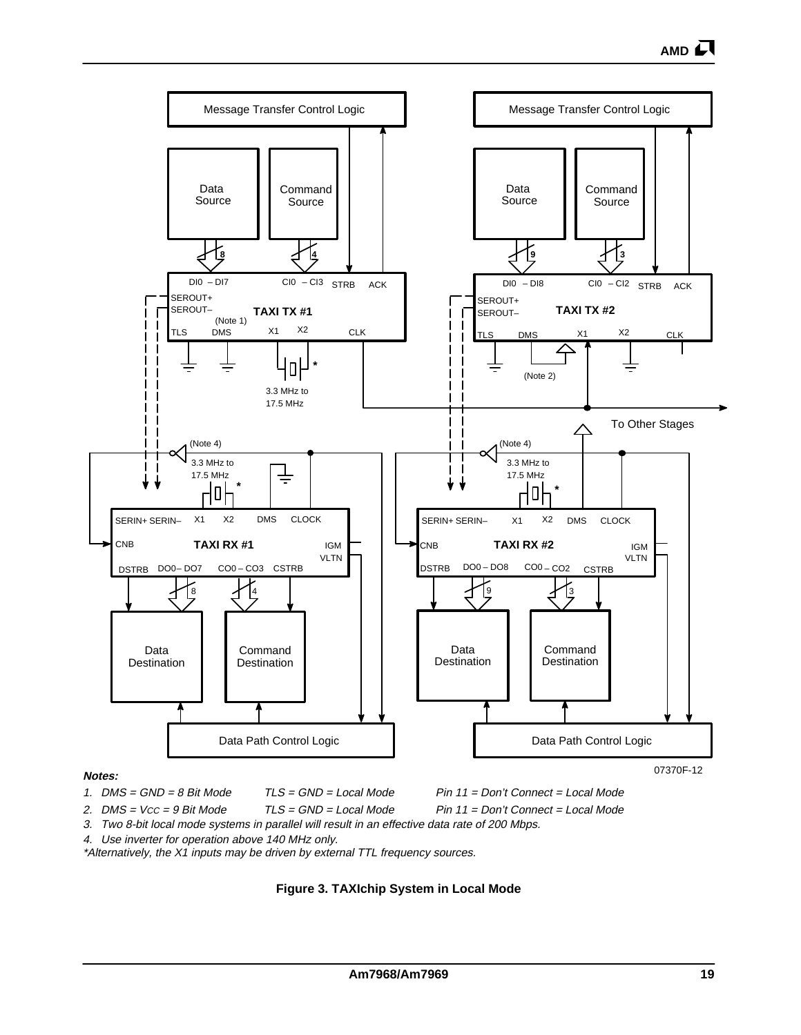Notes:

1. DMS = GND = 8 Bit Mode   TLS = GND = Local Mode   Pin 11 = Don't Connect = Local Mode
2. DMS = $V_{CC}$ = 9 Bit Mode   TLS = GND = Local Mode   Pin 11 = Don't Connect = Local Mode
3. Two 8-bit local mode systems in parallel will result in an effective data rate of 200 Mbps.
4. Use inverter for operation above 140 MHz only.

*Alternatively, the X1 inputs may be driven by external TTL frequency sources.

07370F-12

**Figure 3. TAXIchip System in Local Mode**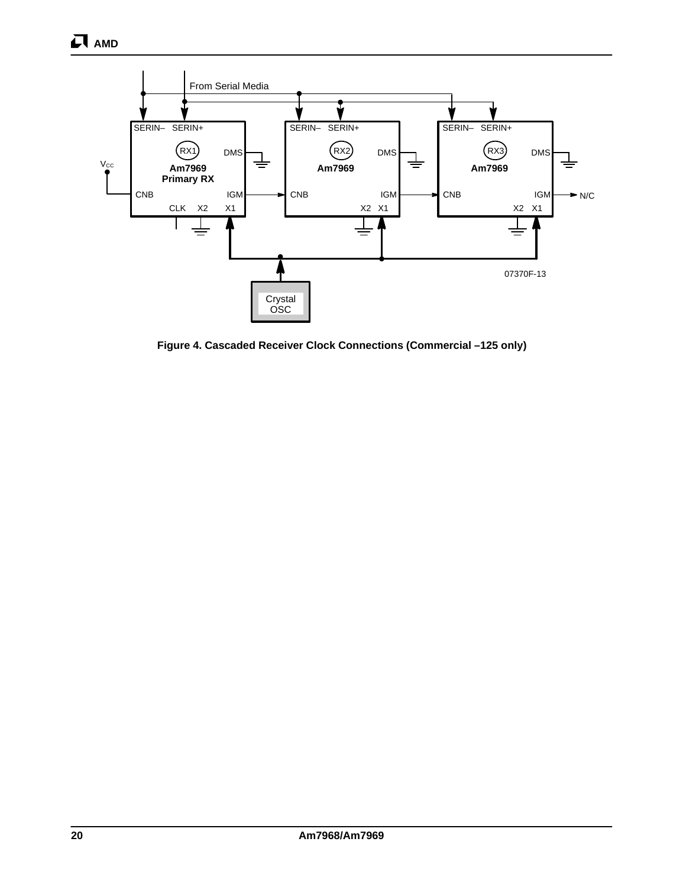Figure 4. Cascaded Receiver Clock Connections (Commercial –125 only)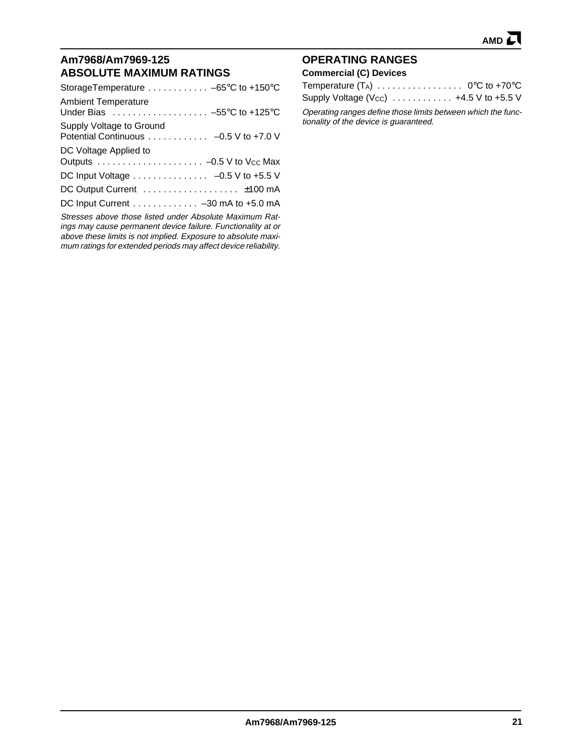## Am7968/Am7969-125
## ABSOLUTE MAXIMUM RATINGS

StorageTemperature . . . . . . . . . . . . –65°C to +150°C

Ambient Temperature
Under Bias . . . . . . . . . . . . . . . . . . . –55°C to +125°C

Supply Voltage to Ground
Potential Continuous . . . . . . . . . . . . –0.5 V to +7.0 V

DC Voltage Applied to
Outputs . . . . . . . . . . . . . . . . . . . . . –0.5 V to $V_{CC}$ Max

DC Input Voltage . . . . . . . . . . . . . . . –0.5 V to +5.5 V

DC Output Current . . . . . . . . . . . . . . . . . . . ±100 mA

DC Input Current . . . . . . . . . . . . . –30 mA to +5.0 mA

*Stresses above those listed under Absolute Maximum Ratings may cause permanent device failure. Functionality at or above these limits is not implied. Exposure to absolute maximum ratings for extended periods may affect device reliability.*

## OPERATING RANGES

**Commercial (C) Devices**

Temperature ($T_A$) . . . . . . . . . . . . . . . . . 0°C to +70°C

Supply Voltage ($V_{CC}$) . . . . . . . . . . . . +4.5 V to +5.5 V

*Operating ranges define those limits between which the functionality of the device is guaranteed.*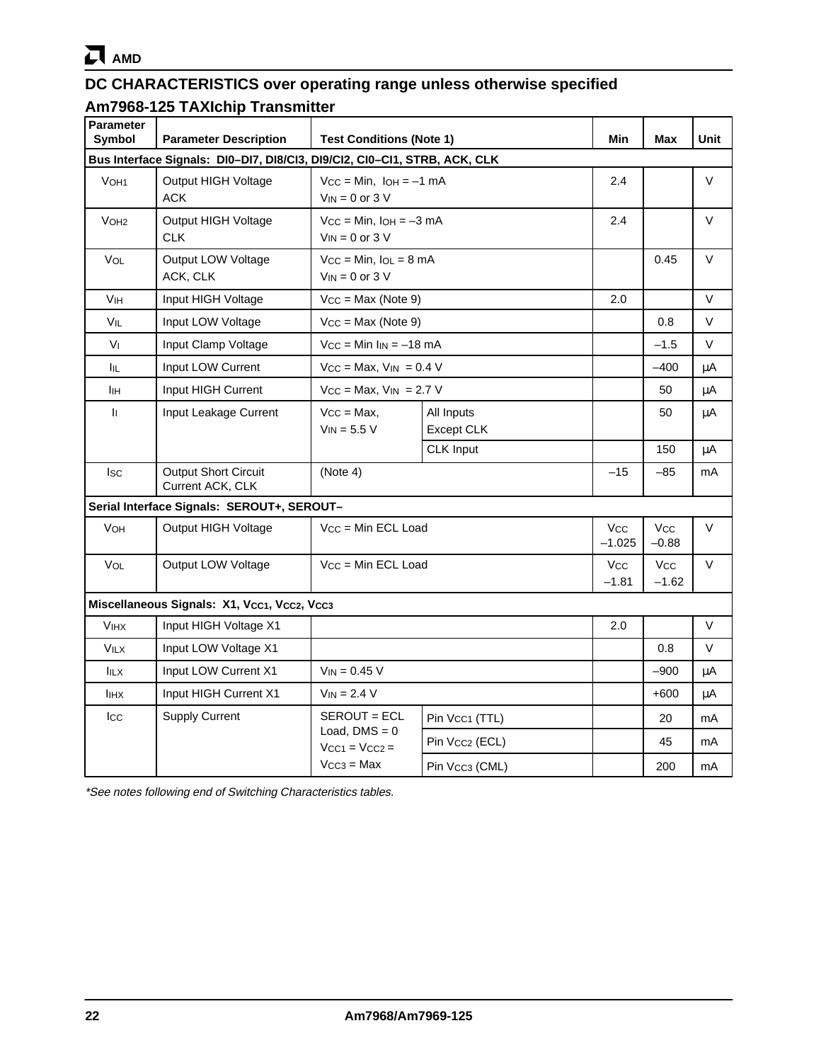## DC CHARACTERISTICS over operating range unless otherwise specified

### Am7968-125 TAXIchip Transmitter

| Parameter Symbol | Parameter Description | Test Conditions (Note 1) | | Min | Max | Unit |
|---|---|---|---|---|---|---|
| **Bus Interface Signals: DI0–DI7, DI8/CI3, DI9/CI2, CI0–CI1, STRB, ACK, CLK** | | | | | | |
| $V_{OH1}$ | Output HIGH Voltage ACK | $V_{CC}$ = Min, $I_{OH}$ = –1 mA $V_{IN}$ = 0 or 3 V | | 2.4 | | V |
| $V_{OH2}$ | Output HIGH Voltage CLK | $V_{CC}$ = Min, $I_{OH}$ = –3 mA $V_{IN}$ = 0 or 3 V | | 2.4 | | V |
| $V_{OL}$ | Output LOW Voltage ACK, CLK | $V_{CC}$ = Min, $I_{OL}$ = 8 mA $V_{IN}$ = 0 or 3 V | | | 0.45 | V |
| $V_{IH}$ | Input HIGH Voltage | $V_{CC}$ = Max (Note 9) | | 2.0 | | V |
| $V_{IL}$ | Input LOW Voltage | $V_{CC}$ = Max (Note 9) | | | 0.8 | V |
| $V_I$ | Input Clamp Voltage | $V_{CC}$ = Min $I_{IN}$ = –18 mA | | | –1.5 | V |
| $I_{IL}$ | Input LOW Current | $V_{CC}$ = Max, $V_{IN}$ = 0.4 V | | | –400 | µA |
| $I_{IH}$ | Input HIGH Current | $V_{CC}$ = Max, $V_{IN}$ = 2.7 V | | | 50 | µA |
| $I_I$ | Input Leakage Current | $V_{CC}$ = Max, $V_{IN}$ = 5.5 V | All Inputs Except CLK | | 50 | µA |
| | | | CLK Input | | 150 | µA |
| $I_{SC}$ | Output Short Circuit Current ACK, CLK | (Note 4) | | –15 | –85 | mA |
| **Serial Interface Signals: SEROUT+, SEROUT–** | | | | | | |
| $V_{OH}$ | Output HIGH Voltage | $V_{CC}$ = Min ECL Load | | $V_{CC}$ –1.025 | $V_{CC}$ –0.88 | V |
| $V_{OL}$ | Output LOW Voltage | $V_{CC}$ = Min ECL Load | | $V_{CC}$ –1.81 | $V_{CC}$ –1.62 | V |
| **Miscellaneous Signals: X1, $V_{CC1}$, $V_{CC2}$, $V_{CC3}$** | | | | | | |
| $V_{IHX}$ | Input HIGH Voltage X1 | | | 2.0 | | V |
| $V_{ILX}$ | Input LOW Voltage X1 | | | | 0.8 | V |
| $I_{ILX}$ | Input LOW Current X1 | $V_{IN}$ = 0.45 V | | | –900 | µA |
| $I_{IHX}$ | Input HIGH Current X1 | $V_{IN}$ = 2.4 V | | | +600 | µA |
| $I_{CC}$ | Supply Current | SEROUT = ECL Load, DMS = 0 $V_{CC1}$ = $V_{CC2}$ = $V_{CC3}$ = Max | Pin $V_{CC1}$ (TTL) | | 20 | mA |
| | | | Pin $V_{CC2}$ (ECL) | | 45 | mA |
| | | | Pin $V_{CC3}$ (CML) | | 200 | mA |

*\*See notes following end of Switching Characteristics tables.*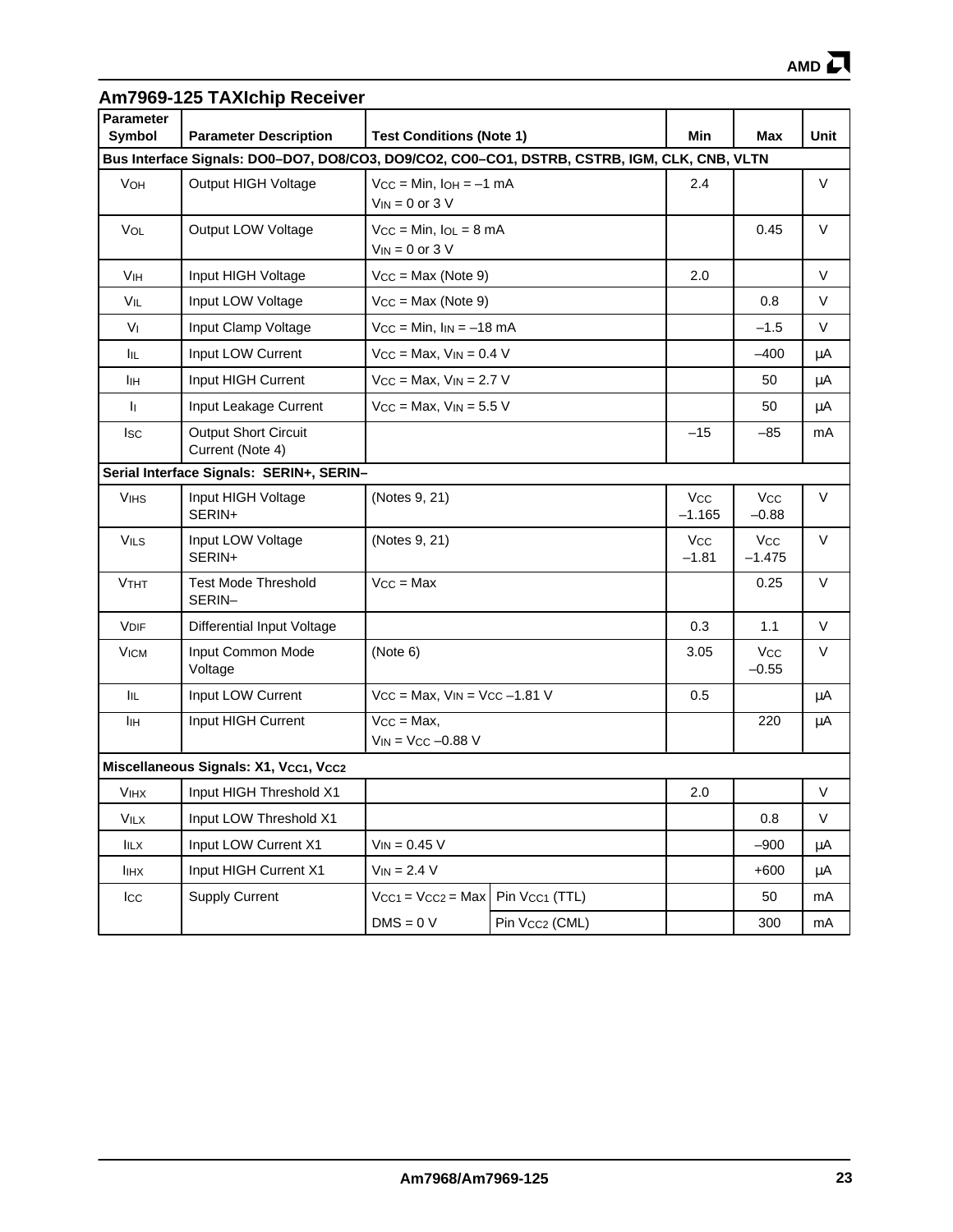## Am7969-125 TAXIchip Receiver

| Parameter Symbol | Parameter Description | Test Conditions (Note 1) | | Min | Max | Unit |
|---|---|---|---|---|---|---|
| **Bus Interface Signals: DO0–DO7, DO8/CO3, DO9/CO2, CO0–CO1, DSTRB, CSTRB, IGM, CLK, CNB, VLTN** | | | | | | |
| $V_{OH}$ | Output HIGH Voltage | $V_{CC}$ = Min, $I_{OH}$ = –1 mA<br>$V_{IN}$ = 0 or 3 V | | 2.4 | | V |
| $V_{OL}$ | Output LOW Voltage | $V_{CC}$ = Min, $I_{OL}$ = 8 mA<br>$V_{IN}$ = 0 or 3 V | | | 0.45 | V |
| $V_{IH}$ | Input HIGH Voltage | $V_{CC}$ = Max (Note 9) | | 2.0 | | V |
| $V_{IL}$ | Input LOW Voltage | $V_{CC}$ = Max (Note 9) | | | 0.8 | V |
| $V_I$ | Input Clamp Voltage | $V_{CC}$ = Min, $I_{IN}$ = –18 mA | | | –1.5 | V |
| $I_{IL}$ | Input LOW Current | $V_{CC}$ = Max, $V_{IN}$ = 0.4 V | | | –400 | µA |
| $I_{IH}$ | Input HIGH Current | $V_{CC}$ = Max, $V_{IN}$ = 2.7 V | | | 50 | µA |
| $I_I$ | Input Leakage Current | $V_{CC}$ = Max, $V_{IN}$ = 5.5 V | | | 50 | µA |
| $I_{SC}$ | Output Short Circuit Current (Note 4) | | | –15 | –85 | mA |
| **Serial Interface Signals: SERIN+, SERIN–** | | | | | | |
| $V_{IHS}$ | Input HIGH Voltage SERIN+ | (Notes 9, 21) | | $V_{CC}$ –1.165 | $V_{CC}$ –0.88 | V |
| $V_{ILS}$ | Input LOW Voltage SERIN+ | (Notes 9, 21) | | $V_{CC}$ –1.81 | $V_{CC}$ –1.475 | V |
| $V_{THT}$ | Test Mode Threshold SERIN– | $V_{CC}$ = Max | | | 0.25 | V |
| $V_{DIF}$ | Differential Input Voltage | | | 0.3 | 1.1 | V |
| $V_{ICM}$ | Input Common Mode Voltage | (Note 6) | | 3.05 | $V_{CC}$ –0.55 | V |
| $I_{IL}$ | Input LOW Current | $V_{CC}$ = Max, $V_{IN}$ = $V_{CC}$ –1.81 V | | 0.5 | | µA |
| $I_{IH}$ | Input HIGH Current | $V_{CC}$ = Max,<br>$V_{IN}$ = $V_{CC}$ –0.88 V | | | 220 | µA |
| **Miscellaneous Signals: X1, $V_{CC1}$, $V_{CC2}$** | | | | | | |
| $V_{IHX}$ | Input HIGH Threshold X1 | | | 2.0 | | V |
| $V_{ILX}$ | Input LOW Threshold X1 | | | | 0.8 | V |
| $I_{ILX}$ | Input LOW Current X1 | $V_{IN}$ = 0.45 V | | | –900 | µA |
| $I_{IHX}$ | Input HIGH Current X1 | $V_{IN}$ = 2.4 V | | | +600 | µA |
| $I_{CC}$ | Supply Current | $V_{CC1}$ = $V_{CC2}$ = Max | Pin $V_{CC1}$ (TTL) | | 50 | mA |
| | | DMS = 0 V | Pin $V_{CC2}$ (CML) | | 300 | mA |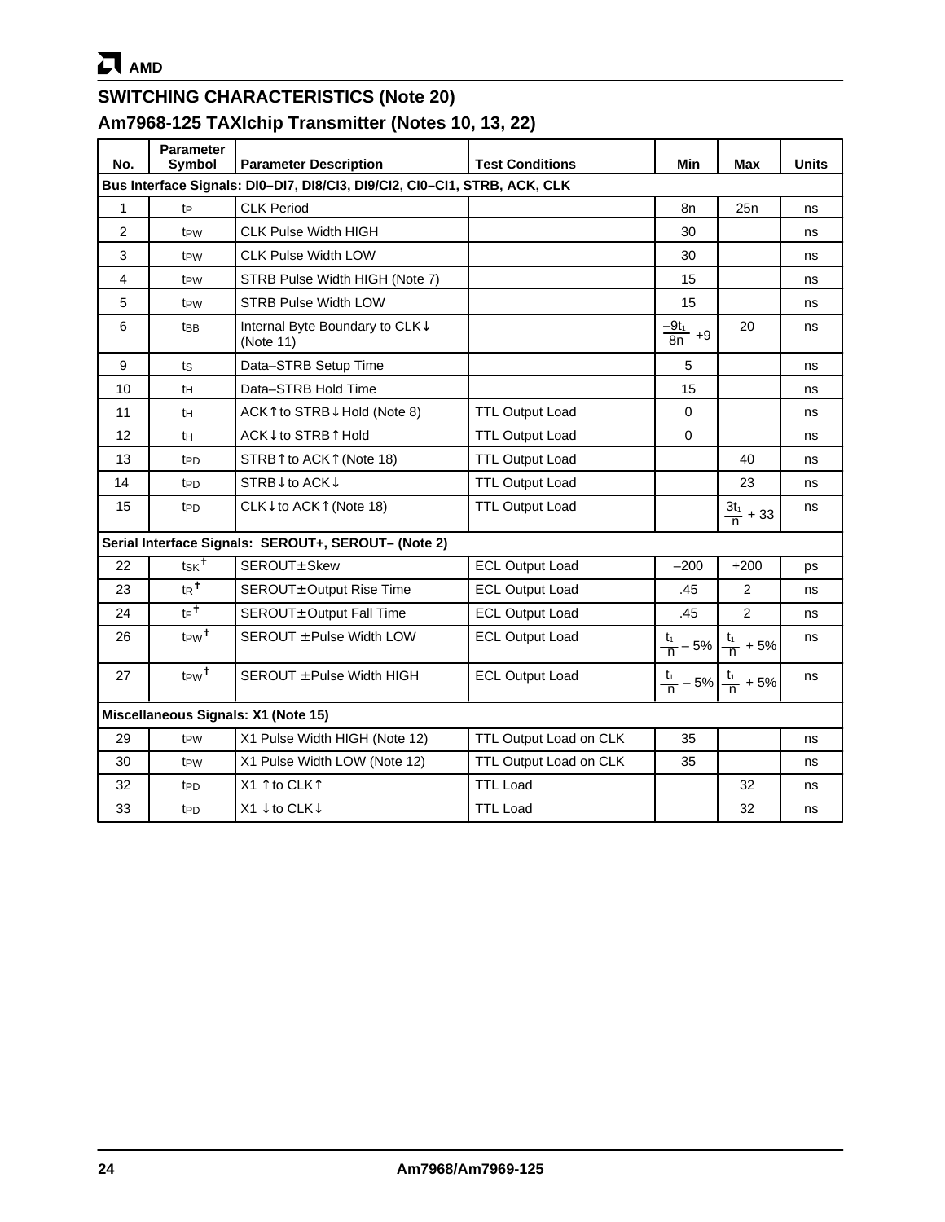## SWITCHING CHARACTERISTICS (Note 20)

## Am7968-125 TAXIchip Transmitter (Notes 10, 13, 22)

| No. | Parameter Symbol | Parameter Description | Test Conditions | Min | Max | Units |
|---|---|---|---|---|---|---|
| **Bus Interface Signals: DI0–DI7, DI8/CI3, DI9/CI2, CI0–CI1, STRB, ACK, CLK** | | | | | | |
| 1 | $t_P$ | CLK Period | | 8n | 25n | ns |
| 2 | $t_{PW}$ | CLK Pulse Width HIGH | | 30 | | ns |
| 3 | $t_{PW}$ | CLK Pulse Width LOW | | 30 | | ns |
| 4 | $t_{PW}$ | STRB Pulse Width HIGH (Note 7) | | 15 | | ns |
| 5 | $t_{PW}$ | STRB Pulse Width LOW | | 15 | | ns |
| 6 | $t_{BB}$ | Internal Byte Boundary to CLK↓ (Note 11) | | $\frac{-9t_1}{8n} + 9$ | 20 | ns |
| 9 | $t_S$ | Data–STRB Setup Time | | 5 | | ns |
| 10 | $t_H$ | Data–STRB Hold Time | | 15 | | ns |
| 11 | $t_H$ | ACK↑ to STRB↓ Hold (Note 8) | TTL Output Load | 0 | | ns |
| 12 | $t_H$ | ACK↓ to STRB↑ Hold | TTL Output Load | 0 | | ns |
| 13 | $t_{PD}$ | STRB↑ to ACK↑ (Note 18) | TTL Output Load | | 40 | ns |
| 14 | $t_{PD}$ | STRB↓ to ACK↓ | TTL Output Load | | 23 | ns |
| 15 | $t_{PD}$ | CLK↓ to ACK↑ (Note 18) | TTL Output Load | | $\frac{3t_1}{n} + 33$ | ns |
| **Serial Interface Signals: SEROUT+, SEROUT– (Note 2)** | | | | | | |
| 22 | $t_{SK}$† | SEROUT± Skew | ECL Output Load | –200 | +200 | ps |
| 23 | $t_R$† | SEROUT± Output Rise Time | ECL Output Load | .45 | 2 | ns |
| 24 | $t_F$† | SEROUT± Output Fall Time | ECL Output Load | .45 | 2 | ns |
| 26 | $t_{PW}$† | SEROUT ± Pulse Width LOW | ECL Output Load | $\frac{t_1}{n} - 5\%$ | $\frac{t_1}{n} + 5\%$ | ns |
| 27 | $t_{PW}$† | SEROUT ± Pulse Width HIGH | ECL Output Load | $\frac{t_1}{n} - 5\%$ | $\frac{t_1}{n} + 5\%$ | ns |
| **Miscellaneous Signals: X1 (Note 15)** | | | | | | |
| 29 | $t_{PW}$ | X1 Pulse Width HIGH (Note 12) | TTL Output Load on CLK | 35 | | ns |
| 30 | $t_{PW}$ | X1 Pulse Width LOW (Note 12) | TTL Output Load on CLK | 35 | | ns |
| 32 | $t_{PD}$ | X1 ↑ to CLK↑ | TTL Load | | 32 | ns |
| 33 | $t_{PD}$ | X1 ↓ to CLK↓ | TTL Load | | 32 | ns |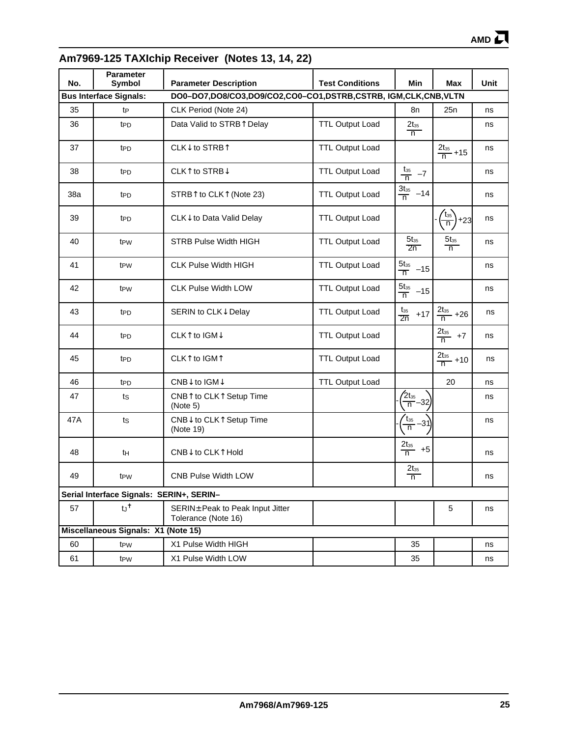## Am7969-125 TAXIchip Receiver (Notes 13, 14, 22)

| No. | Parameter Symbol | Parameter Description | Test Conditions | Min | Max | Unit |
|---|---|---|---|---|---|---|
| **Bus Interface Signals:** | | **DO0–DO7,DO8/CO3,DO9/CO2,CO0–CO1,DSTRB,CSTRB, IGM,CLK,CNB,VLTN** | | | | |
| 35 | $t_P$ | CLK Period (Note 24) | | 8n | 25n | ns |
| 36 | $t_{PD}$ | Data Valid to STRB↑ Delay | TTL Output Load | $\frac{2t_{35}}{n}$ | | ns |
| 37 | $t_{PD}$ | CLK↓ to STRB↑ | TTL Output Load | | $\frac{2t_{35}}{n}+15$ | ns |
| 38 | $t_{PD}$ | CLK↑ to STRB↓ | TTL Output Load | $\frac{t_{35}}{n}-7$ | | ns |
| 38a | $t_{PD}$ | STRB↑ to CLK↑ (Note 23) | TTL Output Load | $\frac{3t_{35}}{n}-14$ | | ns |
| 39 | $t_{PD}$ | CLK↓ to Data Valid Delay | TTL Output Load | | $-\left(\frac{t_{35}}{n}\right)+23$ | ns |
| 40 | $t_{PW}$ | STRB Pulse Width HIGH | TTL Output Load | $\frac{5t_{35}}{2n}$ | $\frac{5t_{35}}{n}$ | ns |
| 41 | $t_{PW}$ | CLK Pulse Width HIGH | TTL Output Load | $\frac{5t_{35}}{n}-15$ | | ns |
| 42 | $t_{PW}$ | CLK Pulse Width LOW | TTL Output Load | $\frac{5t_{35}}{n}-15$ | | ns |
| 43 | $t_{PD}$ | SERIN to CLK↓ Delay | TTL Output Load | $\frac{t_{35}}{2n}+17$ | $\frac{2t_{35}}{n}+26$ | ns |
| 44 | $t_{PD}$ | CLK↑ to IGM↓ | TTL Output Load | | $\frac{2t_{35}}{n}+7$ | ns |
| 45 | $t_{PD}$ | CLK↑ to IGM↑ | TTL Output Load | | $\frac{2t_{35}}{n}+10$ | ns |
| 46 | $t_{PD}$ | CNB↓ to IGM↓ | TTL Output Load | | 20 | ns |
| 47 | $t_S$ | CNB↑ to CLK↑ Setup Time (Note 5) | | $-\left(\frac{2t_{35}}{n}-32\right)$ | | ns |
| 47A | $t_S$ | CNB↓ to CLK↑ Setup Time (Note 19) | | $-\left(\frac{t_{35}}{n}-31\right)$ | | ns |
| 48 | $t_H$ | CNB↓ to CLK↑ Hold | | $\frac{2t_{35}}{n}+5$ | | ns |
| 49 | $t_{PW}$ | CNB Pulse Width LOW | | $\frac{2t_{35}}{n}$ | | ns |
| **Serial Interface Signals: SERIN+, SERIN–** | | | | | | |
| 57 | $t_J$† | SERIN± Peak to Peak Input Jitter Tolerance (Note 16) | | | 5 | ns |
| **Miscellaneous Signals: X1 (Note 15)** | | | | | | |
| 60 | $t_{PW}$ | X1 Pulse Width HIGH | | 35 | | ns |
| 61 | $t_{PW}$ | X1 Pulse Width LOW | | 35 | | ns |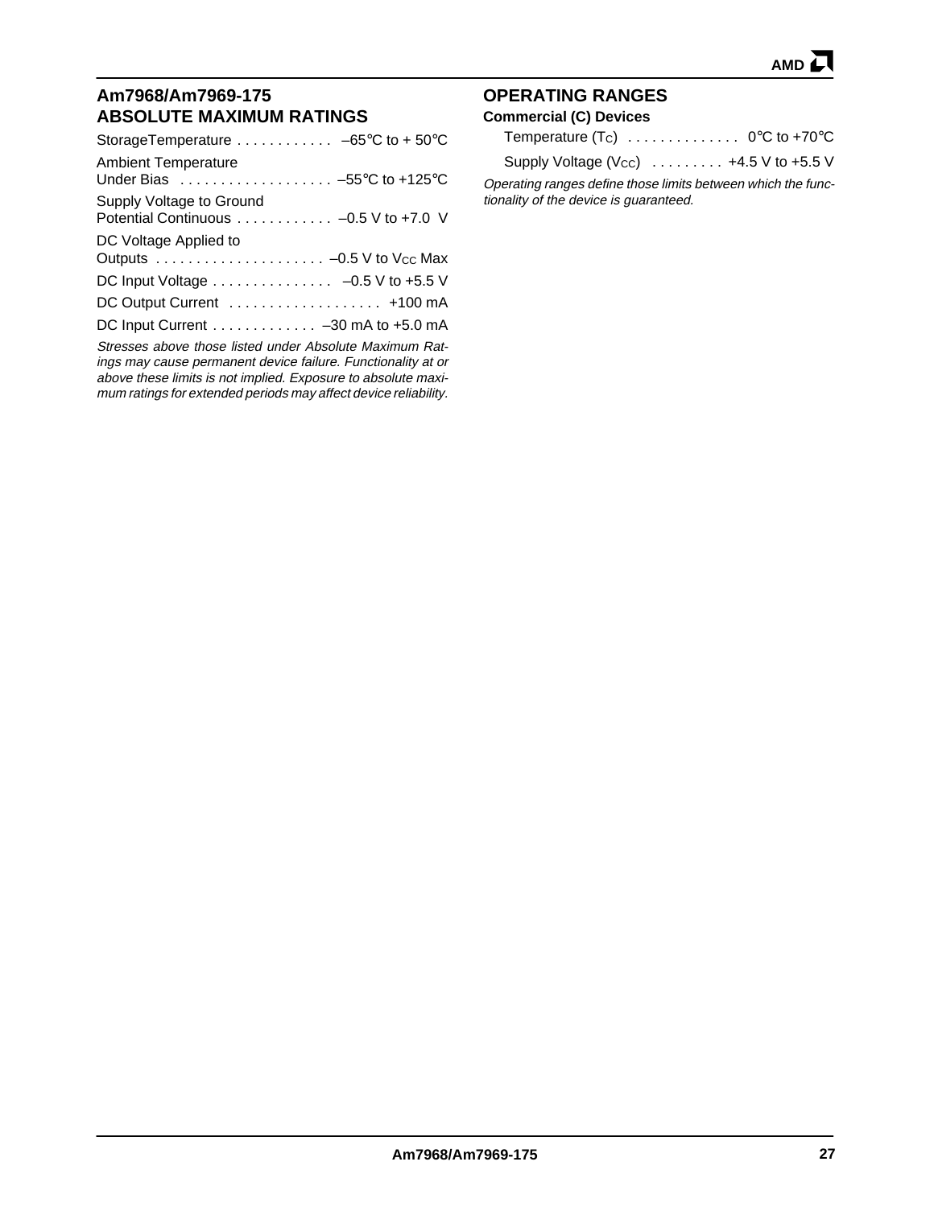## Am7968/Am7969-175
## ABSOLUTE MAXIMUM RATINGS

Storage Temperature . . . . . . . . . . . . –65°C to + 50°C

Ambient Temperature Under Bias . . . . . . . . . . . . . . . . . . . –55°C to +125°C

Supply Voltage to Ground Potential Continuous . . . . . . . . . . . . –0.5 V to +7.0 V

DC Voltage Applied to Outputs . . . . . . . . . . . . . . . . . . . . . –0.5 V to $V_{CC}$ Max

DC Input Voltage . . . . . . . . . . . . . . . –0.5 V to +5.5 V

DC Output Current . . . . . . . . . . . . . . . . . . . +100 mA

DC Input Current . . . . . . . . . . . . . –30 mA to +5.0 mA

*Stresses above those listed under Absolute Maximum Ratings may cause permanent device failure. Functionality at or above these limits is not implied. Exposure to absolute maximum ratings for extended periods may affect device reliability.*

## OPERATING RANGES

**Commercial (C) Devices**

Temperature ($T_C$) . . . . . . . . . . . . . . 0°C to +70°C

Supply Voltage ($V_{CC}$) . . . . . . . . . +4.5 V to +5.5 V

*Operating ranges define those limits between which the functionality of the device is guaranteed.*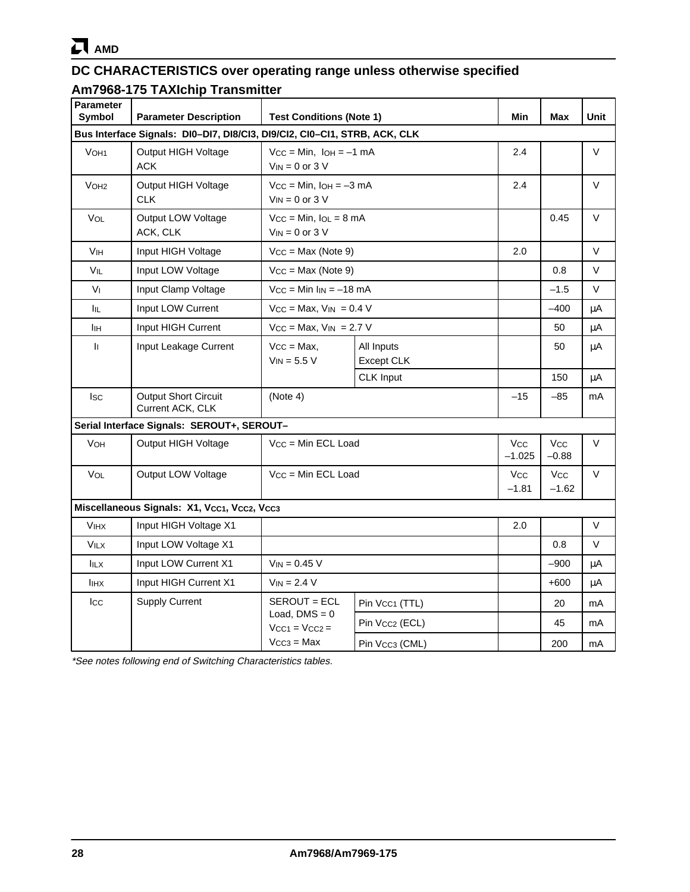## DC CHARACTERISTICS over operating range unless otherwise specified

### Am7968-175 TAXIchip Transmitter

| Parameter Symbol | Parameter Description | Test Conditions (Note 1) | | Min | Max | Unit |
|---|---|---|---|---|---|---|
| **Bus Interface Signals: DI0–DI7, DI8/CI3, DI9/CI2, CI0–CI1, STRB, ACK, CLK** | | | | | | |
| $V_{OH1}$ | Output HIGH Voltage ACK | $V_{CC}$ = Min, $I_{OH}$ = –1 mA $V_{IN}$ = 0 or 3 V | | 2.4 | | V |
| $V_{OH2}$ | Output HIGH Voltage CLK | $V_{CC}$ = Min, $I_{OH}$ = –3 mA $V_{IN}$ = 0 or 3 V | | 2.4 | | V |
| $V_{OL}$ | Output LOW Voltage ACK, CLK | $V_{CC}$ = Min, $I_{OL}$ = 8 mA $V_{IN}$ = 0 or 3 V | | | 0.45 | V |
| $V_{IH}$ | Input HIGH Voltage | $V_{CC}$ = Max (Note 9) | | 2.0 | | V |
| $V_{IL}$ | Input LOW Voltage | $V_{CC}$ = Max (Note 9) | | | 0.8 | V |
| $V_I$ | Input Clamp Voltage | $V_{CC}$ = Min $I_{IN}$ = –18 mA | | | –1.5 | V |
| $I_{IL}$ | Input LOW Current | $V_{CC}$ = Max, $V_{IN}$ = 0.4 V | | | –400 | µA |
| $I_{IH}$ | Input HIGH Current | $V_{CC}$ = Max, $V_{IN}$ = 2.7 V | | | 50 | µA |
| $I_I$ | Input Leakage Current | $V_{CC}$ = Max, $V_{IN}$ = 5.5 V | All Inputs Except CLK | | 50 | µA |
| | | | CLK Input | | 150 | µA |
| $I_{SC}$ | Output Short Circuit Current ACK, CLK | (Note 4) | | –15 | –85 | mA |
| **Serial Interface Signals: SEROUT+, SEROUT–** | | | | | | |
| $V_{OH}$ | Output HIGH Voltage | $V_{CC}$ = Min ECL Load | | $V_{CC}$ –1.025 | $V_{CC}$ –0.88 | V |
| $V_{OL}$ | Output LOW Voltage | $V_{CC}$ = Min ECL Load | | $V_{CC}$ –1.81 | $V_{CC}$ –1.62 | V |
| **Miscellaneous Signals: X1, $V_{CC1}$, $V_{CC2}$, $V_{CC3}$** | | | | | | |
| $V_{IHX}$ | Input HIGH Voltage X1 | | | 2.0 | | V |
| $V_{ILX}$ | Input LOW Voltage X1 | | | | 0.8 | V |
| $I_{ILX}$ | Input LOW Current X1 | $V_{IN}$ = 0.45 V | | | –900 | µA |
| $I_{IHX}$ | Input HIGH Current X1 | $V_{IN}$ = 2.4 V | | | +600 | µA |
| $I_{CC}$ | Supply Current | SEROUT = ECL Load, DMS = 0 $V_{CC1}$ = $V_{CC2}$ = $V_{CC3}$ = Max | Pin $V_{CC1}$ (TTL) | | 20 | mA |
| | | | Pin $V_{CC2}$ (ECL) | | 45 | mA |
| | | | Pin $V_{CC3}$ (CML) | | 200 | mA |

*\*See notes following end of Switching Characteristics tables.*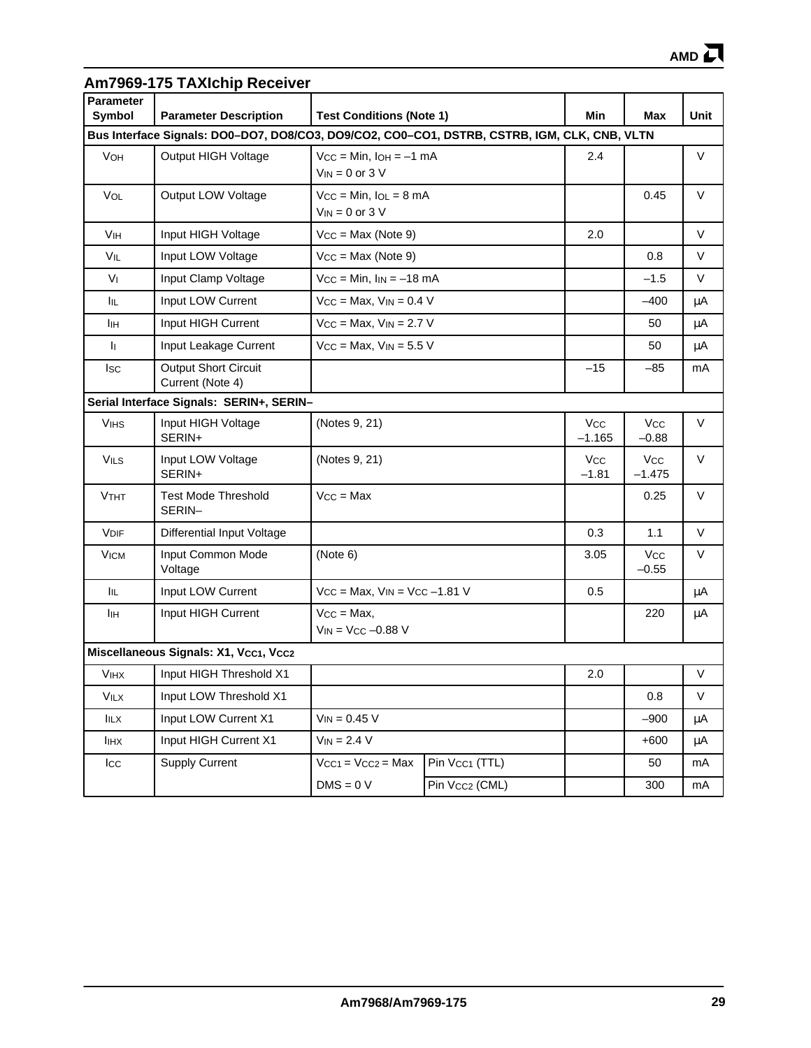## Am7969-175 TAXIchip Receiver

| Parameter Symbol | Parameter Description | Test Conditions (Note 1) | | Min | Max | Unit |
|---|---|---|---|---|---|---|
| **Bus Interface Signals: DO0–DO7, DO8/CO3, DO9/CO2, CO0–CO1, DSTRB, CSTRB, IGM, CLK, CNB, VLTN** | | | | | | |
| $V_{OH}$ | Output HIGH Voltage | $V_{CC}$ = Min, $I_{OH}$ = –1 mA<br>$V_{IN}$ = 0 or 3 V | | 2.4 | | V |
| $V_{OL}$ | Output LOW Voltage | $V_{CC}$ = Min, $I_{OL}$ = 8 mA<br>$V_{IN}$ = 0 or 3 V | | | 0.45 | V |
| $V_{IH}$ | Input HIGH Voltage | $V_{CC}$ = Max (Note 9) | | 2.0 | | V |
| $V_{IL}$ | Input LOW Voltage | $V_{CC}$ = Max (Note 9) | | | 0.8 | V |
| $V_I$ | Input Clamp Voltage | $V_{CC}$ = Min, $I_{IN}$ = –18 mA | | | –1.5 | V |
| $I_{IL}$ | Input LOW Current | $V_{CC}$ = Max, $V_{IN}$ = 0.4 V | | | –400 | µA |
| $I_{IH}$ | Input HIGH Current | $V_{CC}$ = Max, $V_{IN}$ = 2.7 V | | | 50 | µA |
| $I_I$ | Input Leakage Current | $V_{CC}$ = Max, $V_{IN}$ = 5.5 V | | | 50 | µA |
| $I_{SC}$ | Output Short Circuit Current (Note 4) | | | –15 | –85 | mA |
| **Serial Interface Signals: SERIN+, SERIN–** | | | | | | |
| $V_{IHS}$ | Input HIGH Voltage SERIN+ | (Notes 9, 21) | | $V_{CC}$ –1.165 | $V_{CC}$ –0.88 | V |
| $V_{ILS}$ | Input LOW Voltage SERIN+ | (Notes 9, 21) | | $V_{CC}$ –1.81 | $V_{CC}$ –1.475 | V |
| $V_{THT}$ | Test Mode Threshold SERIN– | $V_{CC}$ = Max | | | 0.25 | V |
| $V_{DIF}$ | Differential Input Voltage | | | 0.3 | 1.1 | V |
| $V_{ICM}$ | Input Common Mode Voltage | (Note 6) | | 3.05 | $V_{CC}$ –0.55 | V |
| $I_{IL}$ | Input LOW Current | $V_{CC}$ = Max, $V_{IN}$ = $V_{CC}$ –1.81 V | | 0.5 | | µA |
| $I_{IH}$ | Input HIGH Current | $V_{CC}$ = Max,<br>$V_{IN}$ = $V_{CC}$ –0.88 V | | | 220 | µA |
| **Miscellaneous Signals: X1, $V_{CC1}$, $V_{CC2}$** | | | | | | |
| $V_{IHX}$ | Input HIGH Threshold X1 | | | 2.0 | | V |
| $V_{ILX}$ | Input LOW Threshold X1 | | | | 0.8 | V |
| $I_{ILX}$ | Input LOW Current X1 | $V_{IN}$ = 0.45 V | | | –900 | µA |
| $I_{IHX}$ | Input HIGH Current X1 | $V_{IN}$ = 2.4 V | | | +600 | µA |
| $I_{CC}$ | Supply Current | $V_{CC1}$ = $V_{CC2}$ = Max | Pin $V_{CC1}$ (TTL) | | 50 | mA |
| | | DMS = 0 V | Pin $V_{CC2}$ (CML) | | 300 | mA |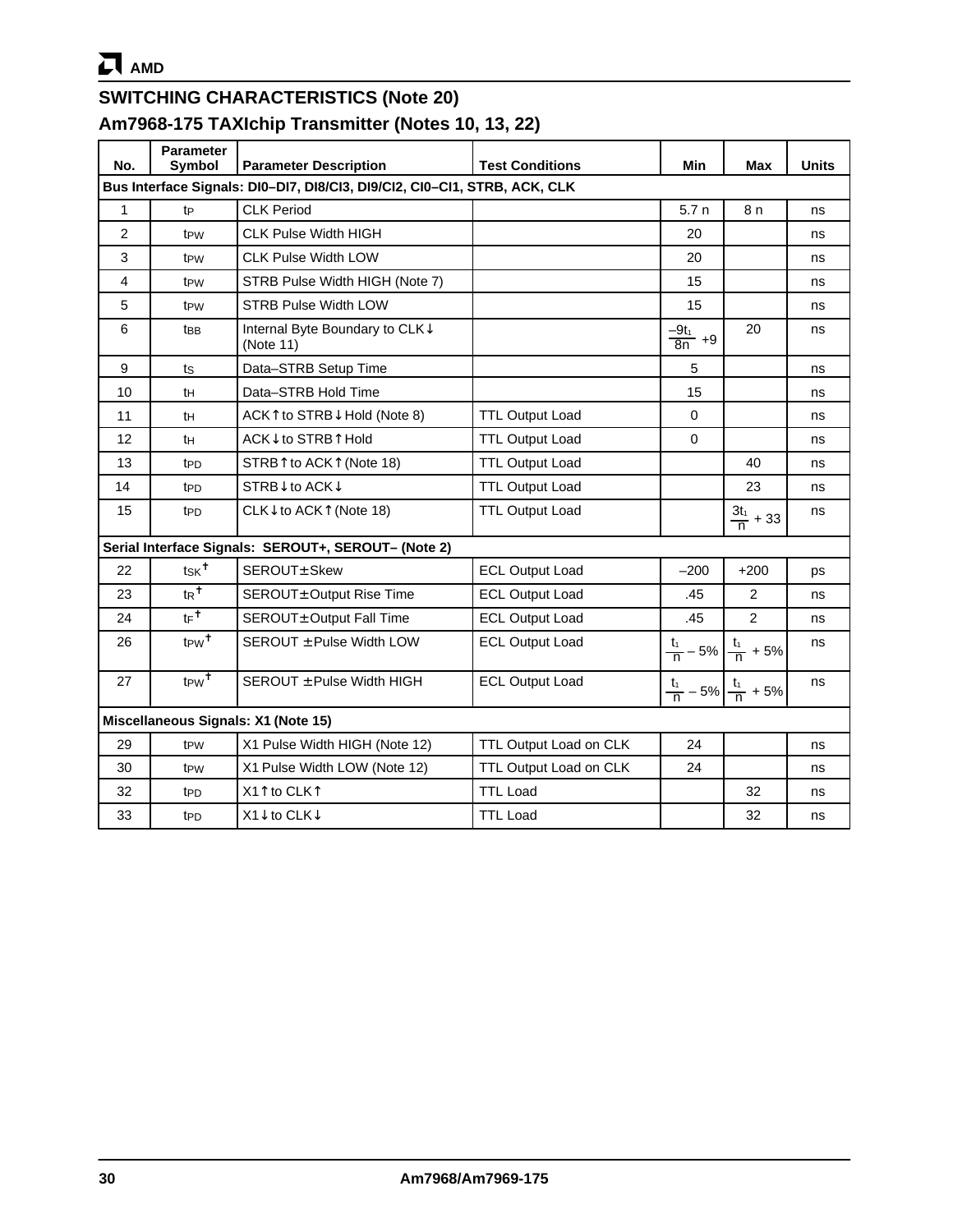## SWITCHING CHARACTERISTICS (Note 20)

## Am7968-175 TAXIchip Transmitter (Notes 10, 13, 22)

| No. | Parameter Symbol | Parameter Description | Test Conditions | Min | Max | Units |
|---|---|---|---|---|---|---|
| **Bus Interface Signals: DI0–DI7, DI8/CI3, DI9/CI2, CI0–CI1, STRB, ACK, CLK** | | | | | | |
| 1 | $t_P$ | CLK Period | | 5.7 n | 8 n | ns |
| 2 | $t_{PW}$ | CLK Pulse Width HIGH | | 20 | | ns |
| 3 | $t_{PW}$ | CLK Pulse Width LOW | | 20 | | ns |
| 4 | $t_{PW}$ | STRB Pulse Width HIGH (Note 7) | | 15 | | ns |
| 5 | $t_{PW}$ | STRB Pulse Width LOW | | 15 | | ns |
| 6 | $t_{BB}$ | Internal Byte Boundary to CLK↓ (Note 11) | | $\frac{-9t_1}{8n}+9$ | 20 | ns |
| 9 | $t_S$ | Data–STRB Setup Time | | 5 | | ns |
| 10 | $t_H$ | Data–STRB Hold Time | | 15 | | ns |
| 11 | $t_H$ | ACK↑ to STRB↓ Hold (Note 8) | TTL Output Load | 0 | | ns |
| 12 | $t_H$ | ACK↓ to STRB↑ Hold | TTL Output Load | 0 | | ns |
| 13 | $t_{PD}$ | STRB↑ to ACK↑ (Note 18) | TTL Output Load | | 40 | ns |
| 14 | $t_{PD}$ | STRB↓ to ACK↓ | TTL Output Load | | 23 | ns |
| 15 | $t_{PD}$ | CLK↓ to ACK↑ (Note 18) | TTL Output Load | | $\frac{3t_1}{n}+33$ | ns |
| **Serial Interface Signals: SEROUT+, SEROUT– (Note 2)** | | | | | | |
| 22 | $t_{SK}$ † | SEROUT± Skew | ECL Output Load | –200 | +200 | ps |
| 23 | $t_R$ † | SEROUT± Output Rise Time | ECL Output Load | .45 | 2 | ns |
| 24 | $t_F$ † | SEROUT± Output Fall Time | ECL Output Load | .45 | 2 | ns |
| 26 | $t_{PW}$ † | SEROUT ± Pulse Width LOW | ECL Output Load | $\frac{t_1}{n}-5\%$ | $\frac{t_1}{n}+5\%$ | ns |
| 27 | $t_{PW}$ † | SEROUT ± Pulse Width HIGH | ECL Output Load | $\frac{t_1}{n}-5\%$ | $\frac{t_1}{n}+5\%$ | ns |
| **Miscellaneous Signals: X1 (Note 15)** | | | | | | |
| 29 | $t_{PW}$ | X1 Pulse Width HIGH (Note 12) | TTL Output Load on CLK | 24 | | ns |
| 30 | $t_{PW}$ | X1 Pulse Width LOW (Note 12) | TTL Output Load on CLK | 24 | | ns |
| 32 | $t_{PD}$ | X1↑ to CLK↑ | TTL Load | | 32 | ns |
| 33 | $t_{PD}$ | X1↓ to CLK↓ | TTL Load | | 32 | ns |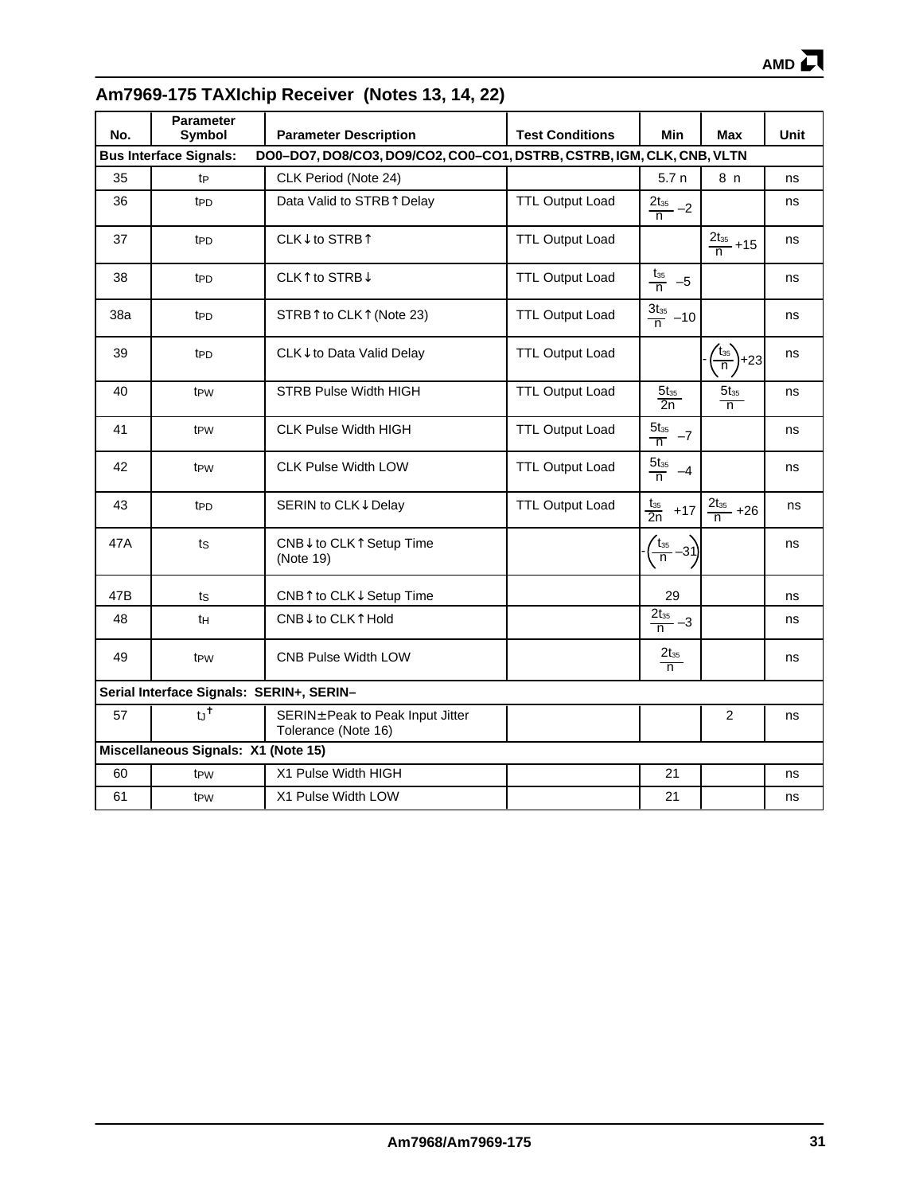## Am7969-175 TAXIchip Receiver (Notes 13, 14, 22)

| No. | Parameter Symbol | Parameter Description | Test Conditions | Min | Max | Unit |
|---|---|---|---|---|---|---|
| **Bus Interface Signals:** | **DO0–DO7, DO8/CO3, DO9/CO2, CO0–CO1, DSTRB, CSTRB, IGM, CLK, CNB, VLTN** | | | | | |
| 35 | $t_P$ | CLK Period (Note 24) | | 5.7 n | 8 n | ns |
| 36 | $t_{PD}$ | Data Valid to STRB↑ Delay | TTL Output Load | $\frac{2t_{35}}{n} -2$ | | ns |
| 37 | $t_{PD}$ | CLK↓ to STRB↑ | TTL Output Load | | $\frac{2t_{35}}{n} +15$ | ns |
| 38 | $t_{PD}$ | CLK↑ to STRB↓ | TTL Output Load | $\frac{t_{35}}{n} -5$ | | ns |
| 38a | $t_{PD}$ | STRB↑ to CLK↑ (Note 23) | TTL Output Load | $\frac{3t_{35}}{n} -10$ | | ns |
| 39 | $t_{PD}$ | CLK↓ to Data Valid Delay | TTL Output Load | | $-\left(\frac{t_{35}}{n}\right)+23$ | ns |
| 40 | $t_{PW}$ | STRB Pulse Width HIGH | TTL Output Load | $\frac{5t_{35}}{2n}$ | $\frac{5t_{35}}{n}$ | ns |
| 41 | $t_{PW}$ | CLK Pulse Width HIGH | TTL Output Load | $\frac{5t_{35}}{n} -7$ | | ns |
| 42 | $t_{PW}$ | CLK Pulse Width LOW | TTL Output Load | $\frac{5t_{35}}{n} -4$ | | ns |
| 43 | $t_{PD}$ | SERIN to CLK↓ Delay | TTL Output Load | $\frac{t_{35}}{2n} +17$ | $\frac{2t_{35}}{n} +26$ | ns |
| 47A | $t_S$ | CNB↓ to CLK↑ Setup Time (Note 19) | | $-\left(\frac{t_{35}}{n} -31\right)$ | | ns |
| 47B | $t_S$ | CNB↑ to CLK↓ Setup Time | | 29 | | ns |
| 48 | $t_H$ | CNB↓ to CLK↑ Hold | | $\frac{2t_{35}}{n} -3$ | | ns |
| 49 | $t_{PW}$ | CNB Pulse Width LOW | | $\frac{2t_{35}}{n}$ | | ns |
| **Serial Interface Signals: SERIN+, SERIN–** | | | | | | |
| 57 | $t_J$ † | SERIN± Peak to Peak Input Jitter Tolerance (Note 16) | | | 2 | ns |
| **Miscellaneous Signals: X1 (Note 15)** | | | | | | |
| 60 | $t_{PW}$ | X1 Pulse Width HIGH | | 21 | | ns |
| 61 | $t_{PW}$ | X1 Pulse Width LOW | | 21 | | ns |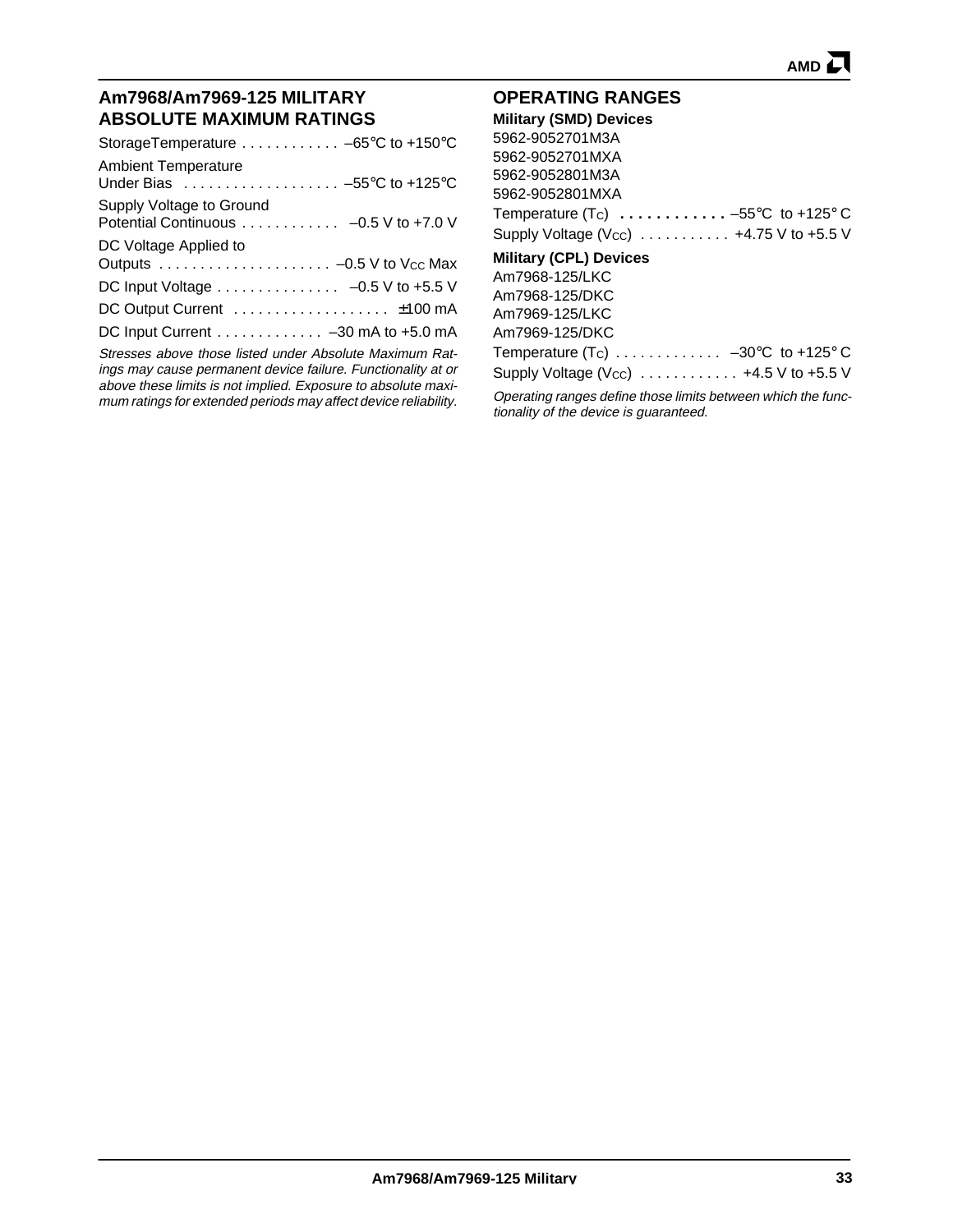## Am7968/Am7969-125 MILITARY ABSOLUTE MAXIMUM RATINGS

Storage Temperature . . . . . . . . . . . . –65°C to +150°C

Ambient Temperature Under Bias . . . . . . . . . . . . . . . . . . –55°C to +125°C

Supply Voltage to Ground Potential Continuous . . . . . . . . . . . . –0.5 V to +7.0 V

DC Voltage Applied to Outputs . . . . . . . . . . . . . . . . . . . . –0.5 V to $V_{CC}$ Max

DC Input Voltage . . . . . . . . . . . . . . . –0.5 V to +5.5 V

DC Output Current . . . . . . . . . . . . . . . . . . ±100 mA

DC Input Current . . . . . . . . . . . . . –30 mA to +5.0 mA

*Stresses above those listed under Absolute Maximum Ratings may cause permanent device failure. Functionality at or above these limits is not implied. Exposure to absolute maximum ratings for extended periods may affect device reliability.*

## OPERATING RANGES

**Military (SMD) Devices**

5962-9052701M3A
5962-9052701MXA
5962-9052801M3A
5962-9052801MXA

Temperature ($T_C$) . . . . . . . . . . . . –55°C to +125° C

Supply Voltage ($V_{CC}$) . . . . . . . . . . . +4.75 V to +5.5 V

**Military (CPL) Devices**

Am7968-125/LKC
Am7968-125/DKC
Am7969-125/LKC
Am7969-125/DKC

Temperature ($T_C$) . . . . . . . . . . . . . –30°C to +125° C

Supply Voltage ($V_{CC}$) . . . . . . . . . . . . +4.5 V to +5.5 V

*Operating ranges define those limits between which the functionality of the device is guaranteed.*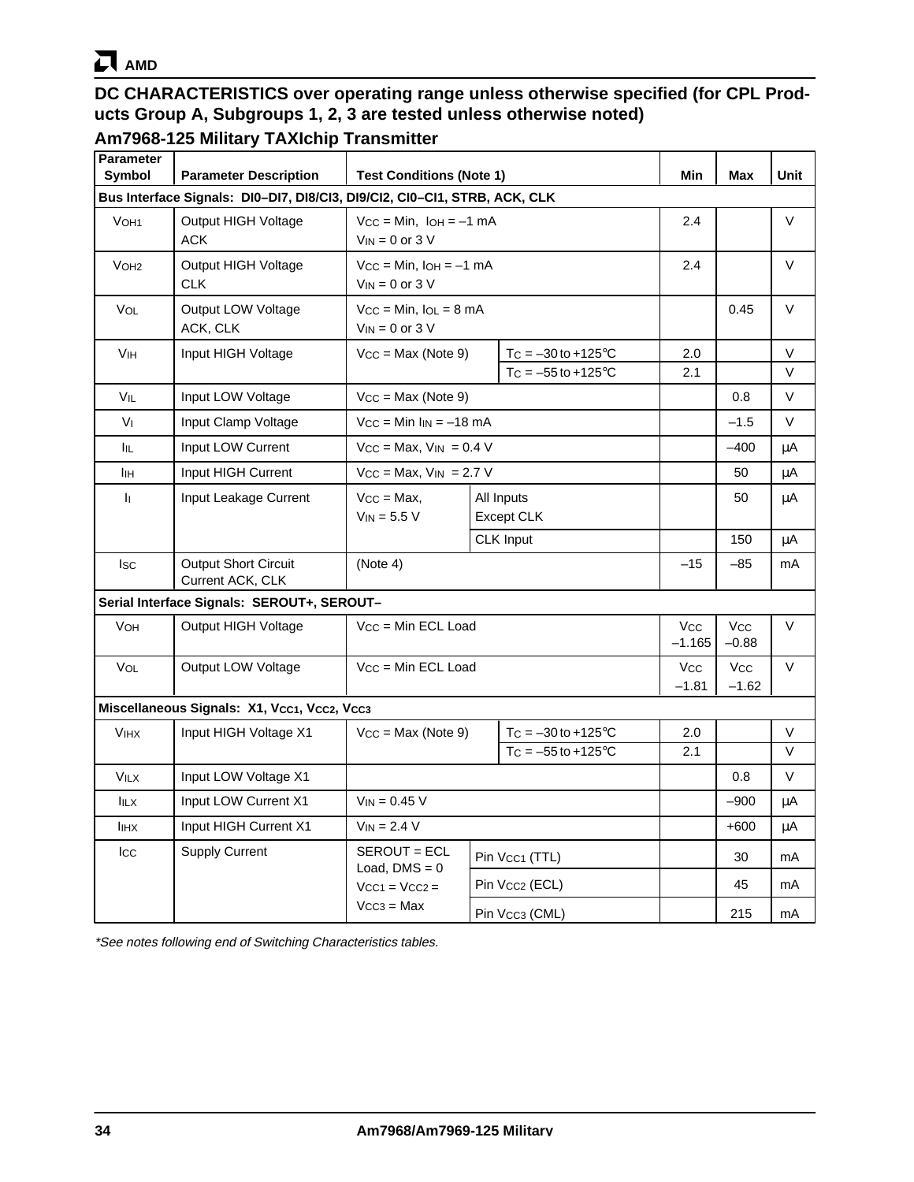## DC CHARACTERISTICS over operating range unless otherwise specified (for CPL Products Group A, Subgroups 1, 2, 3 are tested unless otherwise noted)

### Am7968-125 Military TAXIchip Transmitter

| Parameter Symbol | Parameter Description | Test Conditions (Note 1) | | Min | Max | Unit |
|---|---|---|---|---|---|---|
| **Bus Interface Signals: DI0–DI7, DI8/CI3, DI9/CI2, CI0–CI1, STRB, ACK, CLK** | | | | | | |
| $V_{OH1}$ | Output HIGH Voltage ACK | $V_{CC}$ = Min, $I_{OH}$ = –1 mA $V_{IN}$ = 0 or 3 V | | 2.4 | | V |
| $V_{OH2}$ | Output HIGH Voltage CLK | $V_{CC}$ = Min, $I_{OH}$ = –1 mA $V_{IN}$ = 0 or 3 V | | 2.4 | | V |
| $V_{OL}$ | Output LOW Voltage ACK, CLK | $V_{CC}$ = Min, $I_{OL}$ = 8 mA $V_{IN}$ = 0 or 3 V | | | 0.45 | V |
| $V_{IH}$ | Input HIGH Voltage | $V_{CC}$ = Max (Note 9) | $T_C$ = –30 to +125°C | 2.0 | | V |
| | | | $T_C$ = –55 to +125°C | 2.1 | | V |
| $V_{IL}$ | Input LOW Voltage | $V_{CC}$ = Max (Note 9) | | | 0.8 | V |
| $V_I$ | Input Clamp Voltage | $V_{CC}$ = Min $I_{IN}$ = –18 mA | | | –1.5 | V |
| $I_{IL}$ | Input LOW Current | $V_{CC}$ = Max, $V_{IN}$ = 0.4 V | | | –400 | μA |
| $I_{IH}$ | Input HIGH Current | $V_{CC}$ = Max, $V_{IN}$ = 2.7 V | | | 50 | μA |
| $I_I$ | Input Leakage Current | $V_{CC}$ = Max, $V_{IN}$ = 5.5 V | All Inputs Except CLK | | 50 | μA |
| | | | CLK Input | | 150 | μA |
| $I_{SC}$ | Output Short Circuit Current ACK, CLK | (Note 4) | | –15 | –85 | mA |
| **Serial Interface Signals: SEROUT+, SEROUT–** | | | | | | |
| $V_{OH}$ | Output HIGH Voltage | $V_{CC}$ = Min ECL Load | | $V_{CC}$ –1.165 | $V_{CC}$ –0.88 | V |
| $V_{OL}$ | Output LOW Voltage | $V_{CC}$ = Min ECL Load | | $V_{CC}$ –1.81 | $V_{CC}$ –1.62 | V |
| **Miscellaneous Signals: X1, $V_{CC1}$, $V_{CC2}$, $V_{CC3}$** | | | | | | |
| $V_{IHX}$ | Input HIGH Voltage X1 | $V_{CC}$ = Max (Note 9) | $T_C$ = –30 to +125°C | 2.0 | | V |
| | | | $T_C$ = –55 to +125°C | 2.1 | | V |
| $V_{ILX}$ | Input LOW Voltage X1 | | | | 0.8 | V |
| $I_{ILX}$ | Input LOW Current X1 | $V_{IN}$ = 0.45 V | | | –900 | μA |
| $I_{IHX}$ | Input HIGH Current X1 | $V_{IN}$ = 2.4 V | | | +600 | μA |
| $I_{CC}$ | Supply Current | SEROUT = ECL Load, DMS = 0 $V_{CC1}$ = $V_{CC2}$ = $V_{CC3}$ = Max | Pin $V_{CC1}$ (TTL) | | 30 | mA |
| | | | Pin $V_{CC2}$ (ECL) | | 45 | mA |
| | | | Pin $V_{CC3}$ (CML) | | 215 | mA |

*\*See notes following end of Switching Characteristics tables.*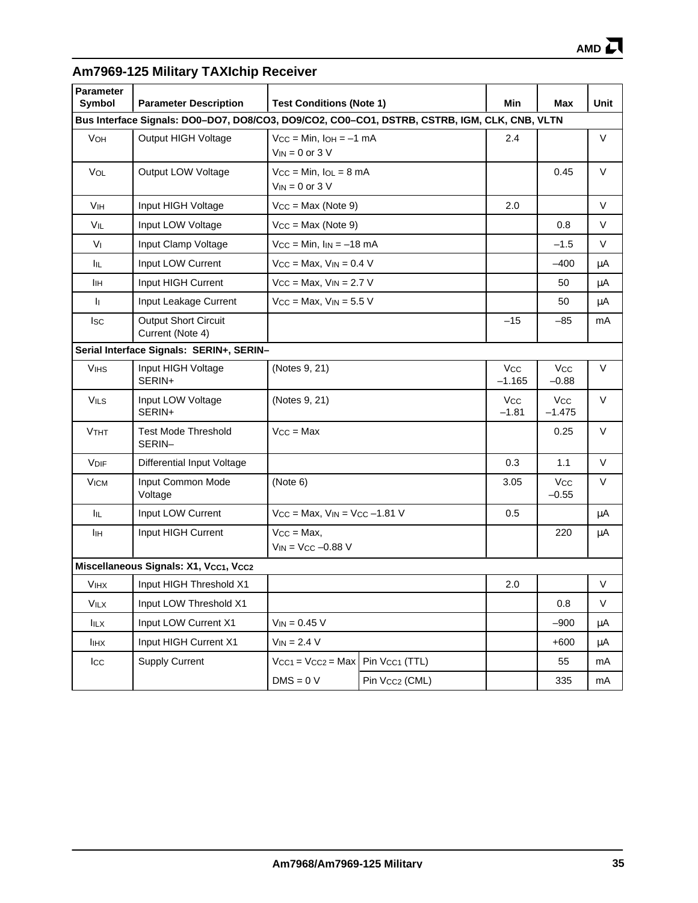## Am7969-125 Military TAXIchip Receiver

| Parameter Symbol | Parameter Description | Test Conditions (Note 1) | | Min | Max | Unit |
|---|---|---|---|---|---|---|
| **Bus Interface Signals: DO0–DO7, DO8/CO3, DO9/CO2, CO0–CO1, DSTRB, CSTRB, IGM, CLK, CNB, VLTN** | | | | | | |
| $V_{OH}$ | Output HIGH Voltage | $V_{CC}$ = Min, $I_{OH}$ = –1 mA $V_{IN}$ = 0 or 3 V | | 2.4 | | V |
| $V_{OL}$ | Output LOW Voltage | $V_{CC}$ = Min, $I_{OL}$ = 8 mA $V_{IN}$ = 0 or 3 V | | | 0.45 | V |
| $V_{IH}$ | Input HIGH Voltage | $V_{CC}$ = Max (Note 9) | | 2.0 | | V |
| $V_{IL}$ | Input LOW Voltage | $V_{CC}$ = Max (Note 9) | | | 0.8 | V |
| $V_I$ | Input Clamp Voltage | $V_{CC}$ = Min, $I_{IN}$ = –18 mA | | | –1.5 | V |
| $I_{IL}$ | Input LOW Current | $V_{CC}$ = Max, $V_{IN}$ = 0.4 V | | | –400 | µA |
| $I_{IH}$ | Input HIGH Current | $V_{CC}$ = Max, $V_{IN}$ = 2.7 V | | | 50 | µA |
| $I_I$ | Input Leakage Current | $V_{CC}$ = Max, $V_{IN}$ = 5.5 V | | | 50 | µA |
| $I_{SC}$ | Output Short Circuit Current (Note 4) | | | –15 | –85 | mA |
| **Serial Interface Signals: SERIN+, SERIN–** | | | | | | |
| $V_{IHS}$ | Input HIGH Voltage SERIN+ | (Notes 9, 21) | | $V_{CC}$ –1.165 | $V_{CC}$ –0.88 | V |
| $V_{ILS}$ | Input LOW Voltage SERIN+ | (Notes 9, 21) | | $V_{CC}$ –1.81 | $V_{CC}$ –1.475 | V |
| $V_{THT}$ | Test Mode Threshold SERIN– | $V_{CC}$ = Max | | | 0.25 | V |
| $V_{DIF}$ | Differential Input Voltage | | | 0.3 | 1.1 | V |
| $V_{ICM}$ | Input Common Mode Voltage | (Note 6) | | 3.05 | $V_{CC}$ –0.55 | V |
| $I_{IL}$ | Input LOW Current | $V_{CC}$ = Max, $V_{IN}$ = $V_{CC}$ –1.81 V | | 0.5 | | µA |
| $I_{IH}$ | Input HIGH Current | $V_{CC}$ = Max, $V_{IN}$ = $V_{CC}$ –0.88 V | | | 220 | µA |
| **Miscellaneous Signals: X1, $V_{CC1}$, $V_{CC2}$** | | | | | | |
| $V_{IHX}$ | Input HIGH Threshold X1 | | | 2.0 | | V |
| $V_{ILX}$ | Input LOW Threshold X1 | | | | 0.8 | V |
| $I_{ILX}$ | Input LOW Current X1 | $V_{IN}$ = 0.45 V | | | –900 | µA |
| $I_{IHX}$ | Input HIGH Current X1 | $V_{IN}$ = 2.4 V | | | +600 | µA |
| $I_{CC}$ | Supply Current | $V_{CC1}$ = $V_{CC2}$ = Max | Pin $V_{CC1}$ (TTL) | | 55 | mA |
| | | DMS = 0 V | Pin $V_{CC2}$ (CML) | | 335 | mA |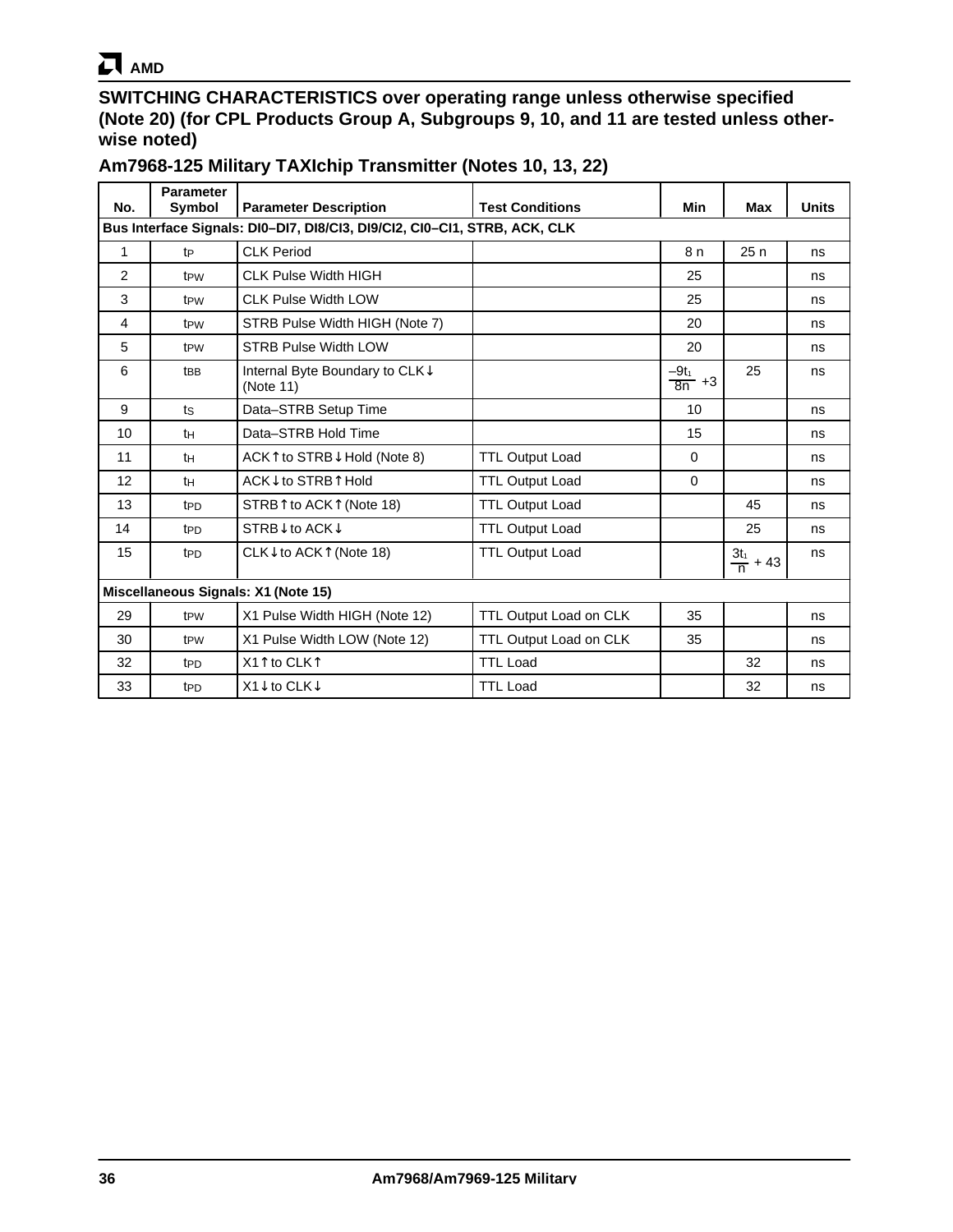## SWITCHING CHARACTERISTICS over operating range unless otherwise specified (Note 20) (for CPL Products Group A, Subgroups 9, 10, and 11 are tested unless otherwise noted)

### Am7968-125 Military TAXIchip Transmitter (Notes 10, 13, 22)

| No. | Parameter Symbol | Parameter Description | Test Conditions | Min | Max | Units |
|---|---|---|---|---|---|---|
| **Bus Interface Signals: DI0–DI7, DI8/CI3, DI9/CI2, CI0–CI1, STRB, ACK, CLK** | | | | | | |
| 1 | $t_P$ | CLK Period | | 8 n | 25 n | ns |
| 2 | $t_{PW}$ | CLK Pulse Width HIGH | | 25 | | ns |
| 3 | $t_{PW}$ | CLK Pulse Width LOW | | 25 | | ns |
| 4 | $t_{PW}$ | STRB Pulse Width HIGH (Note 7) | | 20 | | ns |
| 5 | $t_{PW}$ | STRB Pulse Width LOW | | 20 | | ns |
| 6 | $t_{BB}$ | Internal Byte Boundary to CLK↓ (Note 11) | | $\frac{-9t_1}{8n} + 3$ | 25 | ns |
| 9 | $t_S$ | Data–STRB Setup Time | | 10 | | ns |
| 10 | $t_H$ | Data–STRB Hold Time | | 15 | | ns |
| 11 | $t_H$ | ACK↑ to STRB↓ Hold (Note 8) | TTL Output Load | 0 | | ns |
| 12 | $t_H$ | ACK↓ to STRB↑ Hold | TTL Output Load | 0 | | ns |
| 13 | $t_{PD}$ | STRB↑ to ACK↑ (Note 18) | TTL Output Load | | 45 | ns |
| 14 | $t_{PD}$ | STRB↓ to ACK↓ | TTL Output Load | | 25 | ns |
| 15 | $t_{PD}$ | CLK↓ to ACK↑ (Note 18) | TTL Output Load | | $\frac{3t_1}{n} + 43$ | ns |
| **Miscellaneous Signals: X1 (Note 15)** | | | | | | |
| 29 | $t_{PW}$ | X1 Pulse Width HIGH (Note 12) | TTL Output Load on CLK | 35 | | ns |
| 30 | $t_{PW}$ | X1 Pulse Width LOW (Note 12) | TTL Output Load on CLK | 35 | | ns |
| 32 | $t_{PD}$ | X1↑ to CLK↑ | TTL Load | | 32 | ns |
| 33 | $t_{PD}$ | X1↓ to CLK↓ | TTL Load | | 32 | ns |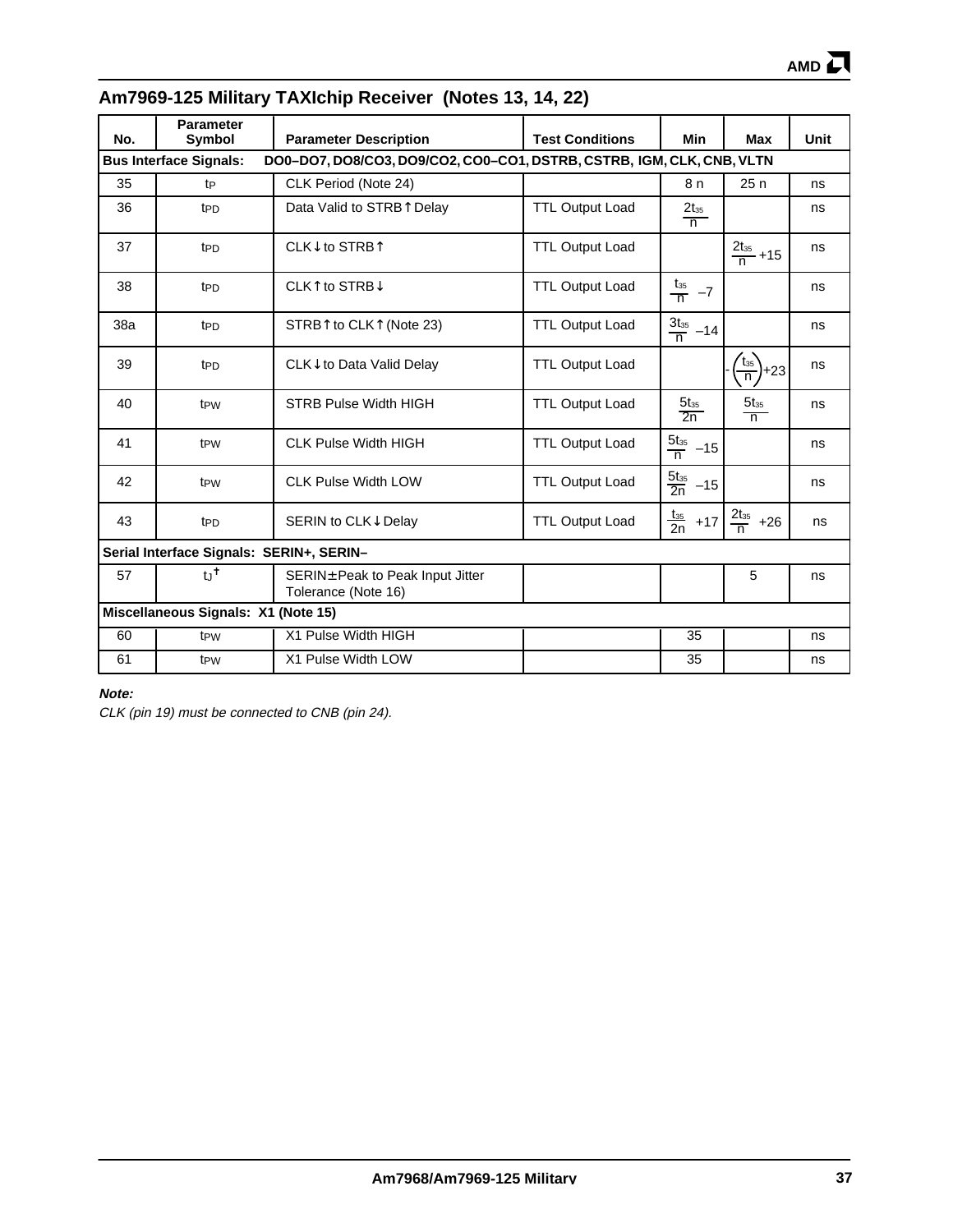## Am7969-125 Military TAXIchip Receiver (Notes 13, 14, 22)

| No. | Parameter Symbol | Parameter Description | Test Conditions | Min | Max | Unit |
|---|---|---|---|---|---|---|
| **Bus Interface Signals:** | **DO0–DO7, DO8/CO3, DO9/CO2, CO0–CO1, DSTRB, CSTRB, IGM, CLK, CNB, VLTN** | | | | | |
| 35 | $t_P$ | CLK Period (Note 24) | | 8 n | 25 n | ns |
| 36 | $t_{PD}$ | Data Valid to STRB↑ Delay | TTL Output Load | $\frac{2t_{35}}{n}$ | | ns |
| 37 | $t_{PD}$ | CLK↓ to STRB↑ | TTL Output Load | | $\frac{2t_{35}}{n}+15$ | ns |
| 38 | $t_{PD}$ | CLK↑ to STRB↓ | TTL Output Load | $\frac{t_{35}}{n}-7$ | | ns |
| 38a | $t_{PD}$ | STRB↑ to CLK↑ (Note 23) | TTL Output Load | $\frac{3t_{35}}{n}-14$ | | ns |
| 39 | $t_{PD}$ | CLK↓ to Data Valid Delay | TTL Output Load | | $-\left(\frac{t_{35}}{n}\right)+23$ | ns |
| 40 | $t_{PW}$ | STRB Pulse Width HIGH | TTL Output Load | $\frac{5t_{35}}{2n}$ | $\frac{5t_{35}}{n}$ | ns |
| 41 | $t_{PW}$ | CLK Pulse Width HIGH | TTL Output Load | $\frac{5t_{35}}{n}-15$ | | ns |
| 42 | $t_{PW}$ | CLK Pulse Width LOW | TTL Output Load | $\frac{5t_{35}}{2n}-15$ | | ns |
| 43 | $t_{PD}$ | SERIN to CLK↓ Delay | TTL Output Load | $\frac{t_{35}}{2n}+17$ | $\frac{2t_{35}}{n}+26$ | ns |
| **Serial Interface Signals: SERIN+, SERIN–** | | | | | | |
| 57 | $t_J$† | SERIN± Peak to Peak Input Jitter Tolerance (Note 16) | | | 5 | ns |
| **Miscellaneous Signals: X1 (Note 15)** | | | | | | |
| 60 | $t_{PW}$ | X1 Pulse Width HIGH | | 35 | | ns |
| 61 | $t_{PW}$ | X1 Pulse Width LOW | | 35 | | ns |

***Note:***

*CLK (pin 19) must be connected to CNB (pin 24).*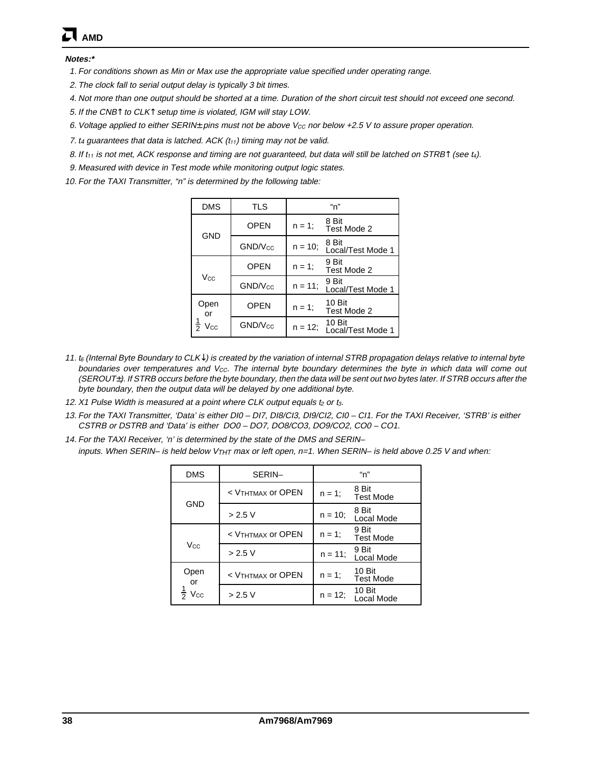**Notes:***

1. For conditions shown as Min or Max use the appropriate value specified under operating range.
2. The clock fall to serial output delay is typically 3 bit times.
4. Not more than one output should be shorted at a time. Duration of the short circuit test should not exceed one second.
5. If the CNB↑ to CLK↑ setup time is violated, IGM will stay LOW.
6. Voltage applied to either SERIN± pins must not be above $V_{CC}$ nor below +2.5 V to assure proper operation.
7. $t_4$ guarantees that data is latched. ACK ($t_{11}$) timing may not be valid.
8. If $t_{11}$ is not met, ACK response and timing are not guaranteed, but data will still be latched on STRB↑ (see $t_4$).
9. Measured with device in Test mode while monitoring output logic states.
10. For the TAXI Transmitter, "n" is determined by the following table:

| DMS | TLS | "n" | |
|---|---|---|---|
| GND | OPEN | n = 1; | 8 Bit Test Mode 2 |
| | GND/$V_{CC}$ | n = 10; | 8 Bit Local/Test Mode 1 |
| $V_{CC}$ | OPEN | n = 1; | 9 Bit Test Mode 2 |
| | GND/$V_{CC}$ | n = 11; | 9 Bit Local/Test Mode 1 |
| Open or $\frac{1}{2}$ $V_{CC}$ | OPEN | n = 1; | 10 Bit Test Mode 2 |
| | GND/$V_{CC}$ | n = 12; | 10 Bit Local/Test Mode 1 |

11. $t_6$ (Internal Byte Boundary to CLK↓) is created by the variation of internal STRB propagation delays relative to internal byte boundaries over temperatures and $V_{CC}$. The internal byte boundary determines the byte in which data will come out (SEROUT±). If STRB occurs before the byte boundary, then the data will be sent out two bytes later. If STRB occurs after the byte boundary, then the output data will be delayed by one additional byte.
12. X1 Pulse Width is measured at a point where CLK output equals $t_2$ or $t_3$.
13. For the TAXI Transmitter, 'Data' is either DI0 – DI7, DI8/CI3, DI9/CI2, CI0 – CI1. For the TAXI Receiver, 'STRB' is either CSTRB or DSTRB and 'Data' is either DO0 – DO7, DO8/CO3, DO9/CO2, CO0 – CO1.
14. For the TAXI Receiver, 'n' is determined by the state of the DMS and SERIN– inputs. When SERIN– is held below $V_{THT}$ max or left open, n=1. When SERIN– is held above 0.25 V and when:

| DMS | SERIN– | "n" | |
|---|---|---|---|
| GND | < $V_{THTMAX}$ or OPEN | n = 1; | 8 Bit Test Mode |
| | > 2.5 V | n = 10; | 8 Bit Local Mode |
| $V_{CC}$ | < $V_{THTMAX}$ or OPEN | n = 1; | 9 Bit Test Mode |
| | > 2.5 V | n = 11; | 9 Bit Local Mode |
| Open or $\frac{1}{2}$ $V_{CC}$ | < $V_{THTMAX}$ or OPEN | n = 1; | 10 Bit Test Mode |
| | > 2.5 V | n = 12; | 10 Bit Local Mode |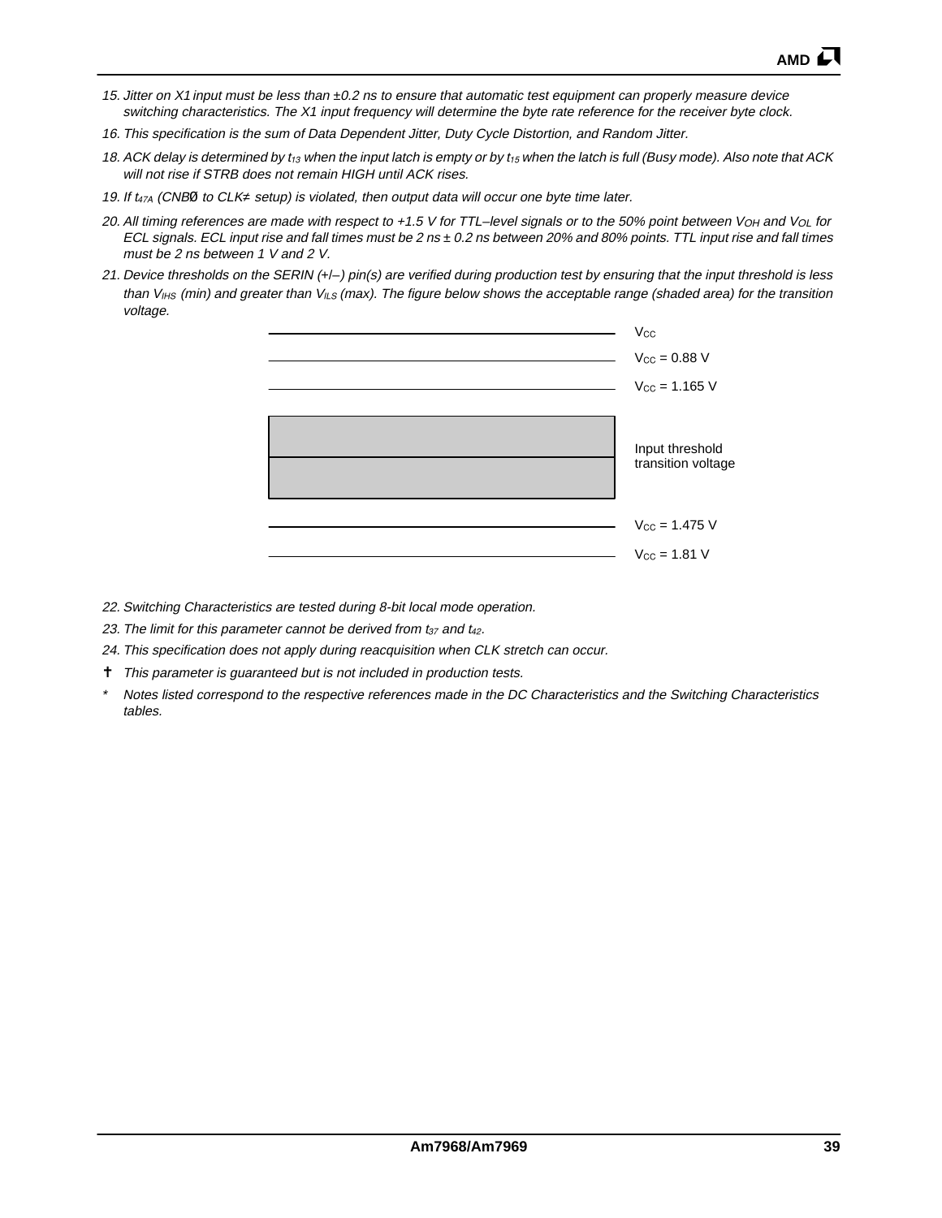15. *Jitter on X1 input must be less than ±0.2 ns to ensure that automatic test equipment can properly measure device switching characteristics. The X1 input frequency will determine the byte rate reference for the receiver byte clock.*

16. *This specification is the sum of Data Dependent Jitter, Duty Cycle Distortion, and Random Jitter.*

18. *ACK delay is determined by $t_{13}$ when the input latch is empty or by $t_{15}$ when the latch is full (Busy mode). Also note that ACK will not rise if STRB does not remain HIGH until ACK rises.*

19. *If $t_{47A}$ (CNBØ to CLK≠ setup) is violated, then output data will occur one byte time later.*

20. *All timing references are made with respect to +1.5 V for TTL–level signals or to the 50% point between $V_{OH}$ and $V_{OL}$ for ECL signals. ECL input rise and fall times must be 2 ns ± 0.2 ns between 20% and 80% points. TTL input rise and fall times must be 2 ns between 1 V and 2 V.*

21. *Device thresholds on the SERIN (+/–) pin(s) are verified during production test by ensuring that the input threshold is less than $V_{IHS}$ (min) and greater than $V_{ILS}$ (max). The figure below shows the acceptable range (shaded area) for the transition voltage.*

$V_{CC}$

$V_{CC}$ = 0.88 V

$V_{CC}$ = 1.165 V

Input threshold transition voltage

$V_{CC}$ = 1.475 V

$V_{CC}$ = 1.81 V

22. *Switching Characteristics are tested during 8-bit local mode operation.*

23. *The limit for this parameter cannot be derived from $t_{37}$ and $t_{42}$.*

24. *This specification does not apply during reacquisition when CLK stretch can occur.*

† *This parameter is guaranteed but is not included in production tests.*

\* *Notes listed correspond to the respective references made in the DC Characteristics and the Switching Characteristics tables.*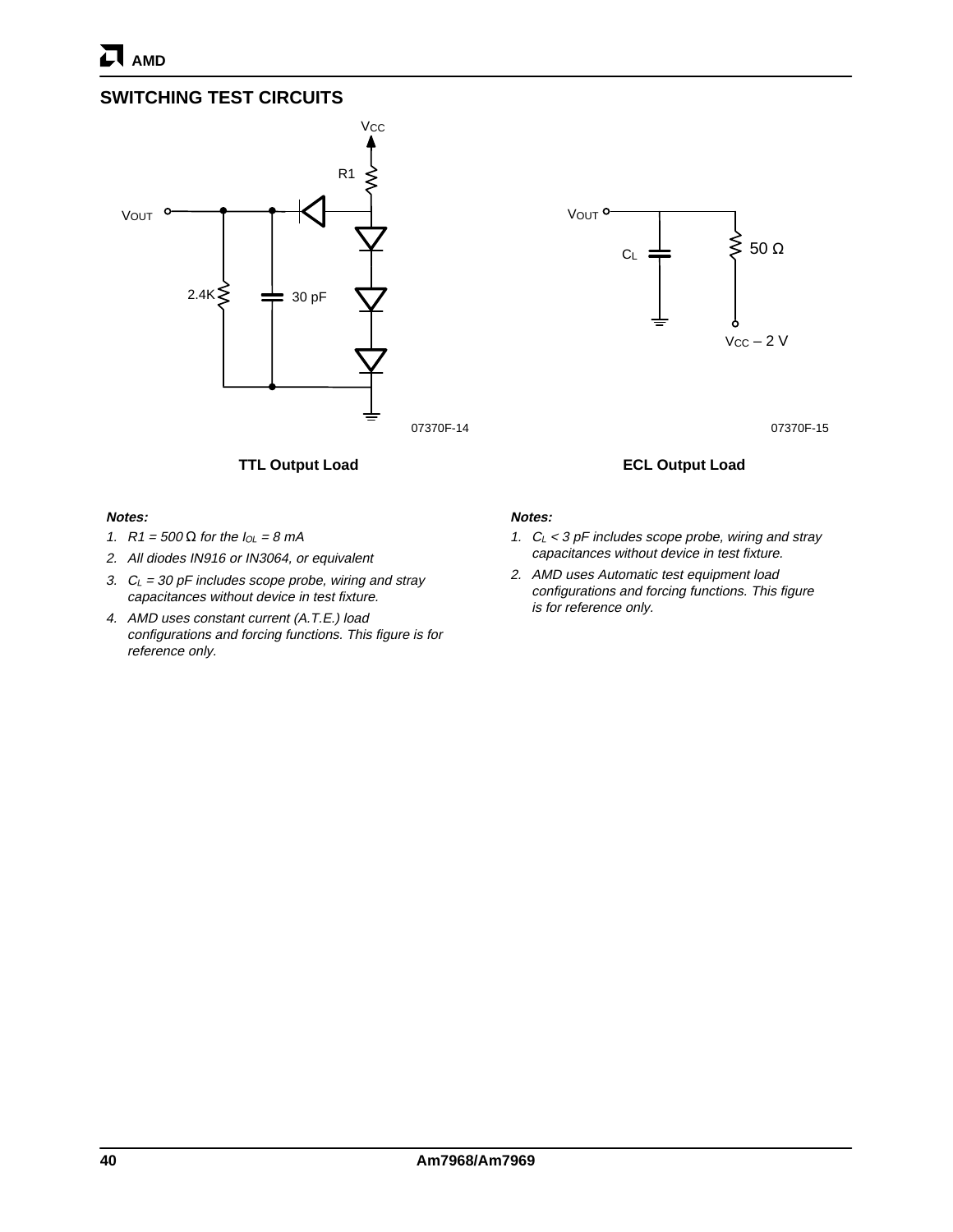## SWITCHING TEST CIRCUITS

$V_{CC}$

R1

$V_{OUT}$

2.4K

30 pF

07370F-14

**TTL Output Load**

$V_{OUT}$

$C_L$

50 Ω

$V_{CC}$ – 2 V

07370F-15

**ECL Output Load**

***Notes:***

1. *R1 = 500 Ω for the $I_{OL}$ = 8 mA*
2. *All diodes IN916 or IN3064, or equivalent*
3. *$C_L$ = 30 pF includes scope probe, wiring and stray capacitances without device in test fixture.*
4. *AMD uses constant current (A.T.E.) load configurations and forcing functions. This figure is for reference only.*

***Notes:***

1. *$C_L$ < 3 pF includes scope probe, wiring and stray capacitances without device in test fixture.*
2. *AMD uses Automatic test equipment load configurations and forcing functions. This figure is for reference only.*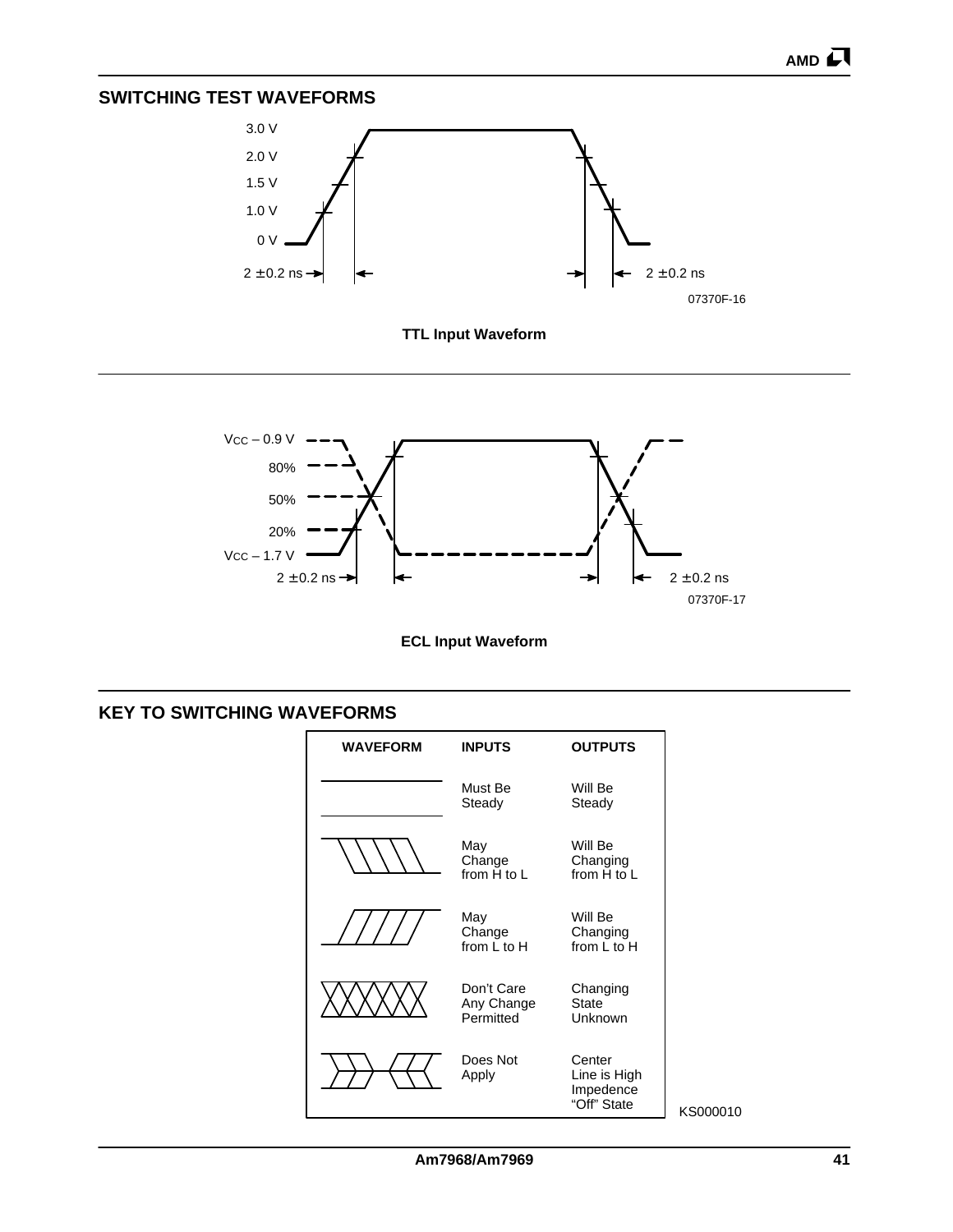## SWITCHING TEST WAVEFORMS

3.0 V
2.0 V
1.5 V
1.0 V
0 V

2 ±0.2 ns    2 ±0.2 ns

07370F-16

**TTL Input Waveform**

$V_{CC}$ – 0.9 V
80%
50%
20%
$V_{CC}$ – 1.7 V

2 ±0.2 ns    2 ±0.2 ns

07370F-17

**ECL Input Waveform**

## KEY TO SWITCHING WAVEFORMS

| WAVEFORM | INPUTS | OUTPUTS |
|---|---|---|
| (steady lines) | Must Be Steady | Will Be Steady |
| (H to L hatching) | May Change from H to L | Will Be Changing from H to L |
| (L to H hatching) | May Change from L to H | Will Be Changing from L to H |
| (crossed hatching) | Don't Care Any Change Permitted | Changing State Unknown |
| (center line) | Does Not Apply | Center Line is High Impedence "Off" State |

KS000010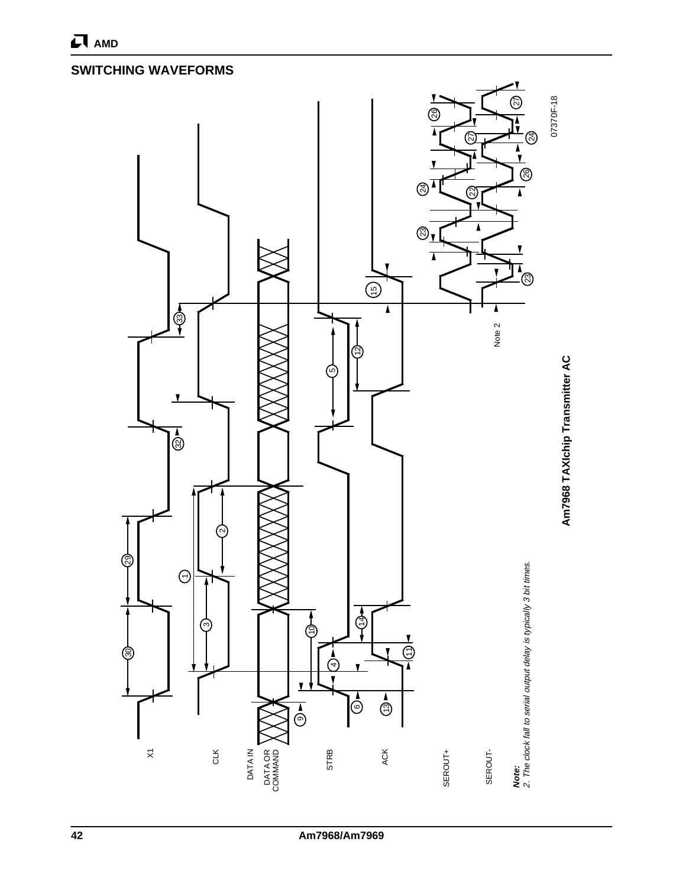## SWITCHING WAVEFORMS

X1

CLK

DATA IN
DATA OR COMMAND

STRB

ACK

SEROUT+

SEROUT-

Note 2

07370F-18

*Note:*
*2. The clock fall to serial output delay is typically 3 bit times.*

**Am7968 TAXIchip Transmitter AC**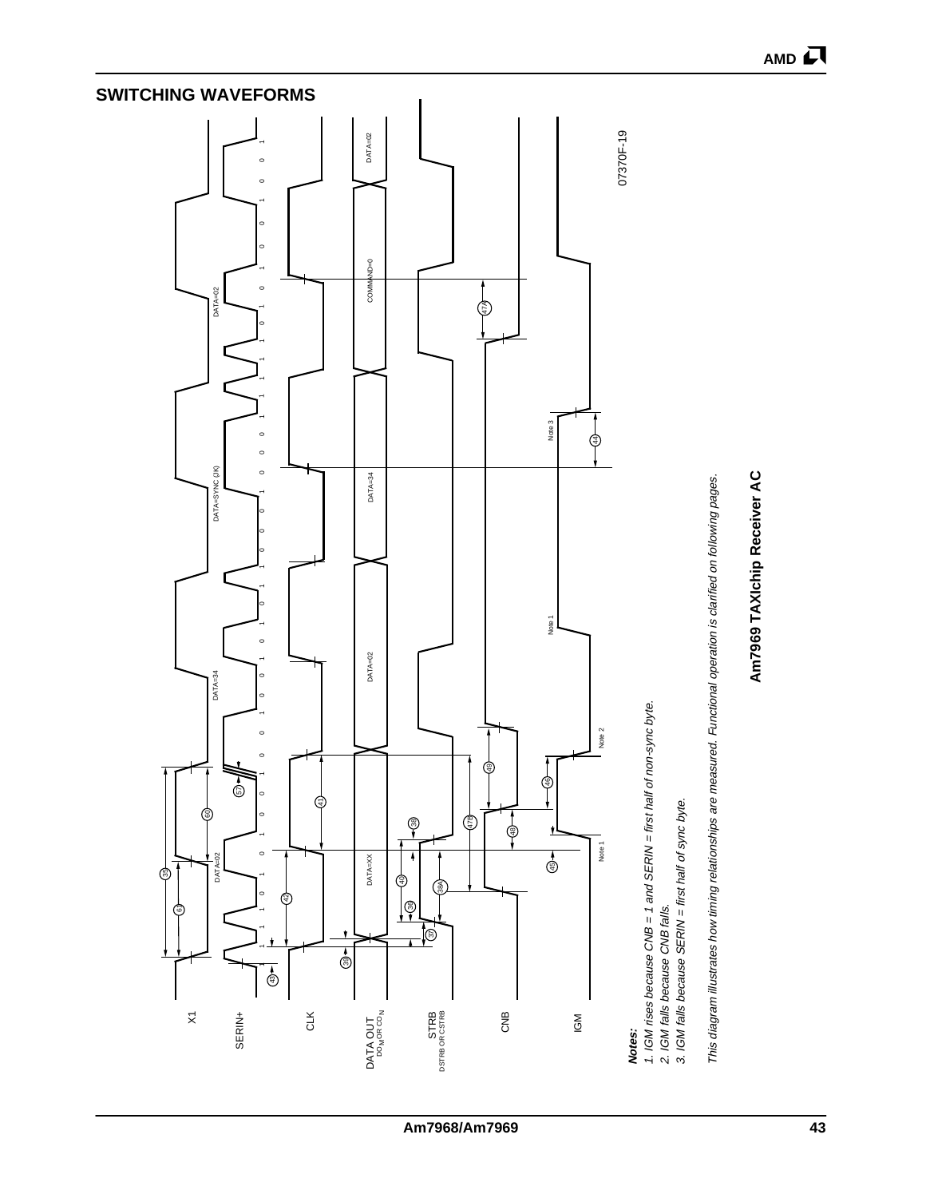## SWITCHING WAVEFORMS

*Notes:*

*1. IGM rises because CNB = 1 and SERIN = first half of non-sync byte.*

*2. IGM falls because CNB falls.*

*3. IGM falls because SERIN = first half of sync byte.*

*This diagram illustrates how timing relationships are measured. Functional operation is clarified on following pages.*

07370F-19

**Am7969 TAXIchip Receiver AC**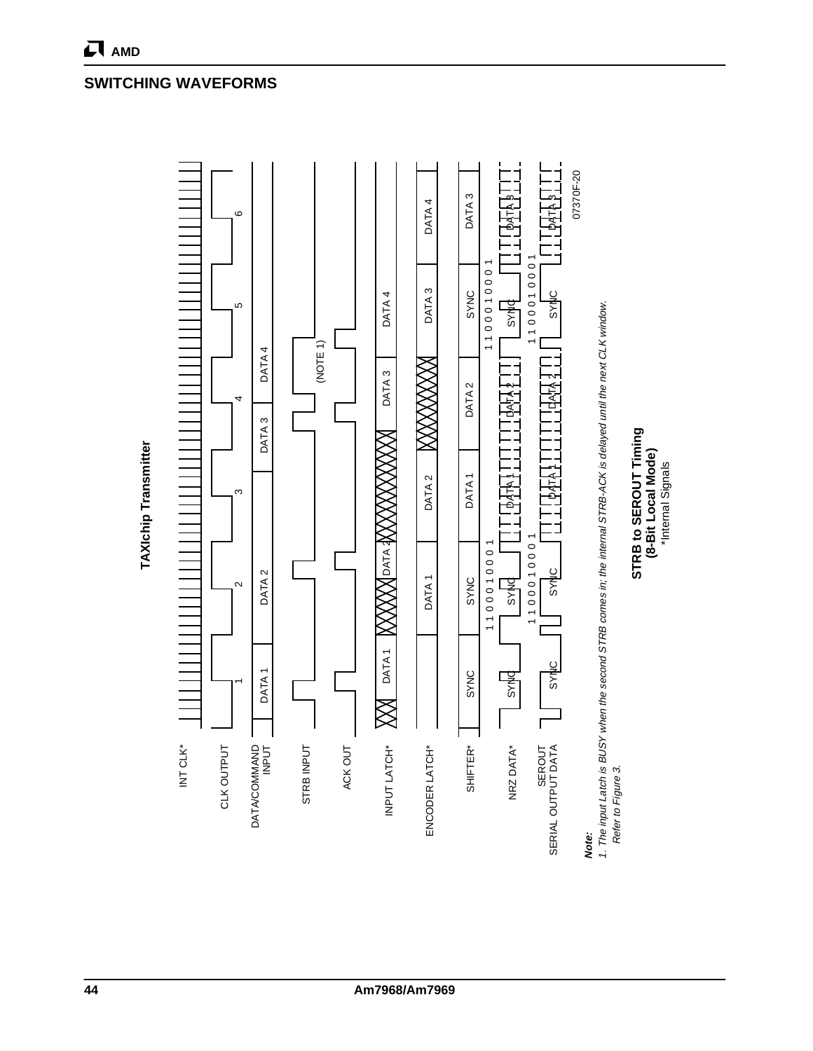## SWITCHING WAVEFORMS

**TAXIchip Transmitter**

INT CLK*

CLK OUTPUT

DATA/COMMAND INPUT

STRB INPUT

ACK OUT

INPUT LATCH*

ENCODER LATCH*

SHIFTER*

NRZ DATA*

SEROUT SERIAL OUTPUT DATA

DATA 1, DATA 2, DATA 3, DATA 4

(NOTE 1)

SYNC

1 1 0 0 0 1 0 0 0 1

07370F-20

***Note:***

*1. The input Latch is BUSY when the second STRB comes in; the internal STRB-ACK is delayed until the next CLK window. Refer to Figure 3.*

**STRB to SEROUT Timing (8-Bit Local Mode)**

*Internal Signals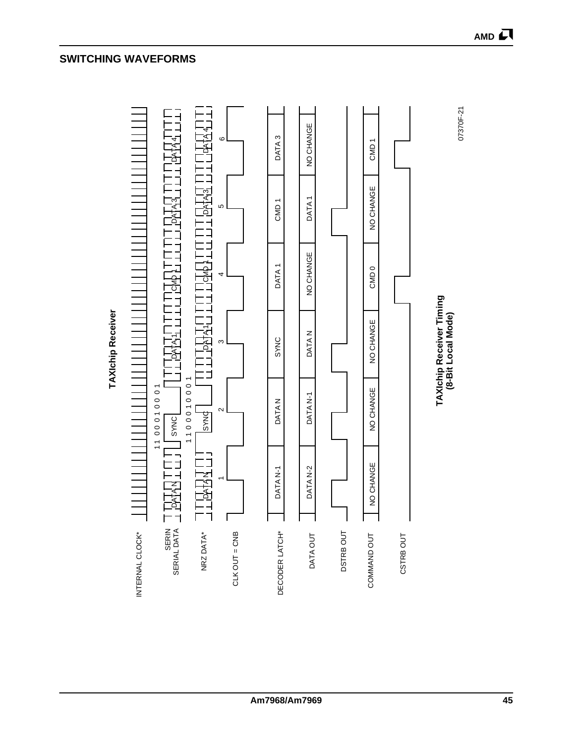## SWITCHING WAVEFORMS

**TAXIchip Receiver**

INTERNAL CLOCK*

SERIN
SERIAL DATA

NRZ DATA*

CLK OUT = CNB

DECODER LATCH*

DATA OUT

DSTRB OUT

COMMAND OUT

CSTRB OUT

11 00 0 1 0 0 0 1

1 1 0 0 0 1 0 0 0 1

DATA N | SYNC | DATA 1 | CMD 1 | DATA 3 | DATA 4

1 | 2 | 3 | 4 | 5 | 6

| DECODER LATCH* | DATA OUT | COMMAND OUT |
| --- | --- | --- |
| DATA N-1 | DATA N-2 | NO CHANGE |
| DATA N | DATA N-1 | NO CHANGE |
| SYNC | DATA N | NO CHANGE |
| DATA 1 | NO CHANGE | CMD 0 |
| CMD 1 | DATA 1 | NO CHANGE |
| DATA 3 | NO CHANGE | CMD 1 |

**TAXIchip Receiver Timing (8-Bit Local Mode)**

07370F-21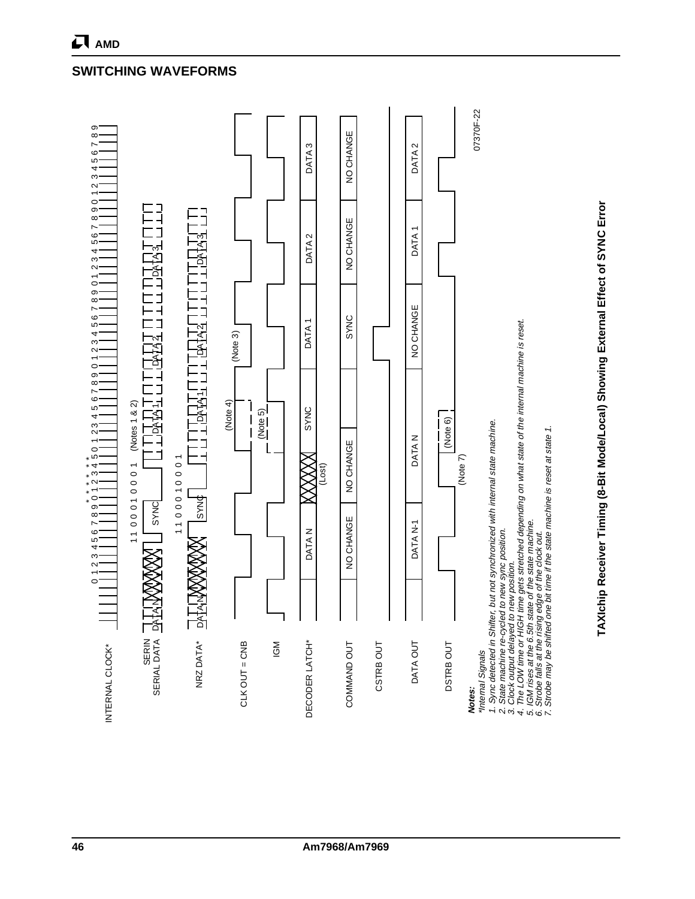## SWITCHING WAVEFORMS

INTERNAL CLOCK*

SERIN
SERIAL DATA

NRZ DATA*

CLK OUT = CNB

IGM

DECODER LATCH*

COMMAND OUT

CSTRB OUT

DATA OUT

DSTRB OUT

**Notes:**

*Internal Signals

1. Sync detected in Shifter, but not synchronized with internal state machine.
2. State machine re-cycled to new sync position.
3. Clock output delayed to new position.
4. The LOW time or HIGH time gets stretched depending on what state of the internal machine is reset.
5. IGM rises at the 6.5th state of the state machine.
6. Strobe falls at the rising edge of the clock out.
7. Strobe may be shifted one bit time if the state machine is reset at state 1.

07370F-22

**TAXIchip Receiver Timing (8-Bit Mode/Local) Showing External Effect of SYNC Error**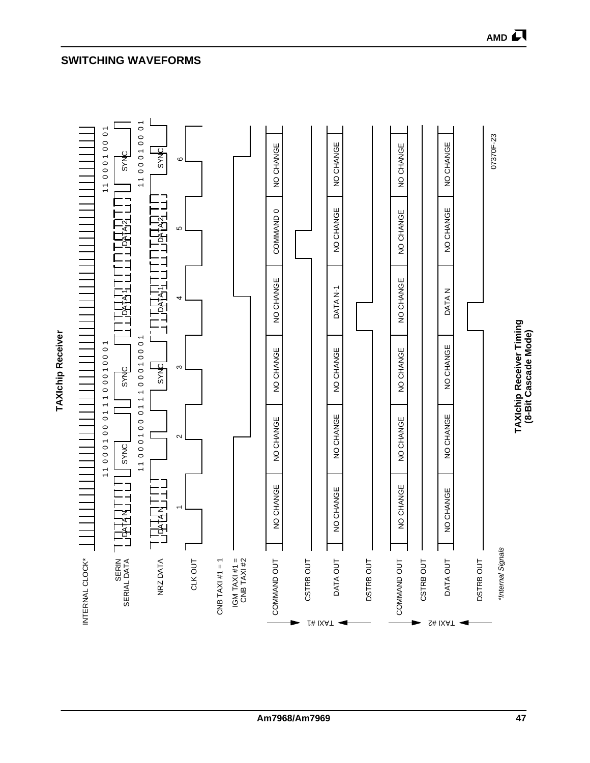## SWITCHING WAVEFORMS

**TAXIchip Receiver**

INTERNAL CLOCK*

SERIN
SERIAL DATA

NRZ DATA

CLK OUT

CNB TAXI #1 = 1

IGM TAXI #1 =
CNB TAXI #2

TAXI #1: COMMAND OUT, CSTRB OUT, DATA OUT, DSTRB OUT

TAXI #2: COMMAND OUT, CSTRB OUT, DATA OUT, DSTRB OUT

DATA N — SYNC (11 0 0 0 1 00 01) — SYNC (1 1 1 0 0 0 1 0 0 0 1) — DATA 1 — DATA 2 — SYNC (11 0 0 0 1 00 01)

| Output | 1 | 2 | 3 | 4 | 5 | 6 |
|---|---|---|---|---|---|---|
| TAXI #1 COMMAND OUT | NO CHANGE | NO CHANGE | NO CHANGE | NO CHANGE | COMMAND 0 | NO CHANGE |
| TAXI #1 DATA OUT | NO CHANGE | NO CHANGE | NO CHANGE | DATA N-1 | NO CHANGE | NO CHANGE |
| TAXI #2 COMMAND OUT | NO CHANGE | NO CHANGE | NO CHANGE | NO CHANGE | NO CHANGE | NO CHANGE |
| TAXI #2 DATA OUT | NO CHANGE | NO CHANGE | NO CHANGE | DATA N | NO CHANGE | NO CHANGE |

*Internal Signals*

07370F-23

**TAXIchip Receiver Timing (8-Bit Cascade Mode)**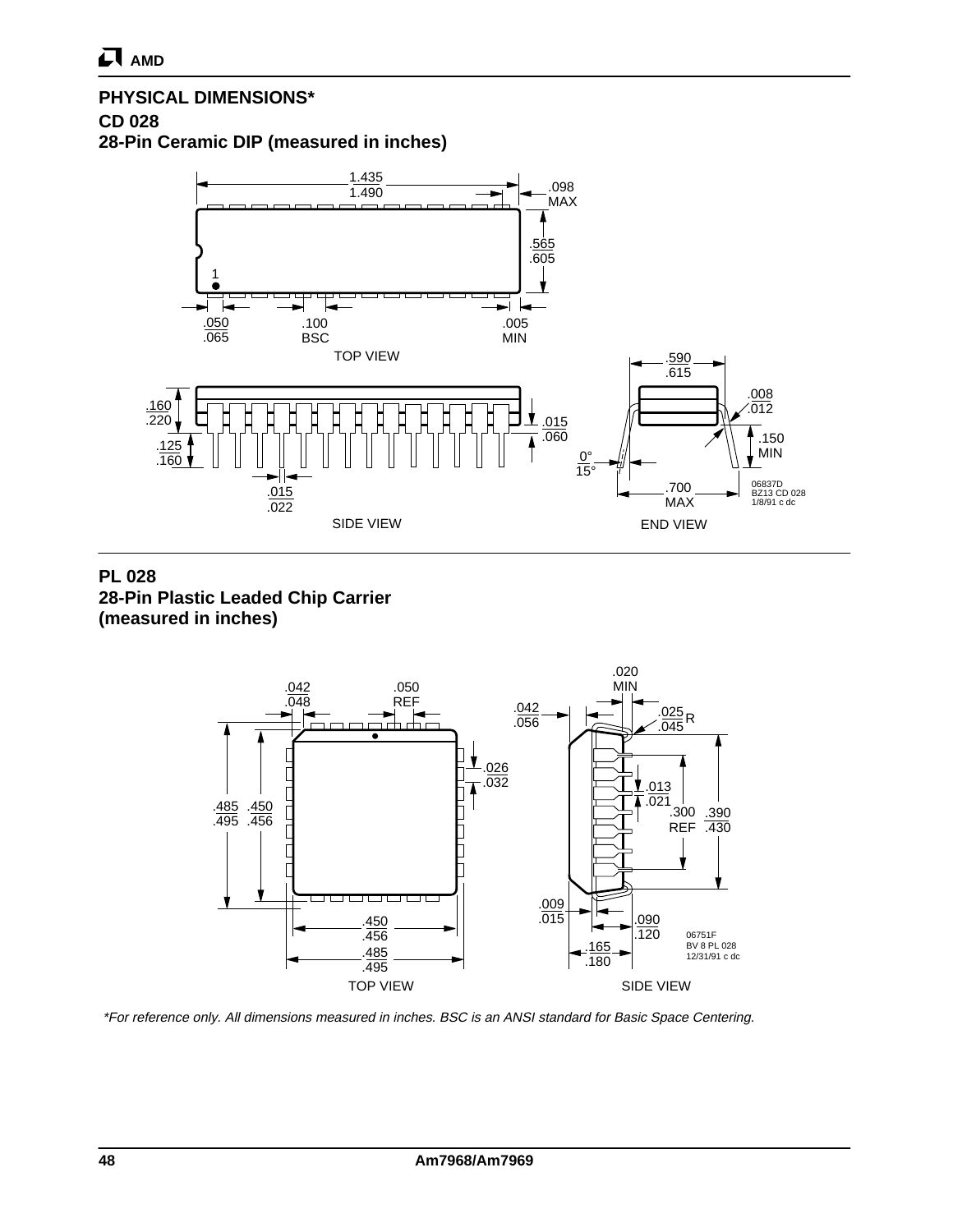## PHYSICAL DIMENSIONS*

### CD 028
### 28-Pin Ceramic DIP (measured in inches)

### PL 028
### 28-Pin Plastic Leaded Chip Carrier (measured in inches)

*\*For reference only. All dimensions measured in inches. BSC is an ANSI standard for Basic Space Centering.*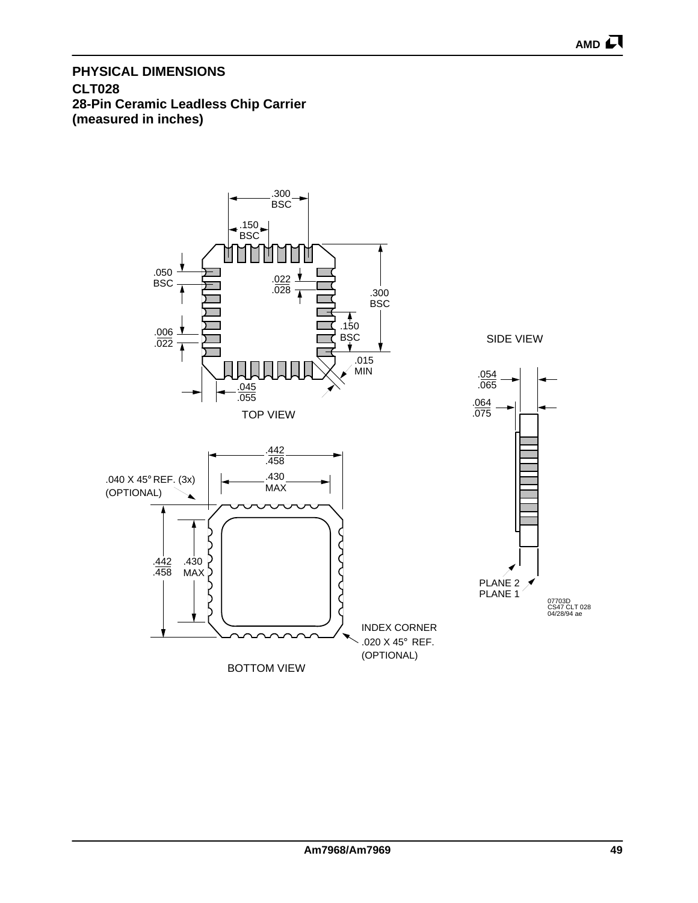## PHYSICAL DIMENSIONS

**CLT028**
**28-Pin Ceramic Leadless Chip Carrier**
**(measured in inches)**

.300 BSC

.150 BSC

.050 BSC

.022 / .028

.300 BSC

.006 / .022

.150 BSC

.015 MIN

.045 / .055

TOP VIEW

SIDE VIEW

.054 / .065

.064 / .075

.442 / .458

.040 X 45° REF. (3x) (OPTIONAL)

.430 MAX

.442 / .458

.430 MAX

PLANE 2
PLANE 1

07703D
CS47 CLT 028
04/28/94 ae

INDEX CORNER
.020 X 45° REF.
(OPTIONAL)

BOTTOM VIEW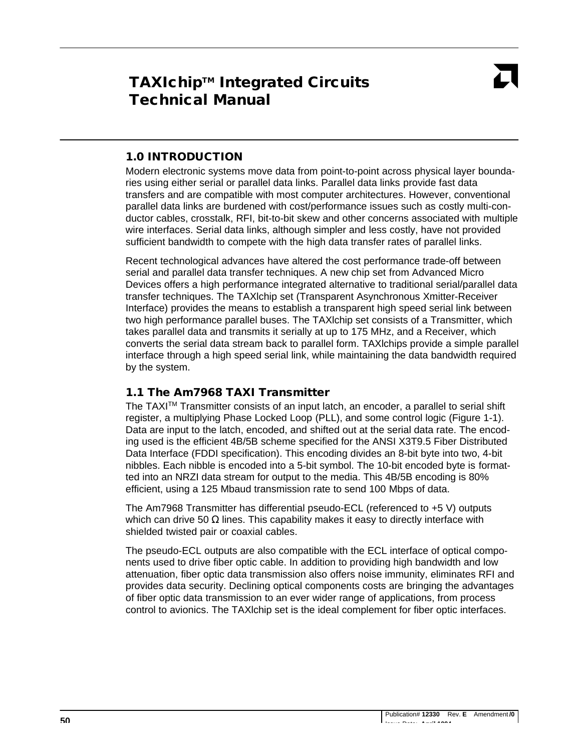# TAXIchip™ Integrated Circuits Technical Manual

## 1.0 INTRODUCTION

Modern electronic systems move data from point-to-point across physical layer boundaries using either serial or parallel data links. Parallel data links provide fast data transfers and are compatible with most computer architectures. However, conventional parallel data links are burdened with cost/performance issues such as costly multi-conductor cables, crosstalk, RFI, bit-to-bit skew and other concerns associated with multiple wire interfaces. Serial data links, although simpler and less costly, have not provided sufficient bandwidth to compete with the high data transfer rates of parallel links.

Recent technological advances have altered the cost performance trade-off between serial and parallel data transfer techniques. A new chip set from Advanced Micro Devices offers a high performance integrated alternative to traditional serial/parallel data transfer techniques. The TAXlchip set (Transparent Asynchronous Xmitter-Receiver Interface) provides the means to establish a transparent high speed serial link between two high performance parallel buses. The TAXlchip set consists of a Transmitter, which takes parallel data and transmits it serially at up to 175 MHz, and a Receiver, which converts the serial data stream back to parallel form. TAXlchips provide a simple parallel interface through a high speed serial link, while maintaining the data bandwidth required by the system.

### 1.1 The Am7968 TAXI Transmitter

The TAXI™ Transmitter consists of an input latch, an encoder, a parallel to serial shift register, a multiplying Phase Locked Loop (PLL), and some control logic (Figure 1-1). Data are input to the latch, encoded, and shifted out at the serial data rate. The encoding used is the efficient 4B/5B scheme specified for the ANSI X3T9.5 Fiber Distributed Data Interface (FDDI specification). This encoding divides an 8-bit byte into two, 4-bit nibbles. Each nibble is encoded into a 5-bit symbol. The 10-bit encoded byte is formatted into an NRZI data stream for output to the media. This 4B/5B encoding is 80% efficient, using a 125 Mbaud transmission rate to send 100 Mbps of data.

The Am7968 Transmitter has differential pseudo-ECL (referenced to +5 V) outputs which can drive 50 Ω lines. This capability makes it easy to directly interface with shielded twisted pair or coaxial cables.

The pseudo-ECL outputs are also compatible with the ECL interface of optical components used to drive fiber optic cable. In addition to providing high bandwidth and low attenuation, fiber optic data transmission also offers noise immunity, eliminates RFI and provides data security. Declining optical components costs are bringing the advantages of fiber optic data transmission to an ever wider range of applications, from process control to avionics. The TAXlchip set is the ideal complement for fiber optic interfaces.

Publication# 12330 Rev. E Amendment /0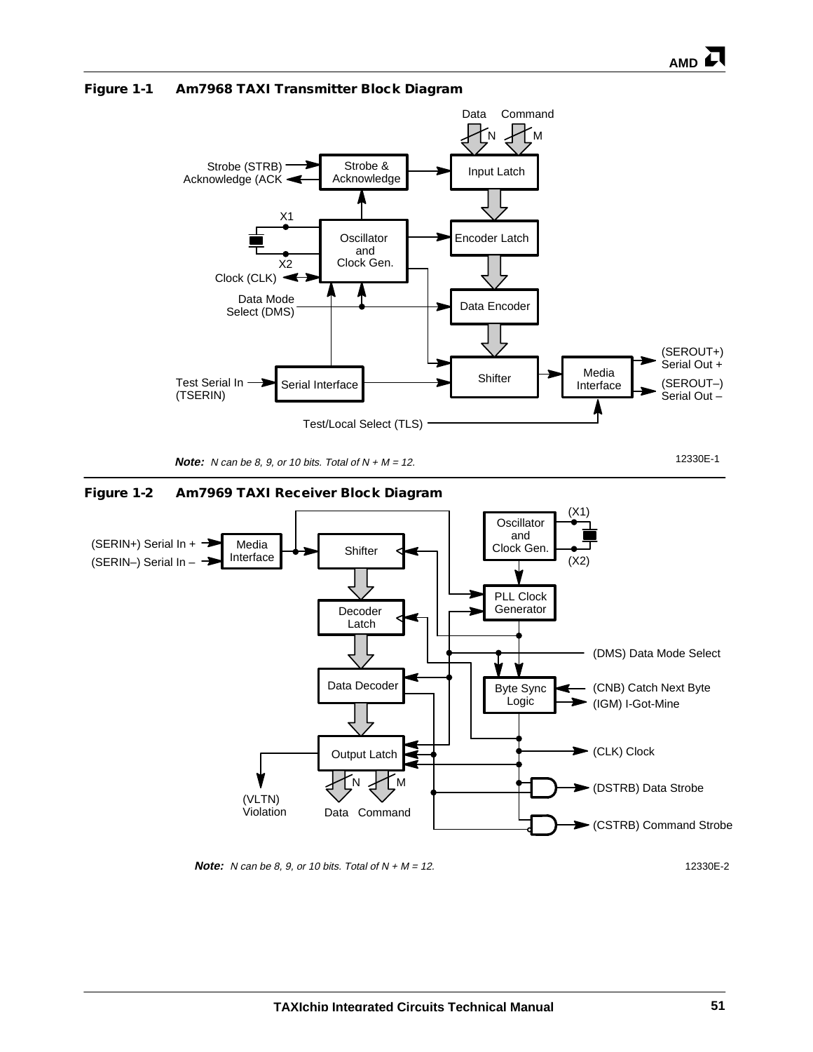**Figure 1-1 Am7968 TAXI Transmitter Block Diagram**

Data Command

N M

Strobe (STRB)
Acknowledge (ACK

Strobe & Acknowledge

Input Latch

X1

X2

Oscillator and Clock Gen.

Encoder Latch

Clock (CLK)

Data Mode Select (DMS)

Data Encoder

(SEROUT+) Serial Out +

Shifter

Media Interface

(SEROUT–) Serial Out –

Test Serial In (TSERIN)

Serial Interface

Test/Local Select (TLS)

***Note:*** *N can be 8, 9, or 10 bits. Total of N + M = 12.*

12330E-1

**Figure 1-2 Am7969 TAXI Receiver Block Diagram**

(SERIN+) Serial In +

(SERIN–) Serial In –

Media Interface

Shifter

Oscillator and Clock Gen.

(X1)

(X2)

PLL Clock Generator

Decoder Latch

(DMS) Data Mode Select

Data Decoder

Byte Sync Logic

(CNB) Catch Next Byte

(IGM) I-Got-Mine

(CLK) Clock

Output Latch

(DSTRB) Data Strobe

(VLTN) Violation

N M

Data Command

(CSTRB) Command Strobe

***Note:*** *N can be 8, 9, or 10 bits. Total of N + M = 12.*

12330E-2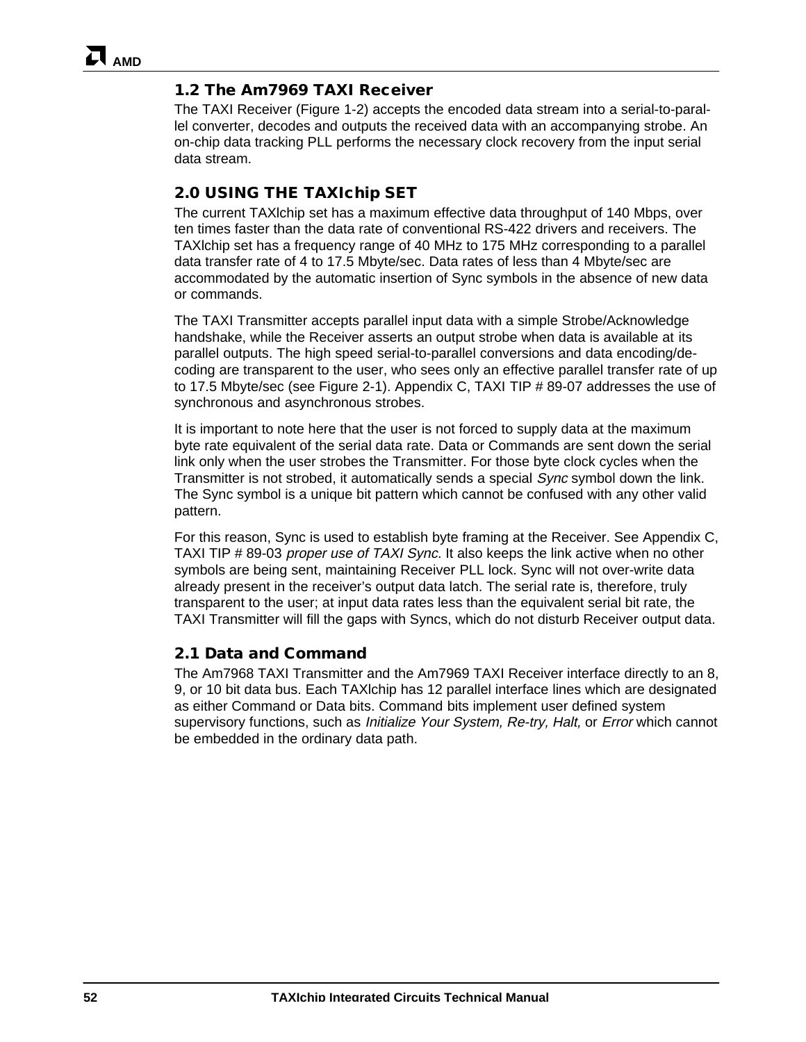## 1.2 The Am7969 TAXI Receiver

The TAXI Receiver (Figure 1-2) accepts the encoded data stream into a serial-to-parallel converter, decodes and outputs the received data with an accompanying strobe. An on-chip data tracking PLL performs the necessary clock recovery from the input serial data stream.

## 2.0 USING THE TAXIchip SET

The current TAXlchip set has a maximum effective data throughput of 140 Mbps, over ten times faster than the data rate of conventional RS-422 drivers and receivers. The TAXlchip set has a frequency range of 40 MHz to 175 MHz corresponding to a parallel data transfer rate of 4 to 17.5 Mbyte/sec. Data rates of less than 4 Mbyte/sec are accommodated by the automatic insertion of Sync symbols in the absence of new data or commands.

The TAXI Transmitter accepts parallel input data with a simple Strobe/Acknowledge handshake, while the Receiver asserts an output strobe when data is available at its parallel outputs. The high speed serial-to-parallel conversions and data encoding/decoding are transparent to the user, who sees only an effective parallel transfer rate of up to 17.5 Mbyte/sec (see Figure 2-1). Appendix C, TAXI TIP # 89-07 addresses the use of synchronous and asynchronous strobes.

It is important to note here that the user is not forced to supply data at the maximum byte rate equivalent of the serial data rate. Data or Commands are sent down the serial link only when the user strobes the Transmitter. For those byte clock cycles when the Transmitter is not strobed, it automatically sends a special *Sync* symbol down the link. The Sync symbol is a unique bit pattern which cannot be confused with any other valid pattern.

For this reason, Sync is used to establish byte framing at the Receiver. See Appendix C, TAXI TIP # 89-03 *proper use of TAXI Sync.* It also keeps the link active when no other symbols are being sent, maintaining Receiver PLL lock. Sync will not over-write data already present in the receiver's output data latch. The serial rate is, therefore, truly transparent to the user; at input data rates less than the equivalent serial bit rate, the TAXI Transmitter will fill the gaps with Syncs, which do not disturb Receiver output data.

### 2.1 Data and Command

The Am7968 TAXI Transmitter and the Am7969 TAXI Receiver interface directly to an 8, 9, or 10 bit data bus. Each TAXlchip has 12 parallel interface lines which are designated as either Command or Data bits. Command bits implement user defined system supervisory functions, such as *Initialize Your System, Re-try, Halt,* or *Error* which cannot be embedded in the ordinary data path.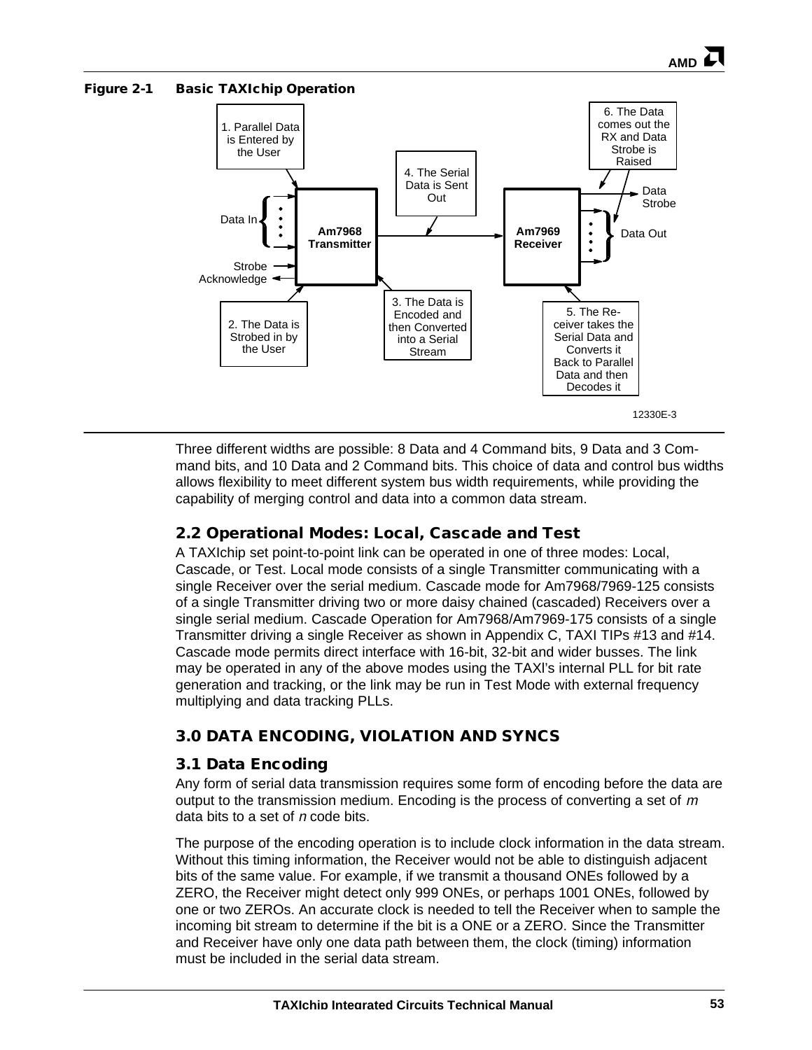**Figure 2-1 Basic TAXIchip Operation**

1. Parallel Data is Entered by the User
2. The Data is Strobed in by the User
3. The Data is Encoded and then Converted into a Serial Stream
4. The Serial Data is Sent Out
5. The Receiver takes the Serial Data and Converts it Back to Parallel Data and then Decodes it
6. The Data comes out the RX and Data Strobe is Raised

Data In, Strobe, Acknowledge, Am7968 Transmitter, Am7969 Receiver, Data Strobe, Data Out

12330E-3

Three different widths are possible: 8 Data and 4 Command bits, 9 Data and 3 Command bits, and 10 Data and 2 Command bits. This choice of data and control bus widths allows flexibility to meet different system bus width requirements, while providing the capability of merging control and data into a common data stream.

## 2.2 Operational Modes: Local, Cascade and Test

A TAXIchip set point-to-point link can be operated in one of three modes: Local, Cascade, or Test. Local mode consists of a single Transmitter communicating with a single Receiver over the serial medium. Cascade mode for Am7968/7969-125 consists of a single Transmitter driving two or more daisy chained (cascaded) Receivers over a single serial medium. Cascade Operation for Am7968/Am7969-175 consists of a single Transmitter driving a single Receiver as shown in Appendix C, TAXI TIPs #13 and #14. Cascade mode permits direct interface with 16-bit, 32-bit and wider busses. The link may be operated in any of the above modes using the TAXI's internal PLL for bit rate generation and tracking, or the link may be run in Test Mode with external frequency multiplying and data tracking PLLs.

# 3.0 DATA ENCODING, VIOLATION AND SYNCS

## 3.1 Data Encoding

Any form of serial data transmission requires some form of encoding before the data are output to the transmission medium. Encoding is the process of converting a set of *m* data bits to a set of *n* code bits.

The purpose of the encoding operation is to include clock information in the data stream. Without this timing information, the Receiver would not be able to distinguish adjacent bits of the same value. For example, if we transmit a thousand ONEs followed by a ZERO, the Receiver might detect only 999 ONEs, or perhaps 1001 ONEs, followed by one or two ZEROs. An accurate clock is needed to tell the Receiver when to sample the incoming bit stream to determine if the bit is a ONE or a ZERO. Since the Transmitter and Receiver have only one data path between them, the clock (timing) information must be included in the serial data stream.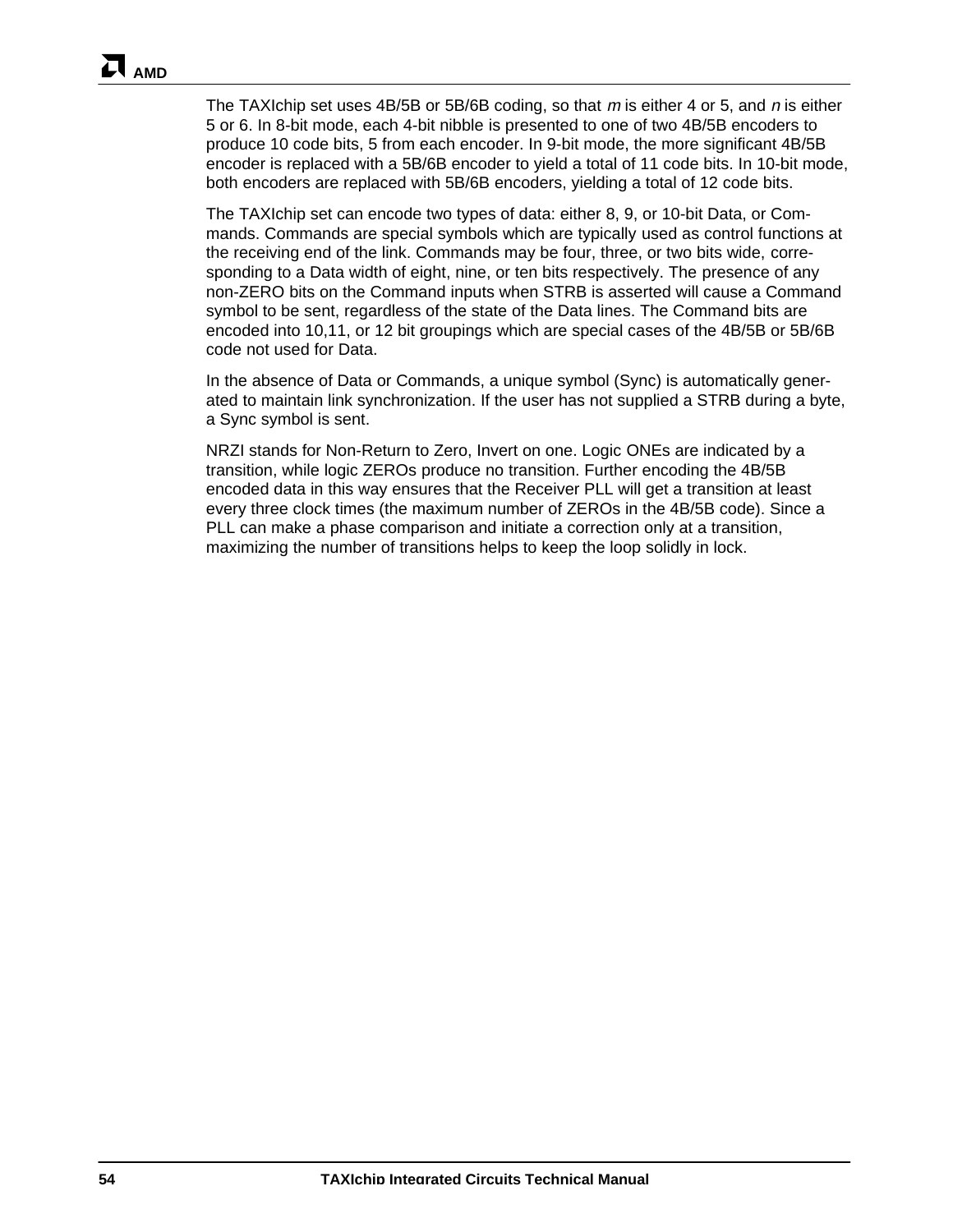The TAXIchip set uses 4B/5B or 5B/6B coding, so that *m* is either 4 or 5, and *n* is either 5 or 6. In 8-bit mode, each 4-bit nibble is presented to one of two 4B/5B encoders to produce 10 code bits, 5 from each encoder. In 9-bit mode, the more significant 4B/5B encoder is replaced with a 5B/6B encoder to yield a total of 11 code bits. In 10-bit mode, both encoders are replaced with 5B/6B encoders, yielding a total of 12 code bits.

The TAXIchip set can encode two types of data: either 8, 9, or 10-bit Data, or Commands. Commands are special symbols which are typically used as control functions at the receiving end of the link. Commands may be four, three, or two bits wide, corresponding to a Data width of eight, nine, or ten bits respectively. The presence of any non-ZERO bits on the Command inputs when STRB is asserted will cause a Command symbol to be sent, regardless of the state of the Data lines. The Command bits are encoded into 10,11, or 12 bit groupings which are special cases of the 4B/5B or 5B/6B code not used for Data.

In the absence of Data or Commands, a unique symbol (Sync) is automatically generated to maintain link synchronization. If the user has not supplied a STRB during a byte, a Sync symbol is sent.

NRZI stands for Non-Return to Zero, Invert on one. Logic ONEs are indicated by a transition, while logic ZEROs produce no transition. Further encoding the 4B/5B encoded data in this way ensures that the Receiver PLL will get a transition at least every three clock times (the maximum number of ZEROs in the 4B/5B code). Since a PLL can make a phase comparison and initiate a correction only at a transition, maximizing the number of transitions helps to keep the loop solidly in lock.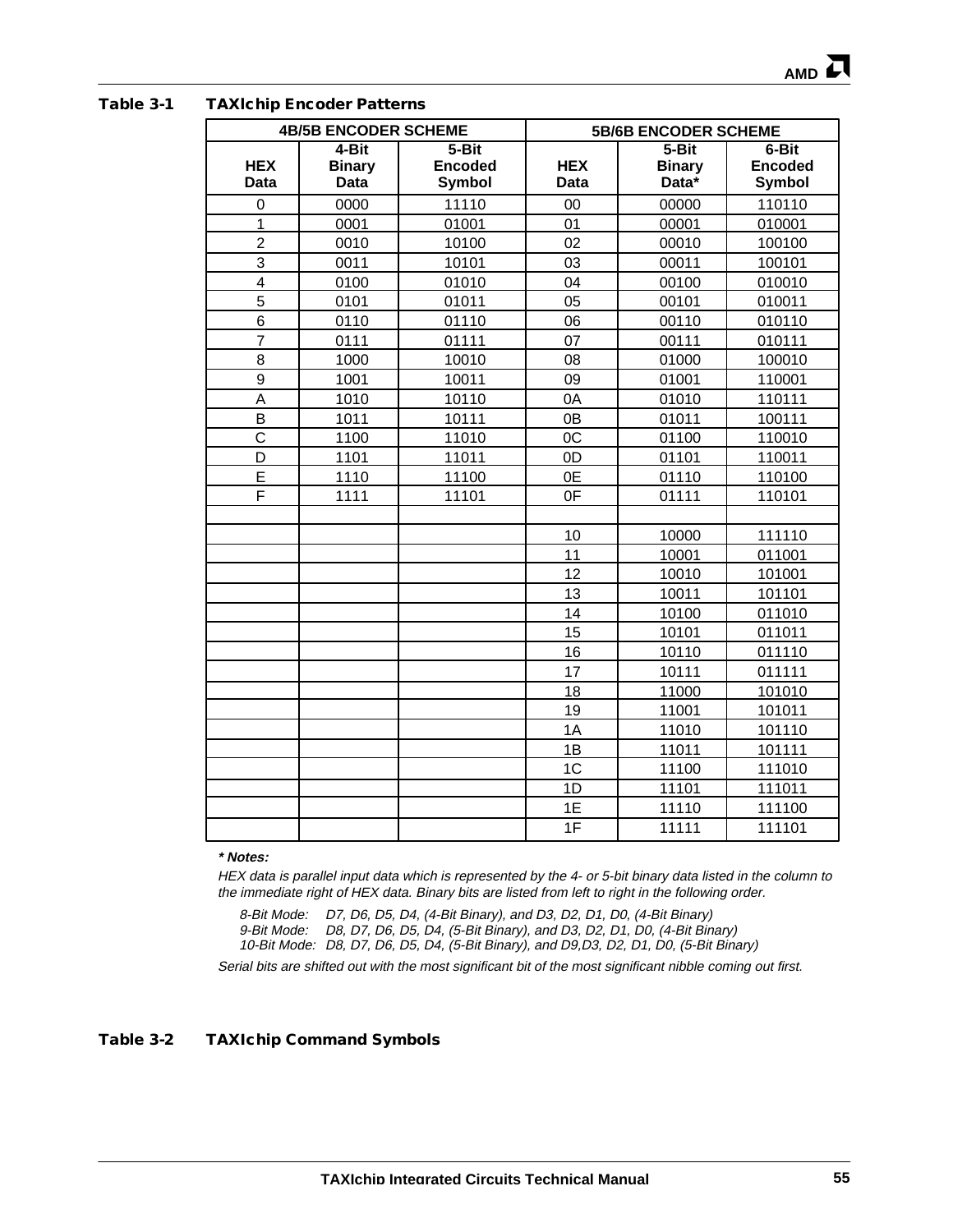**Table 3-1 TAXIchip Encoder Patterns**

| 4B/5B ENCODER SCHEME | | | 5B/6B ENCODER SCHEME | | |
|---|---|---|---|---|---|
| HEX Data | 4-Bit Binary Data | 5-Bit Encoded Symbol | HEX Data | 5-Bit Binary Data* | 6-Bit Encoded Symbol |
| 0 | 0000 | 11110 | 00 | 00000 | 110110 |
| 1 | 0001 | 01001 | 01 | 00001 | 010001 |
| 2 | 0010 | 10100 | 02 | 00010 | 100100 |
| 3 | 0011 | 10101 | 03 | 00011 | 100101 |
| 4 | 0100 | 01010 | 04 | 00100 | 010010 |
| 5 | 0101 | 01011 | 05 | 00101 | 010011 |
| 6 | 0110 | 01110 | 06 | 00110 | 010110 |
| 7 | 0111 | 01111 | 07 | 00111 | 010111 |
| 8 | 1000 | 10010 | 08 | 01000 | 100010 |
| 9 | 1001 | 10011 | 09 | 01001 | 110001 |
| A | 1010 | 10110 | 0A | 01010 | 110111 |
| B | 1011 | 10111 | 0B | 01011 | 100111 |
| C | 1100 | 11010 | 0C | 01100 | 110010 |
| D | 1101 | 11011 | 0D | 01101 | 110011 |
| E | 1110 | 11100 | 0E | 01110 | 110100 |
| F | 1111 | 11101 | 0F | 01111 | 110101 |
| | | | | | |
| | | | 10 | 10000 | 111110 |
| | | | 11 | 10001 | 011001 |
| | | | 12 | 10010 | 101001 |
| | | | 13 | 10011 | 101101 |
| | | | 14 | 10100 | 011010 |
| | | | 15 | 10101 | 011011 |
| | | | 16 | 10110 | 011110 |
| | | | 17 | 10111 | 011111 |
| | | | 18 | 11000 | 101010 |
| | | | 19 | 11001 | 101011 |
| | | | 1A | 11010 | 101110 |
| | | | 1B | 11011 | 101111 |
| | | | 1C | 11100 | 111010 |
| | | | 1D | 11101 | 111011 |
| | | | 1E | 11110 | 111100 |
| | | | 1F | 11111 | 111101 |

***\* Notes:***

*HEX data is parallel input data which is represented by the 4- or 5-bit binary data listed in the column to the immediate right of HEX data. Binary bits are listed from left to right in the following order.*

*8-Bit Mode: D7, D6, D5, D4, (4-Bit Binary), and D3, D2, D1, D0, (4-Bit Binary)*
*9-Bit Mode: D8, D7, D6, D5, D4, (5-Bit Binary), and D3, D2, D1, D0, (4-Bit Binary)*
*10-Bit Mode: D8, D7, D6, D5, D4, (5-Bit Binary), and D9,D3, D2, D1, D0, (5-Bit Binary)*

*Serial bits are shifted out with the most significant bit of the most significant nibble coming out first.*

**Table 3-2 TAXIchip Command Symbols**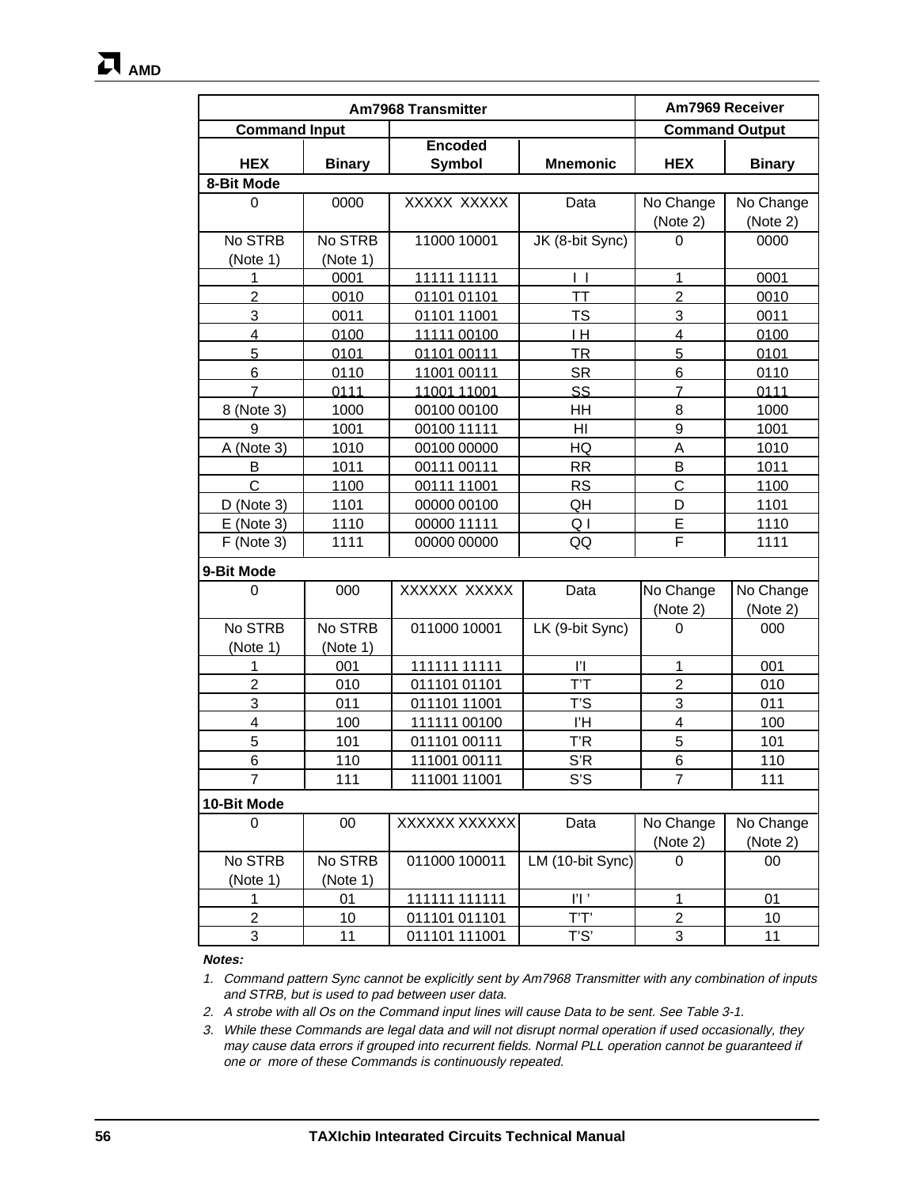| Am7968 Transmitter | | | | Am7969 Receiver | |
|---|---|---|---|---|---|
| Command Input | | | | Command Output | |
| HEX | Binary | Encoded Symbol | Mnemonic | HEX | Binary |
| **8-Bit Mode** | | | | | |
| 0 | 0000 | XXXXX XXXXX | Data | No Change (Note 2) | No Change (Note 2) |
| No STRB (Note 1) | No STRB (Note 1) | 11000 10001 | JK (8-bit Sync) | 0 | 0000 |
| 1 | 0001 | 11111 11111 | I I | 1 | 0001 |
| 2 | 0010 | 01101 01101 | TT | 2 | 0010 |
| 3 | 0011 | 01101 11001 | TS | 3 | 0011 |
| 4 | 0100 | 11111 00100 | I H | 4 | 0100 |
| 5 | 0101 | 01101 00111 | TR | 5 | 0101 |
| 6 | 0110 | 11001 00111 | SR | 6 | 0110 |
| 7 | 0111 | 11001 11001 | SS | 7 | 0111 |
| 8 (Note 3) | 1000 | 00100 00100 | HH | 8 | 1000 |
| 9 | 1001 | 00100 11111 | HI | 9 | 1001 |
| A (Note 3) | 1010 | 00100 00000 | HQ | A | 1010 |
| B | 1011 | 00111 00111 | RR | B | 1011 |
| C | 1100 | 00111 11001 | RS | C | 1100 |
| D (Note 3) | 1101 | 00000 00100 | QH | D | 1101 |
| E (Note 3) | 1110 | 00000 11111 | Q I | E | 1110 |
| F (Note 3) | 1111 | 00000 00000 | QQ | F | 1111 |
| **9-Bit Mode** | | | | | |
| 0 | 000 | XXXXXX XXXXX | Data | No Change (Note 2) | No Change (Note 2) |
| No STRB (Note 1) | No STRB (Note 1) | 011000 10001 | LK (9-bit Sync) | 0 | 000 |
| 1 | 001 | 111111 11111 | I'I | 1 | 001 |
| 2 | 010 | 011101 01101 | T'T | 2 | 010 |
| 3 | 011 | 011101 11001 | T'S | 3 | 011 |
| 4 | 100 | 111111 00100 | I'H | 4 | 100 |
| 5 | 101 | 011101 00111 | T'R | 5 | 101 |
| 6 | 110 | 111001 00111 | S'R | 6 | 110 |
| 7 | 111 | 111001 11001 | S'S | 7 | 111 |
| **10-Bit Mode** | | | | | |
| 0 | 00 | XXXXXX XXXXXX | Data | No Change (Note 2) | No Change (Note 2) |
| No STRB (Note 1) | No STRB (Note 1) | 011000 100011 | LM (10-bit Sync) | 0 | 00 |
| 1 | 01 | 111111 111111 | I'I ' | 1 | 01 |
| 2 | 10 | 011101 011101 | T'T' | 2 | 10 |
| 3 | 11 | 011101 111001 | T'S' | 3 | 11 |

***Notes:***

1. *Command pattern Sync cannot be explicitly sent by Am7968 Transmitter with any combination of inputs and STRB, but is used to pad between user data.*
2. *A strobe with all 0s on the Command input lines will cause Data to be sent. See Table 3-1.*
3. *While these Commands are legal data and will not disrupt normal operation if used occasionally, they may cause data errors if grouped into recurrent fields. Normal PLL operation cannot be guaranteed if one or more of these Commands is continuously repeated.*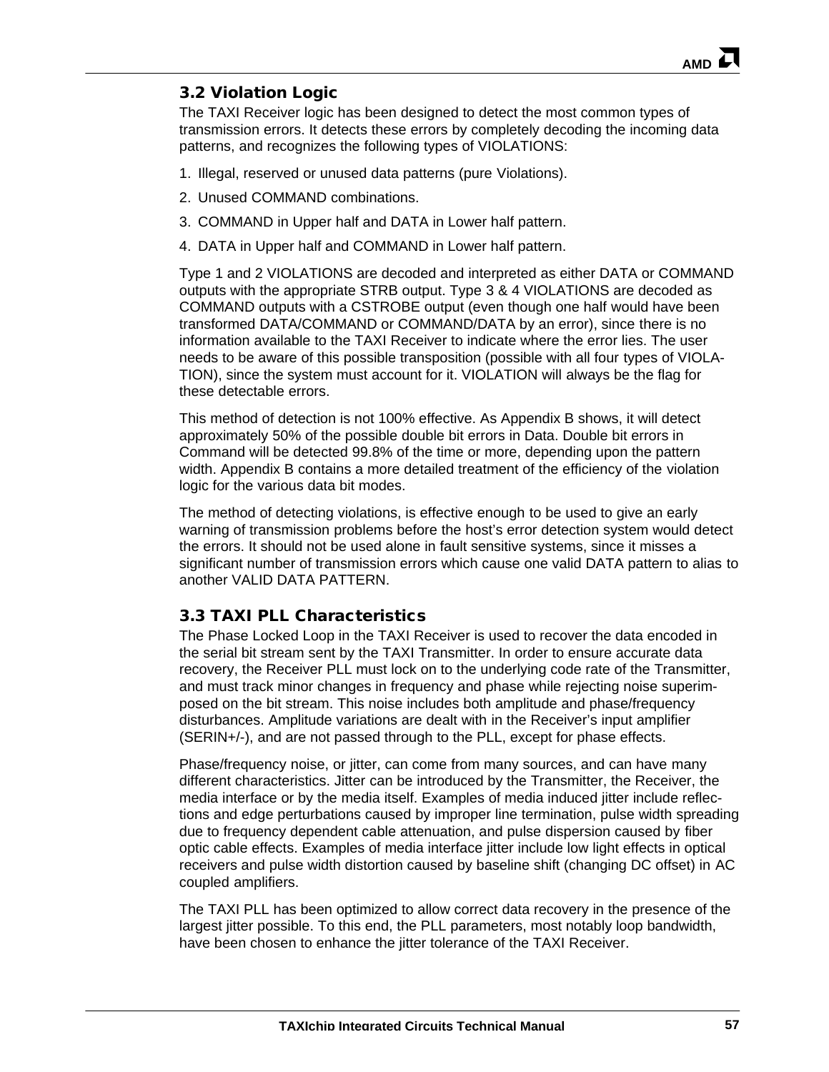## 3.2 Violation Logic

The TAXI Receiver logic has been designed to detect the most common types of transmission errors. It detects these errors by completely decoding the incoming data patterns, and recognizes the following types of VIOLATIONS:

1. Illegal, reserved or unused data patterns (pure Violations).
2. Unused COMMAND combinations.
3. COMMAND in Upper half and DATA in Lower half pattern.
4. DATA in Upper half and COMMAND in Lower half pattern.

Type 1 and 2 VIOLATIONS are decoded and interpreted as either DATA or COMMAND outputs with the appropriate STRB output. Type 3 & 4 VIOLATIONS are decoded as COMMAND outputs with a CSTROBE output (even though one half would have been transformed DATA/COMMAND or COMMAND/DATA by an error), since there is no information available to the TAXI Receiver to indicate where the error lies. The user needs to be aware of this possible transposition (possible with all four types of VIOLATION), since the system must account for it. VIOLATION will always be the flag for these detectable errors.

This method of detection is not 100% effective. As Appendix B shows, it will detect approximately 50% of the possible double bit errors in Data. Double bit errors in Command will be detected 99.8% of the time or more, depending upon the pattern width. Appendix B contains a more detailed treatment of the efficiency of the violation logic for the various data bit modes.

The method of detecting violations, is effective enough to be used to give an early warning of transmission problems before the host's error detection system would detect the errors. It should not be used alone in fault sensitive systems, since it misses a significant number of transmission errors which cause one valid DATA pattern to alias to another VALID DATA PATTERN.

## 3.3 TAXI PLL Characteristics

The Phase Locked Loop in the TAXI Receiver is used to recover the data encoded in the serial bit stream sent by the TAXI Transmitter. In order to ensure accurate data recovery, the Receiver PLL must lock on to the underlying code rate of the Transmitter, and must track minor changes in frequency and phase while rejecting noise superimposed on the bit stream. This noise includes both amplitude and phase/frequency disturbances. Amplitude variations are dealt with in the Receiver's input amplifier (SERIN+/-), and are not passed through to the PLL, except for phase effects.

Phase/frequency noise, or jitter, can come from many sources, and can have many different characteristics. Jitter can be introduced by the Transmitter, the Receiver, the media interface or by the media itself. Examples of media induced jitter include reflections and edge perturbations caused by improper line termination, pulse width spreading due to frequency dependent cable attenuation, and pulse dispersion caused by fiber optic cable effects. Examples of media interface jitter include low light effects in optical receivers and pulse width distortion caused by baseline shift (changing DC offset) in AC coupled amplifiers.

The TAXI PLL has been optimized to allow correct data recovery in the presence of the largest jitter possible. To this end, the PLL parameters, most notably loop bandwidth, have been chosen to enhance the jitter tolerance of the TAXI Receiver.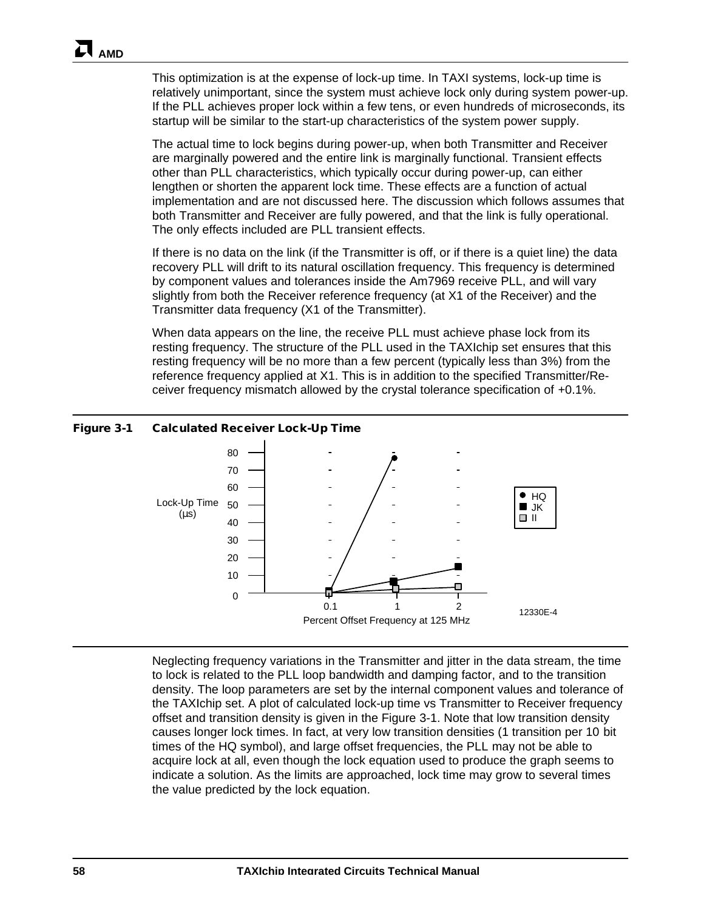This optimization is at the expense of lock-up time. In TAXI systems, lock-up time is relatively unimportant, since the system must achieve lock only during system power-up. If the PLL achieves proper lock within a few tens, or even hundreds of microseconds, its startup will be similar to the start-up characteristics of the system power supply.

The actual time to lock begins during power-up, when both Transmitter and Receiver are marginally powered and the entire link is marginally functional. Transient effects other than PLL characteristics, which typically occur during power-up, can either lengthen or shorten the apparent lock time. These effects are a function of actual implementation and are not discussed here. The discussion which follows assumes that both Transmitter and Receiver are fully powered, and that the link is fully operational. The only effects included are PLL transient effects.

If there is no data on the link (if the Transmitter is off, or if there is a quiet line) the data recovery PLL will drift to its natural oscillation frequency. This frequency is determined by component values and tolerances inside the Am7969 receive PLL, and will vary slightly from both the Receiver reference frequency (at X1 of the Receiver) and the Transmitter data frequency (X1 of the Transmitter).

When data appears on the line, the receive PLL must achieve phase lock from its resting frequency. The structure of the PLL used in the TAXIchip set ensures that this resting frequency will be no more than a few percent (typically less than 3%) from the reference frequency applied at X1. This is in addition to the specified Transmitter/Receiver frequency mismatch allowed by the crystal tolerance specification of +0.1%.

**Figure 3-1 Calculated Receiver Lock-Up Time**

Neglecting frequency variations in the Transmitter and jitter in the data stream, the time to lock is related to the PLL loop bandwidth and damping factor, and to the transition density. The loop parameters are set by the internal component values and tolerance of the TAXIchip set. A plot of calculated lock-up time vs Transmitter to Receiver frequency offset and transition density is given in the Figure 3-1. Note that low transition density causes longer lock times. In fact, at very low transition densities (1 transition per 10 bit times of the HQ symbol), and large offset frequencies, the PLL may not be able to acquire lock at all, even though the lock equation used to produce the graph seems to indicate a solution. As the limits are approached, lock time may grow to several times the value predicted by the lock equation.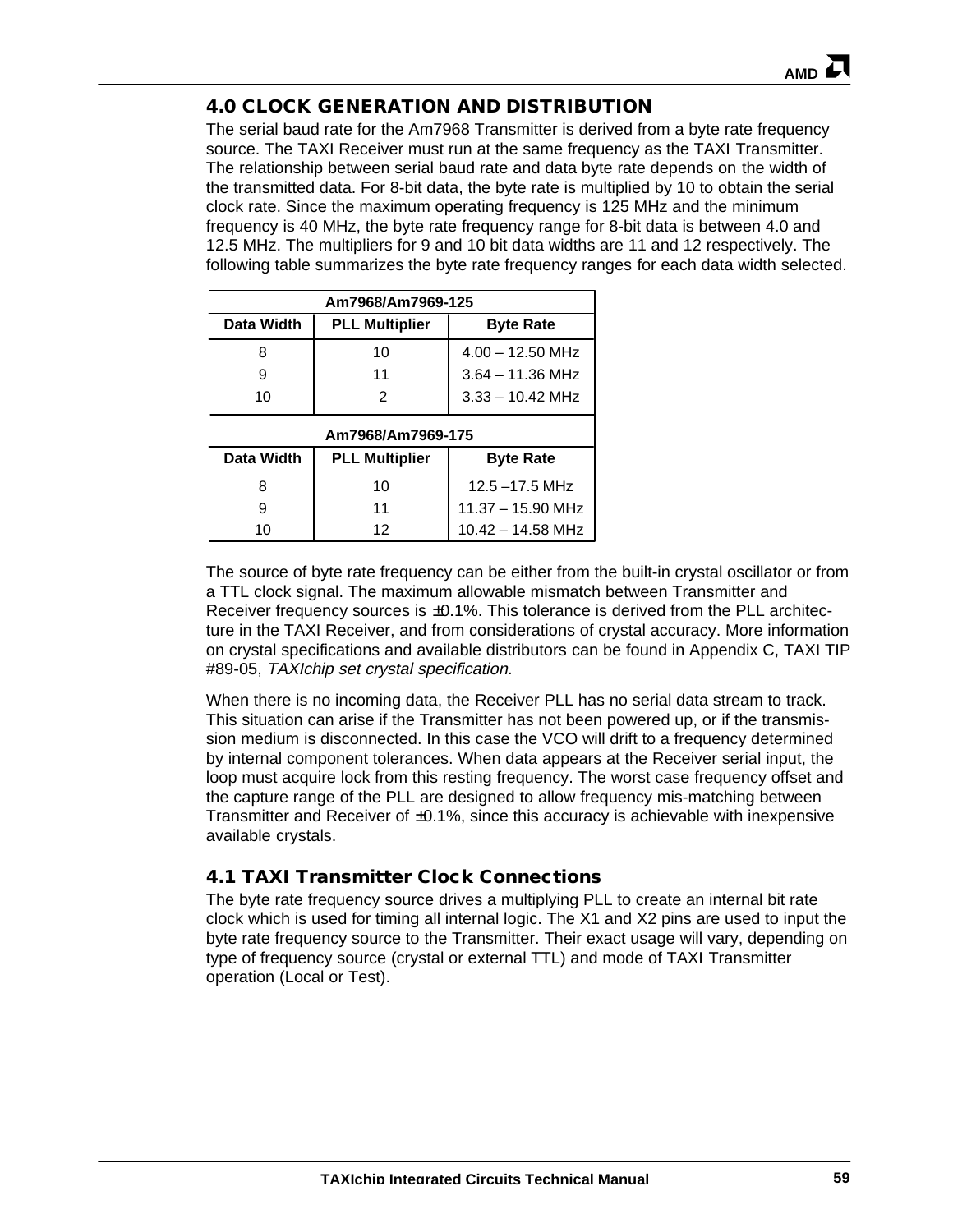## 4.0 CLOCK GENERATION AND DISTRIBUTION

The serial baud rate for the Am7968 Transmitter is derived from a byte rate frequency source. The TAXI Receiver must run at the same frequency as the TAXI Transmitter. The relationship between serial baud rate and data byte rate depends on the width of the transmitted data. For 8-bit data, the byte rate is multiplied by 10 to obtain the serial clock rate. Since the maximum operating frequency is 125 MHz and the minimum frequency is 40 MHz, the byte rate frequency range for 8-bit data is between 4.0 and 12.5 MHz. The multipliers for 9 and 10 bit data widths are 11 and 12 respectively. The following table summarizes the byte rate frequency ranges for each data width selected.

| Am7968/Am7969-125 | | |
|---|---|---|
| **Data Width** | **PLL Multiplier** | **Byte Rate** |
| 8 | 10 | 4.00 – 12.50 MHz |
| 9 | 11 | 3.64 – 11.36 MHz |
| 10 | 2 | 3.33 – 10.42 MHz |

| Am7968/Am7969-175 | | |
|---|---|---|
| **Data Width** | **PLL Multiplier** | **Byte Rate** |
| 8 | 10 | 12.5 –17.5 MHz |
| 9 | 11 | 11.37 – 15.90 MHz |
| 10 | 12 | 10.42 – 14.58 MHz |

The source of byte rate frequency can be either from the built-in crystal oscillator or from a TTL clock signal. The maximum allowable mismatch between Transmitter and Receiver frequency sources is ±0.1%. This tolerance is derived from the PLL architecture in the TAXI Receiver, and from considerations of crystal accuracy. More information on crystal specifications and available distributors can be found in Appendix C, TAXI TIP #89-05, *TAXIchip set crystal specification*.

When there is no incoming data, the Receiver PLL has no serial data stream to track. This situation can arise if the Transmitter has not been powered up, or if the transmission medium is disconnected. In this case the VCO will drift to a frequency determined by internal component tolerances. When data appears at the Receiver serial input, the loop must acquire lock from this resting frequency. The worst case frequency offset and the capture range of the PLL are designed to allow frequency mis-matching between Transmitter and Receiver of ±0.1%, since this accuracy is achievable with inexpensive available crystals.

### 4.1 TAXI Transmitter Clock Connections

The byte rate frequency source drives a multiplying PLL to create an internal bit rate clock which is used for timing all internal logic. The X1 and X2 pins are used to input the byte rate frequency source to the Transmitter. Their exact usage will vary, depending on type of frequency source (crystal or external TTL) and mode of TAXI Transmitter operation (Local or Test).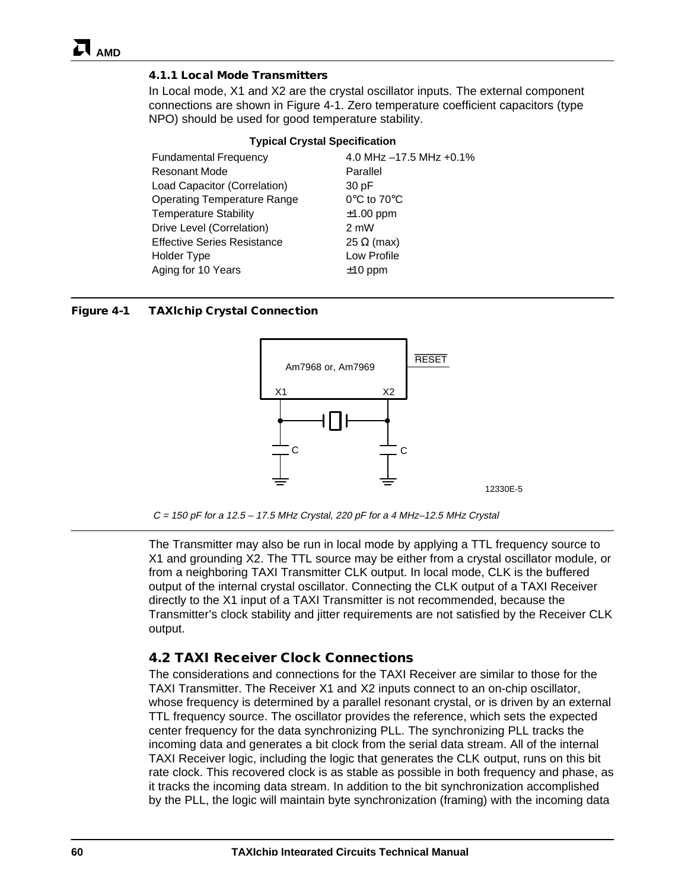### 4.1.1 Local Mode Transmitters

In Local mode, X1 and X2 are the crystal oscillator inputs. The external component connections are shown in Figure 4-1. Zero temperature coefficient capacitors (type NPO) should be used for good temperature stability.

**Typical Crystal Specification**

| | |
|---|---|
| Fundamental Frequency | 4.0 MHz –17.5 MHz +0.1% |
| Resonant Mode | Parallel |
| Load Capacitor (Correlation) | 30 pF |
| Operating Temperature Range | 0°C to 70°C |
| Temperature Stability | ±1.00 ppm |
| Drive Level (Correlation) | 2 mW |
| Effective Series Resistance | 25 Ω (max) |
| Holder Type | Low Profile |
| Aging for 10 Years | ±10 ppm |

**Figure 4-1 TAXIchip Crystal Connection**

Am7968 or, Am7969

RESET

X1 X2

C C

12330E-5

*C = 150 pF for a 12.5 – 17.5 MHz Crystal, 220 pF for a 4 MHz–12.5 MHz Crystal*

The Transmitter may also be run in local mode by applying a TTL frequency source to X1 and grounding X2. The TTL source may be either from a crystal oscillator module, or from a neighboring TAXI Transmitter CLK output. In local mode, CLK is the buffered output of the internal crystal oscillator. Connecting the CLK output of a TAXI Receiver directly to the X1 input of a TAXI Transmitter is not recommended, because the Transmitter's clock stability and jitter requirements are not satisfied by the Receiver CLK output.

## 4.2 TAXI Receiver Clock Connections

The considerations and connections for the TAXI Receiver are similar to those for the TAXI Transmitter. The Receiver X1 and X2 inputs connect to an on-chip oscillator, whose frequency is determined by a parallel resonant crystal, or is driven by an external TTL frequency source. The oscillator provides the reference, which sets the expected center frequency for the data synchronizing PLL. The synchronizing PLL tracks the incoming data and generates a bit clock from the serial data stream. All of the internal TAXI Receiver logic, including the logic that generates the CLK output, runs on this bit rate clock. This recovered clock is as stable as possible in both frequency and phase, as it tracks the incoming data stream. In addition to the bit synchronization accomplished by the PLL, the logic will maintain byte synchronization (framing) with the incoming data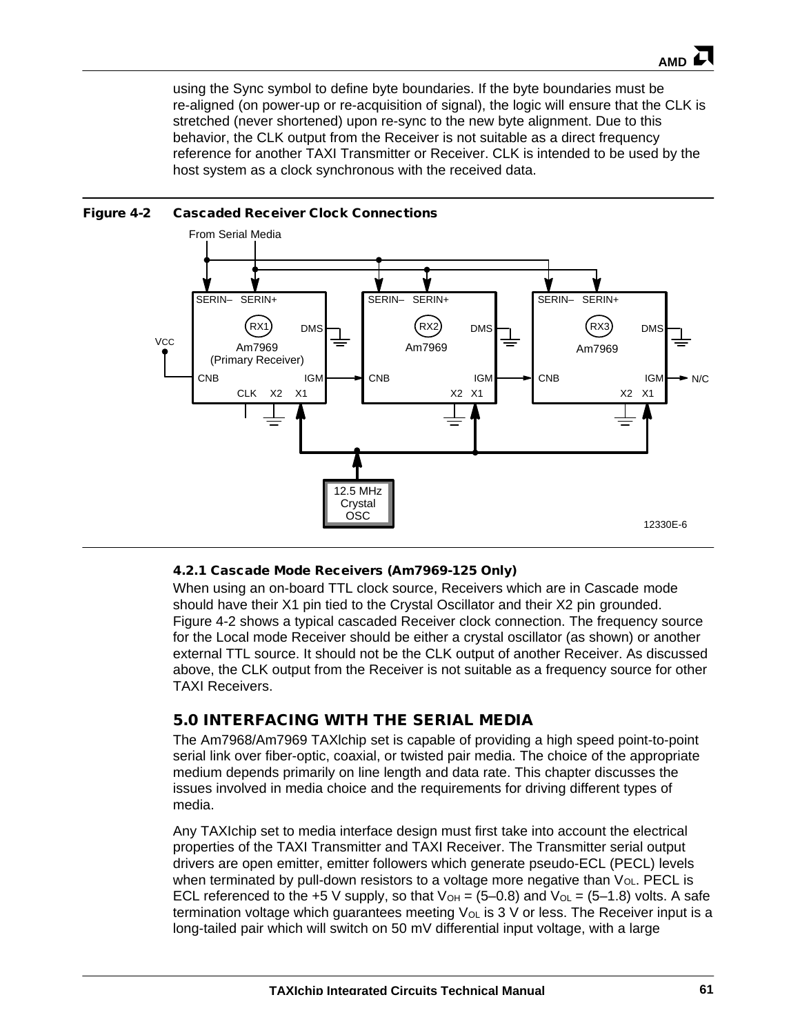using the Sync symbol to define byte boundaries. If the byte boundaries must be re-aligned (on power-up or re-acquisition of signal), the logic will ensure that the CLK is stretched (never shortened) upon re-sync to the new byte alignment. Due to this behavior, the CLK output from the Receiver is not suitable as a direct frequency reference for another TAXI Transmitter or Receiver. CLK is intended to be used by the host system as a clock synchronous with the received data.

**Figure 4-2 Cascaded Receiver Clock Connections**

#### 4.2.1 Cascade Mode Receivers (Am7969-125 Only)

When using an on-board TTL clock source, Receivers which are in Cascade mode should have their X1 pin tied to the Crystal Oscillator and their X2 pin grounded. Figure 4-2 shows a typical cascaded Receiver clock connection. The frequency source for the Local mode Receiver should be either a crystal oscillator (as shown) or another external TTL source. It should not be the CLK output of another Receiver. As discussed above, the CLK output from the Receiver is not suitable as a frequency source for other TAXI Receivers.

## 5.0 INTERFACING WITH THE SERIAL MEDIA

The Am7968/Am7969 TAXIchip set is capable of providing a high speed point-to-point serial link over fiber-optic, coaxial, or twisted pair media. The choice of the appropriate medium depends primarily on line length and data rate. This chapter discusses the issues involved in media choice and the requirements for driving different types of media.

Any TAXIchip set to media interface design must first take into account the electrical properties of the TAXI Transmitter and TAXI Receiver. The Transmitter serial output drivers are open emitter, emitter followers which generate pseudo-ECL (PECL) levels when terminated by pull-down resistors to a voltage more negative than $V_{OL}$. PECL is ECL referenced to the +5 V supply, so that $V_{OH}$ = (5–0.8) and $V_{OL}$ = (5–1.8) volts. A safe termination voltage which guarantees meeting $V_{OL}$ is 3 V or less. The Receiver input is a long-tailed pair which will switch on 50 mV differential input voltage, with a large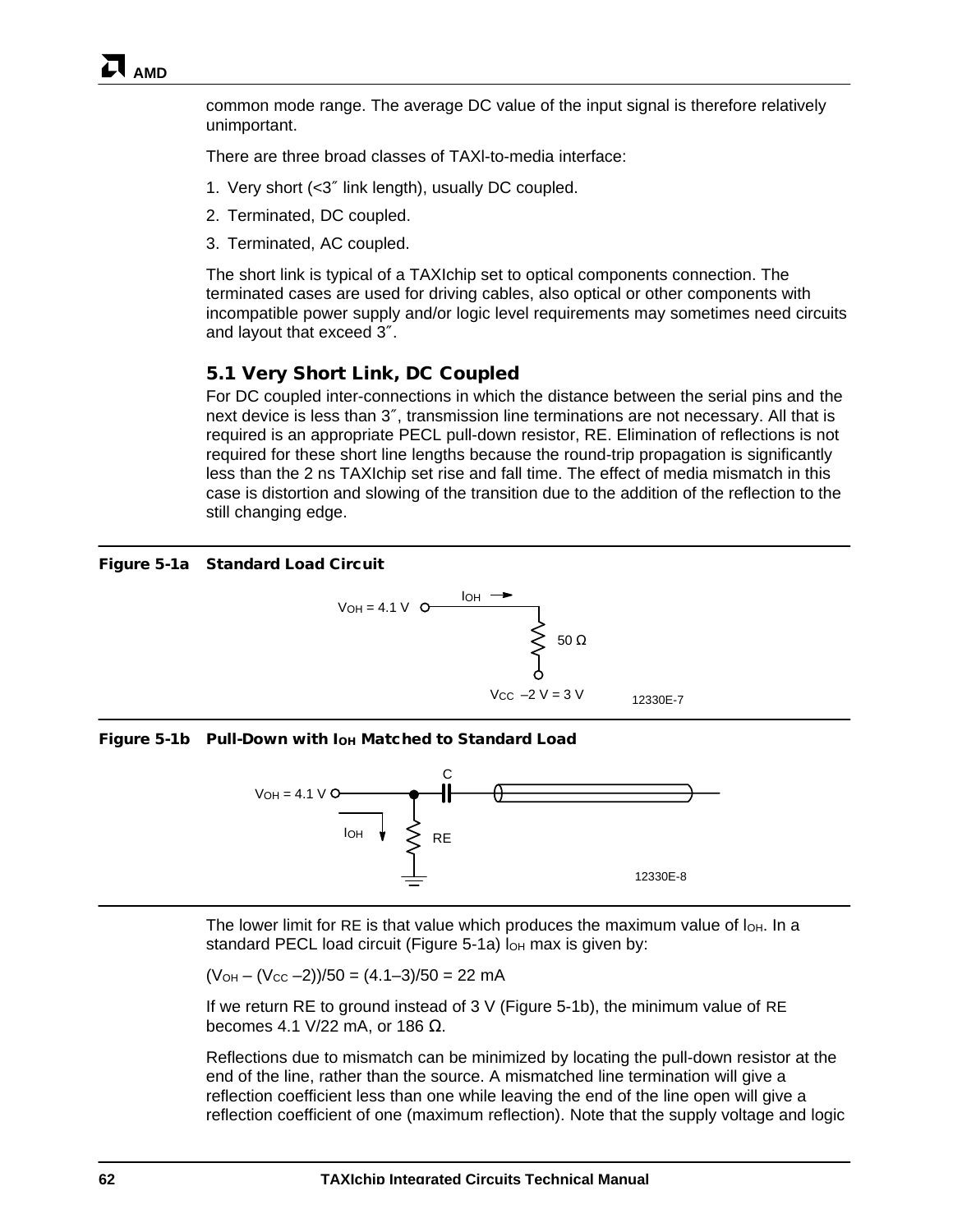common mode range. The average DC value of the input signal is therefore relatively unimportant.

There are three broad classes of TAXI-to-media interface:

1. Very short (<3″ link length), usually DC coupled.
2. Terminated, DC coupled.
3. Terminated, AC coupled.

The short link is typical of a TAXIchip set to optical components connection. The terminated cases are used for driving cables, also optical or other components with incompatible power supply and/or logic level requirements may sometimes need circuits and layout that exceed 3″.

## 5.1 Very Short Link, DC Coupled

For DC coupled inter-connections in which the distance between the serial pins and the next device is less than 3″, transmission line terminations are not necessary. All that is required is an appropriate PECL pull-down resistor, RE. Elimination of reflections is not required for these short line lengths because the round-trip propagation is significantly less than the 2 ns TAXIchip set rise and fall time. The effect of media mismatch in this case is distortion and slowing of the transition due to the addition of the reflection to the still changing edge.

**Figure 5-1a Standard Load Circuit**

$V_{OH}$ = 4.1 V, $I_{OH}$, 50 Ω, $V_{CC}$ –2 V = 3 V

12330E-7

**Figure 5-1b Pull-Down with $I_{OH}$ Matched to Standard Load**

$V_{OH}$ = 4.1 V, C, $I_{OH}$, RE

12330E-8

The lower limit for RE is that value which produces the maximum value of $I_{OH}$. In a standard PECL load circuit (Figure 5-1a) $I_{OH}$ max is given by:

$(V_{OH} – (V_{CC} –2))/50 = (4.1–3)/50 = 22$ mA

If we return RE to ground instead of 3 V (Figure 5-1b), the minimum value of RE becomes 4.1 V/22 mA, or 186 Ω.

Reflections due to mismatch can be minimized by locating the pull-down resistor at the end of the line, rather than the source. A mismatched line termination will give a reflection coefficient less than one while leaving the end of the line open will give a reflection coefficient of one (maximum reflection). Note that the supply voltage and logic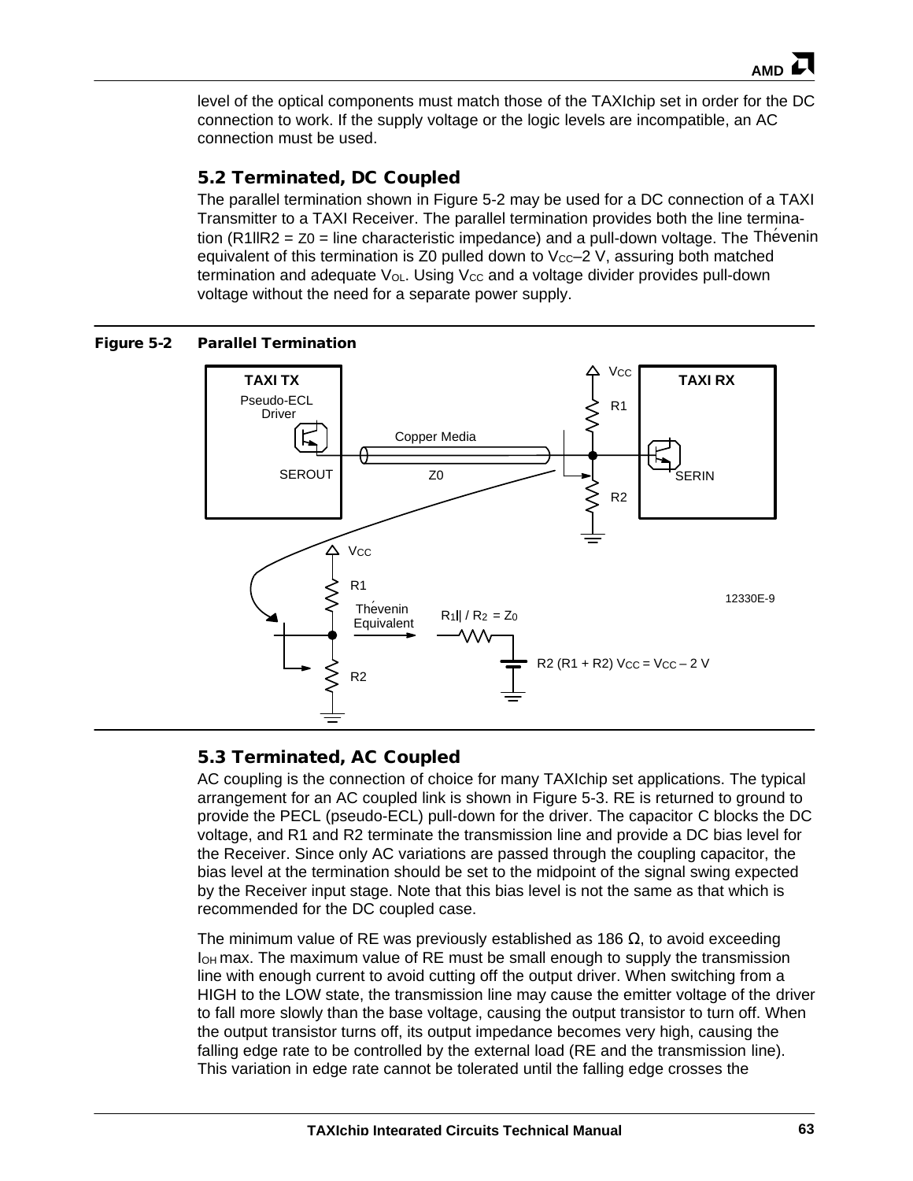level of the optical components must match those of the TAXIchip set in order for the DC connection to work. If the supply voltage or the logic levels are incompatible, an AC connection must be used.

## 5.2 Terminated, DC Coupled

The parallel termination shown in Figure 5-2 may be used for a DC connection of a TAXI Transmitter to a TAXI Receiver. The parallel termination provides both the line termination ($R1 \| R2 = Z0$ = line characteristic impedance) and a pull-down voltage. The Thévenin equivalent of this termination is Z0 pulled down to $V_{CC}$–2 V, assuring both matched termination and adequate $V_{OL}$. Using $V_{CC}$ and a voltage divider provides pull-down voltage without the need for a separate power supply.

**Figure 5-2 Parallel Termination**

TAXI TX, Pseudo-ECL Driver, SEROUT, Copper Media, Z0, $V_{CC}$, R1, R2, TAXI RX, SERIN

Thévenin Equivalent: $R1 \| R2 = Z_0$; $R2 / (R1 + R2)\, V_{CC} = V_{CC} - 2\ V$

12330E-9

## 5.3 Terminated, AC Coupled

AC coupling is the connection of choice for many TAXIchip set applications. The typical arrangement for an AC coupled link is shown in Figure 5-3. RE is returned to ground to provide the PECL (pseudo-ECL) pull-down for the driver. The capacitor C blocks the DC voltage, and R1 and R2 terminate the transmission line and provide a DC bias level for the Receiver. Since only AC variations are passed through the coupling capacitor, the bias level at the termination should be set to the midpoint of the signal swing expected by the Receiver input stage. Note that this bias level is not the same as that which is recommended for the DC coupled case.

The minimum value of RE was previously established as 186 Ω, to avoid exceeding $I_{OH}$ max. The maximum value of RE must be small enough to supply the transmission line with enough current to avoid cutting off the output driver. When switching from a HIGH to the LOW state, the transmission line may cause the emitter voltage of the driver to fall more slowly than the base voltage, causing the output transistor to turn off. When the output transistor turns off, its output impedance becomes very high, causing the falling edge rate to be controlled by the external load (RE and the transmission line). This variation in edge rate cannot be tolerated until the falling edge crosses the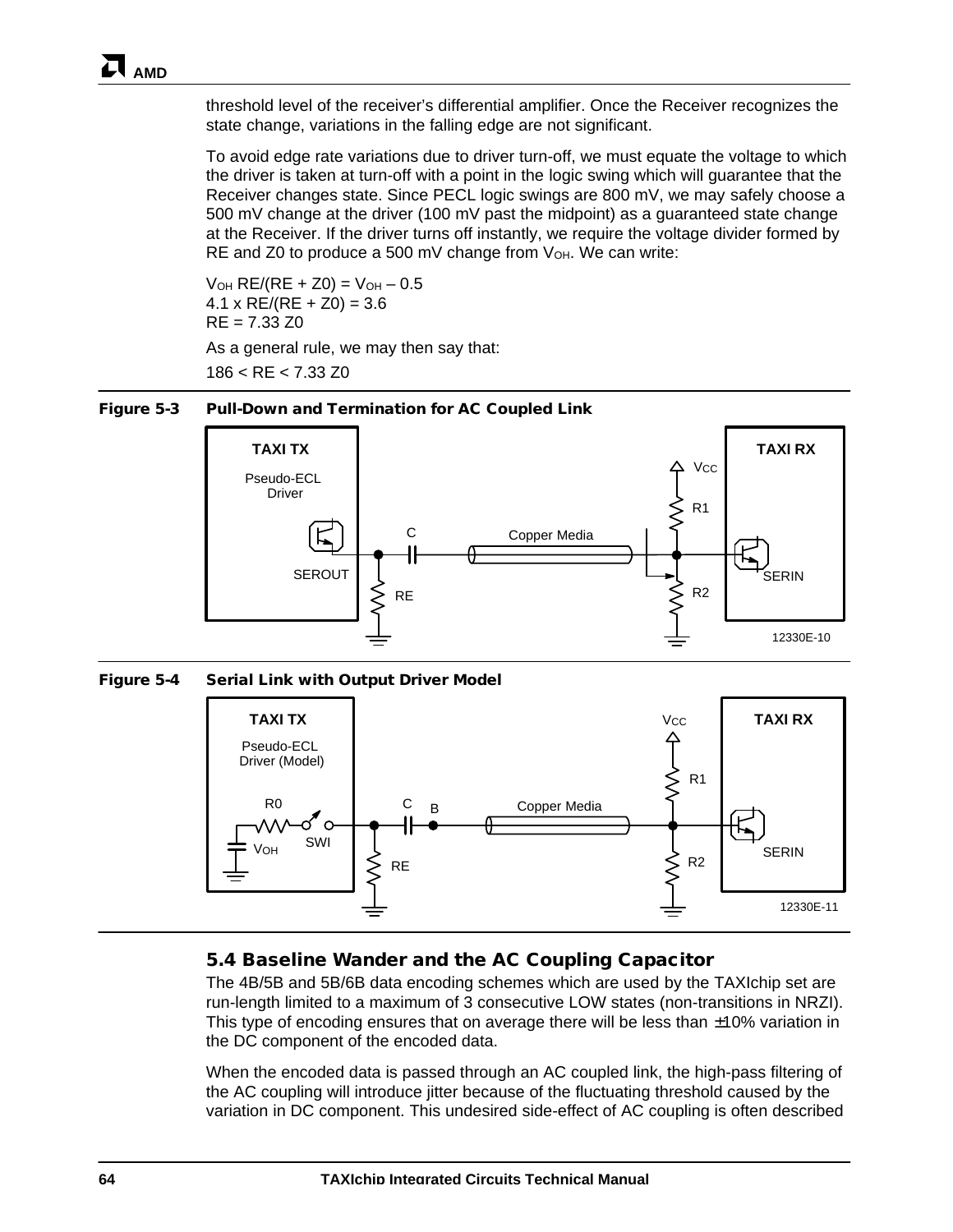threshold level of the receiver's differential amplifier. Once the Receiver recognizes the state change, variations in the falling edge are not significant.

To avoid edge rate variations due to driver turn-off, we must equate the voltage to which the driver is taken at turn-off with a point in the logic swing which will guarantee that the Receiver changes state. Since PECL logic swings are 800 mV, we may safely choose a 500 mV change at the driver (100 mV past the midpoint) as a guaranteed state change at the Receiver. If the driver turns off instantly, we require the voltage divider formed by RE and Z0 to produce a 500 mV change from $V_{OH}$. We can write:

$V_{OH}$ RE/(RE + Z0) = $V_{OH}$ – 0.5
4.1 x RE/(RE + Z0) = 3.6
RE = 7.33 Z0

As a general rule, we may then say that:

186 < RE < 7.33 Z0

**Figure 5-3 Pull-Down and Termination for AC Coupled Link**

**Figure 5-4 Serial Link with Output Driver Model**

## 5.4 Baseline Wander and the AC Coupling Capacitor

The 4B/5B and 5B/6B data encoding schemes which are used by the TAXIchip set are run-length limited to a maximum of 3 consecutive LOW states (non-transitions in NRZI). This type of encoding ensures that on average there will be less than ±10% variation in the DC component of the encoded data.

When the encoded data is passed through an AC coupled link, the high-pass filtering of the AC coupling will introduce jitter because of the fluctuating threshold caused by the variation in DC component. This undesired side-effect of AC coupling is often described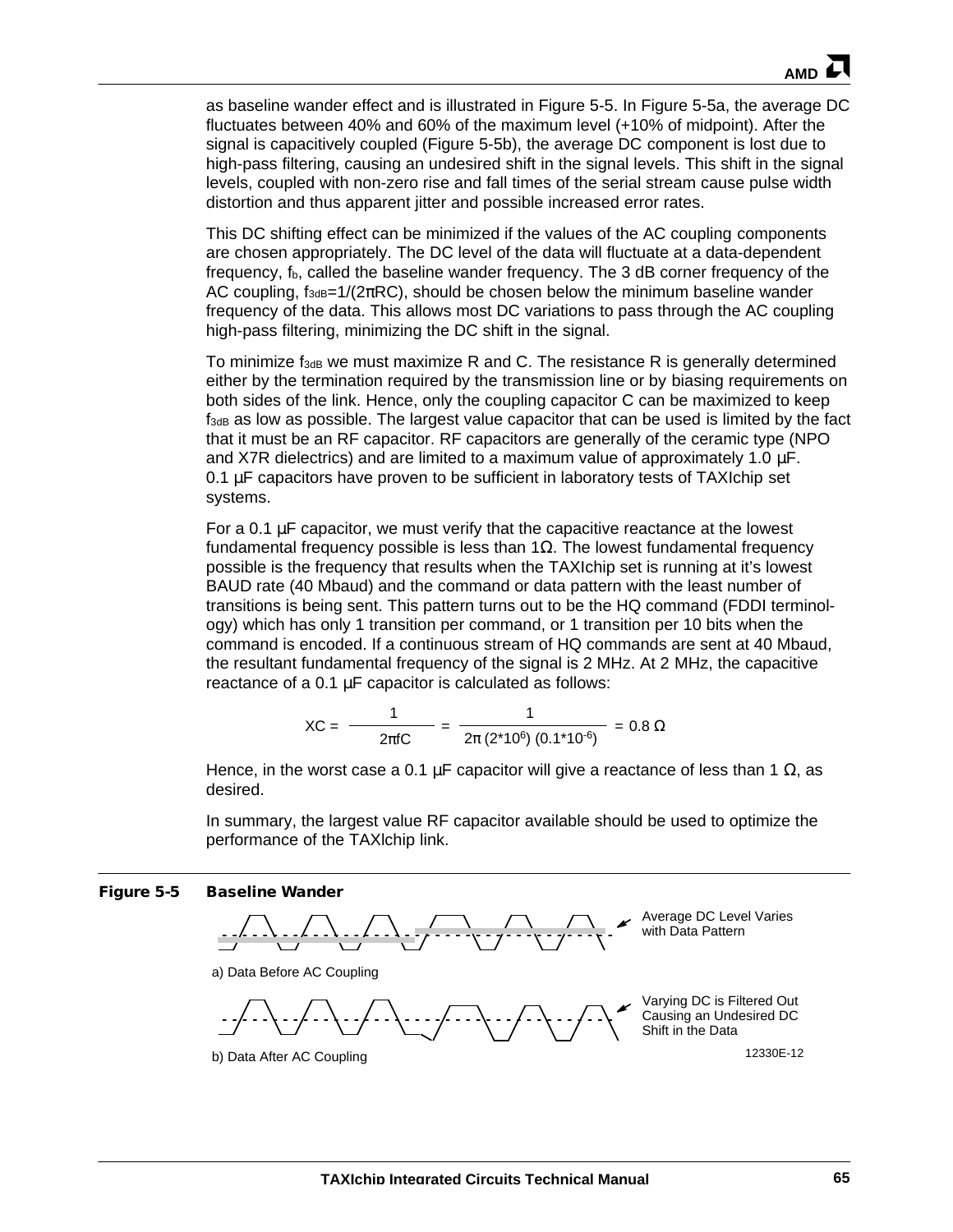as baseline wander effect and is illustrated in Figure 5-5. In Figure 5-5a, the average DC fluctuates between 40% and 60% of the maximum level (+10% of midpoint). After the signal is capacitively coupled (Figure 5-5b), the average DC component is lost due to high-pass filtering, causing an undesired shift in the signal levels. This shift in the signal levels, coupled with non-zero rise and fall times of the serial stream cause pulse width distortion and thus apparent jitter and possible increased error rates.

This DC shifting effect can be minimized if the values of the AC coupling components are chosen appropriately. The DC level of the data will fluctuate at a data-dependent frequency, $f_b$, called the baseline wander frequency. The 3 dB corner frequency of the AC coupling, $f_{3dB}=1/(2\pi RC)$, should be chosen below the minimum baseline wander frequency of the data. This allows most DC variations to pass through the AC coupling high-pass filtering, minimizing the DC shift in the signal.

To minimize $f_{3dB}$ we must maximize R and C. The resistance R is generally determined either by the termination required by the transmission line or by biasing requirements on both sides of the link. Hence, only the coupling capacitor C can be maximized to keep $f_{3dB}$ as low as possible. The largest value capacitor that can be used is limited by the fact that it must be an RF capacitor. RF capacitors are generally of the ceramic type (NPO and X7R dielectrics) and are limited to a maximum value of approximately 1.0 µF. 0.1 µF capacitors have proven to be sufficient in laboratory tests of TAXIchip set systems.

For a 0.1 µF capacitor, we must verify that the capacitive reactance at the lowest fundamental frequency possible is less than 1Ω. The lowest fundamental frequency possible is the frequency that results when the TAXIchip set is running at it's lowest BAUD rate (40 Mbaud) and the command or data pattern with the least number of transitions is being sent. This pattern turns out to be the HQ command (FDDI terminology) which has only 1 transition per command, or 1 transition per 10 bits when the command is encoded. If a continuous stream of HQ commands are sent at 40 Mbaud, the resultant fundamental frequency of the signal is 2 MHz. At 2 MHz, the capacitive reactance of a 0.1 µF capacitor is calculated as follows:

$$XC = \frac{1}{2\pi fC} = \frac{1}{2\pi\,(2{*}10^{6})\,(0.1{*}10^{-6})} = 0.8\ \Omega$$

Hence, in the worst case a 0.1 µF capacitor will give a reactance of less than 1 Ω, as desired.

In summary, the largest value RF capacitor available should be used to optimize the performance of the TAXIchip link.

**Figure 5-5 Baseline Wander**

Average DC Level Varies with Data Pattern

a) Data Before AC Coupling

Varying DC is Filtered Out Causing an Undesired DC Shift in the Data

b) Data After AC Coupling

12330E-12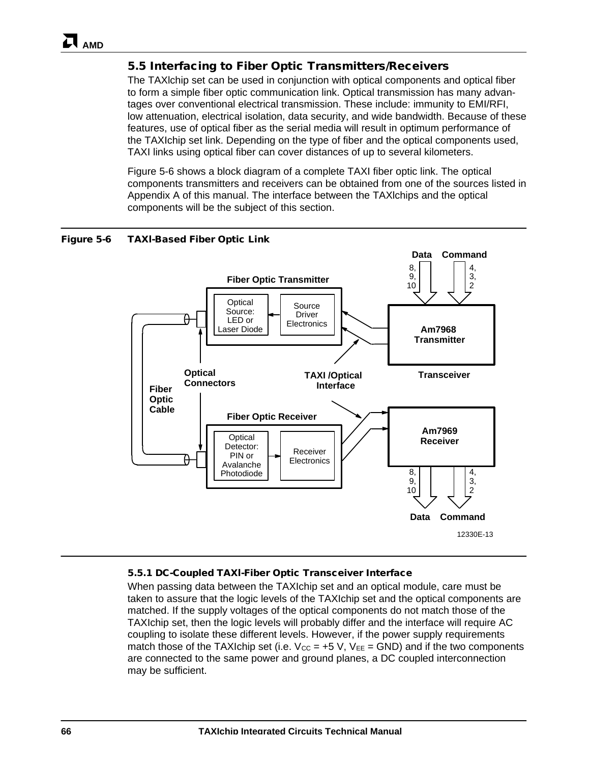## 5.5 Interfacing to Fiber Optic Transmitters/Receivers

The TAXIchip set can be used in conjunction with optical components and optical fiber to form a simple fiber optic communication link. Optical transmission has many advantages over conventional electrical transmission. These include: immunity to EMI/RFI, low attenuation, electrical isolation, data security, and wide bandwidth. Because of these features, use of optical fiber as the serial media will result in optimum performance of the TAXIchip set link. Depending on the type of fiber and the optical components used, TAXI links using optical fiber can cover distances of up to several kilometers.

Figure 5-6 shows a block diagram of a complete TAXI fiber optic link. The optical components transmitters and receivers can be obtained from one of the sources listed in Appendix A of this manual. The interface between the TAXIchips and the optical components will be the subject of this section.

**Figure 5-6 TAXI-Based Fiber Optic Link**

Data 8, 9, 10 — Command 4, 3, 2 → Am7968 Transmitter → Fiber Optic Transmitter (Source Driver Electronics → Optical Source: LED or Laser Diode) → Optical Connectors → Fiber Optic Cable → Optical Connectors → Fiber Optic Receiver (Optical Detector: PIN or Avalanche Photodiode → Receiver Electronics) → Am7969 Receiver → Data 8, 9, 10 — Command 4, 3, 2

Labels: TAXI /Optical Interface; Transceiver

12330E-13

### 5.5.1 DC-Coupled TAXI-Fiber Optic Transceiver Interface

When passing data between the TAXIchip set and an optical module, care must be taken to assure that the logic levels of the TAXIchip set and the optical components are matched. If the supply voltages of the optical components do not match those of the TAXIchip set, then the logic levels will probably differ and the interface will require AC coupling to isolate these different levels. However, if the power supply requirements match those of the TAXIchip set (i.e. $V_{CC}$ = +5 V, $V_{EE}$ = GND) and if the two components are connected to the same power and ground planes, a DC coupled interconnection may be sufficient.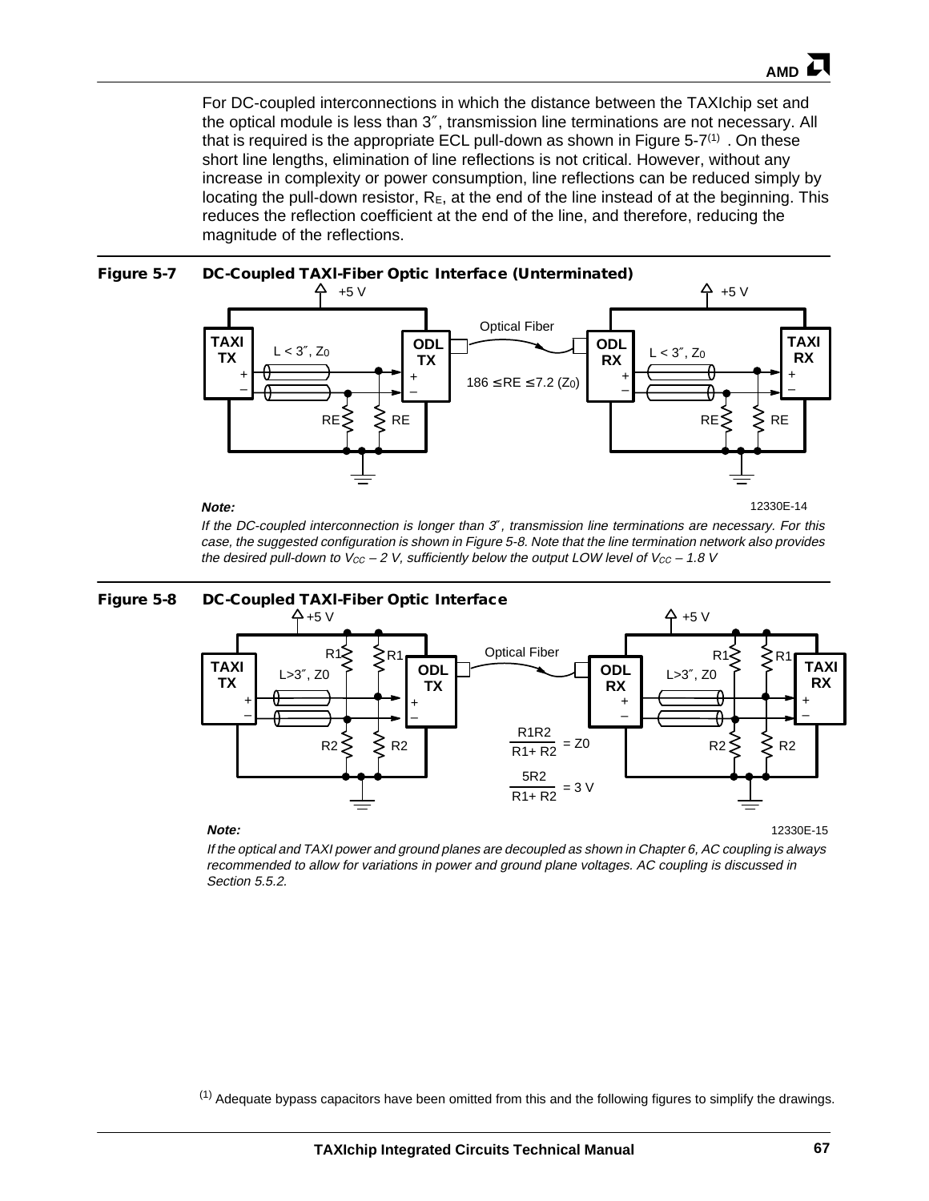For DC-coupled interconnections in which the distance between the TAXIchip set and the optical module is less than 3″, transmission line terminations are not necessary. All that is required is the appropriate ECL pull-down as shown in Figure 5-7[1] . On these short line lengths, elimination of line reflections is not critical. However, without any increase in complexity or power consumption, line reflections can be reduced simply by locating the pull-down resistor, $R_E$, at the end of the line instead of at the beginning. This reduces the reflection coefficient at the end of the line, and therefore, reducing the magnitude of the reflections.

**Figure 5-7 DC-Coupled TAXI-Fiber Optic Interface (Unterminated)**

+5 V, TAXI TX, L < 3″, $Z_0$, ODL TX, Optical Fiber, ODL RX, TAXI RX, RE, $186 \leq RE \leq 7.2\ (Z_0)$

12330E-14

***Note:***

*If the DC-coupled interconnection is longer than 3″, transmission line terminations are necessary. For this case, the suggested configuration is shown in Figure 5-8. Note that the line termination network also provides the desired pull-down to $V_{CC}$ – 2 V, sufficiently below the output LOW level of $V_{CC}$ – 1.8 V*

**Figure 5-8 DC-Coupled TAXI-Fiber Optic Interface**

+5 V, TAXI TX, L>3″, Z0, ODL TX, Optical Fiber, ODL RX, TAXI RX, R1, R2

$$\frac{R1R2}{R1+R2} = Z0$$

$$\frac{5R2}{R1+R2} = 3\ V$$

12330E-15

***Note:***

*If the optical and TAXI power and ground planes are decoupled as shown in Chapter 6, AC coupling is always recommended to allow for variations in power and ground plane voltages. AC coupling is discussed in Section 5.5.2.*

[1] Adequate bypass capacitors have been omitted from this and the following figures to simplify the drawings.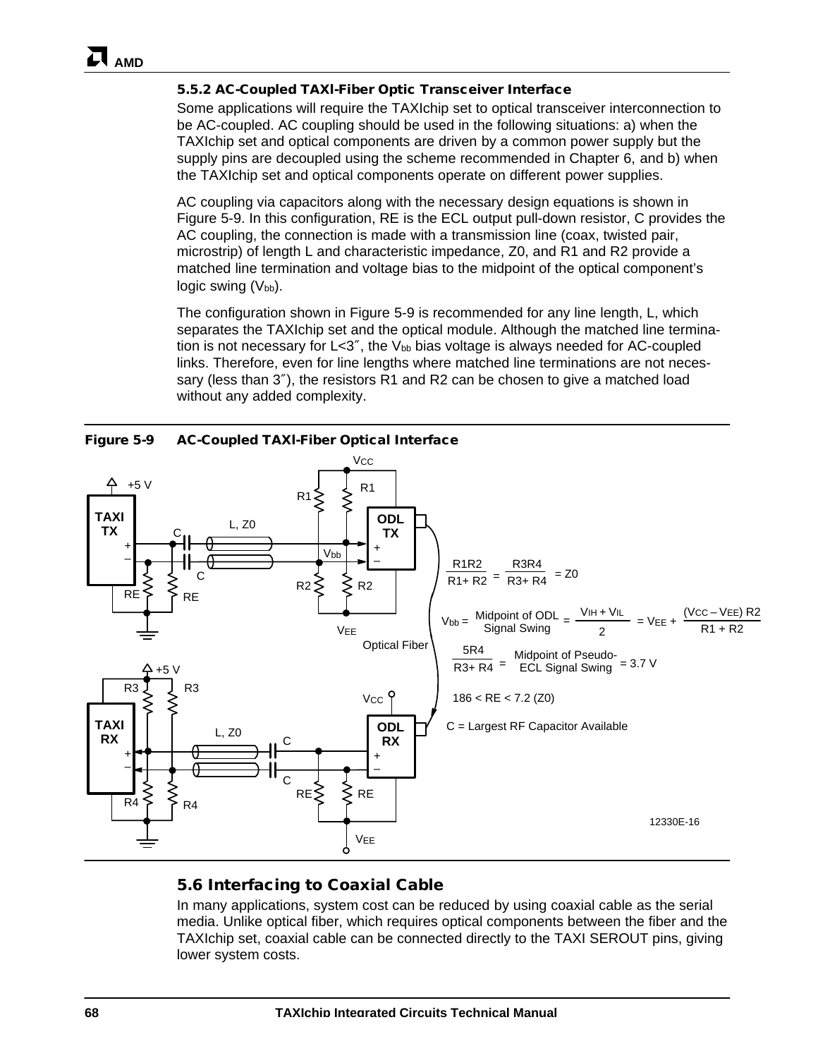### 5.5.2 AC-Coupled TAXI-Fiber Optic Transceiver Interface

Some applications will require the TAXIchip set to optical transceiver interconnection to be AC-coupled. AC coupling should be used in the following situations: a) when the TAXIchip set and optical components are driven by a common power supply but the supply pins are decoupled using the scheme recommended in Chapter 6, and b) when the TAXIchip set and optical components operate on different power supplies.

AC coupling via capacitors along with the necessary design equations is shown in Figure 5-9. In this configuration, RE is the ECL output pull-down resistor, C provides the AC coupling, the connection is made with a transmission line (coax, twisted pair, microstrip) of length L and characteristic impedance, Z0, and R1 and R2 provide a matched line termination and voltage bias to the midpoint of the optical component's logic swing ($V_{bb}$).

The configuration shown in Figure 5-9 is recommended for any line length, L, which separates the TAXIchip set and the optical module. Although the matched line termination is not necessary for L<3″, the $V_{bb}$ bias voltage is always needed for AC-coupled links. Therefore, even for line lengths where matched line terminations are not necessary (less than 3″), the resistors R1 and R2 can be chosen to give a matched load without any added complexity.

**Figure 5-9 AC-Coupled TAXI-Fiber Optical Interface**

$$\frac{R1R2}{R1+R2} = \frac{R3R4}{R3+R4} = Z0$$

$$V_{bb} = \text{Midpoint of ODL Signal Swing} = \frac{V_{IH} + V_{IL}}{2} = V_{EE} + \frac{(V_{CC} - V_{EE})\,R2}{R1 + R2}$$

$$\frac{5R4}{R3+R4} = \text{Midpoint of Pseudo-ECL Signal Swing} = 3.7\text{ V}$$

$$186 < RE < 7.2\,(Z0)$$

C = Largest RF Capacitor Available

12330E-16

## 5.6 Interfacing to Coaxial Cable

In many applications, system cost can be reduced by using coaxial cable as the serial media. Unlike optical fiber, which requires optical components between the fiber and the TAXIchip set, coaxial cable can be connected directly to the TAXI SEROUT pins, giving lower system costs.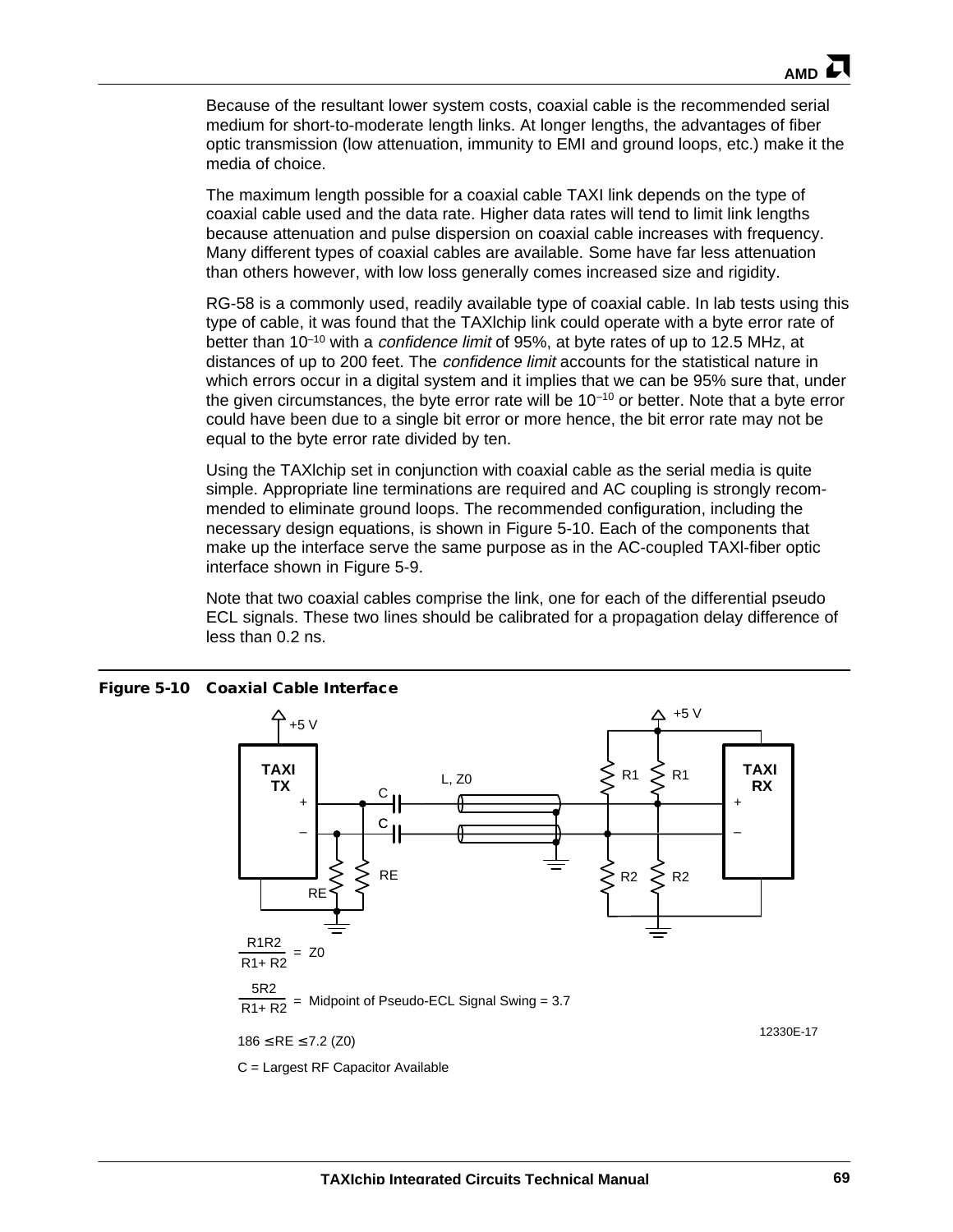Because of the resultant lower system costs, coaxial cable is the recommended serial medium for short-to-moderate length links. At longer lengths, the advantages of fiber optic transmission (low attenuation, immunity to EMI and ground loops, etc.) make it the media of choice.

The maximum length possible for a coaxial cable TAXI link depends on the type of coaxial cable used and the data rate. Higher data rates will tend to limit link lengths because attenuation and pulse dispersion on coaxial cable increases with frequency. Many different types of coaxial cables are available. Some have far less attenuation than others however, with low loss generally comes increased size and rigidity.

RG-58 is a commonly used, readily available type of coaxial cable. In lab tests using this type of cable, it was found that the TAXIchip link could operate with a byte error rate of better than $10^{-10}$ with a *confidence limit* of 95%, at byte rates of up to 12.5 MHz, at distances of up to 200 feet. The *confidence limit* accounts for the statistical nature in which errors occur in a digital system and it implies that we can be 95% sure that, under the given circumstances, the byte error rate will be $10^{-10}$ or better. Note that a byte error could have been due to a single bit error or more hence, the bit error rate may not be equal to the byte error rate divided by ten.

Using the TAXIchip set in conjunction with coaxial cable as the serial media is quite simple. Appropriate line terminations are required and AC coupling is strongly recommended to eliminate ground loops. The recommended configuration, including the necessary design equations, is shown in Figure 5-10. Each of the components that make up the interface serve the same purpose as in the AC-coupled TAXI-fiber optic interface shown in Figure 5-9.

Note that two coaxial cables comprise the link, one for each of the differential pseudo ECL signals. These two lines should be calibrated for a propagation delay difference of less than 0.2 ns.

**Figure 5-10 Coaxial Cable Interface**

$$\frac{R1R2}{R1+R2} = Z0$$

$$\frac{5R2}{R1+R2} = \text{Midpoint of Pseudo-ECL Signal Swing} = 3.7$$

$186 \leq RE \leq 7.2\,(Z0)$

C = Largest RF Capacitor Available

12330E-17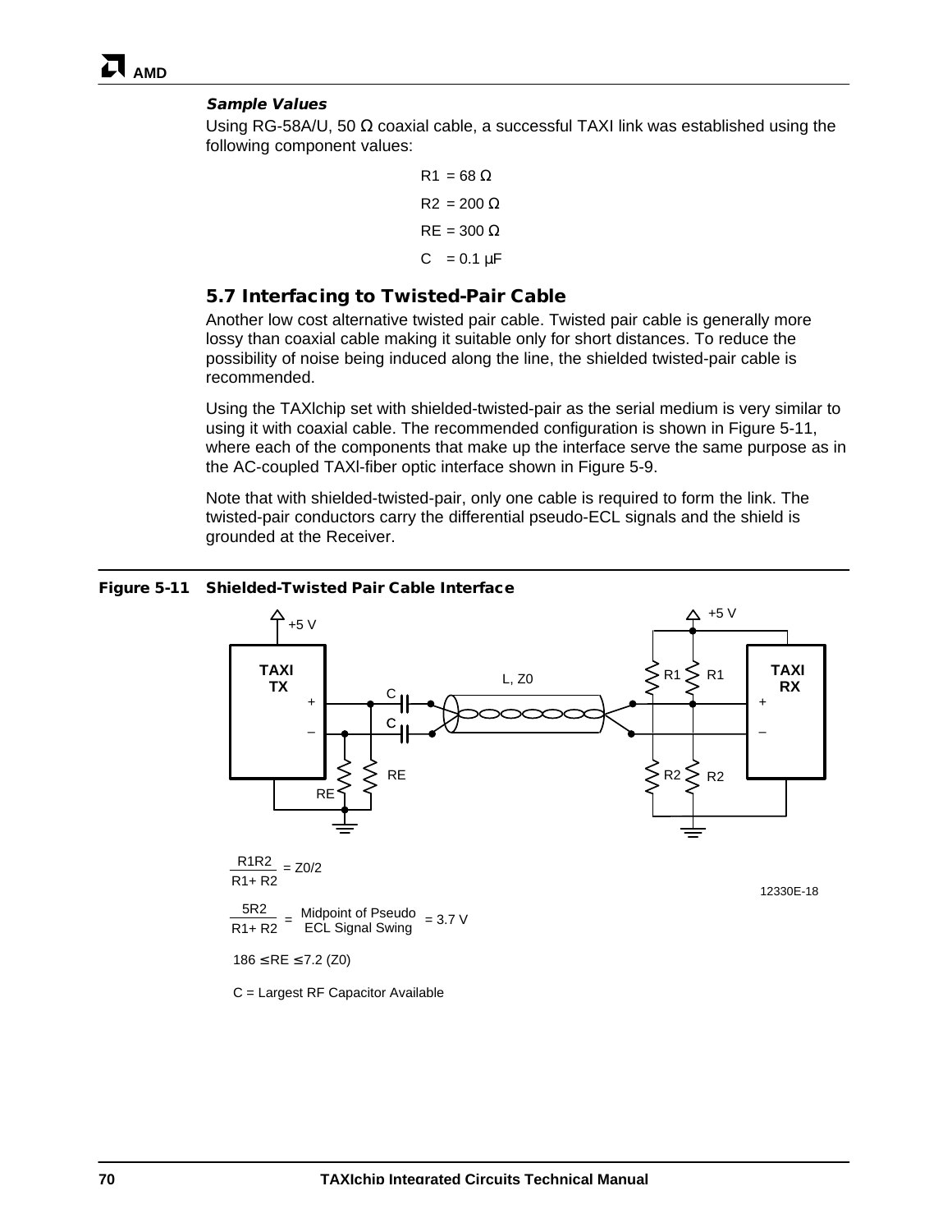***Sample Values***

Using RG-58A/U, 50 Ω coaxial cable, a successful TAXI link was established using the following component values:

R1 = 68 Ω

R2 = 200 Ω

RE = 300 Ω

C = 0.1 µF

## 5.7 Interfacing to Twisted-Pair Cable

Another low cost alternative twisted pair cable. Twisted pair cable is generally more lossy than coaxial cable making it suitable only for short distances. To reduce the possibility of noise being induced along the line, the shielded twisted-pair cable is recommended.

Using the TAXIchip set with shielded-twisted-pair as the serial medium is very similar to using it with coaxial cable. The recommended configuration is shown in Figure 5-11, where each of the components that make up the interface serve the same purpose as in the AC-coupled TAXI-fiber optic interface shown in Figure 5-9.

Note that with shielded-twisted-pair, only one cable is required to form the link. The twisted-pair conductors carry the differential pseudo-ECL signals and the shield is grounded at the Receiver.

**Figure 5-11 Shielded-Twisted Pair Cable Interface**

$$\frac{R1R2}{R1+R2} = Z0/2$$

$$\frac{5R2}{R1+R2} = \text{Midpoint of Pseudo ECL Signal Swing} = 3.7\text{ V}$$

$$186 \leq RE \leq 7.2\ (Z0)$$

C = Largest RF Capacitor Available

12330E-18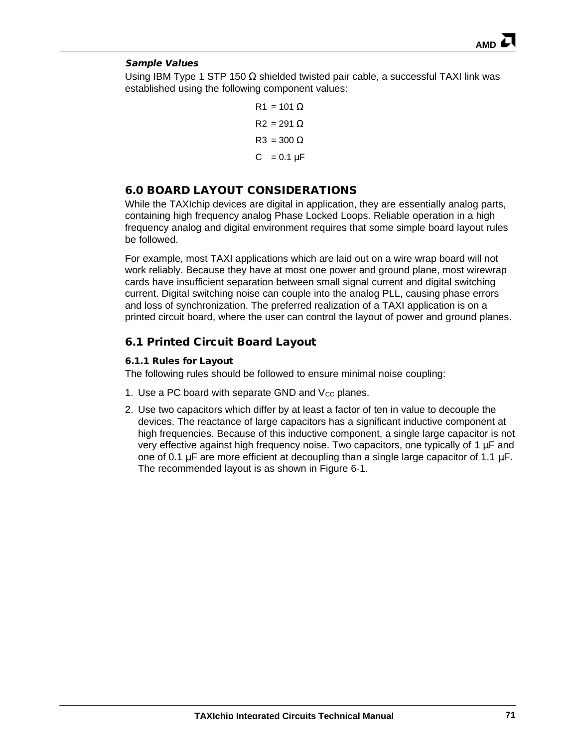***Sample Values***

Using IBM Type 1 STP 150 Ω shielded twisted pair cable, a successful TAXI link was established using the following component values:

R1 = 101 Ω

R2 = 291 Ω

R3 = 300 Ω

C = 0.1 µF

## 6.0 BOARD LAYOUT CONSIDERATIONS

While the TAXIchip devices are digital in application, they are essentially analog parts, containing high frequency analog Phase Locked Loops. Reliable operation in a high frequency analog and digital environment requires that some simple board layout rules be followed.

For example, most TAXI applications which are laid out on a wire wrap board will not work reliably. Because they have at most one power and ground plane, most wirewrap cards have insufficient separation between small signal current and digital switching current. Digital switching noise can couple into the analog PLL, causing phase errors and loss of synchronization. The preferred realization of a TAXI application is on a printed circuit board, where the user can control the layout of power and ground planes.

## 6.1 Printed Circuit Board Layout

### 6.1.1 Rules for Layout

The following rules should be followed to ensure minimal noise coupling:

1. Use a PC board with separate GND and $V_{CC}$ planes.
2. Use two capacitors which differ by at least a factor of ten in value to decouple the devices. The reactance of large capacitors has a significant inductive component at high frequencies. Because of this inductive component, a single large capacitor is not very effective against high frequency noise. Two capacitors, one typically of 1 µF and one of 0.1 µF are more efficient at decoupling than a single large capacitor of 1.1 µF. The recommended layout is as shown in Figure 6-1.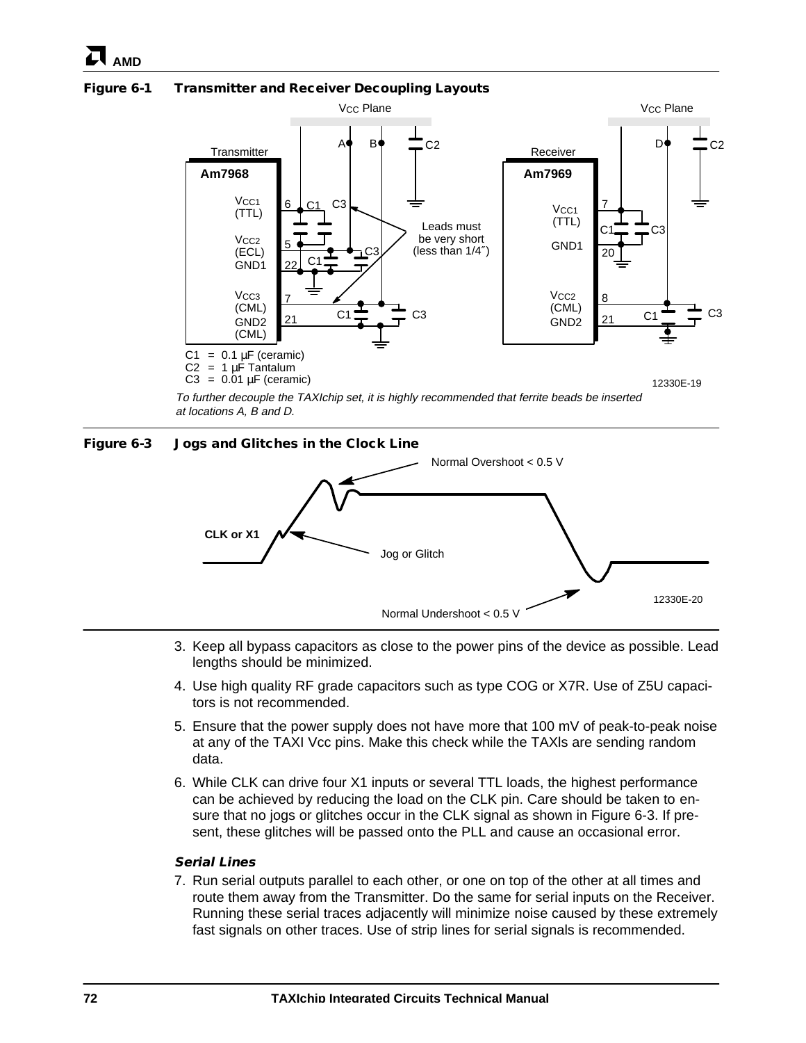**Figure 6-1 Transmitter and Receiver Decoupling Layouts**

C1 = 0.1 µF (ceramic)
C2 = 1 µF Tantalum
C3 = 0.01 µF (ceramic)

*To further decouple the TAXIchip set, it is highly recommended that ferrite beads be inserted at locations A, B and D.*

**Figure 6-3 Jogs and Glitches in the Clock Line**

3. Keep all bypass capacitors as close to the power pins of the device as possible. Lead lengths should be minimized.

4. Use high quality RF grade capacitors such as type COG or X7R. Use of Z5U capacitors is not recommended.

5. Ensure that the power supply does not have more that 100 mV of peak-to-peak noise at any of the TAXI Vcc pins. Make this check while the TAXls are sending random data.

6. While CLK can drive four X1 inputs or several TTL loads, the highest performance can be achieved by reducing the load on the CLK pin. Care should be taken to ensure that no jogs or glitches occur in the CLK signal as shown in Figure 6-3. If present, these glitches will be passed onto the PLL and cause an occasional error.

### *Serial Lines*

7. Run serial outputs parallel to each other, or one on top of the other at all times and route them away from the Transmitter. Do the same for serial inputs on the Receiver. Running these serial traces adjacently will minimize noise caused by these extremely fast signals on other traces. Use of strip lines for serial signals is recommended.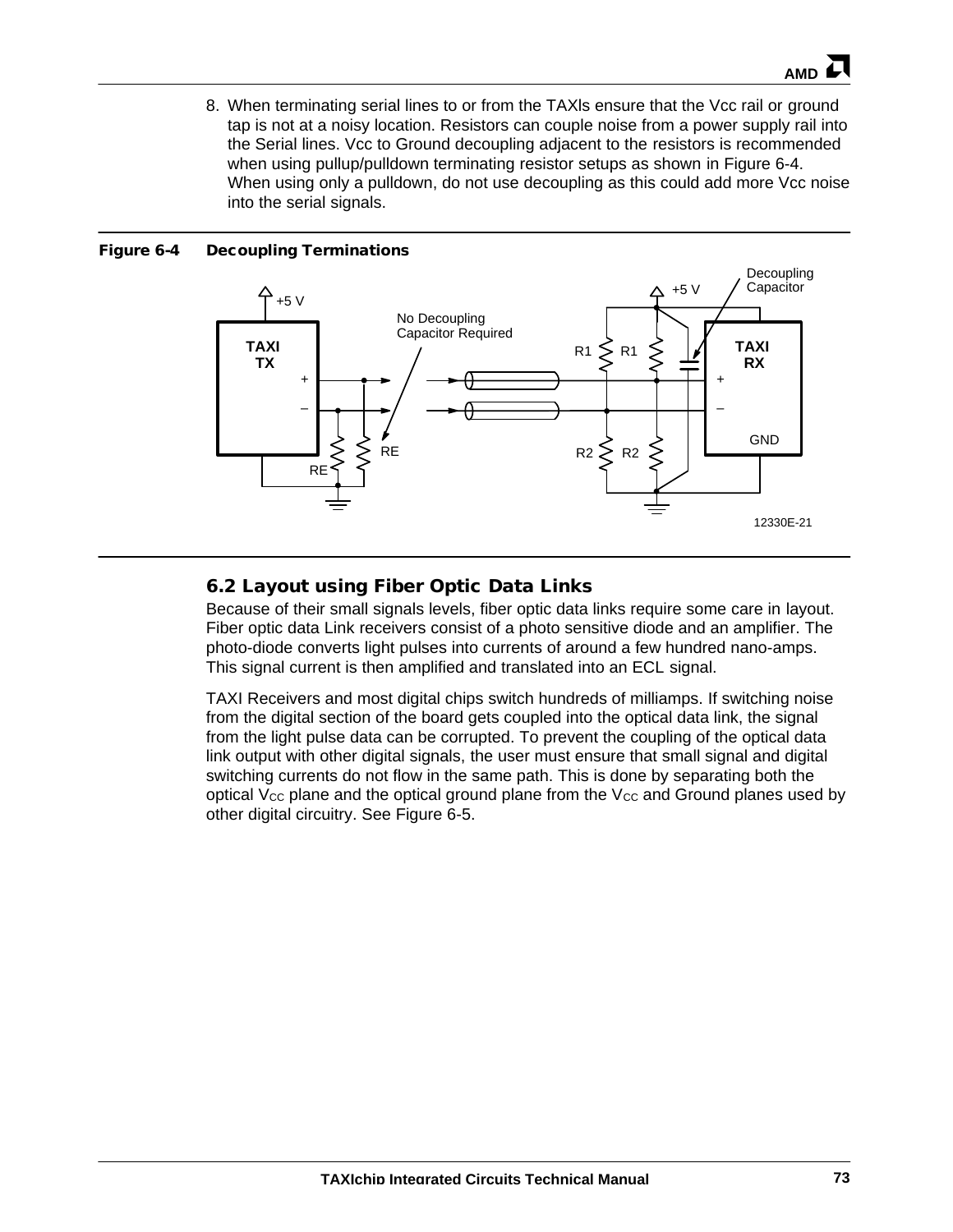8. When terminating serial lines to or from the TAXIs ensure that the Vcc rail or ground tap is not at a noisy location. Resistors can couple noise from a power supply rail into the Serial lines. Vcc to Ground decoupling adjacent to the resistors is recommended when using pullup/pulldown terminating resistor setups as shown in Figure 6-4. When using only a pulldown, do not use decoupling as this could add more Vcc noise into the serial signals.

**Figure 6-4 Decoupling Terminations**

## 6.2 Layout using Fiber Optic Data Links

Because of their small signals levels, fiber optic data links require some care in layout. Fiber optic data Link receivers consist of a photo sensitive diode and an amplifier. The photo-diode converts light pulses into currents of around a few hundred nano-amps. This signal current is then amplified and translated into an ECL signal.

TAXI Receivers and most digital chips switch hundreds of milliamps. If switching noise from the digital section of the board gets coupled into the optical data link, the signal from the light pulse data can be corrupted. To prevent the coupling of the optical data link output with other digital signals, the user must ensure that small signal and digital switching currents do not flow in the same path. This is done by separating both the optical $V_{CC}$ plane and the optical ground plane from the $V_{CC}$ and Ground planes used by other digital circuitry. See Figure 6-5.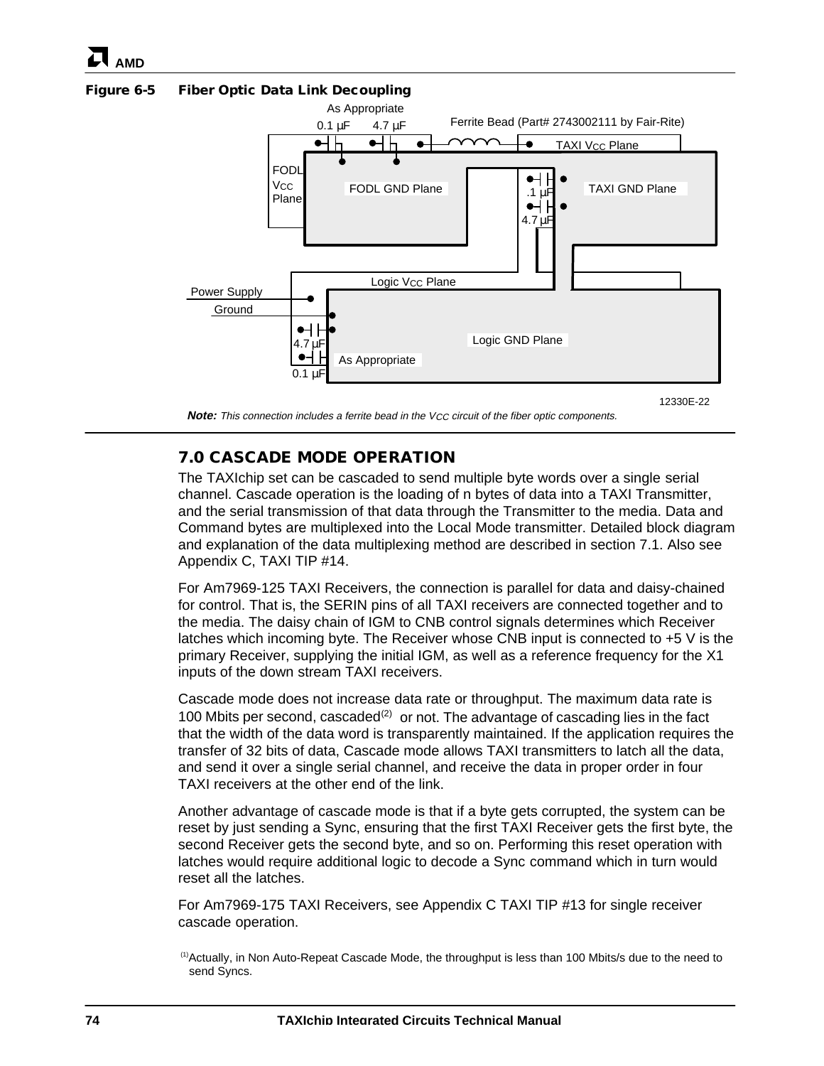**Figure 6-5 Fiber Optic Data Link Decoupling**

*Note: This connection includes a ferrite bead in the $V_{CC}$ circuit of the fiber optic components.*

## 7.0 CASCADE MODE OPERATION

The TAXIchip set can be cascaded to send multiple byte words over a single serial channel. Cascade operation is the loading of n bytes of data into a TAXI Transmitter, and the serial transmission of that data through the Transmitter to the media. Data and Command bytes are multiplexed into the Local Mode transmitter. Detailed block diagram and explanation of the data multiplexing method are described in section 7.1. Also see Appendix C, TAXI TIP #14.

For Am7969-125 TAXI Receivers, the connection is parallel for data and daisy-chained for control. That is, the SERIN pins of all TAXI receivers are connected together and to the media. The daisy chain of IGM to CNB control signals determines which Receiver latches which incoming byte. The Receiver whose CNB input is connected to +5 V is the primary Receiver, supplying the initial IGM, as well as a reference frequency for the X1 inputs of the down stream TAXI receivers.

Cascade mode does not increase data rate or throughput. The maximum data rate is 100 Mbits per second, cascaded(2) or not. The advantage of cascading lies in the fact that the width of the data word is transparently maintained. If the application requires the transfer of 32 bits of data, Cascade mode allows TAXI transmitters to latch all the data, and send it over a single serial channel, and receive the data in proper order in four TAXI receivers at the other end of the link.

Another advantage of cascade mode is that if a byte gets corrupted, the system can be reset by just sending a Sync, ensuring that the first TAXI Receiver gets the first byte, the second Receiver gets the second byte, and so on. Performing this reset operation with latches would require additional logic to decode a Sync command which in turn would reset all the latches.

For Am7969-175 TAXI Receivers, see Appendix C TAXI TIP #13 for single receiver cascade operation.

(1) Actually, in Non Auto-Repeat Cascade Mode, the throughput is less than 100 Mbits/s due to the need to send Syncs.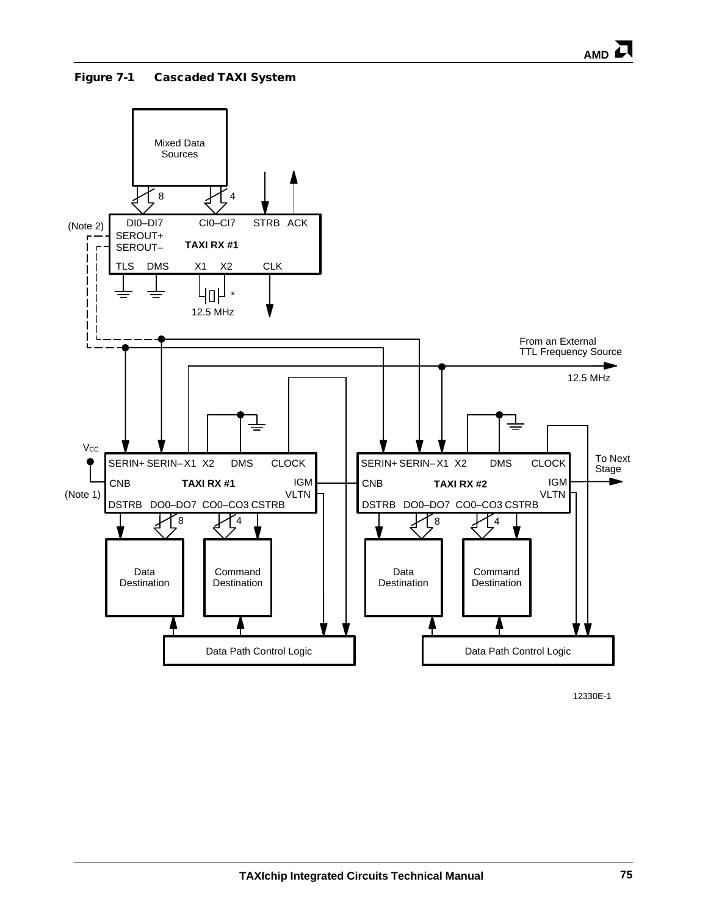**Figure 7-1 Cascaded TAXI System**

Mixed Data Sources

8

4

DI0–DI7 CI0–CI7 STRB ACK

(Note 2)

SEROUT+

SEROUT–

TAXI RX #1

TLS DMS X1 X2 CLK

12.5 MHz

From an External TTL Frequency Source

12.5 MHz

$V_{CC}$

SERIN+ SERIN– X1 X2 DMS CLOCK

CNB TAXI RX #1 IGM

(Note 1) VLTN

DSTRB DO0–DO7 CO0–CO3 CSTRB

SERIN+ SERIN– X1 X2 DMS CLOCK

CNB TAXI RX #2 IGM

VLTN

DSTRB DO0–DO7 CO0–CO3 CSTRB

To Next Stage

Data Destination

Command Destination

Data Destination

Command Destination

Data Path Control Logic

Data Path Control Logic

12330E-1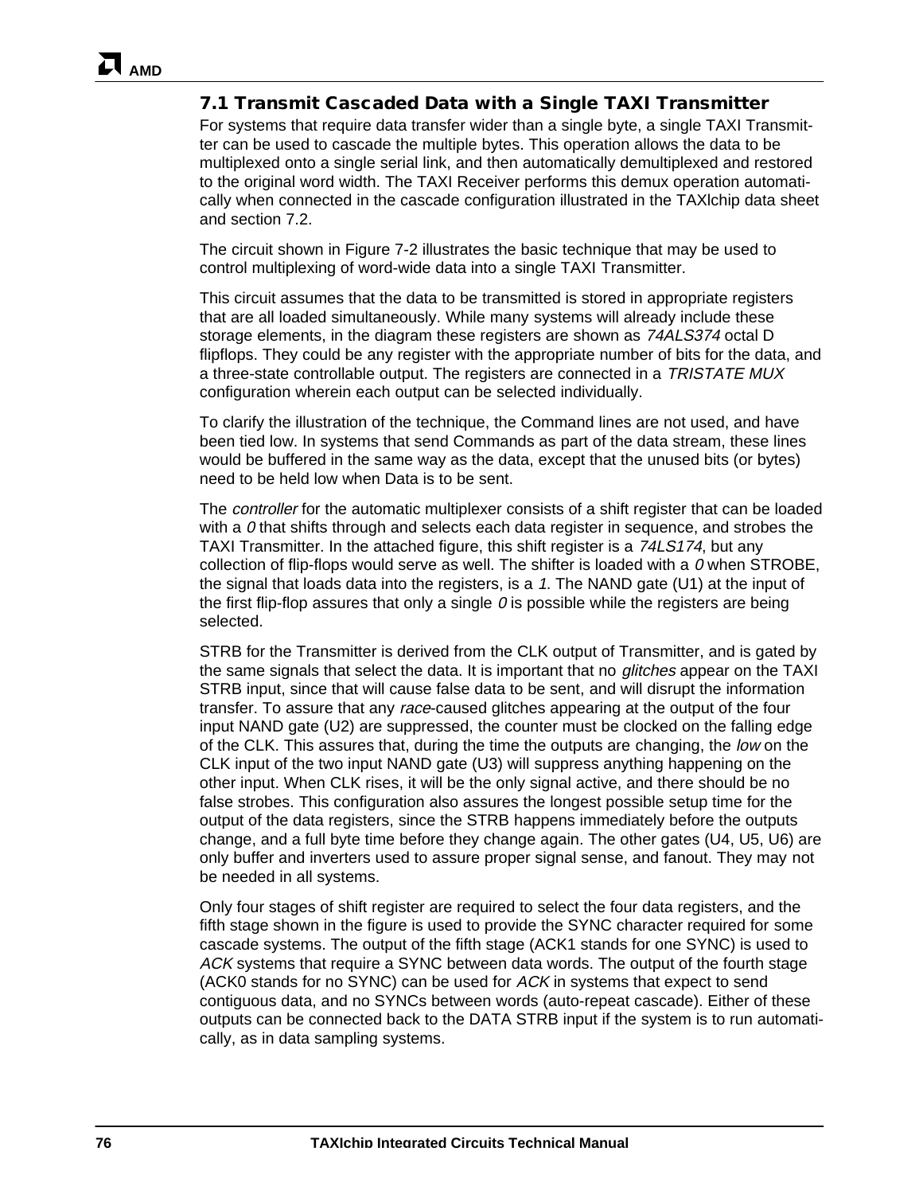## 7.1 Transmit Cascaded Data with a Single TAXI Transmitter

For systems that require data transfer wider than a single byte, a single TAXI Transmitter can be used to cascade the multiple bytes. This operation allows the data to be multiplexed onto a single serial link, and then automatically demultiplexed and restored to the original word width. The TAXI Receiver performs this demux operation automatically when connected in the cascade configuration illustrated in the TAXIchip data sheet and section 7.2.

The circuit shown in Figure 7-2 illustrates the basic technique that may be used to control multiplexing of word-wide data into a single TAXI Transmitter.

This circuit assumes that the data to be transmitted is stored in appropriate registers that are all loaded simultaneously. While many systems will already include these storage elements, in the diagram these registers are shown as *74ALS374* octal D flipflops. They could be any register with the appropriate number of bits for the data, and a three-state controllable output. The registers are connected in a *TRISTATE MUX* configuration wherein each output can be selected individually.

To clarify the illustration of the technique, the Command lines are not used, and have been tied low. In systems that send Commands as part of the data stream, these lines would be buffered in the same way as the data, except that the unused bits (or bytes) need to be held low when Data is to be sent.

The *controller* for the automatic multiplexer consists of a shift register that can be loaded with a *0* that shifts through and selects each data register in sequence, and strobes the TAXI Transmitter. In the attached figure, this shift register is a *74LS174*, but any collection of flip-flops would serve as well. The shifter is loaded with a *0* when STROBE, the signal that loads data into the registers, is a *1*. The NAND gate (U1) at the input of the first flip-flop assures that only a single *0* is possible while the registers are being selected.

STRB for the Transmitter is derived from the CLK output of Transmitter, and is gated by the same signals that select the data. It is important that no *glitches* appear on the TAXI STRB input, since that will cause false data to be sent, and will disrupt the information transfer. To assure that any *race*-caused glitches appearing at the output of the four input NAND gate (U2) are suppressed, the counter must be clocked on the falling edge of the CLK. This assures that, during the time the outputs are changing, the *low* on the CLK input of the two input NAND gate (U3) will suppress anything happening on the other input. When CLK rises, it will be the only signal active, and there should be no false strobes. This configuration also assures the longest possible setup time for the output of the data registers, since the STRB happens immediately before the outputs change, and a full byte time before they change again. The other gates (U4, U5, U6) are only buffer and inverters used to assure proper signal sense, and fanout. They may not be needed in all systems.

Only four stages of shift register are required to select the four data registers, and the fifth stage shown in the figure is used to provide the SYNC character required for some cascade systems. The output of the fifth stage (ACK1 stands for one SYNC) is used to *ACK* systems that require a SYNC between data words. The output of the fourth stage (ACK0 stands for no SYNC) can be used for *ACK* in systems that expect to send contiguous data, and no SYNCs between words (auto-repeat cascade). Either of these outputs can be connected back to the DATA STRB input if the system is to run automatically, as in data sampling systems.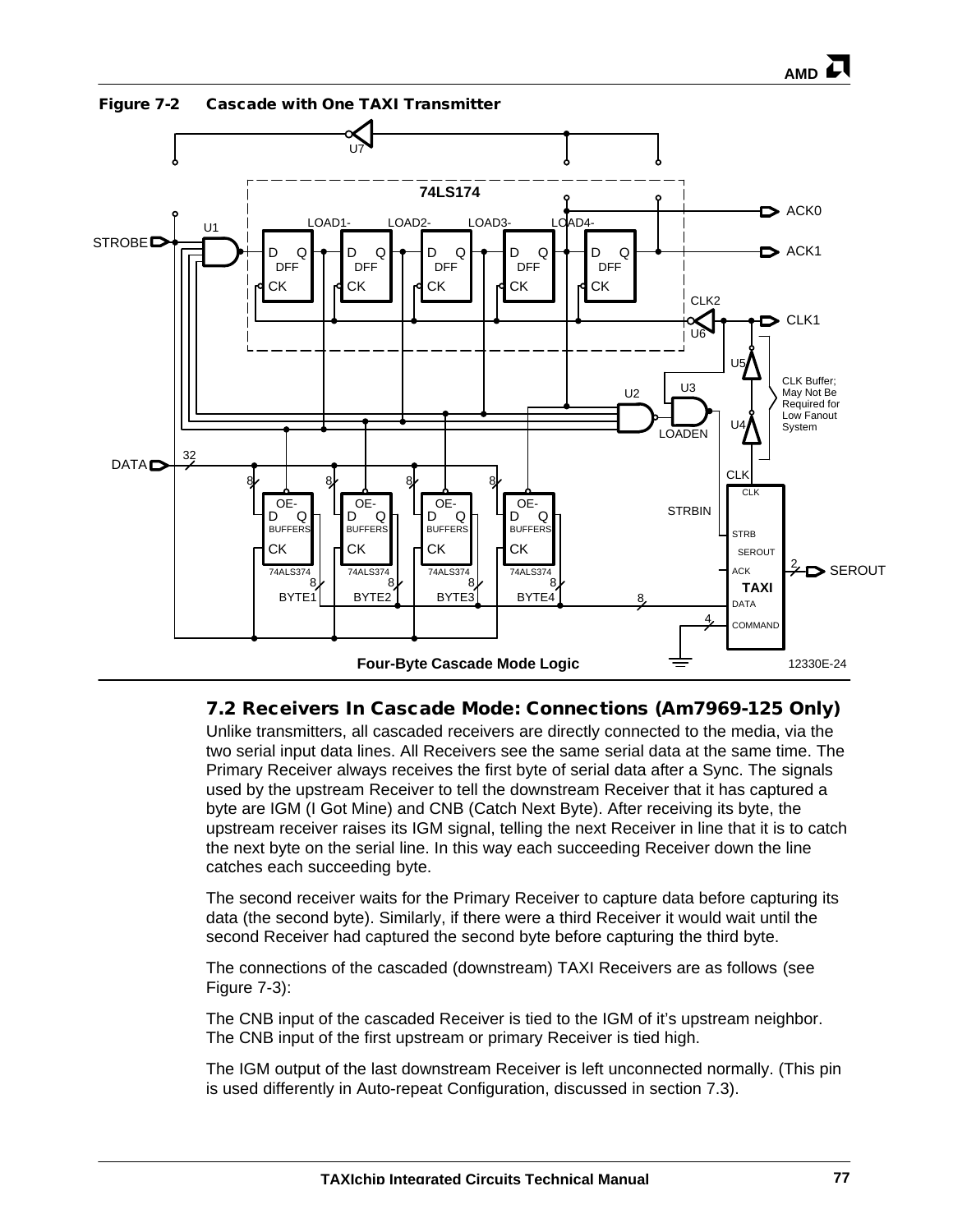**Figure 7-2 Cascade with One TAXI Transmitter**

## 7.2 Receivers In Cascade Mode: Connections (Am7969-125 Only)

Unlike transmitters, all cascaded receivers are directly connected to the media, via the two serial input data lines. All Receivers see the same serial data at the same time. The Primary Receiver always receives the first byte of serial data after a Sync. The signals used by the upstream Receiver to tell the downstream Receiver that it has captured a byte are IGM (I Got Mine) and CNB (Catch Next Byte). After receiving its byte, the upstream receiver raises its IGM signal, telling the next Receiver in line that it is to catch the next byte on the serial line. In this way each succeeding Receiver down the line catches each succeeding byte.

The second receiver waits for the Primary Receiver to capture data before capturing its data (the second byte). Similarly, if there were a third Receiver it would wait until the second Receiver had captured the second byte before capturing the third byte.

The connections of the cascaded (downstream) TAXI Receivers are as follows (see Figure 7-3):

The CNB input of the cascaded Receiver is tied to the IGM of it's upstream neighbor. The CNB input of the first upstream or primary Receiver is tied high.

The IGM output of the last downstream Receiver is left unconnected normally. (This pin is used differently in Auto-repeat Configuration, discussed in section 7.3).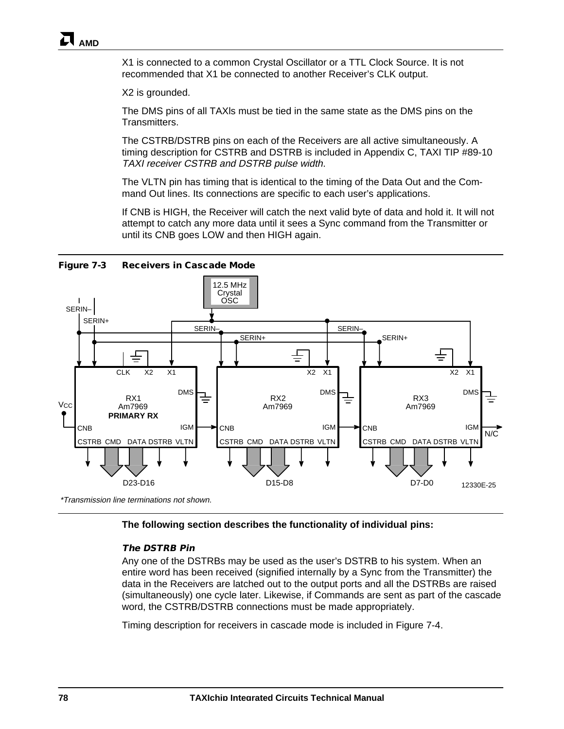X1 is connected to a common Crystal Oscillator or a TTL Clock Source. It is not recommended that X1 be connected to another Receiver's CLK output.

X2 is grounded.

The DMS pins of all TAXIs must be tied in the same state as the DMS pins on the Transmitters.

The CSTRB/DSTRB pins on each of the Receivers are all active simultaneously. A timing description for CSTRB and DSTRB is included in Appendix C, TAXI TIP #89-10 *TAXI receiver CSTRB and DSTRB pulse width*.

The VLTN pin has timing that is identical to the timing of the Data Out and the Command Out lines. Its connections are specific to each user's applications.

If CNB is HIGH, the Receiver will catch the next valid byte of data and hold it. It will not attempt to catch any more data until it sees a Sync command from the Transmitter or until its CNB goes LOW and then HIGH again.

**Figure 7-3 Receivers in Cascade Mode**

*Transmission line terminations not shown.

**The following section describes the functionality of individual pins:**

### *The DSTRB Pin*

Any one of the DSTRBs may be used as the user's DSTRB to his system. When an entire word has been received (signified internally by a Sync from the Transmitter) the data in the Receivers are latched out to the output ports and all the DSTRBs are raised (simultaneously) one cycle later. Likewise, if Commands are sent as part of the cascade word, the CSTRB/DSTRB connections must be made appropriately.

Timing description for receivers in cascade mode is included in Figure 7-4.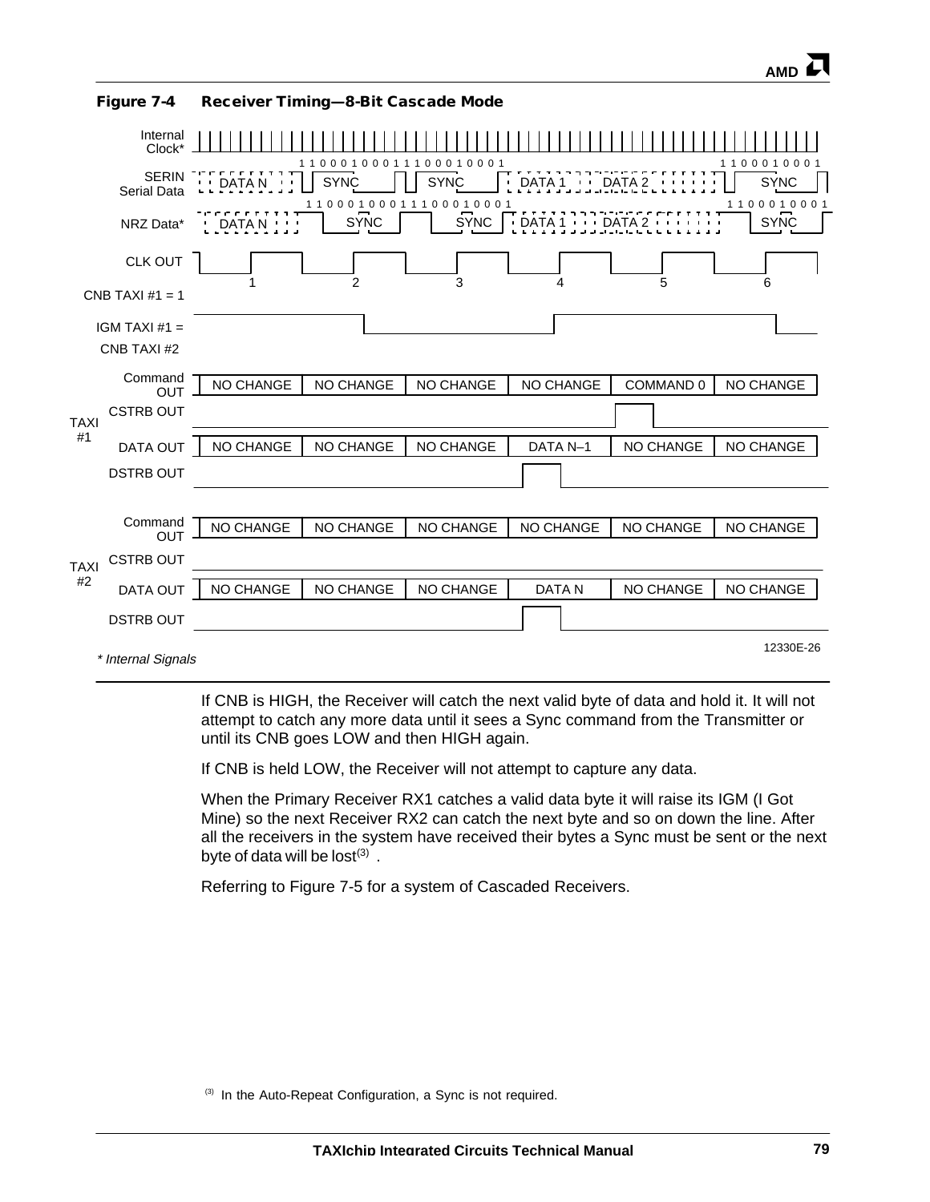**Figure 7-4 Receiver Timing—8-Bit Cascade Mode**

Internal Clock*

SERIN Serial Data: DATA N | SYNC (1100010001) | SYNC (1100010001) | DATA 1 | DATA 2 | SYNC (1100010001)

NRZ Data*: DATA N | SYNC (1100010001) | SYNC (1100010001) | DATA 1 | DATA 2 | SYNC (1100010001)

CLK OUT: 1, 2, 3, 4, 5, 6

CNB TAXI #1 = 1

IGM TAXI #1 = CNB TAXI #2

| | Signal | 1 | 2 | 3 | 4 | 5 | 6 |
|---|---|---|---|---|---|---|---|
| TAXI #1 | Command OUT | NO CHANGE | NO CHANGE | NO CHANGE | NO CHANGE | COMMAND 0 | NO CHANGE |
| | CSTRB OUT | | | | | pulse | |
| | DATA OUT | NO CHANGE | NO CHANGE | NO CHANGE | DATA N–1 | NO CHANGE | NO CHANGE |
| | DSTRB OUT | | | | pulse | | |
| TAXI #2 | Command OUT | NO CHANGE | NO CHANGE | NO CHANGE | NO CHANGE | NO CHANGE | NO CHANGE |
| | CSTRB OUT | | | | | | |
| | DATA OUT | NO CHANGE | NO CHANGE | NO CHANGE | DATA N | NO CHANGE | NO CHANGE |
| | DSTRB OUT | | | | pulse | | |

*\* Internal Signals*

12330E-26

If CNB is HIGH, the Receiver will catch the next valid byte of data and hold it. It will not attempt to catch any more data until it sees a Sync command from the Transmitter or until its CNB goes LOW and then HIGH again.

If CNB is held LOW, the Receiver will not attempt to capture any data.

When the Primary Receiver RX1 catches a valid data byte it will raise its IGM (I Got Mine) so the next Receiver RX2 can catch the next byte and so on down the line. After all the receivers in the system have received their bytes a Sync must be sent or the next byte of data will be lost[(3)].

Referring to Figure 7-5 for a system of Cascaded Receivers.

[(3)] In the Auto-Repeat Configuration, a Sync is not required.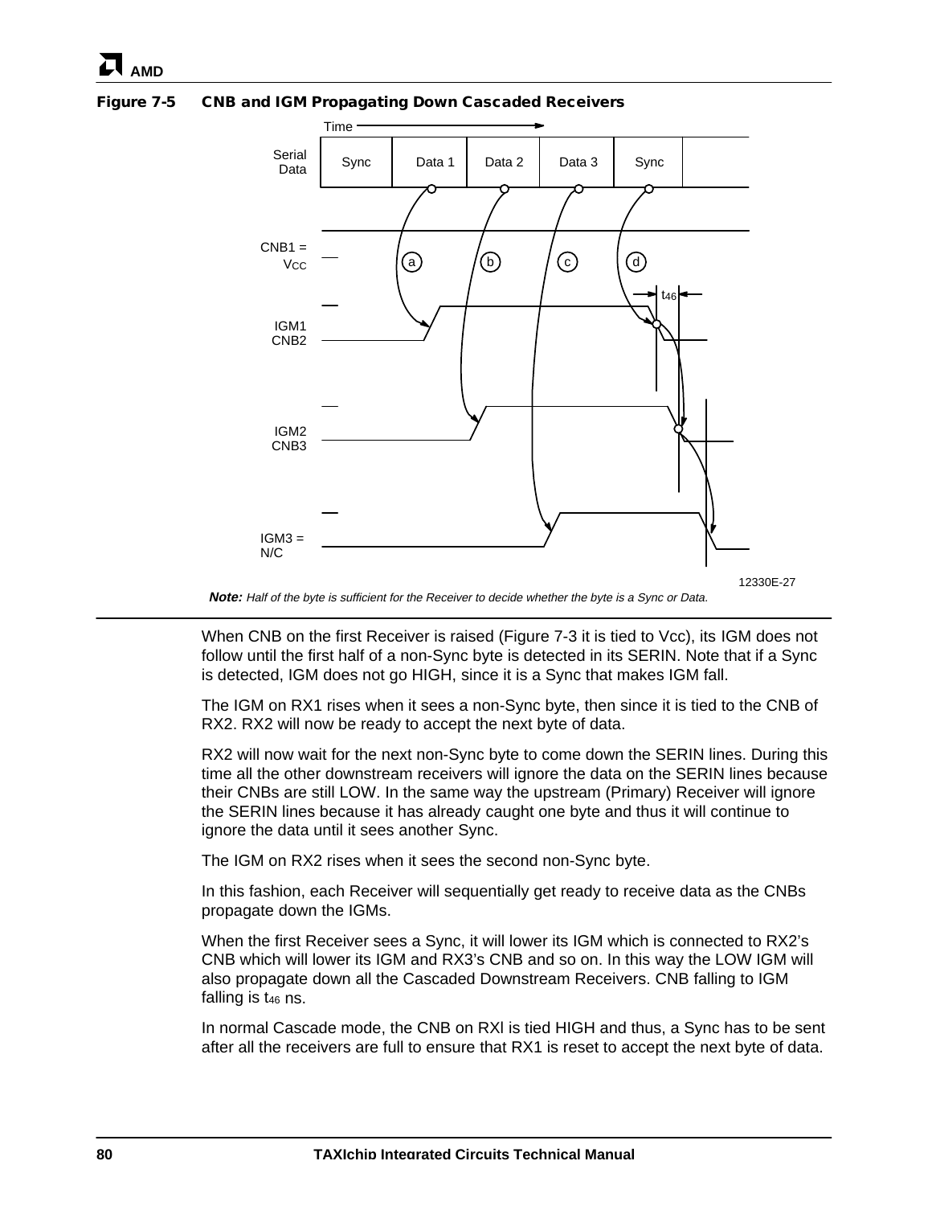**Figure 7-5 CNB and IGM Propagating Down Cascaded Receivers**

***Note:*** *Half of the byte is sufficient for the Receiver to decide whether the byte is a Sync or Data.*

When CNB on the first Receiver is raised (Figure 7-3 it is tied to Vcc), its IGM does not follow until the first half of a non-Sync byte is detected in its SERIN. Note that if a Sync is detected, IGM does not go HIGH, since it is a Sync that makes IGM fall.

The IGM on RX1 rises when it sees a non-Sync byte, then since it is tied to the CNB of RX2. RX2 will now be ready to accept the next byte of data.

RX2 will now wait for the next non-Sync byte to come down the SERIN lines. During this time all the other downstream receivers will ignore the data on the SERIN lines because their CNBs are still LOW. In the same way the upstream (Primary) Receiver will ignore the SERIN lines because it has already caught one byte and thus it will continue to ignore the data until it sees another Sync.

The IGM on RX2 rises when it sees the second non-Sync byte.

In this fashion, each Receiver will sequentially get ready to receive data as the CNBs propagate down the IGMs.

When the first Receiver sees a Sync, it will lower its IGM which is connected to RX2's CNB which will lower its IGM and RX3's CNB and so on. In this way the LOW IGM will also propagate down all the Cascaded Downstream Receivers. CNB falling to IGM falling is $t_{46}$ ns.

In normal Cascade mode, the CNB on RXl is tied HIGH and thus, a Sync has to be sent after all the receivers are full to ensure that RX1 is reset to accept the next byte of data.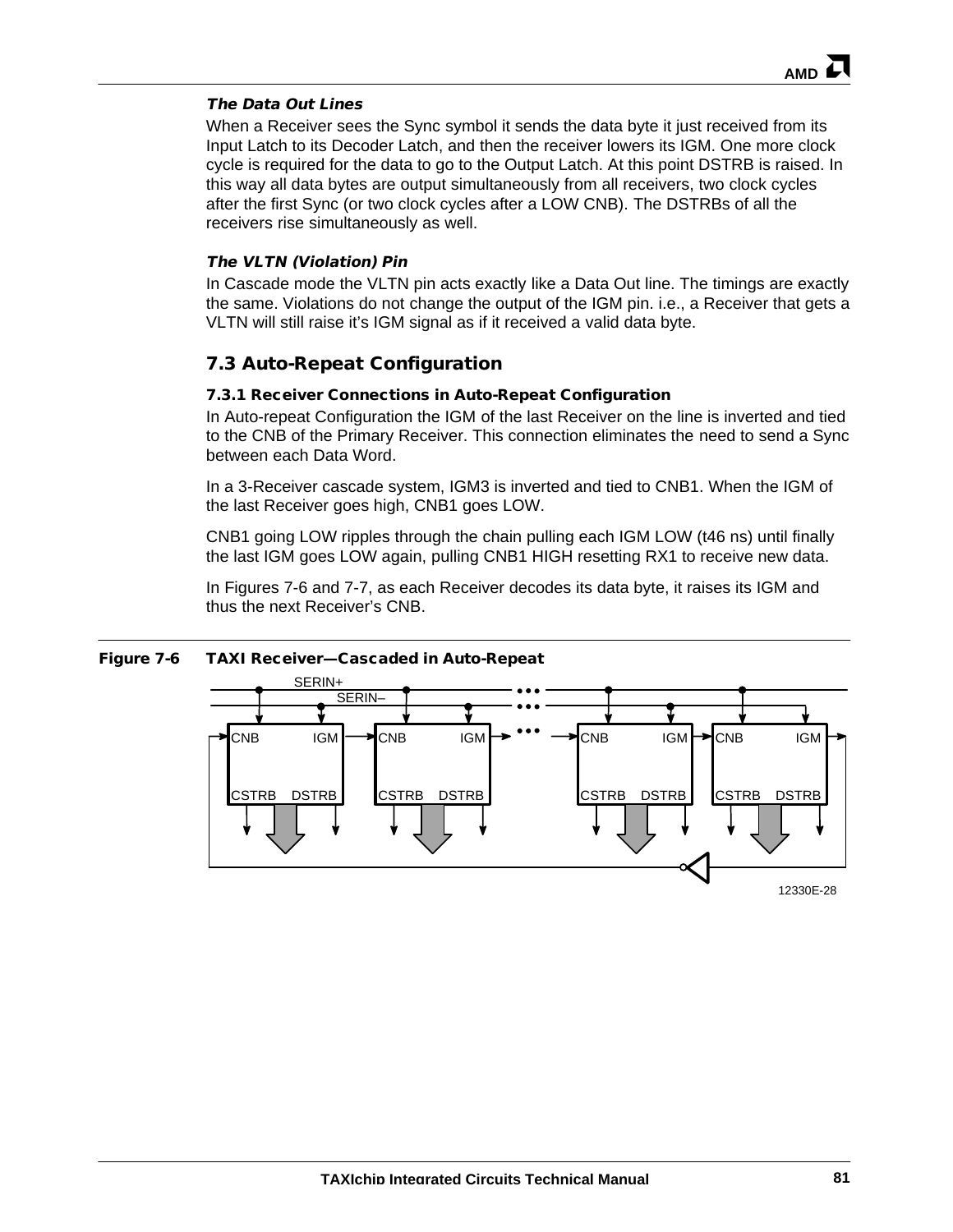***The Data Out Lines***

When a Receiver sees the Sync symbol it sends the data byte it just received from its Input Latch to its Decoder Latch, and then the receiver lowers its IGM. One more clock cycle is required for the data to go to the Output Latch. At this point DSTRB is raised. In this way all data bytes are output simultaneously from all receivers, two clock cycles after the first Sync (or two clock cycles after a LOW CNB). The DSTRBs of all the receivers rise simultaneously as well.

***The VLTN (Violation) Pin***

In Cascade mode the VLTN pin acts exactly like a Data Out line. The timings are exactly the same. Violations do not change the output of the IGM pin. i.e., a Receiver that gets a VLTN will still raise it's IGM signal as if it received a valid data byte.

## 7.3 Auto-Repeat Configuration

### 7.3.1 Receiver Connections in Auto-Repeat Configuration

In Auto-repeat Configuration the IGM of the last Receiver on the line is inverted and tied to the CNB of the Primary Receiver. This connection eliminates the need to send a Sync between each Data Word.

In a 3-Receiver cascade system, IGM3 is inverted and tied to CNB1. When the IGM of the last Receiver goes high, CNB1 goes LOW.

CNB1 going LOW ripples through the chain pulling each IGM LOW (t46 ns) until finally the last IGM goes LOW again, pulling CNB1 HIGH resetting RX1 to receive new data.

In Figures 7-6 and 7-7, as each Receiver decodes its data byte, it raises its IGM and thus the next Receiver's CNB.

**Figure 7-6 TAXI Receiver—Cascaded in Auto-Repeat**

SERIN+ SERIN– CNB IGM CSTRB DSTRB CNB IGM CSTRB DSTRB CNB IGM CSTRB DSTRB CNB IGM CSTRB DSTRB

12330E-28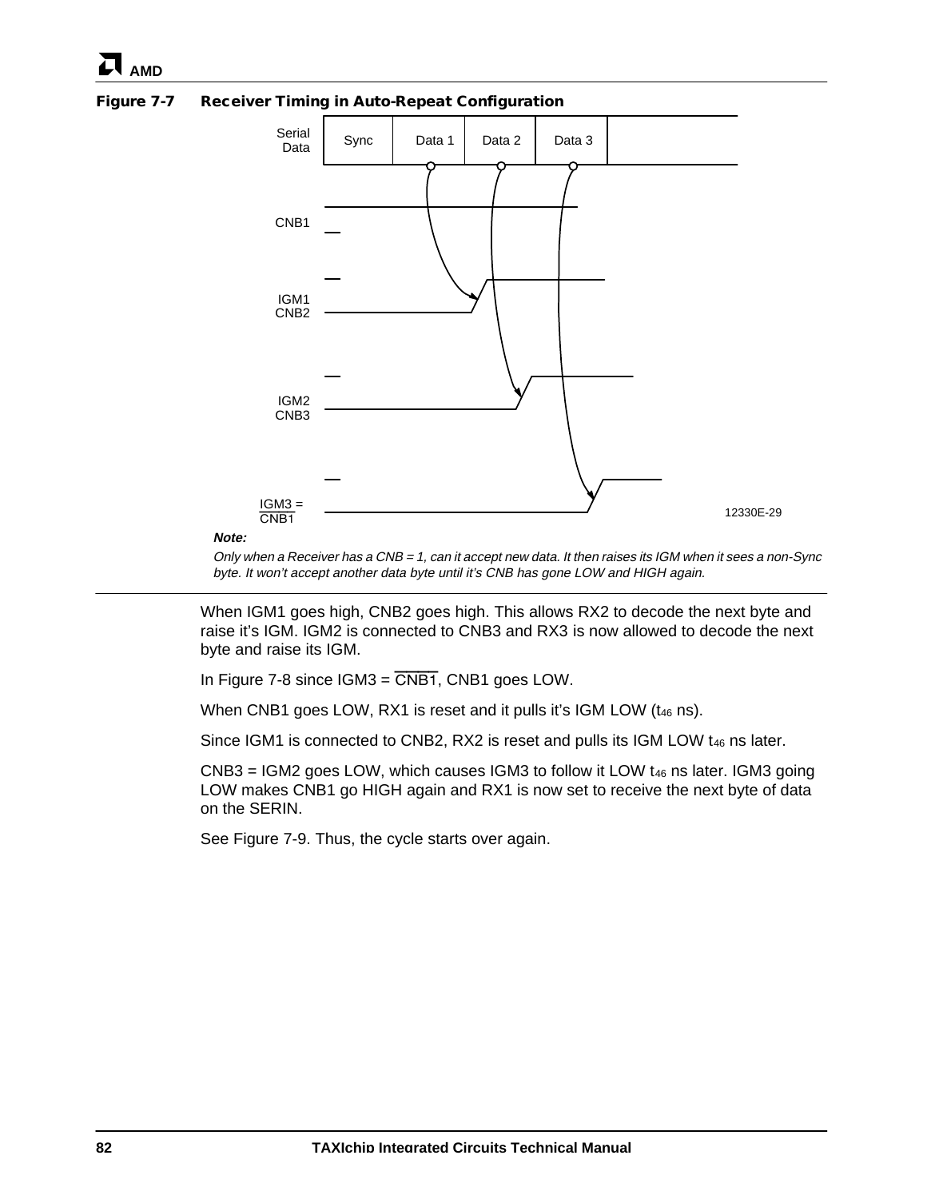**Figure 7-7 Receiver Timing in Auto-Repeat Configuration**

Serial Data | Sync | Data 1 | Data 2 | Data 3

CNB1

IGM1
CNB2

IGM2
CNB3

IGM3 = $\overline{\text{CNB1}}$

12330E-29

***Note:***

*Only when a Receiver has a CNB = 1, can it accept new data. It then raises its IGM when it sees a non-Sync byte. It won't accept another data byte until it's CNB has gone LOW and HIGH again.*

When IGM1 goes high, CNB2 goes high. This allows RX2 to decode the next byte and raise it's IGM. IGM2 is connected to CNB3 and RX3 is now allowed to decode the next byte and raise its IGM.

In Figure 7-8 since IGM3 = $\overline{\text{CNB1}}$, CNB1 goes LOW.

When CNB1 goes LOW, RX1 is reset and it pulls it's IGM LOW ($t_{46}$ ns).

Since IGM1 is connected to CNB2, RX2 is reset and pulls its IGM LOW $t_{46}$ ns later.

CNB3 = IGM2 goes LOW, which causes IGM3 to follow it LOW $t_{46}$ ns later. IGM3 going LOW makes CNB1 go HIGH again and RX1 is now set to receive the next byte of data on the SERIN.

See Figure 7-9. Thus, the cycle starts over again.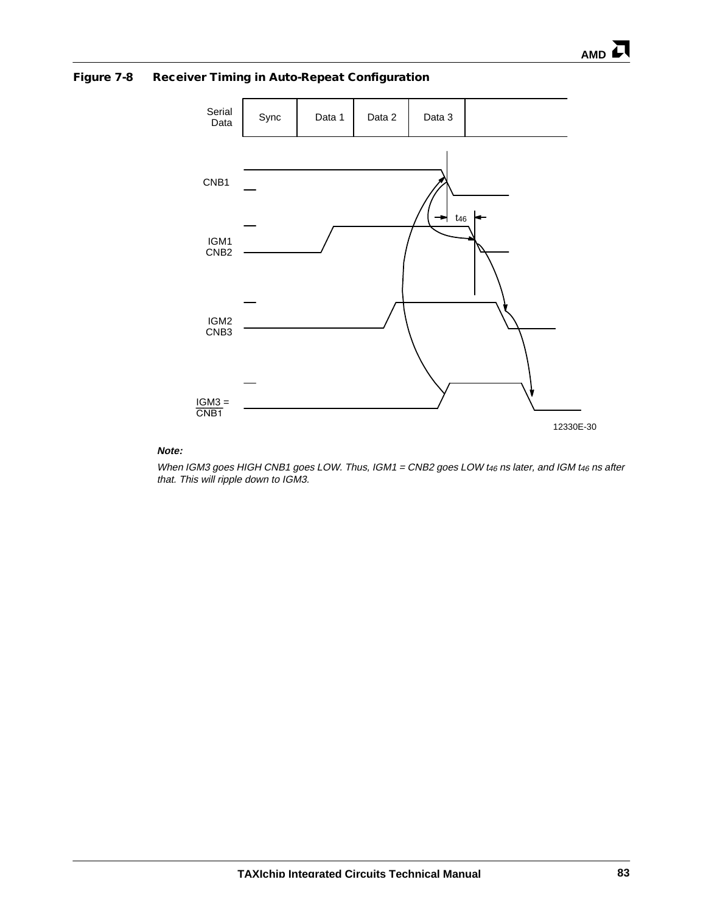**Figure 7-8 Receiver Timing in Auto-Repeat Configuration**

***Note:***

*When IGM3 goes HIGH CNB1 goes LOW. Thus, IGM1 = CNB2 goes LOW $t_{46}$ ns later, and IGM $t_{46}$ ns after that. This will ripple down to IGM3.*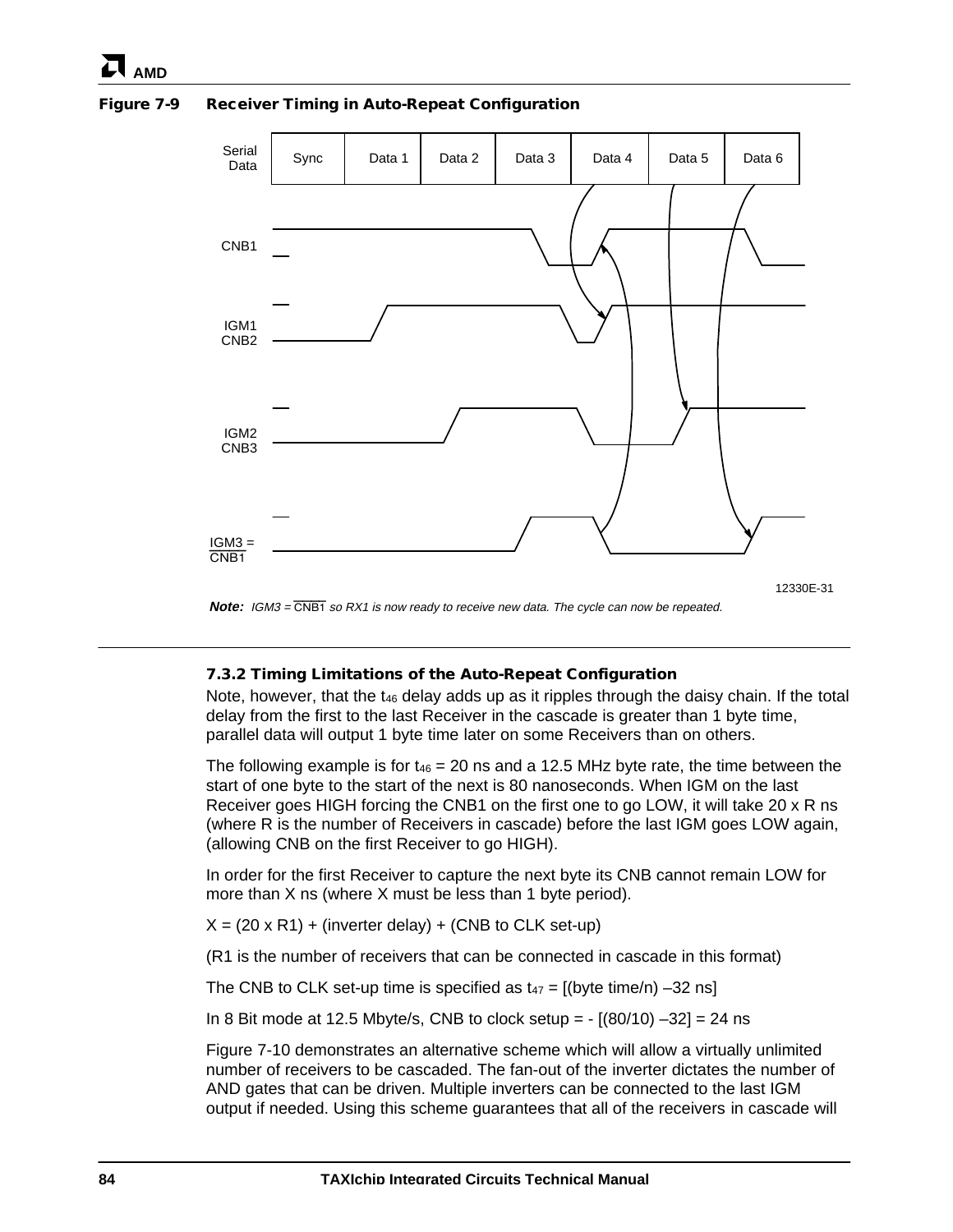**Figure 7-9 Receiver Timing in Auto-Repeat Configuration**

*Note: IGM3 = $\overline{\text{CNB1}}$ so RX1 is now ready to receive new data. The cycle can now be repeated.*

### 7.3.2 Timing Limitations of the Auto-Repeat Configuration

Note, however, that the $t_{46}$ delay adds up as it ripples through the daisy chain. If the total delay from the first to the last Receiver in the cascade is greater than 1 byte time, parallel data will output 1 byte time later on some Receivers than on others.

The following example is for $t_{46}$ = 20 ns and a 12.5 MHz byte rate, the time between the start of one byte to the start of the next is 80 nanoseconds. When IGM on the last Receiver goes HIGH forcing the CNB1 on the first one to go LOW, it will take 20 x R ns (where R is the number of Receivers in cascade) before the last IGM goes LOW again, (allowing CNB on the first Receiver to go HIGH).

In order for the first Receiver to capture the next byte its CNB cannot remain LOW for more than X ns (where X must be less than 1 byte period).

X = (20 x R1) + (inverter delay) + (CNB to CLK set-up)

(R1 is the number of receivers that can be connected in cascade in this format)

The CNB to CLK set-up time is specified as $t_{47}$ = [(byte time/n) –32 ns]

In 8 Bit mode at 12.5 Mbyte/s, CNB to clock setup = - [(80/10) –32] = 24 ns

Figure 7-10 demonstrates an alternative scheme which will allow a virtually unlimited number of receivers to be cascaded. The fan-out of the inverter dictates the number of AND gates that can be driven. Multiple inverters can be connected to the last IGM output if needed. Using this scheme guarantees that all of the receivers in cascade will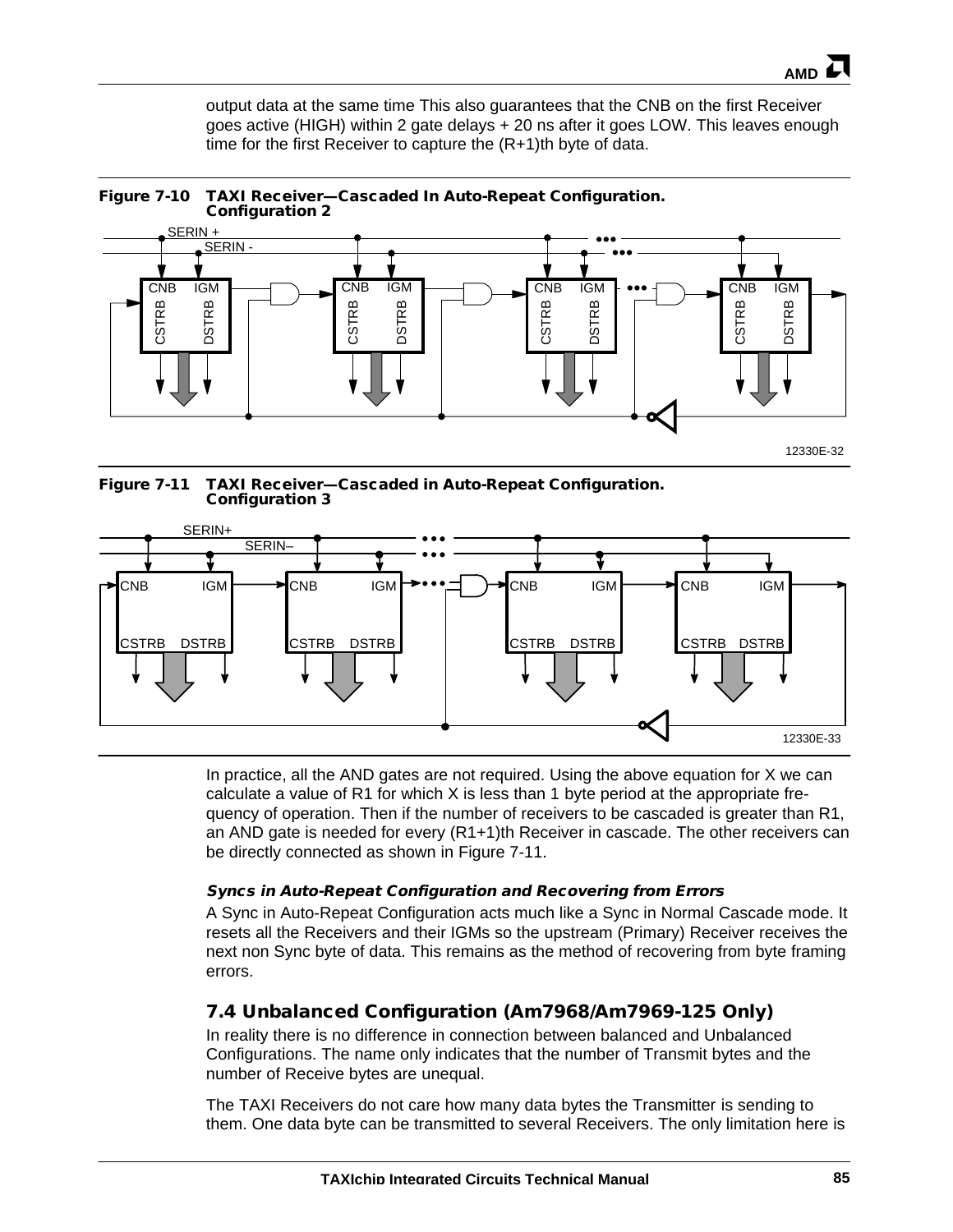output data at the same time This also guarantees that the CNB on the first Receiver goes active (HIGH) within 2 gate delays + 20 ns after it goes LOW. This leaves enough time for the first Receiver to capture the (R+1)th byte of data.

**Figure 7-10 TAXI Receiver—Cascaded In Auto-Repeat Configuration. Configuration 2**

**Figure 7-11 TAXI Receiver—Cascaded in Auto-Repeat Configuration. Configuration 3**

In practice, all the AND gates are not required. Using the above equation for X we can calculate a value of R1 for which X is less than 1 byte period at the appropriate frequency of operation. Then if the number of receivers to be cascaded is greater than R1, an AND gate is needed for every (R1+1)th Receiver in cascade. The other receivers can be directly connected as shown in Figure 7-11.

#### *Syncs in Auto-Repeat Configuration and Recovering from Errors*

A Sync in Auto-Repeat Configuration acts much like a Sync in Normal Cascade mode. It resets all the Receivers and their IGMs so the upstream (Primary) Receiver receives the next non Sync byte of data. This remains as the method of recovering from byte framing errors.

### 7.4 Unbalanced Configuration (Am7968/Am7969-125 Only)

In reality there is no difference in connection between balanced and Unbalanced Configurations. The name only indicates that the number of Transmit bytes and the number of Receive bytes are unequal.

The TAXI Receivers do not care how many data bytes the Transmitter is sending to them. One data byte can be transmitted to several Receivers. The only limitation here is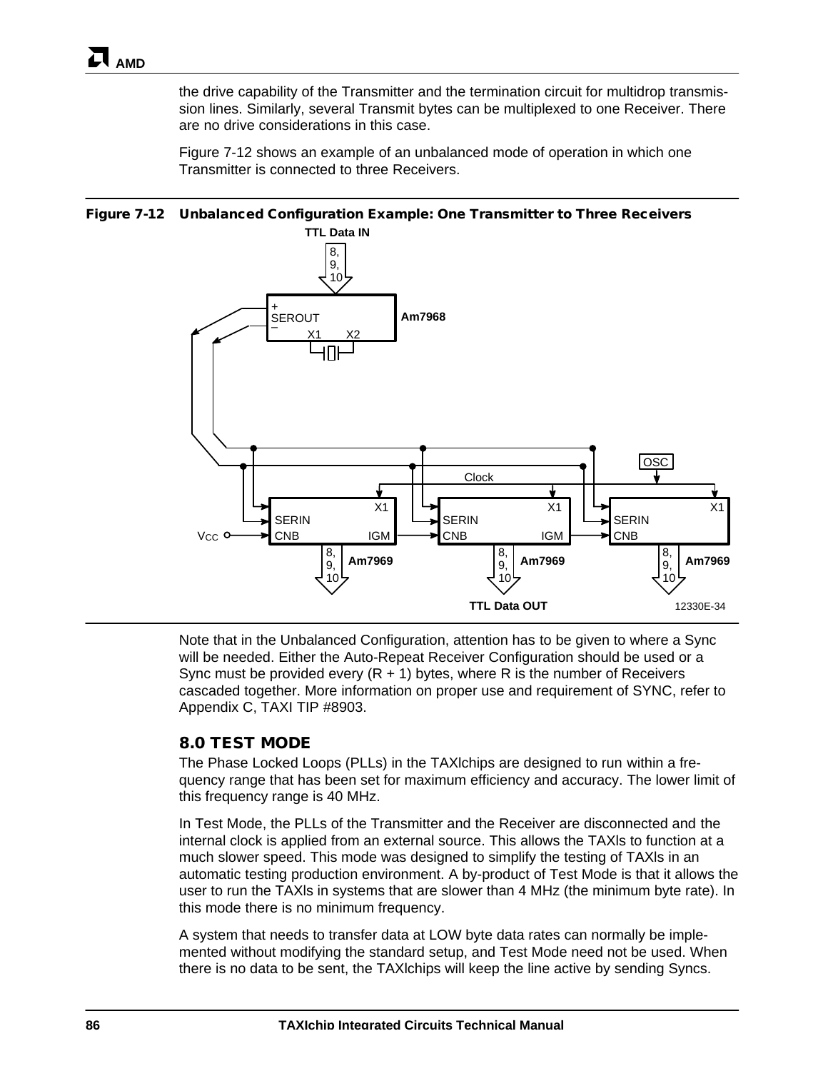the drive capability of the Transmitter and the termination circuit for multidrop transmission lines. Similarly, several Transmit bytes can be multiplexed to one Receiver. There are no drive considerations in this case.

Figure 7-12 shows an example of an unbalanced mode of operation in which one Transmitter is connected to three Receivers.

**Figure 7-12 Unbalanced Configuration Example: One Transmitter to Three Receivers**

Note that in the Unbalanced Configuration, attention has to be given to where a Sync will be needed. Either the Auto-Repeat Receiver Configuration should be used or a Sync must be provided every (R + 1) bytes, where R is the number of Receivers cascaded together. More information on proper use and requirement of SYNC, refer to Appendix C, TAXI TIP #8903.

## 8.0 TEST MODE

The Phase Locked Loops (PLLs) in the TAXIchips are designed to run within a frequency range that has been set for maximum efficiency and accuracy. The lower limit of this frequency range is 40 MHz.

In Test Mode, the PLLs of the Transmitter and the Receiver are disconnected and the internal clock is applied from an external source. This allows the TAXIs to function at a much slower speed. This mode was designed to simplify the testing of TAXIs in an automatic testing production environment. A by-product of Test Mode is that it allows the user to run the TAXIs in systems that are slower than 4 MHz (the minimum byte rate). In this mode there is no minimum frequency.

A system that needs to transfer data at LOW byte data rates can normally be implemented without modifying the standard setup, and Test Mode need not be used. When there is no data to be sent, the TAXIchips will keep the line active by sending Syncs.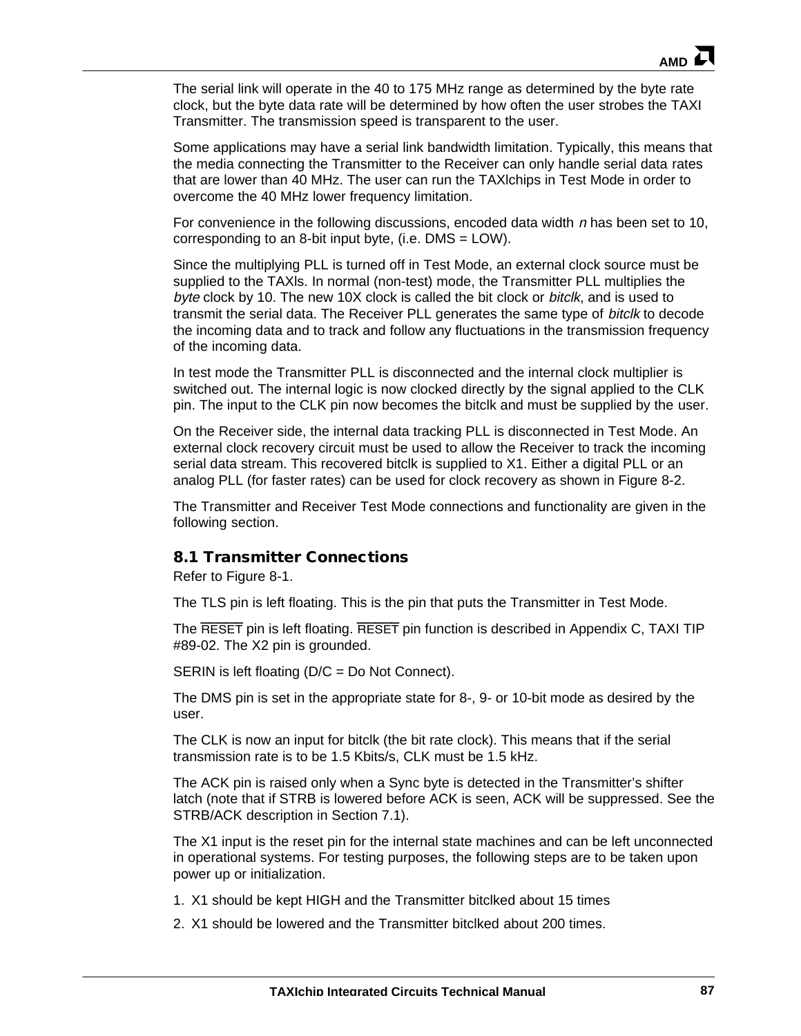The serial link will operate in the 40 to 175 MHz range as determined by the byte rate clock, but the byte data rate will be determined by how often the user strobes the TAXI Transmitter. The transmission speed is transparent to the user.

Some applications may have a serial link bandwidth limitation. Typically, this means that the media connecting the Transmitter to the Receiver can only handle serial data rates that are lower than 40 MHz. The user can run the TAXIchips in Test Mode in order to overcome the 40 MHz lower frequency limitation.

For convenience in the following discussions, encoded data width *n* has been set to 10, corresponding to an 8-bit input byte, (i.e. DMS = LOW).

Since the multiplying PLL is turned off in Test Mode, an external clock source must be supplied to the TAXIs. In normal (non-test) mode, the Transmitter PLL multiplies the *byte* clock by 10. The new 10X clock is called the bit clock or *bitclk*, and is used to transmit the serial data. The Receiver PLL generates the same type of *bitclk* to decode the incoming data and to track and follow any fluctuations in the transmission frequency of the incoming data.

In test mode the Transmitter PLL is disconnected and the internal clock multiplier is switched out. The internal logic is now clocked directly by the signal applied to the CLK pin. The input to the CLK pin now becomes the bitclk and must be supplied by the user.

On the Receiver side, the internal data tracking PLL is disconnected in Test Mode. An external clock recovery circuit must be used to allow the Receiver to track the incoming serial data stream. This recovered bitclk is supplied to X1. Either a digital PLL or an analog PLL (for faster rates) can be used for clock recovery as shown in Figure 8-2.

The Transmitter and Receiver Test Mode connections and functionality are given in the following section.

## 8.1 Transmitter Connections

Refer to Figure 8-1.

The TLS pin is left floating. This is the pin that puts the Transmitter in Test Mode.

The $\overline{\text{RESET}}$ pin is left floating. $\overline{\text{RESET}}$ pin function is described in Appendix C, TAXI TIP #89-02. The X2 pin is grounded.

SERIN is left floating (D/C = Do Not Connect).

The DMS pin is set in the appropriate state for 8-, 9- or 10-bit mode as desired by the user.

The CLK is now an input for bitclk (the bit rate clock). This means that if the serial transmission rate is to be 1.5 Kbits/s, CLK must be 1.5 kHz.

The ACK pin is raised only when a Sync byte is detected in the Transmitter's shifter latch (note that if STRB is lowered before ACK is seen, ACK will be suppressed. See the STRB/ACK description in Section 7.1).

The X1 input is the reset pin for the internal state machines and can be left unconnected in operational systems. For testing purposes, the following steps are to be taken upon power up or initialization.

1. X1 should be kept HIGH and the Transmitter bitclked about 15 times
2. X1 should be lowered and the Transmitter bitclked about 200 times.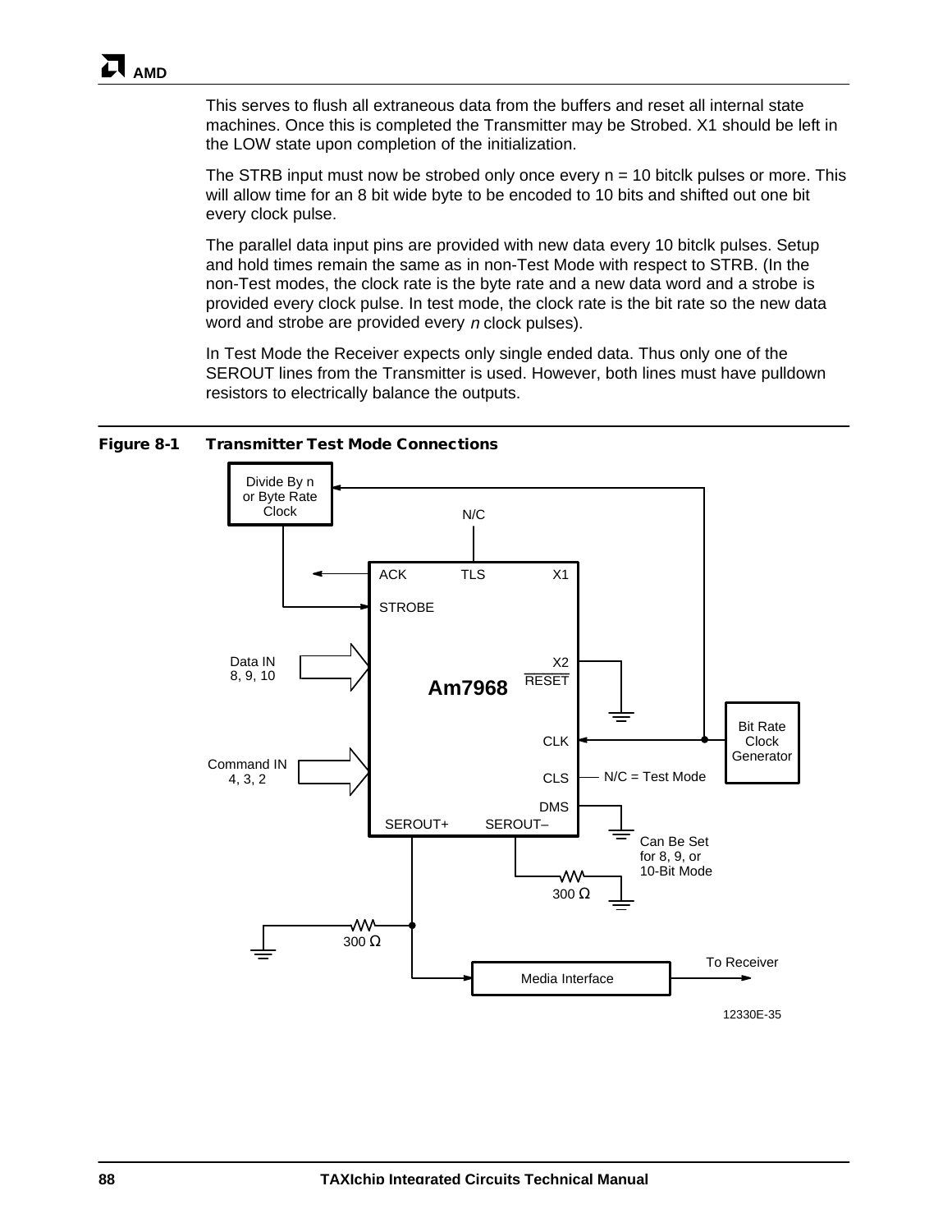This serves to flush all extraneous data from the buffers and reset all internal state machines. Once this is completed the Transmitter may be Strobed. X1 should be left in the LOW state upon completion of the initialization.

The STRB input must now be strobed only once every n = 10 bitclk pulses or more. This will allow time for an 8 bit wide byte to be encoded to 10 bits and shifted out one bit every clock pulse.

The parallel data input pins are provided with new data every 10 bitclk pulses. Setup and hold times remain the same as in non-Test Mode with respect to STRB. (In the non-Test modes, the clock rate is the byte rate and a new data word and a strobe is provided every clock pulse. In test mode, the clock rate is the bit rate so the new data word and strobe are provided every *n* clock pulses).

In Test Mode the Receiver expects only single ended data. Thus only one of the SEROUT lines from the Transmitter is used. However, both lines must have pulldown resistors to electrically balance the outputs.

**Figure 8-1 Transmitter Test Mode Connections**

Divide By n or Byte Rate Clock

N/C

ACK TLS X1

STROBE

Data IN 8, 9, 10

Am7968

X2

RESET

Bit Rate Clock Generator

CLK

Command IN 4, 3, 2

CLS N/C = Test Mode

DMS

SEROUT+ SEROUT–

Can Be Set for 8, 9, or 10-Bit Mode

300 Ω

300 Ω

Media Interface

To Receiver

12330E-35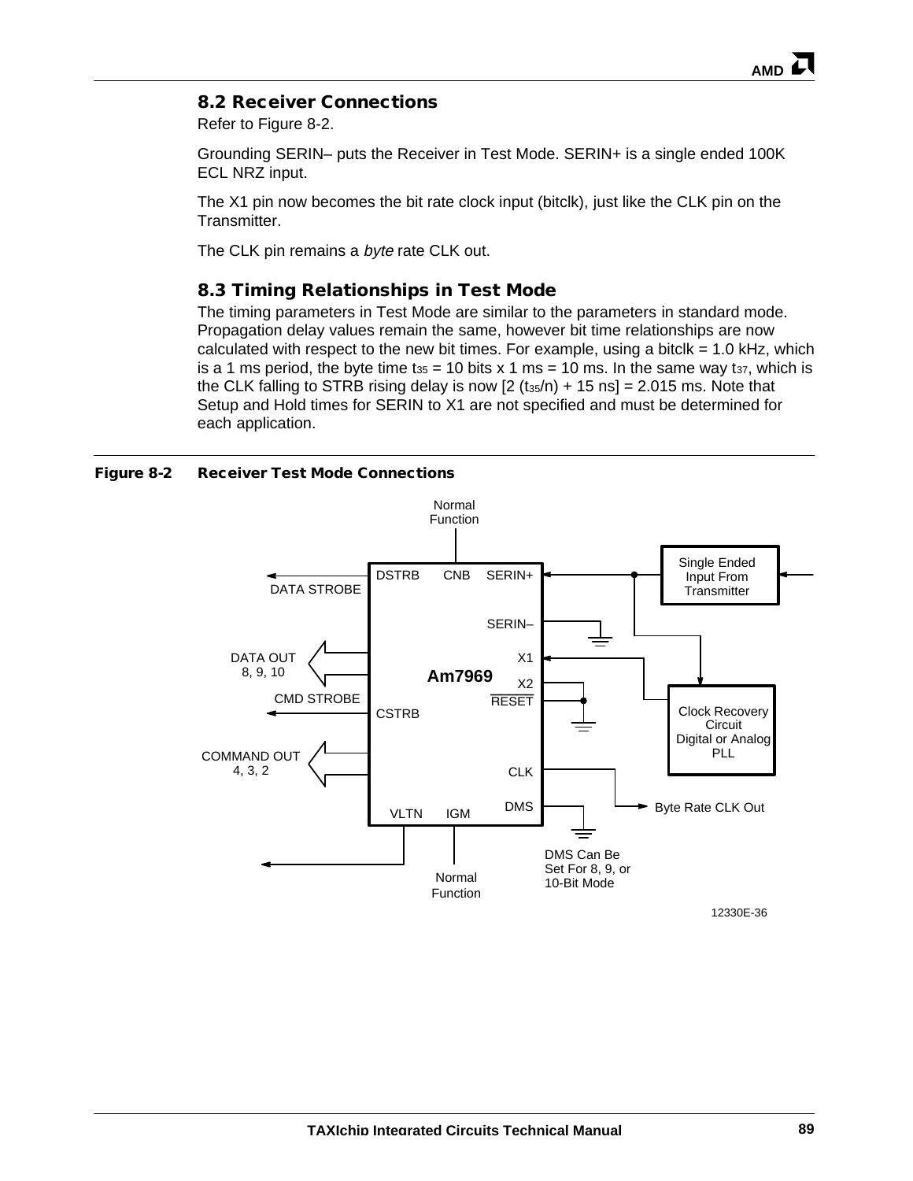## 8.2 Receiver Connections

Refer to Figure 8-2.

Grounding SERIN– puts the Receiver in Test Mode. SERIN+ is a single ended 100K ECL NRZ input.

The X1 pin now becomes the bit rate clock input (bitclk), just like the CLK pin on the Transmitter.

The CLK pin remains a *byte* rate CLK out.

## 8.3 Timing Relationships in Test Mode

The timing parameters in Test Mode are similar to the parameters in standard mode. Propagation delay values remain the same, however bit time relationships are now calculated with respect to the new bit times. For example, using a bitclk = 1.0 kHz, which is a 1 ms period, the byte time $t_{35}$ = 10 bits x 1 ms = 10 ms. In the same way $t_{37}$, which is the CLK falling to STRB rising delay is now [2 ($t_{35}$/n) + 15 ns] = 2.015 ms. Note that Setup and Hold times for SERIN to X1 are not specified and must be determined for each application.

**Figure 8-2 Receiver Test Mode Connections**

12330E-36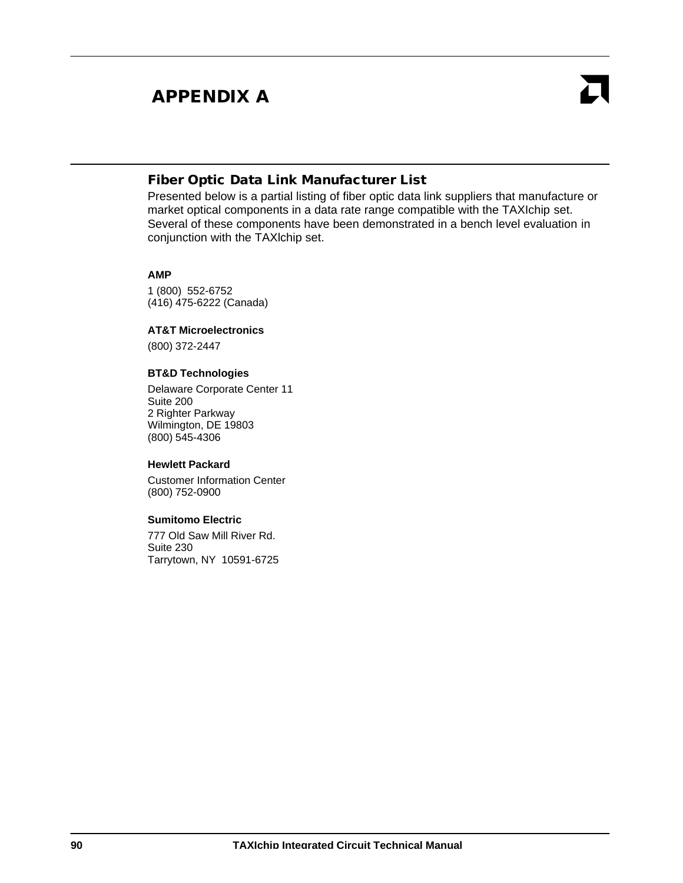# APPENDIX A

## Fiber Optic Data Link Manufacturer List

Presented below is a partial listing of fiber optic data link suppliers that manufacture or market optical components in a data rate range compatible with the TAXIchip set. Several of these components have been demonstrated in a bench level evaluation in conjunction with the TAXlchip set.

**AMP**

1 (800) 552-6752
(416) 475-6222 (Canada)

**AT&T Microelectronics**

(800) 372-2447

**BT&D Technologies**

Delaware Corporate Center 11
Suite 200
2 Righter Parkway
Wilmington, DE 19803
(800) 545-4306

**Hewlett Packard**

Customer Information Center
(800) 752-0900

**Sumitomo Electric**

777 Old Saw Mill River Rd.
Suite 230
Tarrytown, NY 10591-6725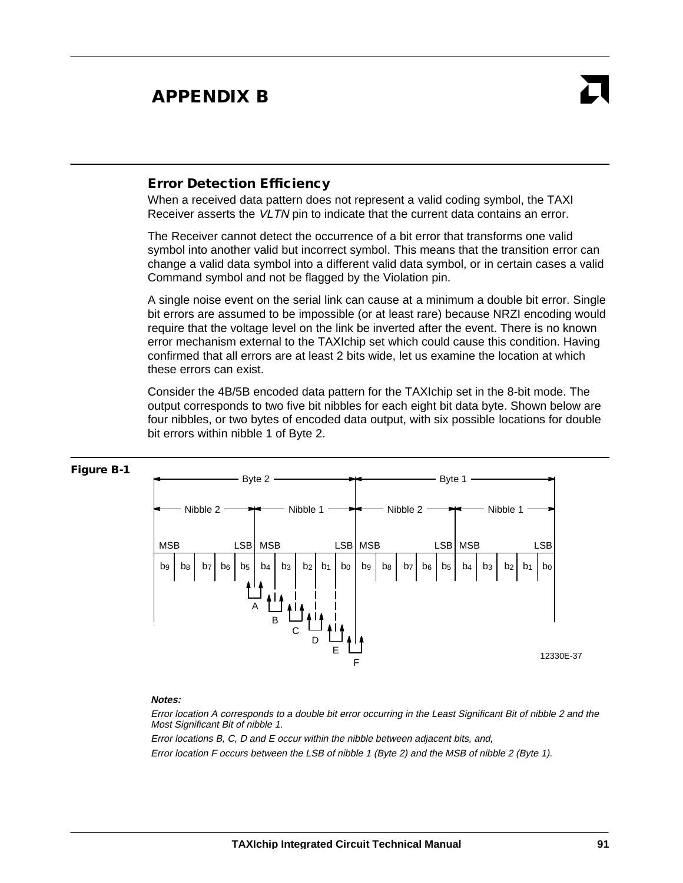# APPENDIX B

## Error Detection Efficiency

When a received data pattern does not represent a valid coding symbol, the TAXI Receiver asserts the *VLTN* pin to indicate that the current data contains an error.

The Receiver cannot detect the occurrence of a bit error that transforms one valid symbol into another valid but incorrect symbol. This means that the transition error can change a valid data symbol into a different valid data symbol, or in certain cases a valid Command symbol and not be flagged by the Violation pin.

A single noise event on the serial link can cause at a minimum a double bit error. Single bit errors are assumed to be impossible (or at least rare) because NRZI encoding would require that the voltage level on the link be inverted after the event. There is no known error mechanism external to the TAXIchip set which could cause this condition. Having confirmed that all errors are at least 2 bits wide, let us examine the location at which these errors can exist.

Consider the 4B/5B encoded data pattern for the TAXIchip set in the 8-bit mode. The output corresponds to two five bit nibbles for each eight bit data byte. Shown below are four nibbles, or two bytes of encoded data output, with six possible locations for double bit errors within nibble 1 of Byte 2.

**Figure B-1**

| Byte 2 | | | | | | | | | | Byte 1 | | | | | | | | | |
|---|---|---|---|---|---|---|---|---|---|---|---|---|---|---|---|---|---|---|---|
| Nibble 2 | | | | | Nibble 1 | | | | | Nibble 2 | | | | | Nibble 1 | | | | |
| MSB | | | | LSB | MSB | | | | LSB | MSB | | | | LSB | MSB | | | | LSB |
| $b_9$ | $b_8$ | $b_7$ | $b_6$ | $b_5$ | $b_4$ | $b_3$ | $b_2$ | $b_1$ | $b_0$ | $b_9$ | $b_8$ | $b_7$ | $b_6$ | $b_5$ | $b_4$ | $b_3$ | $b_2$ | $b_1$ | $b_0$ |

Error locations: A ($b_5$–$b_4$), B ($b_4$–$b_3$), C ($b_3$–$b_2$), D ($b_2$–$b_1$), E ($b_1$–$b_0$), F ($b_0$ of Byte 2 – $b_9$ of Byte 1)

12330E-37

***Notes:***

*Error location A corresponds to a double bit error occurring in the Least Significant Bit of nibble 2 and the Most Significant Bit of nibble 1.*

*Error locations B, C, D and E occur within the nibble between adjacent bits, and,*

*Error location F occurs between the LSB of nibble 1 (Byte 2) and the MSB of nibble 2 (Byte 1).*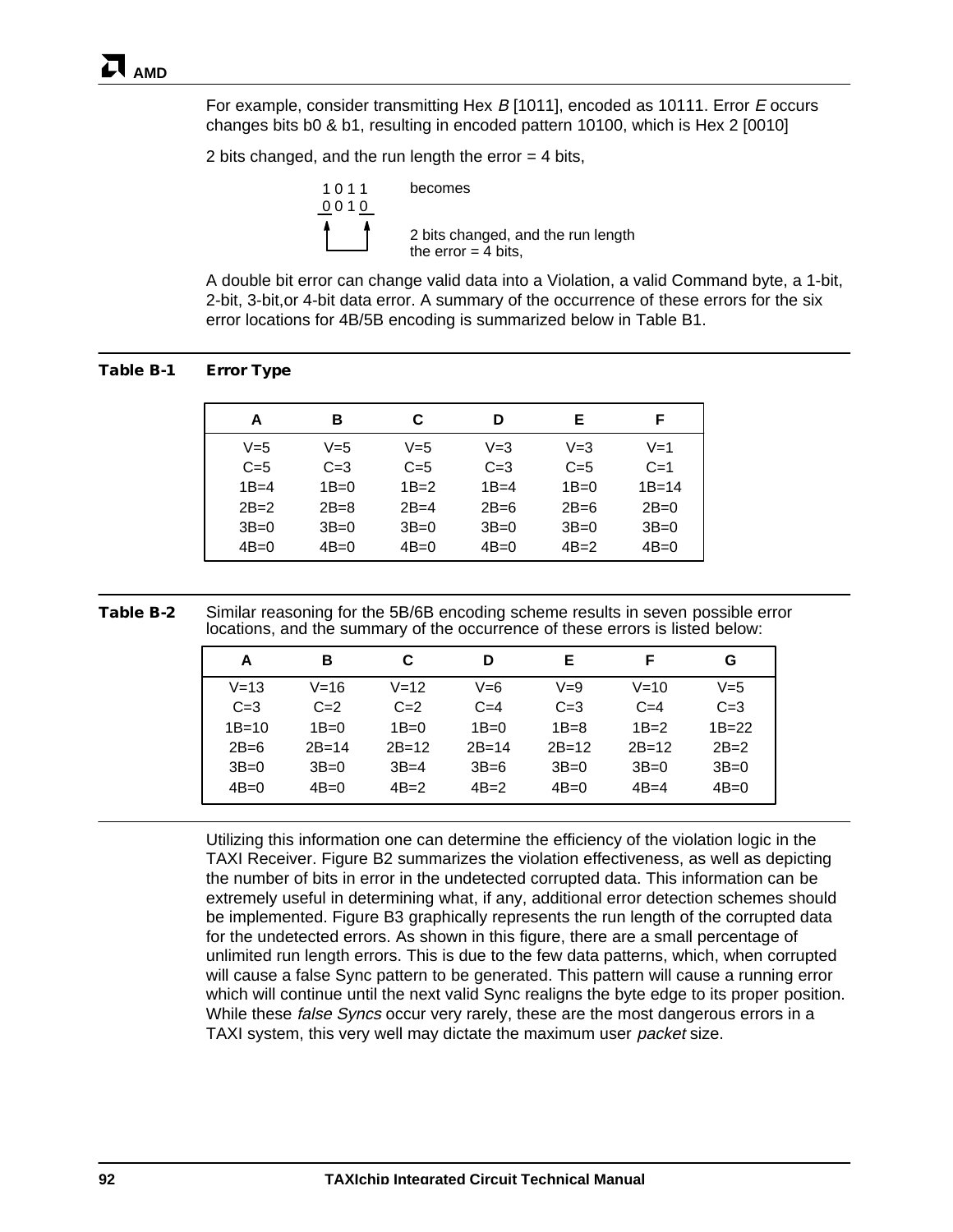For example, consider transmitting Hex *B* [1011], encoded as 10111. Error *E* occurs changes bits b0 & b1, resulting in encoded pattern 10100, which is Hex 2 [0010]

2 bits changed, and the run length the error = 4 bits,

```
 1 0 1 1      becomes
_0 0 1 0_
 ↑     ↑
 |_____|      2 bits changed, and the run length
              the error = 4 bits,
```

A double bit error can change valid data into a Violation, a valid Command byte, a 1-bit, 2-bit, 3-bit,or 4-bit data error. A summary of the occurrence of these errors for the six error locations for 4B/5B encoding is summarized below in Table B1.

**Table B-1 Error Type**

| A | B | C | D | E | F |
|---|---|---|---|---|---|
| V=5 | V=5 | V=5 | V=3 | V=3 | V=1 |
| C=5 | C=3 | C=5 | C=3 | C=5 | C=1 |
| 1B=4 | 1B=0 | 1B=2 | 1B=4 | 1B=0 | 1B=14 |
| 2B=2 | 2B=8 | 2B=4 | 2B=6 | 2B=6 | 2B=0 |
| 3B=0 | 3B=0 | 3B=0 | 3B=0 | 3B=0 | 3B=0 |
| 4B=0 | 4B=0 | 4B=0 | 4B=0 | 4B=2 | 4B=0 |

**Table B-2** Similar reasoning for the 5B/6B encoding scheme results in seven possible error locations, and the summary of the occurrence of these errors is listed below:

| A | B | C | D | E | F | G |
|---|---|---|---|---|---|---|
| V=13 | V=16 | V=12 | V=6 | V=9 | V=10 | V=5 |
| C=3 | C=2 | C=2 | C=4 | C=3 | C=4 | C=3 |
| 1B=10 | 1B=0 | 1B=0 | 1B=0 | 1B=8 | 1B=2 | 1B=22 |
| 2B=6 | 2B=14 | 2B=12 | 2B=14 | 2B=12 | 2B=12 | 2B=2 |
| 3B=0 | 3B=0 | 3B=4 | 3B=6 | 3B=0 | 3B=0 | 3B=0 |
| 4B=0 | 4B=0 | 4B=2 | 4B=2 | 4B=0 | 4B=4 | 4B=0 |

Utilizing this information one can determine the efficiency of the violation logic in the TAXI Receiver. Figure B2 summarizes the violation effectiveness, as well as depicting the number of bits in error in the undetected corrupted data. This information can be extremely useful in determining what, if any, additional error detection schemes should be implemented. Figure B3 graphically represents the run length of the corrupted data for the undetected errors. As shown in this figure, there are a small percentage of unlimited run length errors. This is due to the few data patterns, which, when corrupted will cause a false Sync pattern to be generated. This pattern will cause a running error which will continue until the next valid Sync realigns the byte edge to its proper position. While these *false Syncs* occur very rarely, these are the most dangerous errors in a TAXI system, this very well may dictate the maximum user *packet* size.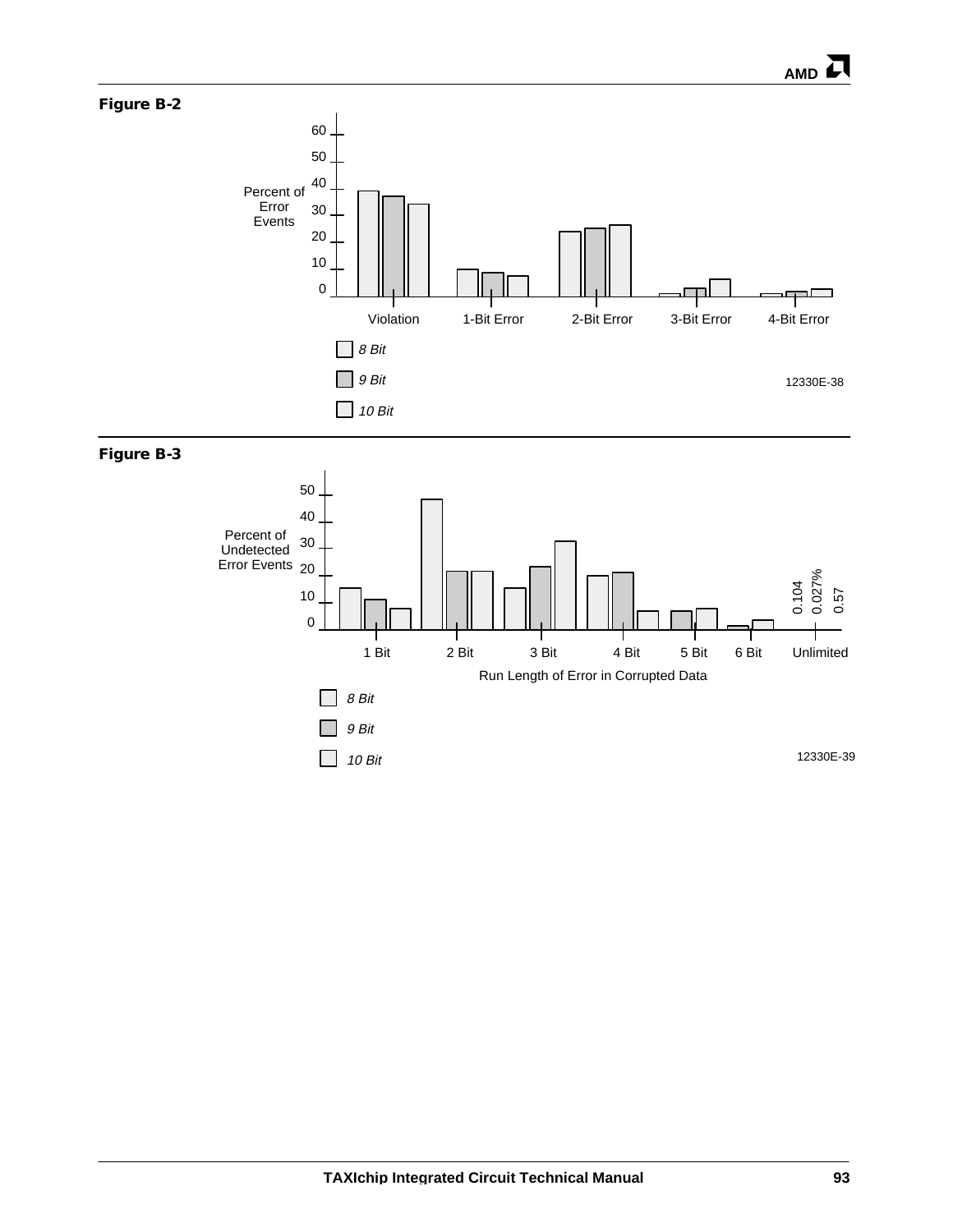**Figure B-2**

Percent of Error Events

60
50
40
30
20
10
0

Violation | 1-Bit Error | 2-Bit Error | 3-Bit Error | 4-Bit Error

*8 Bit*

*9 Bit*

*10 Bit*

12330E-38

**Figure B-3**

Percent of Undetected Error Events

50
40
30
20
10
0

1 Bit | 2 Bit | 3 Bit | 4 Bit | 5 Bit | 6 Bit | Unlimited

0.104
0.027%
0.57

Run Length of Error in Corrupted Data

*8 Bit*

*9 Bit*

*10 Bit*

12330E-39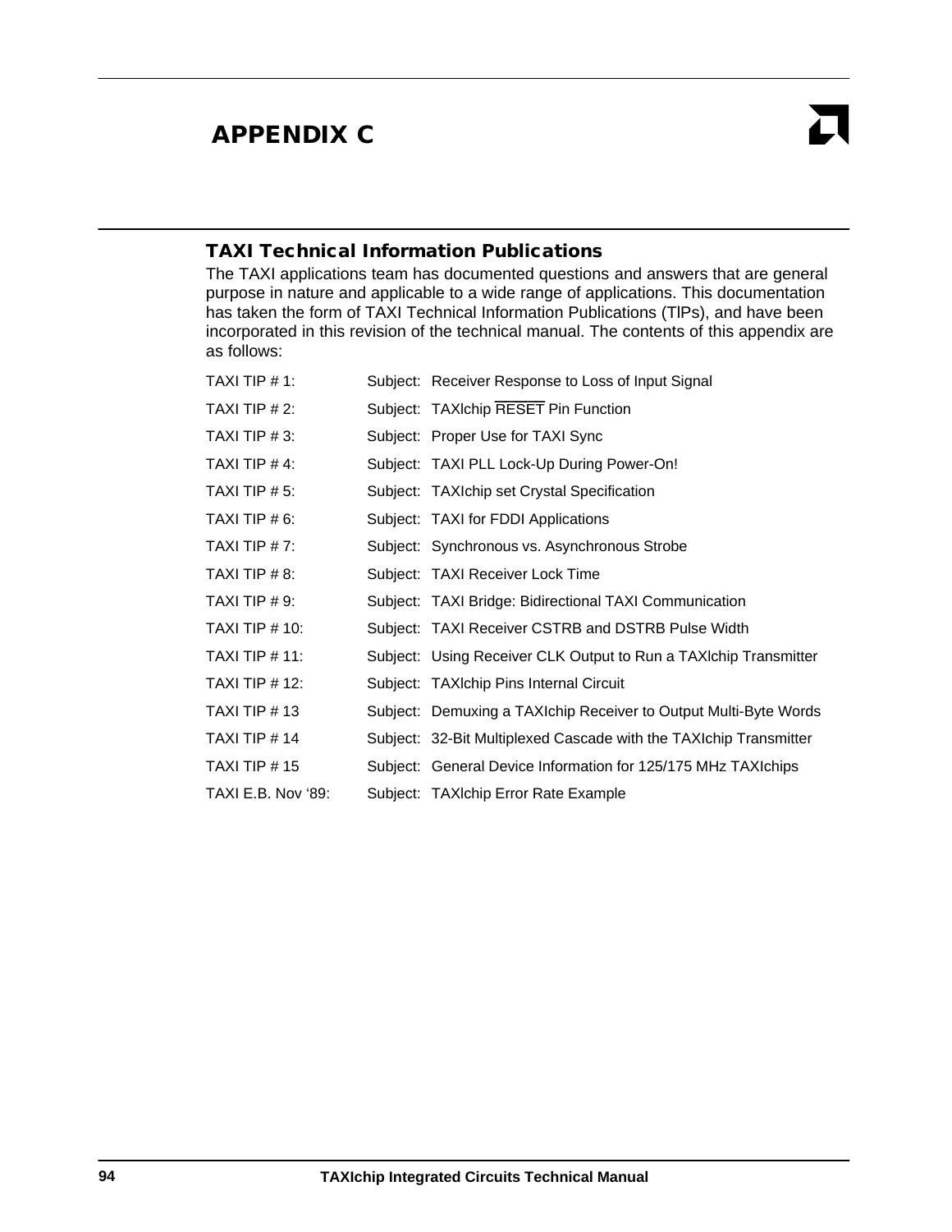# APPENDIX C

## TAXI Technical Information Publications

The TAXI applications team has documented questions and answers that are general purpose in nature and applicable to a wide range of applications. This documentation has taken the form of TAXI Technical Information Publications (TIPs), and have been incorporated in this revision of the technical manual. The contents of this appendix are as follows:

| | |
|---|---|
| TAXI TIP # 1: | Subject: Receiver Response to Loss of Input Signal |
| TAXI TIP # 2: | Subject: TAXIchip $\overline{\text{RESET}}$ Pin Function |
| TAXI TIP # 3: | Subject: Proper Use for TAXI Sync |
| TAXI TIP # 4: | Subject: TAXI PLL Lock-Up During Power-On! |
| TAXI TIP # 5: | Subject: TAXIchip set Crystal Specification |
| TAXI TIP # 6: | Subject: TAXI for FDDI Applications |
| TAXI TIP # 7: | Subject: Synchronous vs. Asynchronous Strobe |
| TAXI TIP # 8: | Subject: TAXI Receiver Lock Time |
| TAXI TIP # 9: | Subject: TAXI Bridge: Bidirectional TAXI Communication |
| TAXI TIP # 10: | Subject: TAXI Receiver CSTRB and DSTRB Pulse Width |
| TAXI TIP # 11: | Subject: Using Receiver CLK Output to Run a TAXIchip Transmitter |
| TAXI TIP # 12: | Subject: TAXIchip Pins Internal Circuit |
| TAXI TIP # 13 | Subject: Demuxing a TAXIchip Receiver to Output Multi-Byte Words |
| TAXI TIP # 14 | Subject: 32-Bit Multiplexed Cascade with the TAXIchip Transmitter |
| TAXI TIP # 15 | Subject: General Device Information for 125/175 MHz TAXIchips |
| TAXI E.B. Nov '89: | Subject: TAXIchip Error Rate Example |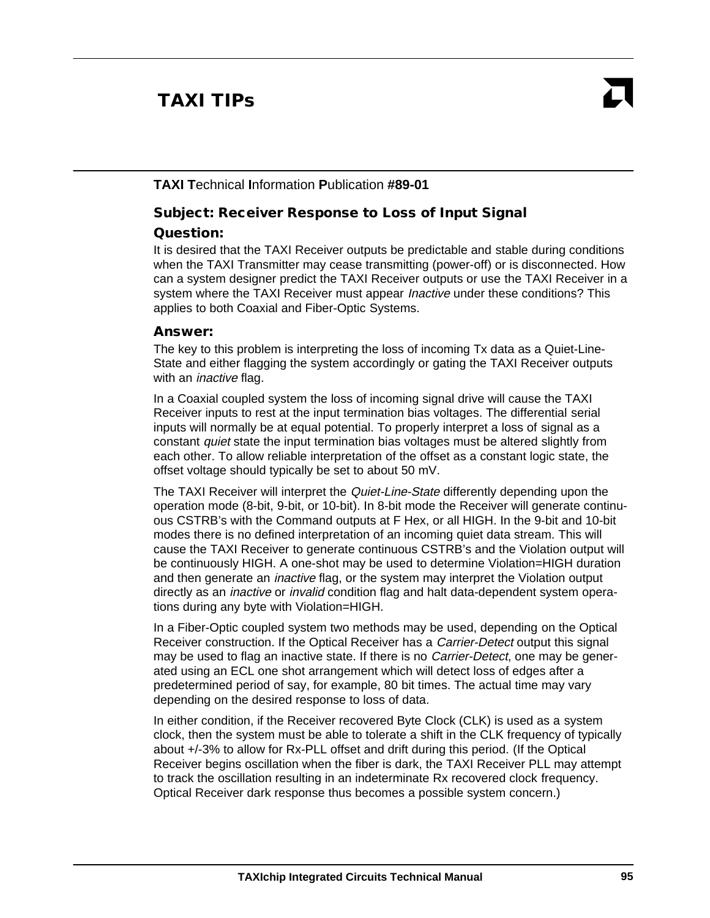## TAXI TIPs

**TAXI T**echnical **I**nformation **P**ublication **#89-01**

### Subject: Receiver Response to Loss of Input Signal

### Question:

It is desired that the TAXI Receiver outputs be predictable and stable during conditions when the TAXI Transmitter may cease transmitting (power-off) or is disconnected. How can a system designer predict the TAXI Receiver outputs or use the TAXI Receiver in a system where the TAXI Receiver must appear *Inactive* under these conditions? This applies to both Coaxial and Fiber-Optic Systems.

### Answer:

The key to this problem is interpreting the loss of incoming Tx data as a Quiet-Line-State and either flagging the system accordingly or gating the TAXI Receiver outputs with an *inactive* flag.

In a Coaxial coupled system the loss of incoming signal drive will cause the TAXI Receiver inputs to rest at the input termination bias voltages. The differential serial inputs will normally be at equal potential. To properly interpret a loss of signal as a constant *quiet* state the input termination bias voltages must be altered slightly from each other. To allow reliable interpretation of the offset as a constant logic state, the offset voltage should typically be set to about 50 mV.

The TAXI Receiver will interpret the *Quiet-Line-State* differently depending upon the operation mode (8-bit, 9-bit, or 10-bit). In 8-bit mode the Receiver will generate continuous CSTRB's with the Command outputs at F Hex, or all HIGH. In the 9-bit and 10-bit modes there is no defined interpretation of an incoming quiet data stream. This will cause the TAXI Receiver to generate continuous CSTRB's and the Violation output will be continuously HIGH. A one-shot may be used to determine Violation=HIGH duration and then generate an *inactive* flag, or the system may interpret the Violation output directly as an *inactive* or *invalid* condition flag and halt data-dependent system operations during any byte with Violation=HIGH.

In a Fiber-Optic coupled system two methods may be used, depending on the Optical Receiver construction. If the Optical Receiver has a *Carrier-Detect* output this signal may be used to flag an inactive state. If there is no *Carrier-Detect*, one may be generated using an ECL one shot arrangement which will detect loss of edges after a predetermined period of say, for example, 80 bit times. The actual time may vary depending on the desired response to loss of data.

In either condition, if the Receiver recovered Byte Clock (CLK) is used as a system clock, then the system must be able to tolerate a shift in the CLK frequency of typically about +/-3% to allow for Rx-PLL offset and drift during this period. (If the Optical Receiver begins oscillation when the fiber is dark, the TAXI Receiver PLL may attempt to track the oscillation resulting in an indeterminate Rx recovered clock frequency. Optical Receiver dark response thus becomes a possible system concern.)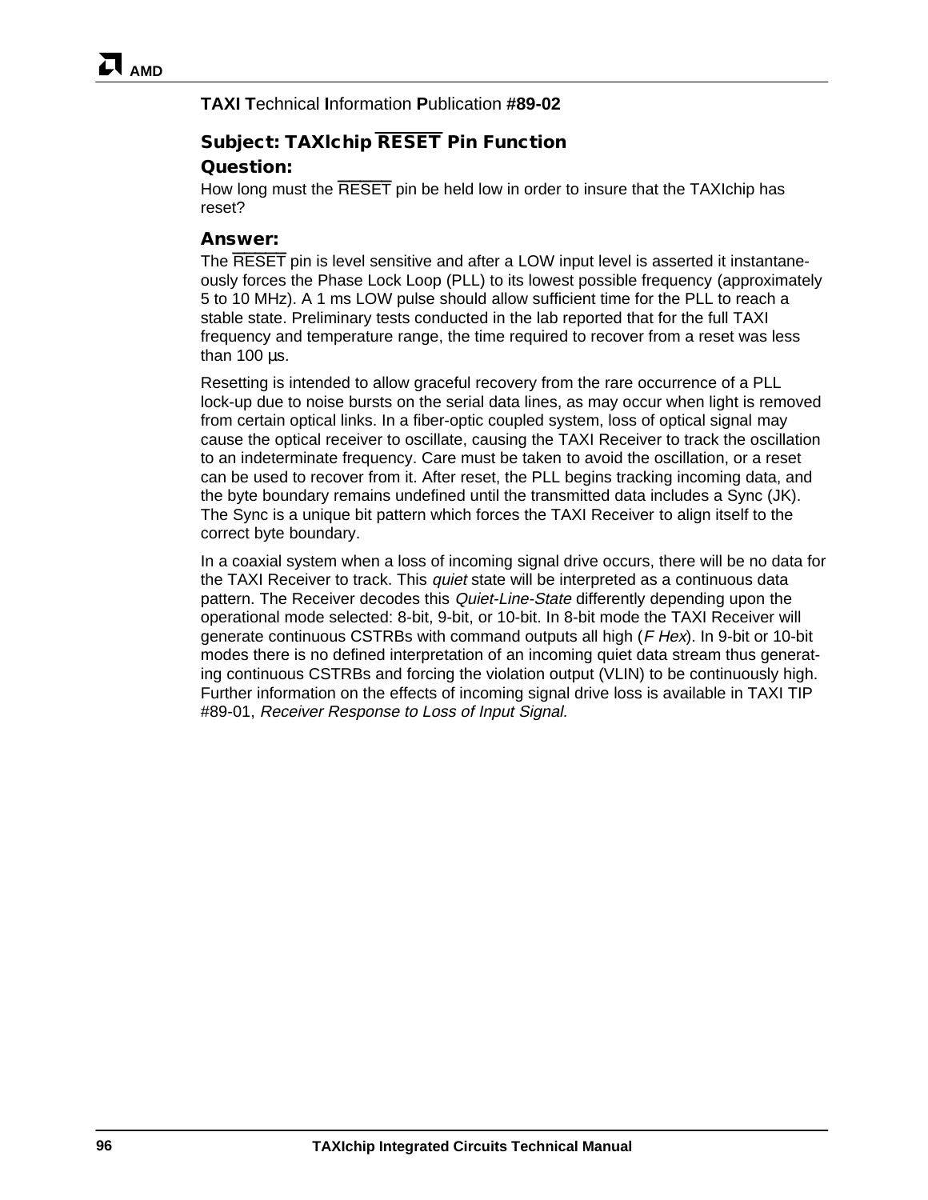**TAXI T**echnical **I**nformation **P**ublication **#89-02**

## Subject: TAXIchip $\overline{\text{RESET}}$ Pin Function

### Question:

How long must the $\overline{\text{RESET}}$ pin be held low in order to insure that the TAXIchip has reset?

### Answer:

The $\overline{\text{RESET}}$ pin is level sensitive and after a LOW input level is asserted it instantaneously forces the Phase Lock Loop (PLL) to its lowest possible frequency (approximately 5 to 10 MHz). A 1 ms LOW pulse should allow sufficient time for the PLL to reach a stable state. Preliminary tests conducted in the lab reported that for the full TAXI frequency and temperature range, the time required to recover from a reset was less than 100 µs.

Resetting is intended to allow graceful recovery from the rare occurrence of a PLL lock-up due to noise bursts on the serial data lines, as may occur when light is removed from certain optical links. In a fiber-optic coupled system, loss of optical signal may cause the optical receiver to oscillate, causing the TAXI Receiver to track the oscillation to an indeterminate frequency. Care must be taken to avoid the oscillation, or a reset can be used to recover from it. After reset, the PLL begins tracking incoming data, and the byte boundary remains undefined until the transmitted data includes a Sync (JK). The Sync is a unique bit pattern which forces the TAXI Receiver to align itself to the correct byte boundary.

In a coaxial system when a loss of incoming signal drive occurs, there will be no data for the TAXI Receiver to track. This *quiet* state will be interpreted as a continuous data pattern. The Receiver decodes this *Quiet-Line-State* differently depending upon the operational mode selected: 8-bit, 9-bit, or 10-bit. In 8-bit mode the TAXI Receiver will generate continuous CSTRBs with command outputs all high (*F Hex*). In 9-bit or 10-bit modes there is no defined interpretation of an incoming quiet data stream thus generating continuous CSTRBs and forcing the violation output (VLIN) to be continuously high. Further information on the effects of incoming signal drive loss is available in TAXI TIP #89-01, *Receiver Response to Loss of Input Signal.*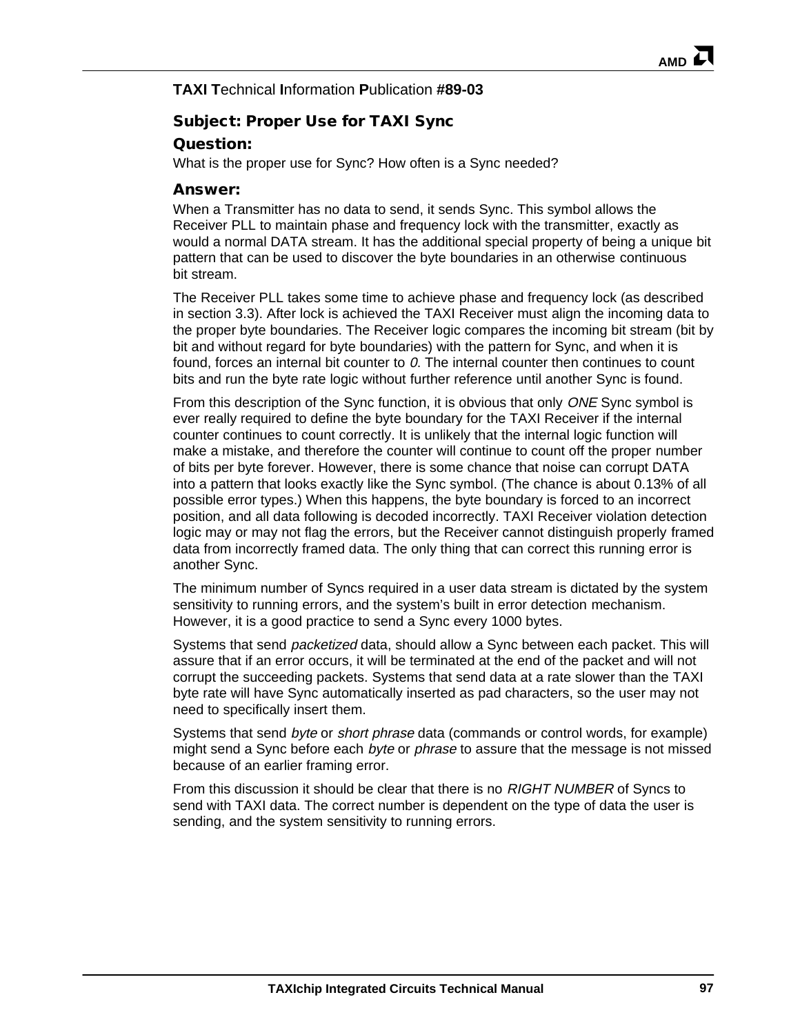**TAXI T**echnical **I**nformation **P**ublication **#89-03**

## Subject: Proper Use for TAXI Sync

### Question:

What is the proper use for Sync? How often is a Sync needed?

### Answer:

When a Transmitter has no data to send, it sends Sync. This symbol allows the Receiver PLL to maintain phase and frequency lock with the transmitter, exactly as would a normal DATA stream. It has the additional special property of being a unique bit pattern that can be used to discover the byte boundaries in an otherwise continuous bit stream.

The Receiver PLL takes some time to achieve phase and frequency lock (as described in section 3.3). After lock is achieved the TAXI Receiver must align the incoming data to the proper byte boundaries. The Receiver logic compares the incoming bit stream (bit by bit and without regard for byte boundaries) with the pattern for Sync, and when it is found, forces an internal bit counter to *0*. The internal counter then continues to count bits and run the byte rate logic without further reference until another Sync is found.

From this description of the Sync function, it is obvious that only *ONE* Sync symbol is ever really required to define the byte boundary for the TAXI Receiver if the internal counter continues to count correctly. It is unlikely that the internal logic function will make a mistake, and therefore the counter will continue to count off the proper number of bits per byte forever. However, there is some chance that noise can corrupt DATA into a pattern that looks exactly like the Sync symbol. (The chance is about 0.13% of all possible error types.) When this happens, the byte boundary is forced to an incorrect position, and all data following is decoded incorrectly. TAXI Receiver violation detection logic may or may not flag the errors, but the Receiver cannot distinguish properly framed data from incorrectly framed data. The only thing that can correct this running error is another Sync.

The minimum number of Syncs required in a user data stream is dictated by the system sensitivity to running errors, and the system's built in error detection mechanism. However, it is a good practice to send a Sync every 1000 bytes.

Systems that send *packetized* data, should allow a Sync between each packet. This will assure that if an error occurs, it will be terminated at the end of the packet and will not corrupt the succeeding packets. Systems that send data at a rate slower than the TAXI byte rate will have Sync automatically inserted as pad characters, so the user may not need to specifically insert them.

Systems that send *byte* or *short phrase* data (commands or control words, for example) might send a Sync before each *byte* or *phrase* to assure that the message is not missed because of an earlier framing error.

From this discussion it should be clear that there is no *RIGHT NUMBER* of Syncs to send with TAXI data. The correct number is dependent on the type of data the user is sending, and the system sensitivity to running errors.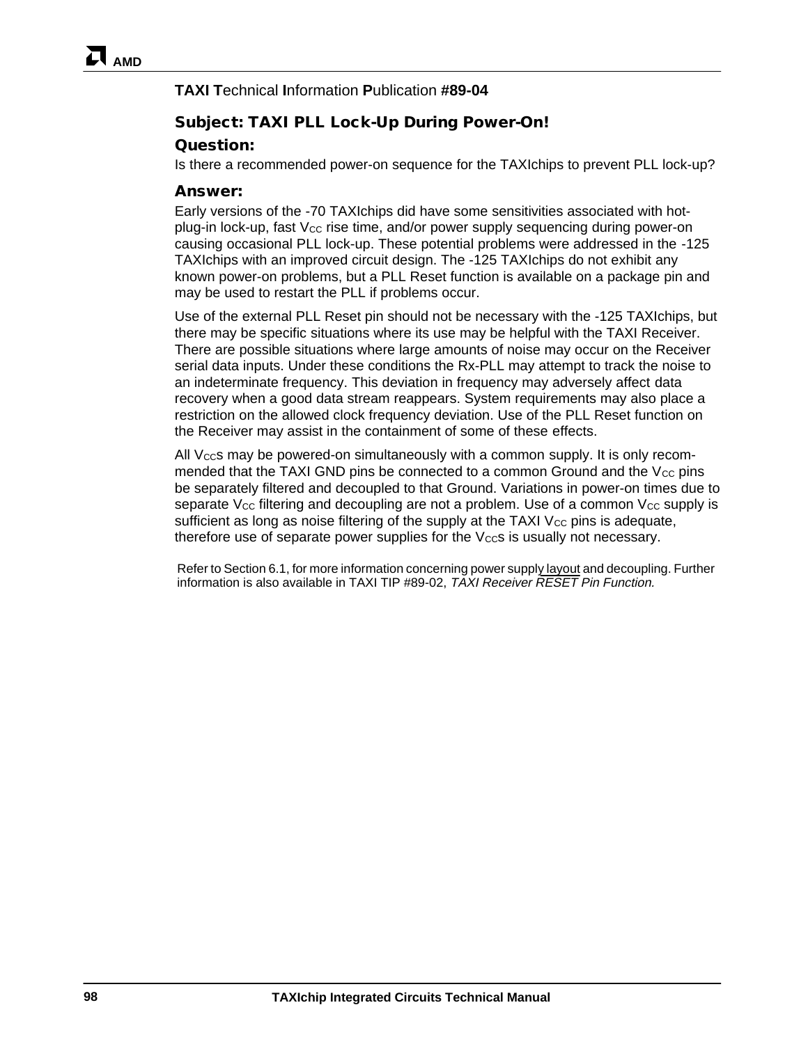**TAXI T**echnical **I**nformation **P**ublication **#89-04**

## Subject: TAXI PLL Lock-Up During Power-On!

### Question:

Is there a recommended power-on sequence for the TAXIchips to prevent PLL lock-up?

### Answer:

Early versions of the -70 TAXIchips did have some sensitivities associated with hot-plug-in lock-up, fast $V_{CC}$ rise time, and/or power supply sequencing during power-on causing occasional PLL lock-up. These potential problems were addressed in the -125 TAXIchips with an improved circuit design. The -125 TAXIchips do not exhibit any known power-on problems, but a PLL Reset function is available on a package pin and may be used to restart the PLL if problems occur.

Use of the external PLL Reset pin should not be necessary with the -125 TAXIchips, but there may be specific situations where its use may be helpful with the TAXI Receiver. There are possible situations where large amounts of noise may occur on the Receiver serial data inputs. Under these conditions the Rx-PLL may attempt to track the noise to an indeterminate frequency. This deviation in frequency may adversely affect data recovery when a good data stream reappears. System requirements may also place a restriction on the allowed clock frequency deviation. Use of the PLL Reset function on the Receiver may assist in the containment of some of these effects.

All $V_{CC}$s may be powered-on simultaneously with a common supply. It is only recommended that the TAXI GND pins be connected to a common Ground and the $V_{CC}$ pins be separately filtered and decoupled to that Ground. Variations in power-on times due to separate $V_{CC}$ filtering and decoupling are not a problem. Use of a common $V_{CC}$ supply is sufficient as long as noise filtering of the supply at the TAXI $V_{CC}$ pins is adequate, therefore use of separate power supplies for the $V_{CC}$s is usually not necessary.

Refer to Section 6.1, for more information concerning power supply layout and decoupling. Further information is also available in TAXI TIP #89-02, *TAXI Receiver $\overline{\text{RESET}}$ Pin Function.*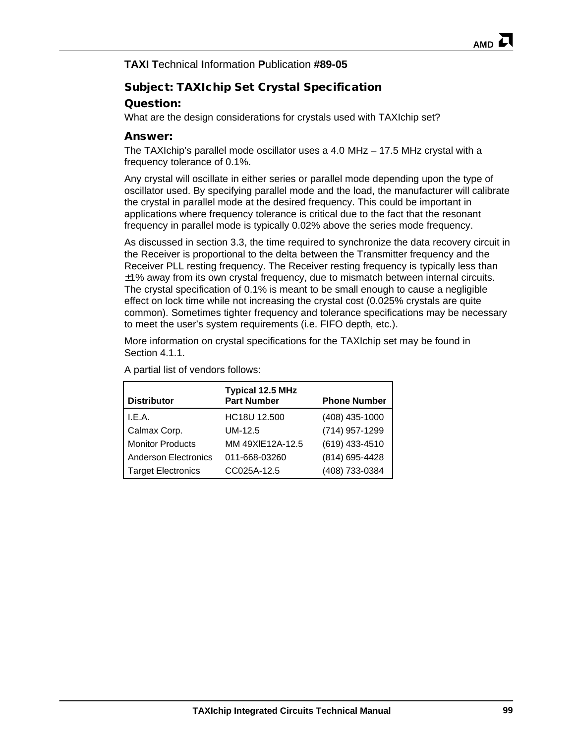**TAXI T**echnical **I**nformation **P**ublication **#89-05**

## Subject: TAXIchip Set Crystal Specification

### Question:

What are the design considerations for crystals used with TAXIchip set?

### Answer:

The TAXIchip's parallel mode oscillator uses a 4.0 MHz – 17.5 MHz crystal with a frequency tolerance of 0.1%.

Any crystal will oscillate in either series or parallel mode depending upon the type of oscillator used. By specifying parallel mode and the load, the manufacturer will calibrate the crystal in parallel mode at the desired frequency. This could be important in applications where frequency tolerance is critical due to the fact that the resonant frequency in parallel mode is typically 0.02% above the series mode frequency.

As discussed in section 3.3, the time required to synchronize the data recovery circuit in the Receiver is proportional to the delta between the Transmitter frequency and the Receiver PLL resting frequency. The Receiver resting frequency is typically less than ±1% away from its own crystal frequency, due to mismatch between internal circuits. The crystal specification of 0.1% is meant to be small enough to cause a negligible effect on lock time while not increasing the crystal cost (0.025% crystals are quite common). Sometimes tighter frequency and tolerance specifications may be necessary to meet the user's system requirements (i.e. FIFO depth, etc.).

More information on crystal specifications for the TAXIchip set may be found in Section 4.1.1.

A partial list of vendors follows:

| Distributor | Typical 12.5 MHz Part Number | Phone Number |
|---|---|---|
| I.E.A. | HC18U 12.500 | (408) 435-1000 |
| Calmax Corp. | UM-12.5 | (714) 957-1299 |
| Monitor Products | MM 49XIE12A-12.5 | (619) 433-4510 |
| Anderson Electronics | 011-668-03260 | (814) 695-4428 |
| Target Electronics | CC025A-12.5 | (408) 733-0384 |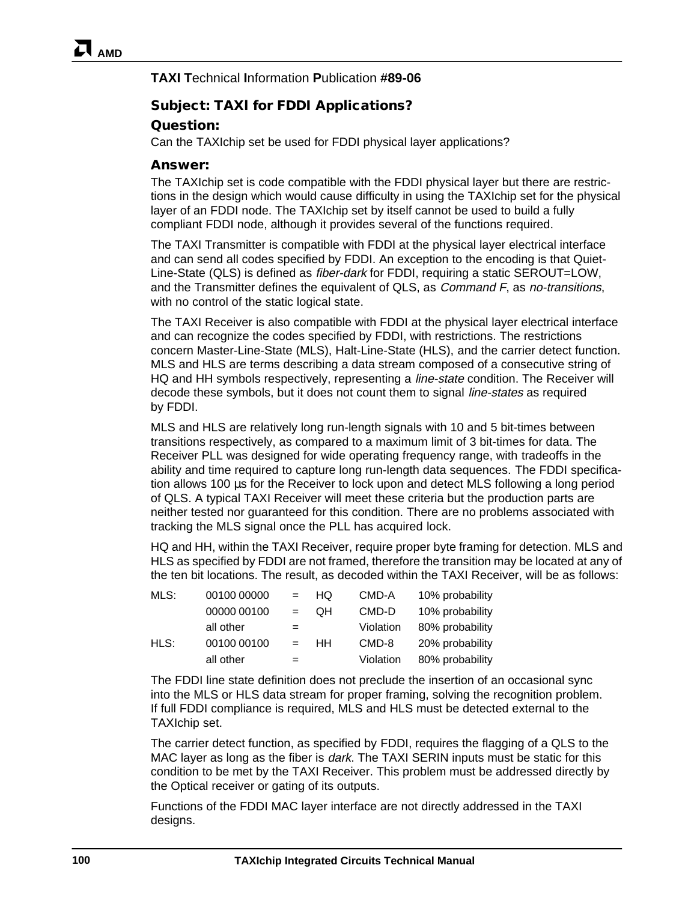**TAXI T**echnical **I**nformation **P**ublication **#89-06**

## Subject: TAXI for FDDI Applications?

### Question:

Can the TAXIchip set be used for FDDI physical layer applications?

### Answer:

The TAXIchip set is code compatible with the FDDI physical layer but there are restrictions in the design which would cause difficulty in using the TAXIchip set for the physical layer of an FDDI node. The TAXIchip set by itself cannot be used to build a fully compliant FDDI node, although it provides several of the functions required.

The TAXI Transmitter is compatible with FDDI at the physical layer electrical interface and can send all codes specified by FDDI. An exception to the encoding is that Quiet-Line-State (QLS) is defined as *fiber-dark* for FDDI, requiring a static SEROUT=LOW, and the Transmitter defines the equivalent of QLS, as *Command F*, as *no-transitions*, with no control of the static logical state.

The TAXI Receiver is also compatible with FDDI at the physical layer electrical interface and can recognize the codes specified by FDDI, with restrictions. The restrictions concern Master-Line-State (MLS), Halt-Line-State (HLS), and the carrier detect function. MLS and HLS are terms describing a data stream composed of a consecutive string of HQ and HH symbols respectively, representing a *line-state* condition. The Receiver will decode these symbols, but it does not count them to signal *line-states* as required by FDDI.

MLS and HLS are relatively long run-length signals with 10 and 5 bit-times between transitions respectively, as compared to a maximum limit of 3 bit-times for data. The Receiver PLL was designed for wide operating frequency range, with tradeoffs in the ability and time required to capture long run-length data sequences. The FDDI specification allows 100 µs for the Receiver to lock upon and detect MLS following a long period of QLS. A typical TAXI Receiver will meet these criteria but the production parts are neither tested nor guaranteed for this condition. There are no problems associated with tracking the MLS signal once the PLL has acquired lock.

HQ and HH, within the TAXI Receiver, require proper byte framing for detection. MLS and HLS as specified by FDDI are not framed, therefore the transition may be located at any of the ten bit locations. The result, as decoded within the TAXI Receiver, will be as follows:

| | | | | | |
|---|---|---|---|---|---|
| MLS: | 00100 00000 | = | HQ | CMD-A | 10% probability |
| | 00000 00100 | = | QH | CMD-D | 10% probability |
| | all other | = | | Violation | 80% probability |
| HLS: | 00100 00100 | = | HH | CMD-8 | 20% probability |
| | all other | = | | Violation | 80% probability |

The FDDI line state definition does not preclude the insertion of an occasional sync into the MLS or HLS data stream for proper framing, solving the recognition problem. If full FDDI compliance is required, MLS and HLS must be detected external to the TAXIchip set.

The carrier detect function, as specified by FDDI, requires the flagging of a QLS to the MAC layer as long as the fiber is *dark*. The TAXI SERIN inputs must be static for this condition to be met by the TAXI Receiver. This problem must be addressed directly by the Optical receiver or gating of its outputs.

Functions of the FDDI MAC layer interface are not directly addressed in the TAXI designs.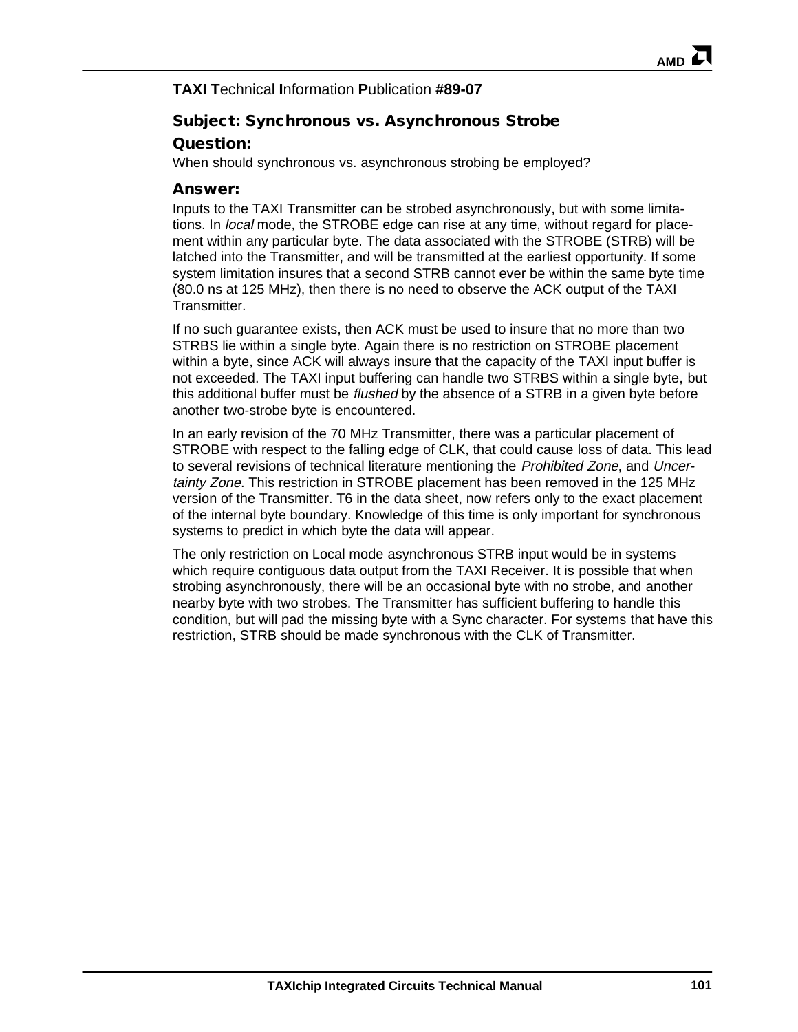**TAXI T**echnical **I**nformation **P**ublication **#89-07**

## Subject: Synchronous vs. Asynchronous Strobe

### Question:

When should synchronous vs. asynchronous strobing be employed?

### Answer:

Inputs to the TAXI Transmitter can be strobed asynchronously, but with some limitations. In *local* mode, the STROBE edge can rise at any time, without regard for placement within any particular byte. The data associated with the STROBE (STRB) will be latched into the Transmitter, and will be transmitted at the earliest opportunity. If some system limitation insures that a second STRB cannot ever be within the same byte time (80.0 ns at 125 MHz), then there is no need to observe the ACK output of the TAXI Transmitter.

If no such guarantee exists, then ACK must be used to insure that no more than two STRBS lie within a single byte. Again there is no restriction on STROBE placement within a byte, since ACK will always insure that the capacity of the TAXI input buffer is not exceeded. The TAXI input buffering can handle two STRBS within a single byte, but this additional buffer must be *flushed* by the absence of a STRB in a given byte before another two-strobe byte is encountered.

In an early revision of the 70 MHz Transmitter, there was a particular placement of STROBE with respect to the falling edge of CLK, that could cause loss of data. This lead to several revisions of technical literature mentioning the *Prohibited Zone*, and *Uncertainty Zone*. This restriction in STROBE placement has been removed in the 125 MHz version of the Transmitter. T6 in the data sheet, now refers only to the exact placement of the internal byte boundary. Knowledge of this time is only important for synchronous systems to predict in which byte the data will appear.

The only restriction on Local mode asynchronous STRB input would be in systems which require contiguous data output from the TAXI Receiver. It is possible that when strobing asynchronously, there will be an occasional byte with no strobe, and another nearby byte with two strobes. The Transmitter has sufficient buffering to handle this condition, but will pad the missing byte with a Sync character. For systems that have this restriction, STRB should be made synchronous with the CLK of Transmitter.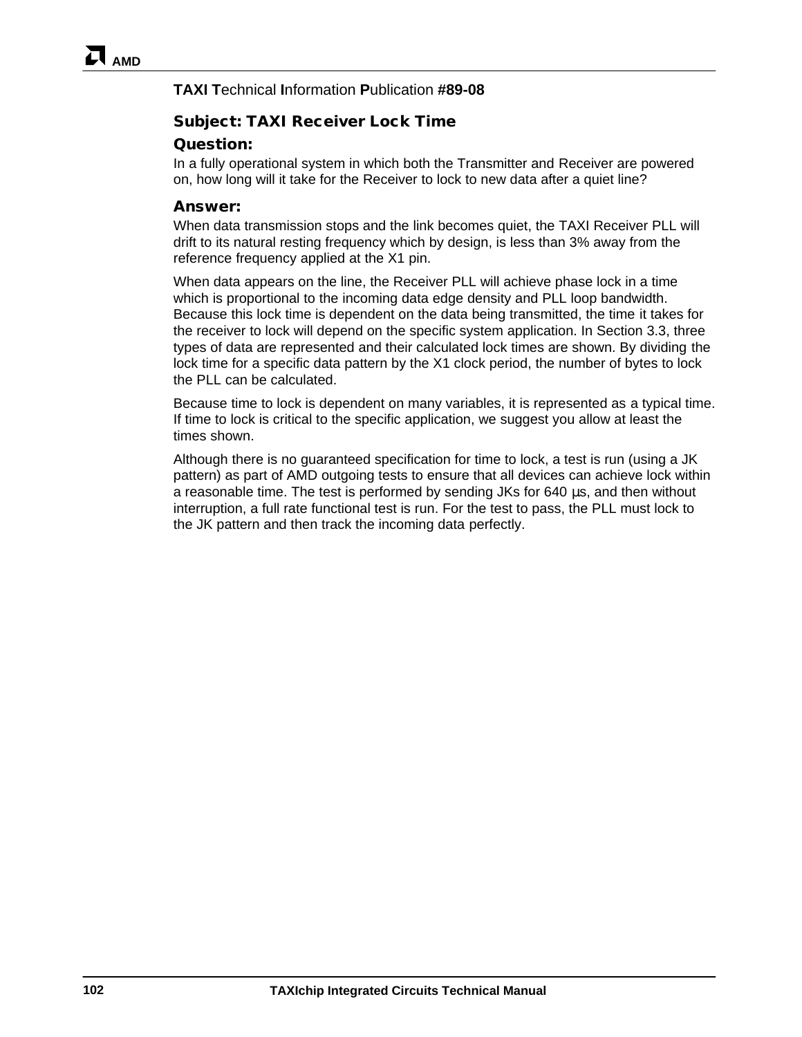**TAXI T**echnical **I**nformation **P**ublication **#89-08**

## Subject: TAXI Receiver Lock Time

### Question:

In a fully operational system in which both the Transmitter and Receiver are powered on, how long will it take for the Receiver to lock to new data after a quiet line?

### Answer:

When data transmission stops and the link becomes quiet, the TAXI Receiver PLL will drift to its natural resting frequency which by design, is less than 3% away from the reference frequency applied at the X1 pin.

When data appears on the line, the Receiver PLL will achieve phase lock in a time which is proportional to the incoming data edge density and PLL loop bandwidth. Because this lock time is dependent on the data being transmitted, the time it takes for the receiver to lock will depend on the specific system application. In Section 3.3, three types of data are represented and their calculated lock times are shown. By dividing the lock time for a specific data pattern by the X1 clock period, the number of bytes to lock the PLL can be calculated.

Because time to lock is dependent on many variables, it is represented as a typical time. If time to lock is critical to the specific application, we suggest you allow at least the times shown.

Although there is no guaranteed specification for time to lock, a test is run (using a JK pattern) as part of AMD outgoing tests to ensure that all devices can achieve lock within a reasonable time. The test is performed by sending JKs for 640 µs, and then without interruption, a full rate functional test is run. For the test to pass, the PLL must lock to the JK pattern and then track the incoming data perfectly.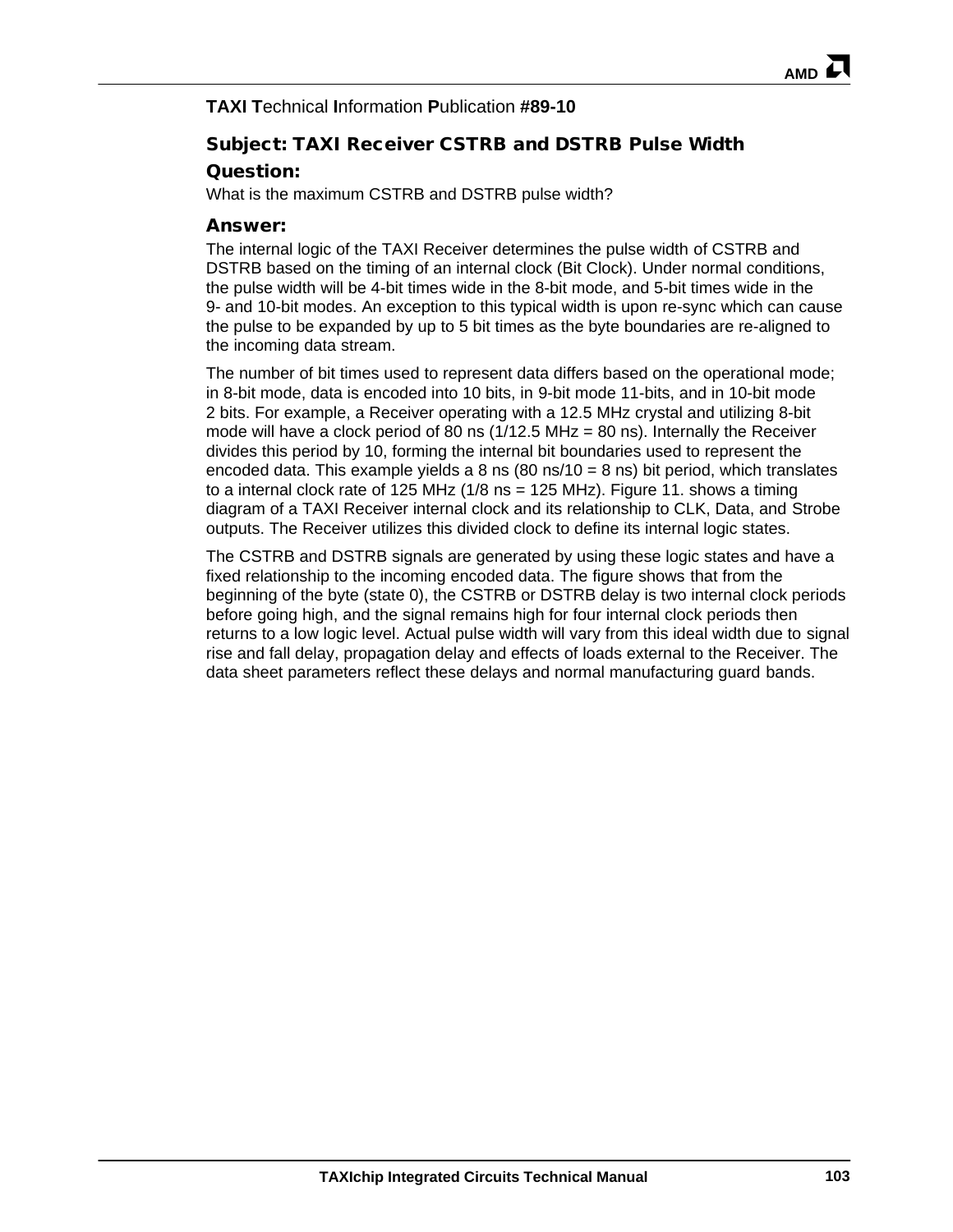**TAXI T**echnical **I**nformation **P**ublication **#89-10**

## Subject: TAXI Receiver CSTRB and DSTRB Pulse Width

### Question:

What is the maximum CSTRB and DSTRB pulse width?

### Answer:

The internal logic of the TAXI Receiver determines the pulse width of CSTRB and DSTRB based on the timing of an internal clock (Bit Clock). Under normal conditions, the pulse width will be 4-bit times wide in the 8-bit mode, and 5-bit times wide in the 9- and 10-bit modes. An exception to this typical width is upon re-sync which can cause the pulse to be expanded by up to 5 bit times as the byte boundaries are re-aligned to the incoming data stream.

The number of bit times used to represent data differs based on the operational mode; in 8-bit mode, data is encoded into 10 bits, in 9-bit mode 11-bits, and in 10-bit mode 2 bits. For example, a Receiver operating with a 12.5 MHz crystal and utilizing 8-bit mode will have a clock period of 80 ns (1/12.5 MHz = 80 ns). Internally the Receiver divides this period by 10, forming the internal bit boundaries used to represent the encoded data. This example yields a 8 ns (80 ns/10 = 8 ns) bit period, which translates to a internal clock rate of 125 MHz (1/8 ns = 125 MHz). Figure 11. shows a timing diagram of a TAXI Receiver internal clock and its relationship to CLK, Data, and Strobe outputs. The Receiver utilizes this divided clock to define its internal logic states.

The CSTRB and DSTRB signals are generated by using these logic states and have a fixed relationship to the incoming encoded data. The figure shows that from the beginning of the byte (state 0), the CSTRB or DSTRB delay is two internal clock periods before going high, and the signal remains high for four internal clock periods then returns to a low logic level. Actual pulse width will vary from this ideal width due to signal rise and fall delay, propagation delay and effects of loads external to the Receiver. The data sheet parameters reflect these delays and normal manufacturing guard bands.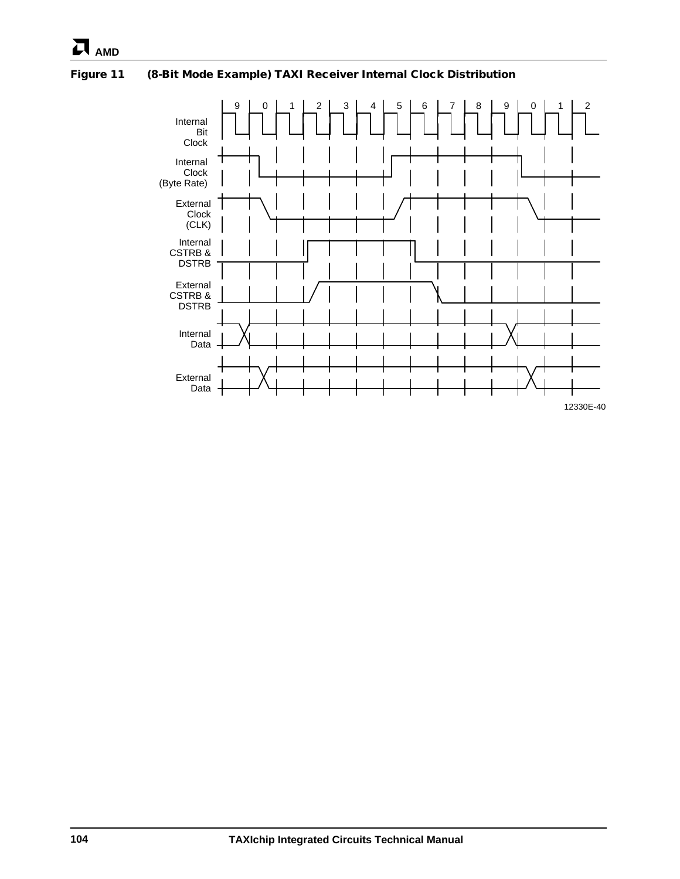**Figure 11 (8-Bit Mode Example) TAXI Receiver Internal Clock Distribution**

12330E-40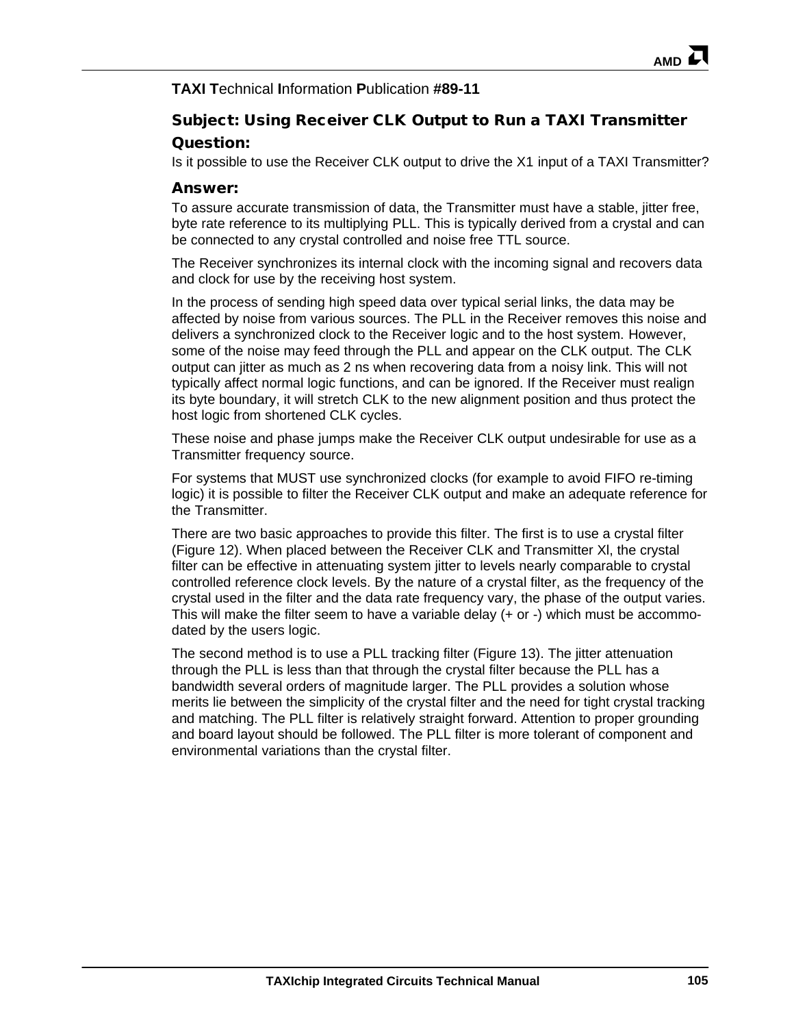**TAXI T**echnical **I**nformation **P**ublication **#89-11**

## Subject: Using Receiver CLK Output to Run a TAXI Transmitter

### Question:

Is it possible to use the Receiver CLK output to drive the X1 input of a TAXI Transmitter?

### Answer:

To assure accurate transmission of data, the Transmitter must have a stable, jitter free, byte rate reference to its multiplying PLL. This is typically derived from a crystal and can be connected to any crystal controlled and noise free TTL source.

The Receiver synchronizes its internal clock with the incoming signal and recovers data and clock for use by the receiving host system.

In the process of sending high speed data over typical serial links, the data may be affected by noise from various sources. The PLL in the Receiver removes this noise and delivers a synchronized clock to the Receiver logic and to the host system. However, some of the noise may feed through the PLL and appear on the CLK output. The CLK output can jitter as much as 2 ns when recovering data from a noisy link. This will not typically affect normal logic functions, and can be ignored. If the Receiver must realign its byte boundary, it will stretch CLK to the new alignment position and thus protect the host logic from shortened CLK cycles.

These noise and phase jumps make the Receiver CLK output undesirable for use as a Transmitter frequency source.

For systems that MUST use synchronized clocks (for example to avoid FIFO re-timing logic) it is possible to filter the Receiver CLK output and make an adequate reference for the Transmitter.

There are two basic approaches to provide this filter. The first is to use a crystal filter (Figure 12). When placed between the Receiver CLK and Transmitter Xl, the crystal filter can be effective in attenuating system jitter to levels nearly comparable to crystal controlled reference clock levels. By the nature of a crystal filter, as the frequency of the crystal used in the filter and the data rate frequency vary, the phase of the output varies. This will make the filter seem to have a variable delay (+ or -) which must be accommodated by the users logic.

The second method is to use a PLL tracking filter (Figure 13). The jitter attenuation through the PLL is less than that through the crystal filter because the PLL has a bandwidth several orders of magnitude larger. The PLL provides a solution whose merits lie between the simplicity of the crystal filter and the need for tight crystal tracking and matching. The PLL filter is relatively straight forward. Attention to proper grounding and board layout should be followed. The PLL filter is more tolerant of component and environmental variations than the crystal filter.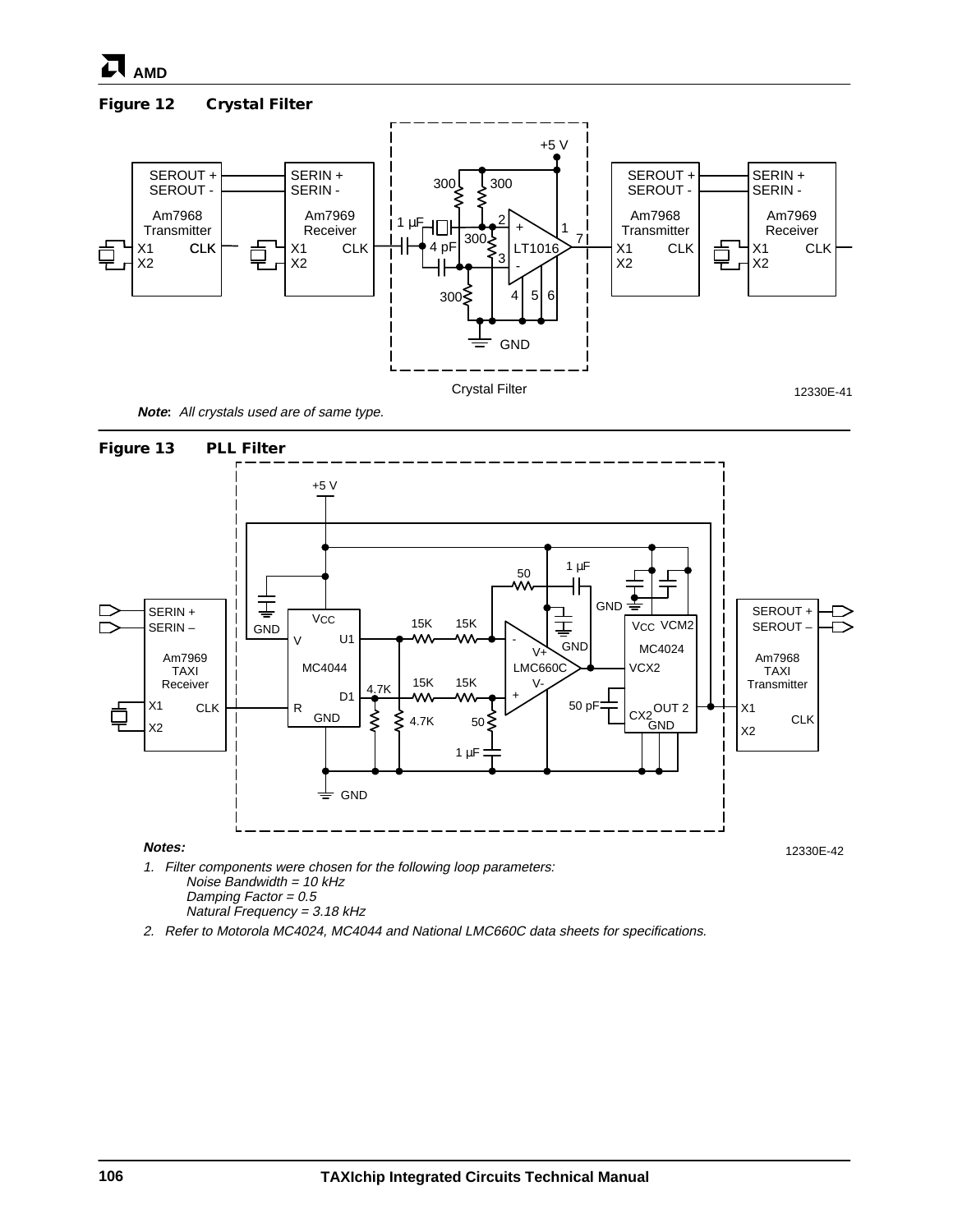**Figure 12 Crystal Filter**

Crystal Filter

12330E-41

***Note**: All crystals used are of same type.*

**Figure 13 PLL Filter**

***Notes:***

12330E-42

1. *Filter components were chosen for the following loop parameters:*
   *Noise Bandwidth = 10 kHz*
   *Damping Factor = 0.5*
   *Natural Frequency = 3.18 kHz*
2. *Refer to Motorola MC4024, MC4044 and National LMC660C data sheets for specifications.*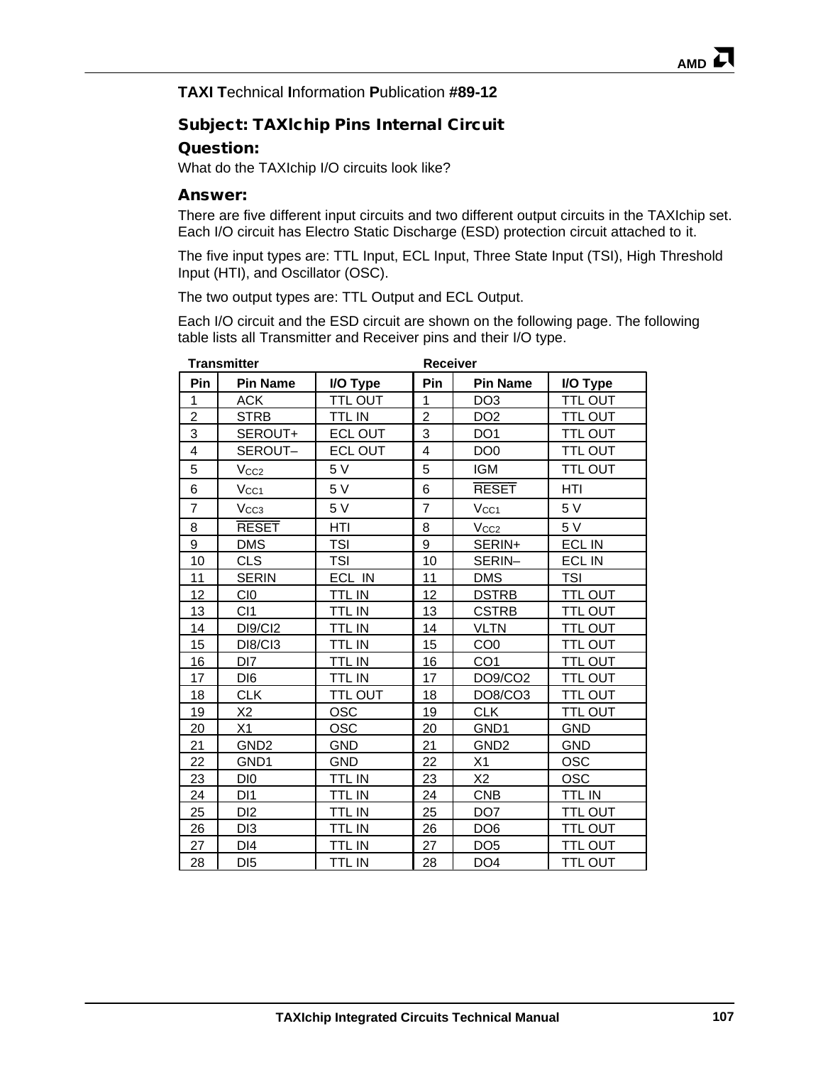**TAXI T**echnical **I**nformation **P**ublication **#89-12**

## Subject: TAXIchip Pins Internal Circuit

### Question:

What do the TAXIchip I/O circuits look like?

### Answer:

There are five different input circuits and two different output circuits in the TAXIchip set. Each I/O circuit has Electro Static Discharge (ESD) protection circuit attached to it.

The five input types are: TTL Input, ECL Input, Three State Input (TSI), High Threshold Input (HTI), and Oscillator (OSC).

The two output types are: TTL Output and ECL Output.

Each I/O circuit and the ESD circuit are shown on the following page. The following table lists all Transmitter and Receiver pins and their I/O type.

| Transmitter | | | Receiver | | |
|---|---|---|---|---|---|
| **Pin** | **Pin Name** | **I/O Type** | **Pin** | **Pin Name** | **I/O Type** |
| 1 | ACK | TTL OUT | 1 | DO3 | TTL OUT |
| 2 | STRB | TTL IN | 2 | DO2 | TTL OUT |
| 3 | SEROUT+ | ECL OUT | 3 | DO1 | TTL OUT |
| 4 | SEROUT– | ECL OUT | 4 | DO0 | TTL OUT |
| 5 | $V_{CC2}$ | 5 V | 5 | IGM | TTL OUT |
| 6 | $V_{CC1}$ | 5 V | 6 | $\overline{\text{RESET}}$ | HTI |
| 7 | $V_{CC3}$ | 5 V | 7 | $V_{CC1}$ | 5 V |
| 8 | $\overline{\text{RESET}}$ | HTI | 8 | $V_{CC2}$ | 5 V |
| 9 | DMS | TSI | 9 | SERIN+ | ECL IN |
| 10 | CLS | TSI | 10 | SERIN– | ECL IN |
| 11 | SERIN | ECL IN | 11 | DMS | TSI |
| 12 | CI0 | TTL IN | 12 | DSTRB | TTL OUT |
| 13 | CI1 | TTL IN | 13 | CSTRB | TTL OUT |
| 14 | DI9/CI2 | TTL IN | 14 | VLTN | TTL OUT |
| 15 | DI8/CI3 | TTL IN | 15 | CO0 | TTL OUT |
| 16 | DI7 | TTL IN | 16 | CO1 | TTL OUT |
| 17 | DI6 | TTL IN | 17 | DO9/CO2 | TTL OUT |
| 18 | CLK | TTL OUT | 18 | DO8/CO3 | TTL OUT |
| 19 | X2 | OSC | 19 | CLK | TTL OUT |
| 20 | X1 | OSC | 20 | GND1 | GND |
| 21 | GND2 | GND | 21 | GND2 | GND |
| 22 | GND1 | GND | 22 | X1 | OSC |
| 23 | DI0 | TTL IN | 23 | X2 | OSC |
| 24 | DI1 | TTL IN | 24 | CNB | TTL IN |
| 25 | DI2 | TTL IN | 25 | DO7 | TTL OUT |
| 26 | DI3 | TTL IN | 26 | DO6 | TTL OUT |
| 27 | DI4 | TTL IN | 27 | DO5 | TTL OUT |
| 28 | DI5 | TTL IN | 28 | DO4 | TTL OUT |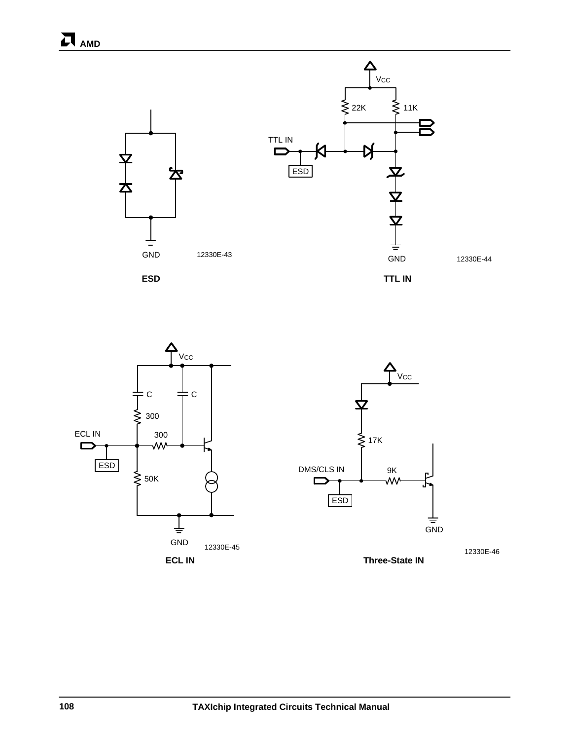GND 12330E-43

**ESD**

Vcc

22K 11K

TTL IN

ESD

GND 12330E-44

**TTL IN**

Vcc

C C

300

ECL IN 300

ESD

50K

GND 12330E-45

**ECL IN**

Vcc

17K

DMS/CLS IN 9K

ESD

GND

12330E-46

**Three-State IN**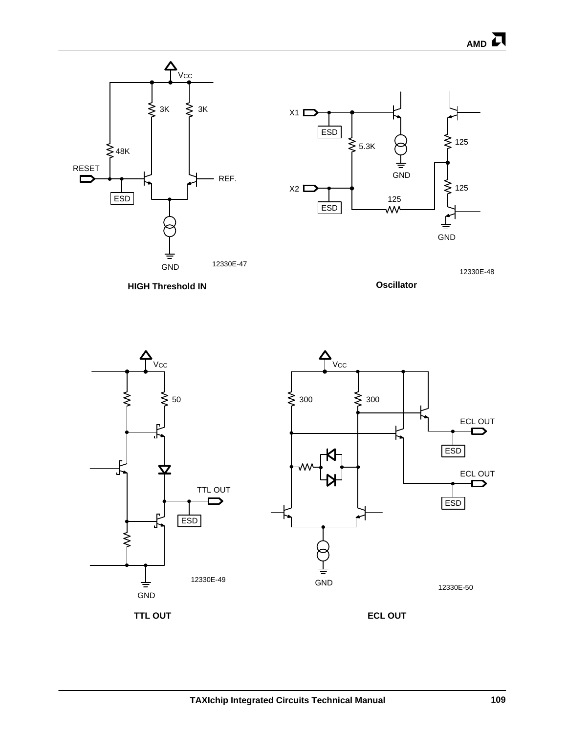VCC

3K 3K

48K

RESET

ESD

REF.

GND

12330E-47

**HIGH Threshold IN**

X1

ESD

5.3K

GND

125

125

X2

ESD

125

GND

12330E-48

**Oscillator**

VCC

50

TTL OUT

ESD

GND

12330E-49

**TTL OUT**

VCC

300 300

ECL OUT

ESD

ECL OUT

ESD

GND

12330E-50

**ECL OUT**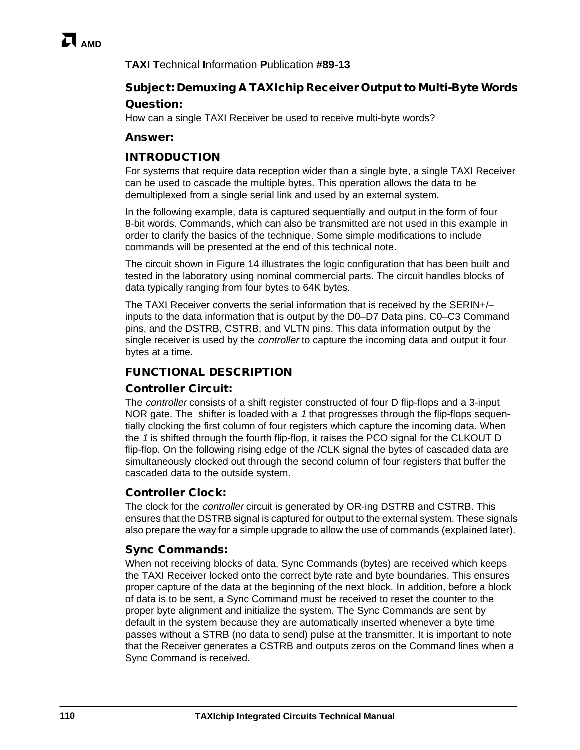**TAXI T**echnical **I**nformation **P**ublication **#89-13**

## Subject: Demuxing A TAXIchip Receiver Output to Multi-Byte Words

### Question:

How can a single TAXI Receiver be used to receive multi-byte words?

### Answer:

### INTRODUCTION

For systems that require data reception wider than a single byte, a single TAXI Receiver can be used to cascade the multiple bytes. This operation allows the data to be demultiplexed from a single serial link and used by an external system.

In the following example, data is captured sequentially and output in the form of four 8-bit words. Commands, which can also be transmitted are not used in this example in order to clarify the basics of the technique. Some simple modifications to include commands will be presented at the end of this technical note.

The circuit shown in Figure 14 illustrates the logic configuration that has been built and tested in the laboratory using nominal commercial parts. The circuit handles blocks of data typically ranging from four bytes to 64K bytes.

The TAXI Receiver converts the serial information that is received by the SERIN+/– inputs to the data information that is output by the D0–D7 Data pins, C0–C3 Command pins, and the DSTRB, CSTRB, and VLTN pins. This data information output by the single receiver is used by the *controller* to capture the incoming data and output it four bytes at a time.

### FUNCTIONAL DESCRIPTION

#### Controller Circuit:

The *controller* consists of a shift register constructed of four D flip-flops and a 3-input NOR gate. The shifter is loaded with a *1* that progresses through the flip-flops sequentially clocking the first column of four registers which capture the incoming data. When the *1* is shifted through the fourth flip-flop, it raises the PCO signal for the CLKOUT D flip-flop. On the following rising edge of the /CLK signal the bytes of cascaded data are simultaneously clocked out through the second column of four registers that buffer the cascaded data to the outside system.

#### Controller Clock:

The clock for the *controller* circuit is generated by OR-ing DSTRB and CSTRB. This ensures that the DSTRB signal is captured for output to the external system. These signals also prepare the way for a simple upgrade to allow the use of commands (explained later).

#### Sync Commands:

When not receiving blocks of data, Sync Commands (bytes) are received which keeps the TAXI Receiver locked onto the correct byte rate and byte boundaries. This ensures proper capture of the data at the beginning of the next block. In addition, before a block of data is to be sent, a Sync Command must be received to reset the counter to the proper byte alignment and initialize the system. The Sync Commands are sent by default in the system because they are automatically inserted whenever a byte time passes without a STRB (no data to send) pulse at the transmitter. It is important to note that the Receiver generates a CSTRB and outputs zeros on the Command lines when a Sync Command is received.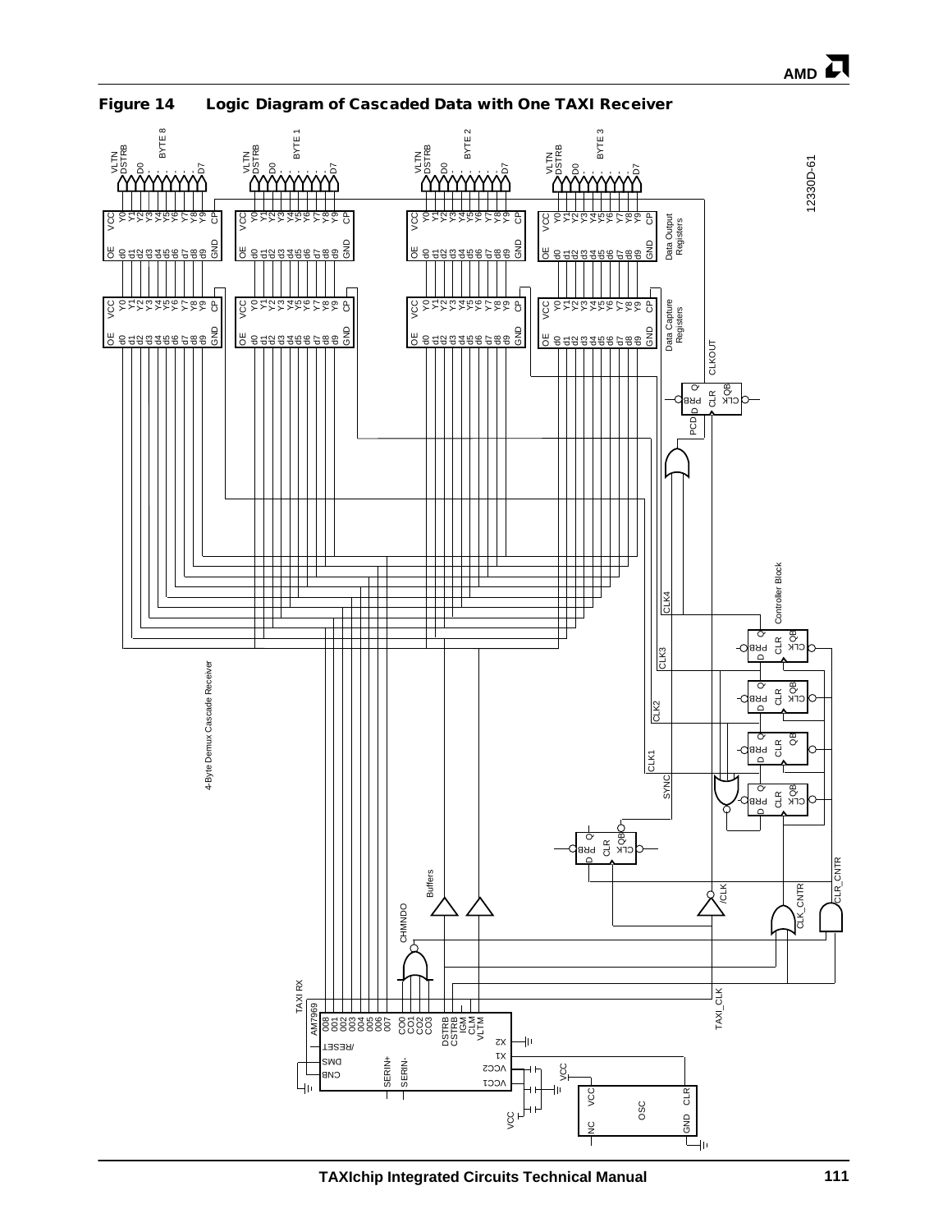## Figure 14 Logic Diagram of Cascaded Data with One TAXI Receiver

12330D-61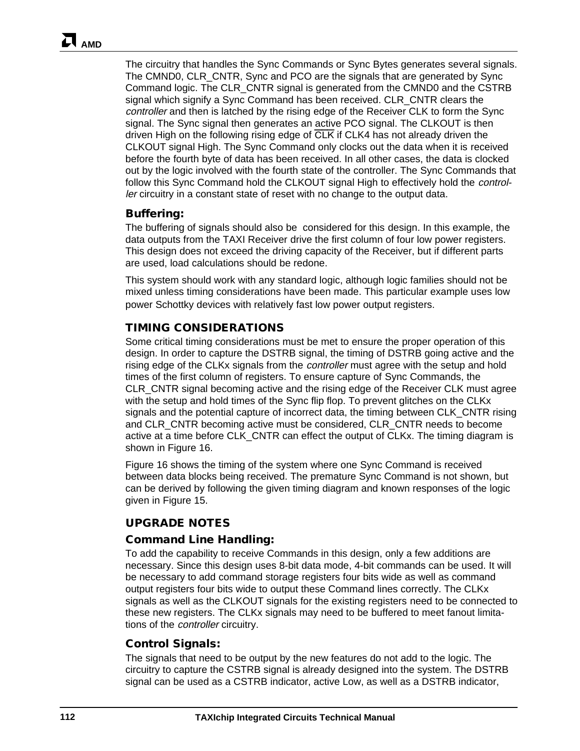The circuitry that handles the Sync Commands or Sync Bytes generates several signals. The CMND0, CLR_CNTR, Sync and PCO are the signals that are generated by Sync Command logic. The CLR_CNTR signal is generated from the CMND0 and the CSTRB signal which signify a Sync Command has been received. CLR_CNTR clears the *controller* and then is latched by the rising edge of the Receiver CLK to form the Sync signal. The Sync signal then generates an active PCO signal. The CLKOUT is then driven High on the following rising edge of $\overline{\text{CLK}}$ if CLK4 has not already driven the CLKOUT signal High. The Sync Command only clocks out the data when it is received before the fourth byte of data has been received. In all other cases, the data is clocked out by the logic involved with the fourth state of the controller. The Sync Commands that follow this Sync Command hold the CLKOUT signal High to effectively hold the *controller* circuitry in a constant state of reset with no change to the output data.

### Buffering:

The buffering of signals should also be considered for this design. In this example, the data outputs from the TAXI Receiver drive the first column of four low power registers. This design does not exceed the driving capacity of the Receiver, but if different parts are used, load calculations should be redone.

This system should work with any standard logic, although logic families should not be mixed unless timing considerations have been made. This particular example uses low power Schottky devices with relatively fast low power output registers.

## TIMING CONSIDERATIONS

Some critical timing considerations must be met to ensure the proper operation of this design. In order to capture the DSTRB signal, the timing of DSTRB going active and the rising edge of the CLKx signals from the *controller* must agree with the setup and hold times of the first column of registers. To ensure capture of Sync Commands, the CLR_CNTR signal becoming active and the rising edge of the Receiver CLK must agree with the setup and hold times of the Sync flip flop. To prevent glitches on the CLKx signals and the potential capture of incorrect data, the timing between CLK_CNTR rising and CLR_CNTR becoming active must be considered, CLR_CNTR needs to become active at a time before CLK_CNTR can effect the output of CLKx. The timing diagram is shown in Figure 16.

Figure 16 shows the timing of the system where one Sync Command is received between data blocks being received. The premature Sync Command is not shown, but can be derived by following the given timing diagram and known responses of the logic given in Figure 15.

## UPGRADE NOTES

### Command Line Handling:

To add the capability to receive Commands in this design, only a few additions are necessary. Since this design uses 8-bit data mode, 4-bit commands can be used. It will be necessary to add command storage registers four bits wide as well as command output registers four bits wide to output these Command lines correctly. The CLKx signals as well as the CLKOUT signals for the existing registers need to be connected to these new registers. The CLKx signals may need to be buffered to meet fanout limitations of the *controller* circuitry.

### Control Signals:

The signals that need to be output by the new features do not add to the logic. The circuitry to capture the CSTRB signal is already designed into the system. The DSTRB signal can be used as a CSTRB indicator, active Low, as well as a DSTRB indicator,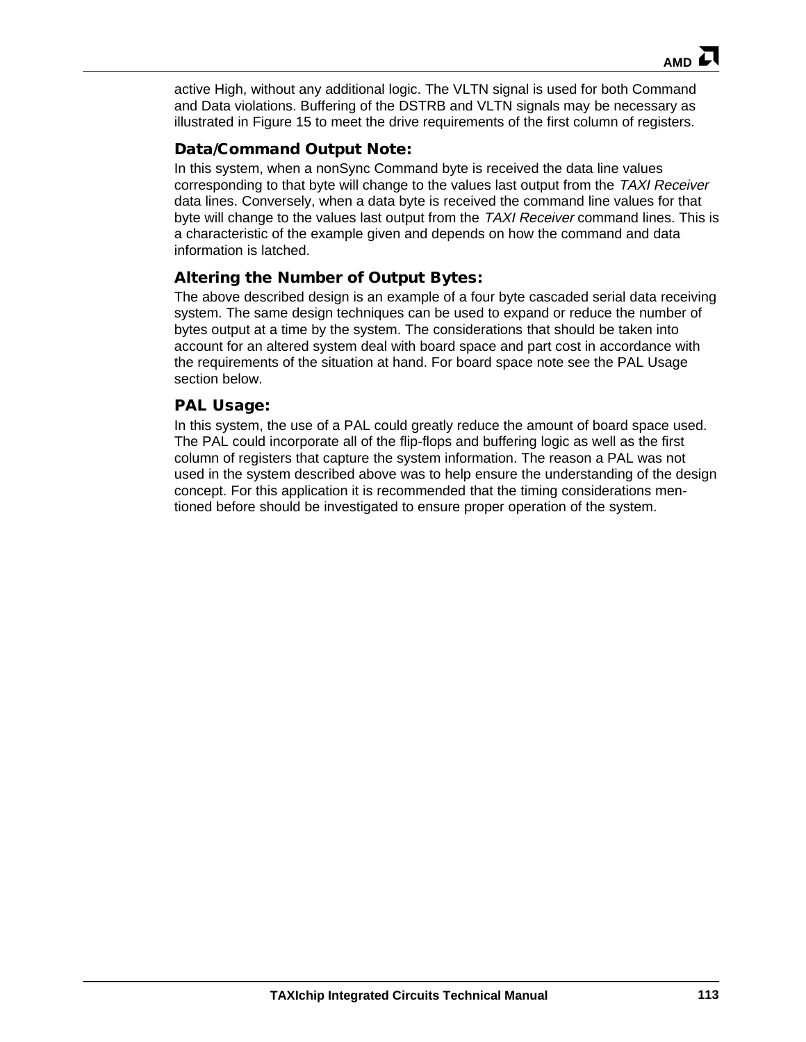active High, without any additional logic. The VLTN signal is used for both Command and Data violations. Buffering of the DSTRB and VLTN signals may be necessary as illustrated in Figure 15 to meet the drive requirements of the first column of registers.

### Data/Command Output Note:

In this system, when a nonSync Command byte is received the data line values corresponding to that byte will change to the values last output from the *TAXI Receiver* data lines. Conversely, when a data byte is received the command line values for that byte will change to the values last output from the *TAXI Receiver* command lines. This is a characteristic of the example given and depends on how the command and data information is latched.

### Altering the Number of Output Bytes:

The above described design is an example of a four byte cascaded serial data receiving system. The same design techniques can be used to expand or reduce the number of bytes output at a time by the system. The considerations that should be taken into account for an altered system deal with board space and part cost in accordance with the requirements of the situation at hand. For board space note see the PAL Usage section below.

### PAL Usage:

In this system, the use of a PAL could greatly reduce the amount of board space used. The PAL could incorporate all of the flip-flops and buffering logic as well as the first column of registers that capture the system information. The reason a PAL was not used in the system described above was to help ensure the understanding of the design concept. For this application it is recommended that the timing considerations mentioned before should be investigated to ensure proper operation of the system.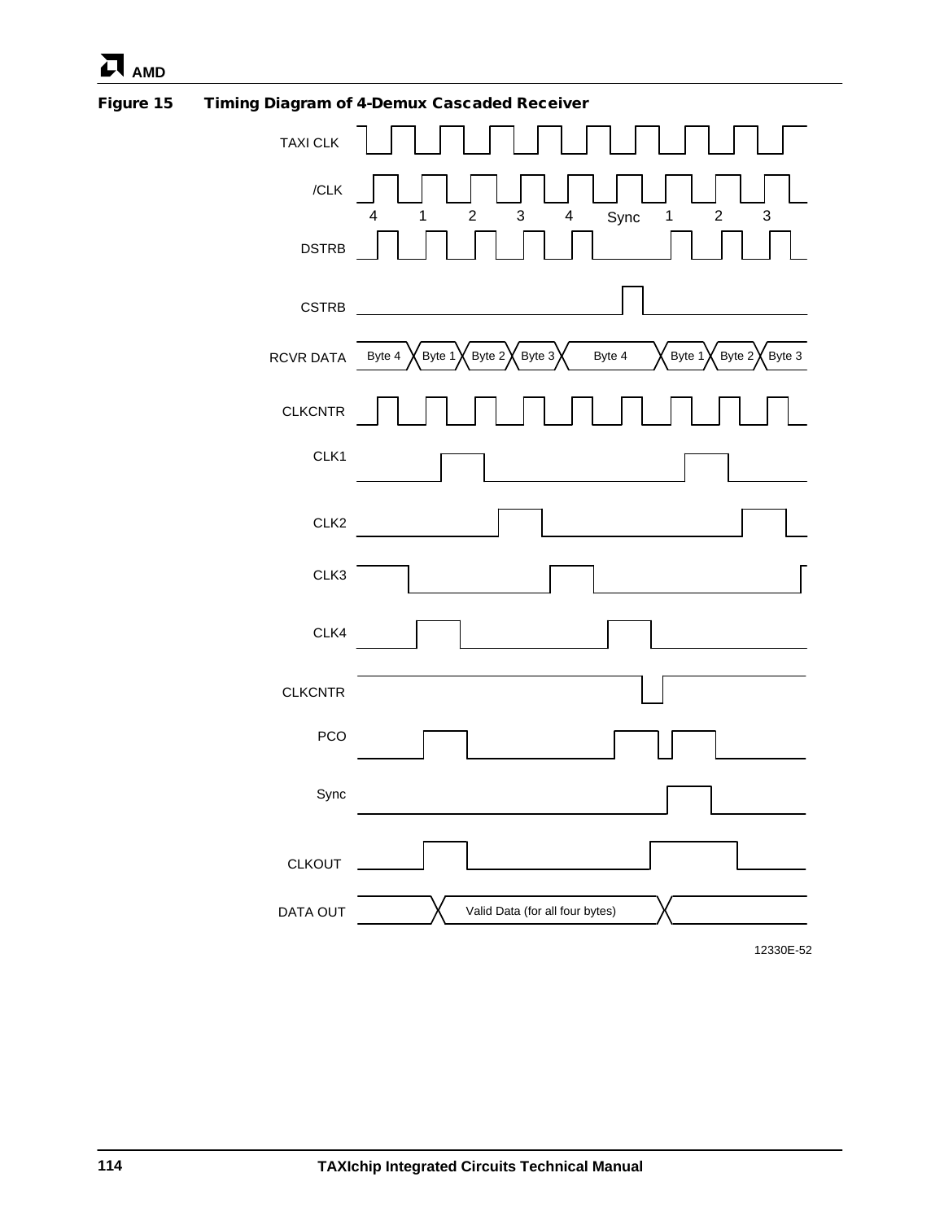**Figure 15 Timing Diagram of 4-Demux Cascaded Receiver**

TAXI CLK

/CLK

4 1 2 3 4 Sync 1 2 3

DSTRB

CSTRB

RCVR DATA Byte 4 Byte 1 Byte 2 Byte 3 Byte 4 Byte 1 Byte 2 Byte 3

CLKCNTR

CLK1

CLK2

CLK3

CLK4

CLKCNTR

PCO

Sync

CLKOUT

DATA OUT Valid Data (for all four bytes)

12330E-52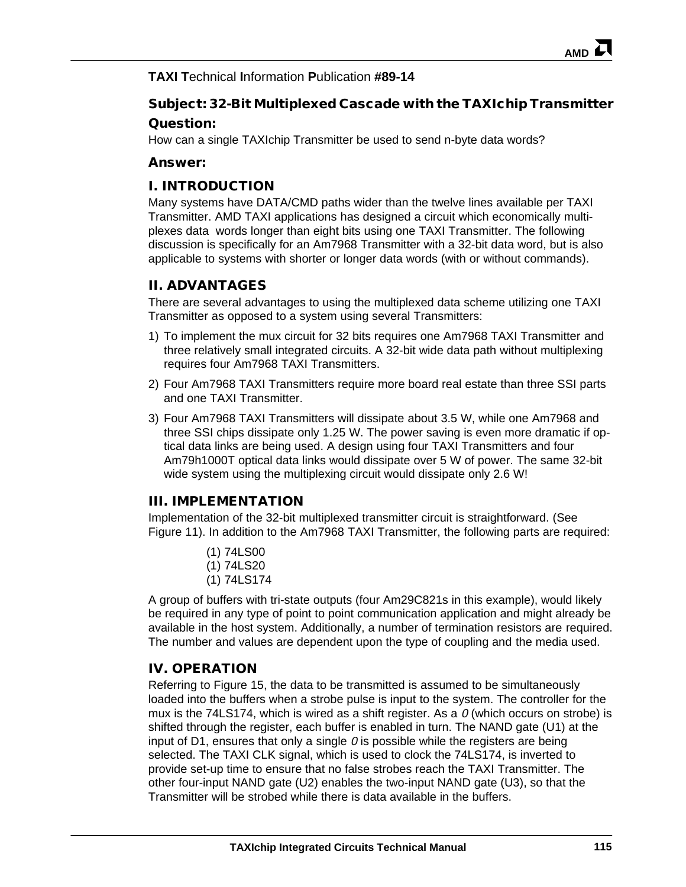**TAXI T**echnical **I**nformation **P**ublication **#89-14**

## Subject: 32-Bit Multiplexed Cascade with the TAXIchip Transmitter

### Question:

How can a single TAXIchip Transmitter be used to send n-byte data words?

### Answer:

## I. INTRODUCTION

Many systems have DATA/CMD paths wider than the twelve lines available per TAXI Transmitter. AMD TAXI applications has designed a circuit which economically multiplexes data words longer than eight bits using one TAXI Transmitter. The following discussion is specifically for an Am7968 Transmitter with a 32-bit data word, but is also applicable to systems with shorter or longer data words (with or without commands).

## II. ADVANTAGES

There are several advantages to using the multiplexed data scheme utilizing one TAXI Transmitter as opposed to a system using several Transmitters:

1) To implement the mux circuit for 32 bits requires one Am7968 TAXI Transmitter and three relatively small integrated circuits. A 32-bit wide data path without multiplexing requires four Am7968 TAXI Transmitters.
2) Four Am7968 TAXI Transmitters require more board real estate than three SSI parts and one TAXI Transmitter.
3) Four Am7968 TAXI Transmitters will dissipate about 3.5 W, while one Am7968 and three SSI chips dissipate only 1.25 W. The power saving is even more dramatic if optical data links are being used. A design using four TAXI Transmitters and four Am79h1000T optical data links would dissipate over 5 W of power. The same 32-bit wide system using the multiplexing circuit would dissipate only 2.6 W!

## III. IMPLEMENTATION

Implementation of the 32-bit multiplexed transmitter circuit is straightforward. (See Figure 11). In addition to the Am7968 TAXI Transmitter, the following parts are required:

(1) 74LS00
(1) 74LS20
(1) 74LS174

A group of buffers with tri-state outputs (four Am29C821s in this example), would likely be required in any type of point to point communication application and might already be available in the host system. Additionally, a number of termination resistors are required. The number and values are dependent upon the type of coupling and the media used.

## IV. OPERATION

Referring to Figure 15, the data to be transmitted is assumed to be simultaneously loaded into the buffers when a strobe pulse is input to the system. The controller for the mux is the 74LS174, which is wired as a shift register. As a *0* (which occurs on strobe) is shifted through the register, each buffer is enabled in turn. The NAND gate (U1) at the input of D1, ensures that only a single *0* is possible while the registers are being selected. The TAXI CLK signal, which is used to clock the 74LS174, is inverted to provide set-up time to ensure that no false strobes reach the TAXI Transmitter. The other four-input NAND gate (U2) enables the two-input NAND gate (U3), so that the Transmitter will be strobed while there is data available in the buffers.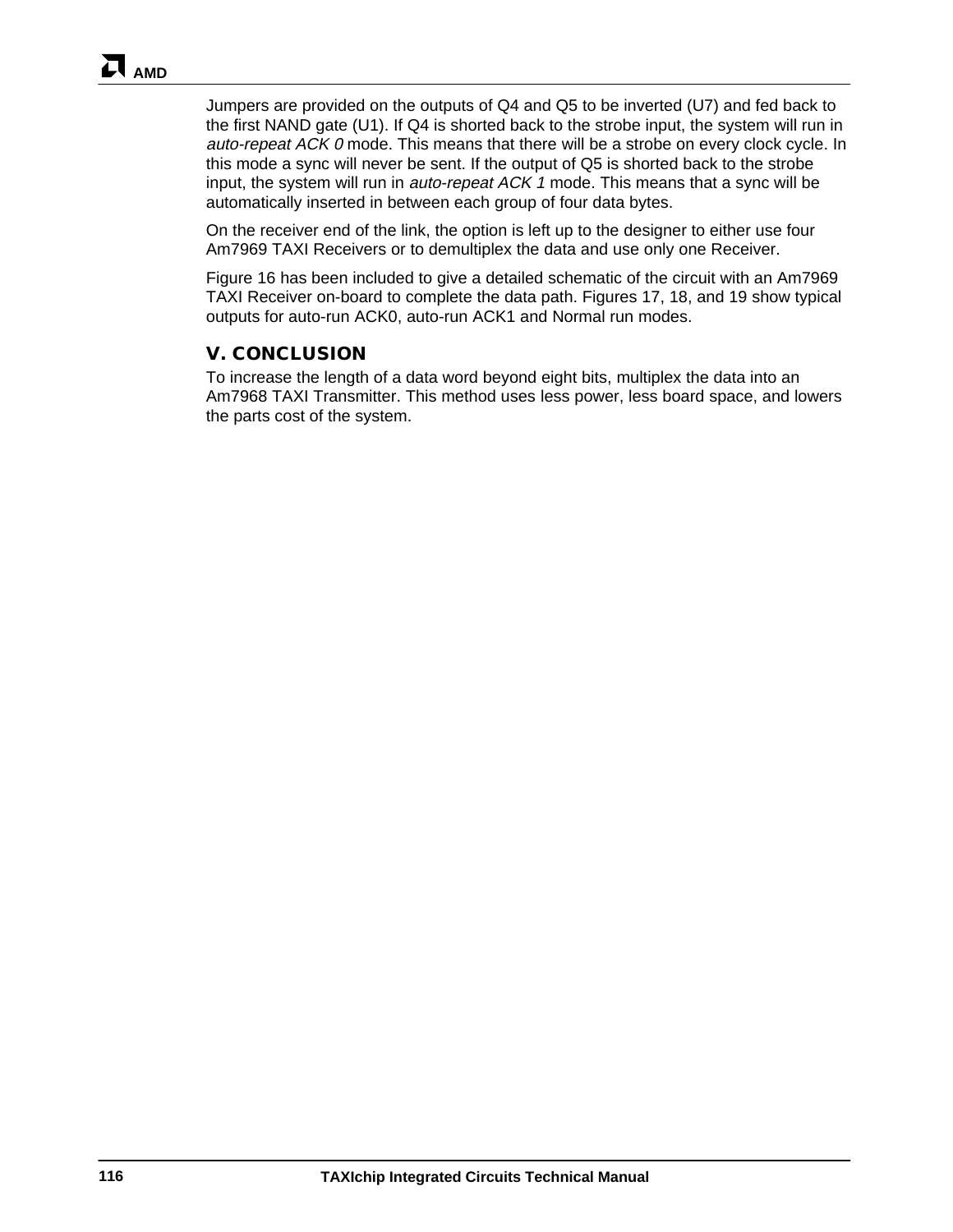Jumpers are provided on the outputs of Q4 and Q5 to be inverted (U7) and fed back to the first NAND gate (U1). If Q4 is shorted back to the strobe input, the system will run in *auto-repeat ACK 0* mode. This means that there will be a strobe on every clock cycle. In this mode a sync will never be sent. If the output of Q5 is shorted back to the strobe input, the system will run in *auto-repeat ACK 1* mode. This means that a sync will be automatically inserted in between each group of four data bytes.

On the receiver end of the link, the option is left up to the designer to either use four Am7969 TAXI Receivers or to demultiplex the data and use only one Receiver.

Figure 16 has been included to give a detailed schematic of the circuit with an Am7969 TAXI Receiver on-board to complete the data path. Figures 17, 18, and 19 show typical outputs for auto-run ACK0, auto-run ACK1 and Normal run modes.

## V. CONCLUSION

To increase the length of a data word beyond eight bits, multiplex the data into an Am7968 TAXI Transmitter. This method uses less power, less board space, and lowers the parts cost of the system.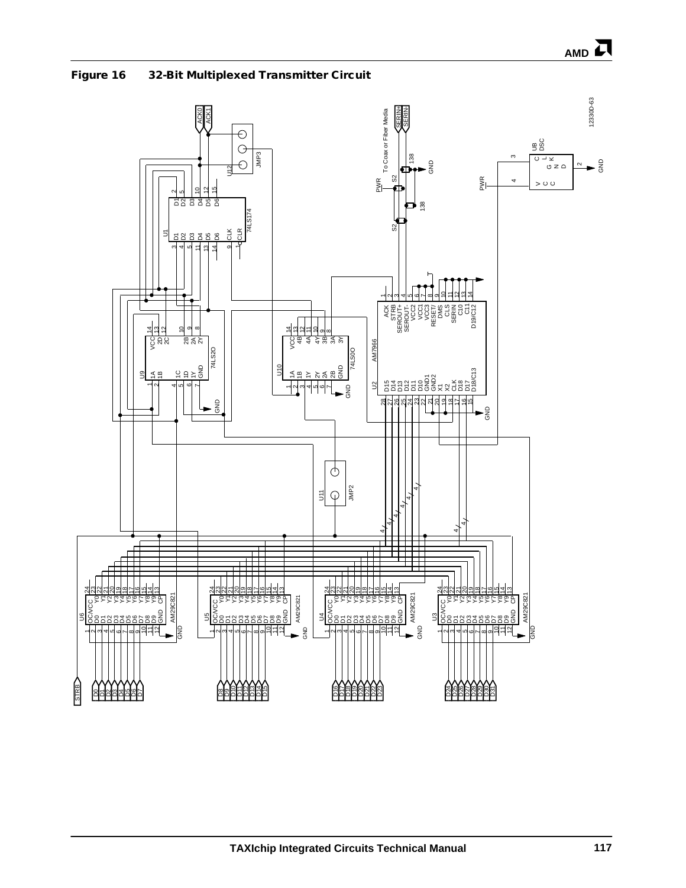## Figure 16 32-Bit Multiplexed Transmitter Circuit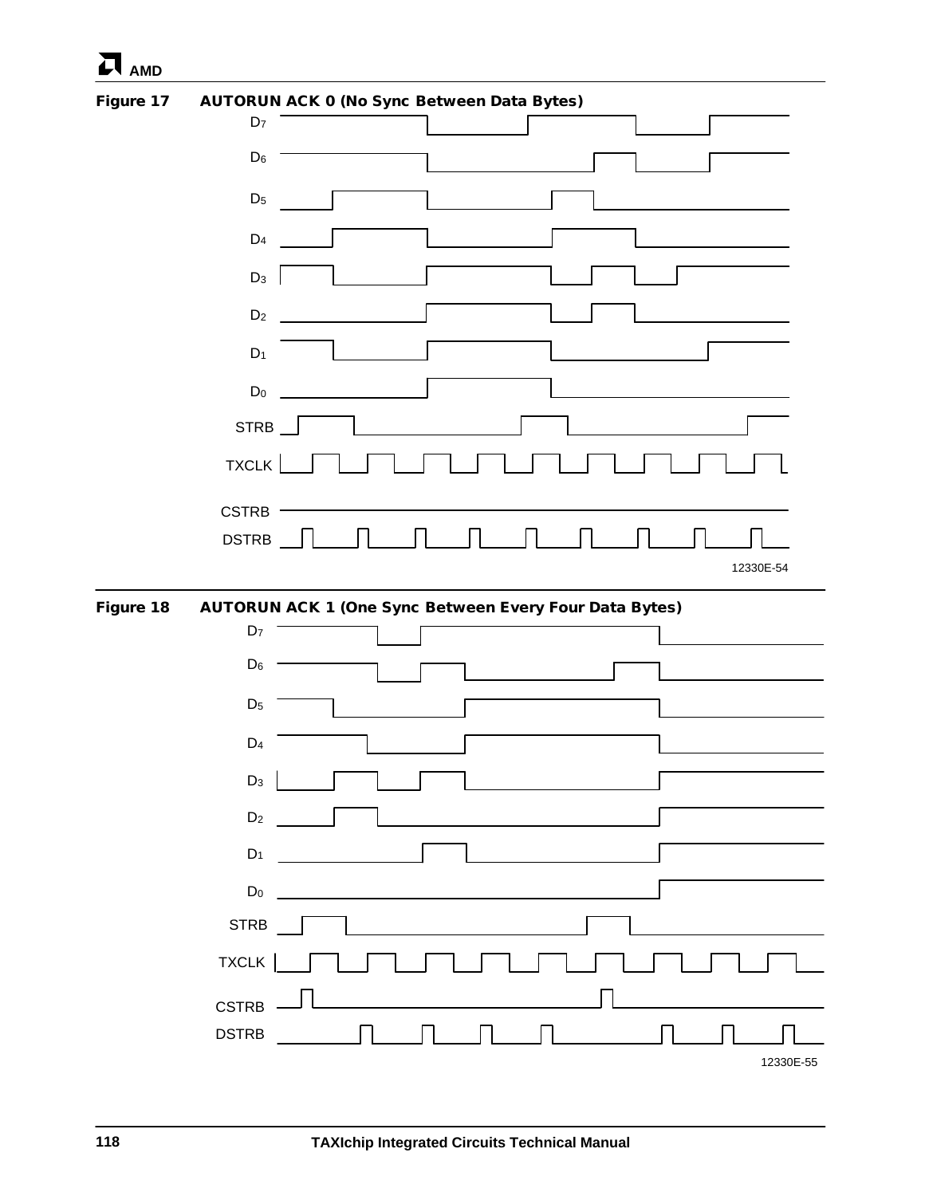**Figure 17 AUTORUN ACK 0 (No Sync Between Data Bytes)**

$D_7$

$D_6$

$D_5$

$D_4$

$D_3$

$D_2$

$D_1$

$D_0$

STRB

TXCLK

CSTRB

DSTRB

12330E-54

**Figure 18 AUTORUN ACK 1 (One Sync Between Every Four Data Bytes)**

$D_7$

$D_6$

$D_5$

$D_4$

$D_3$

$D_2$

$D_1$

$D_0$

STRB

TXCLK

CSTRB

DSTRB

12330E-55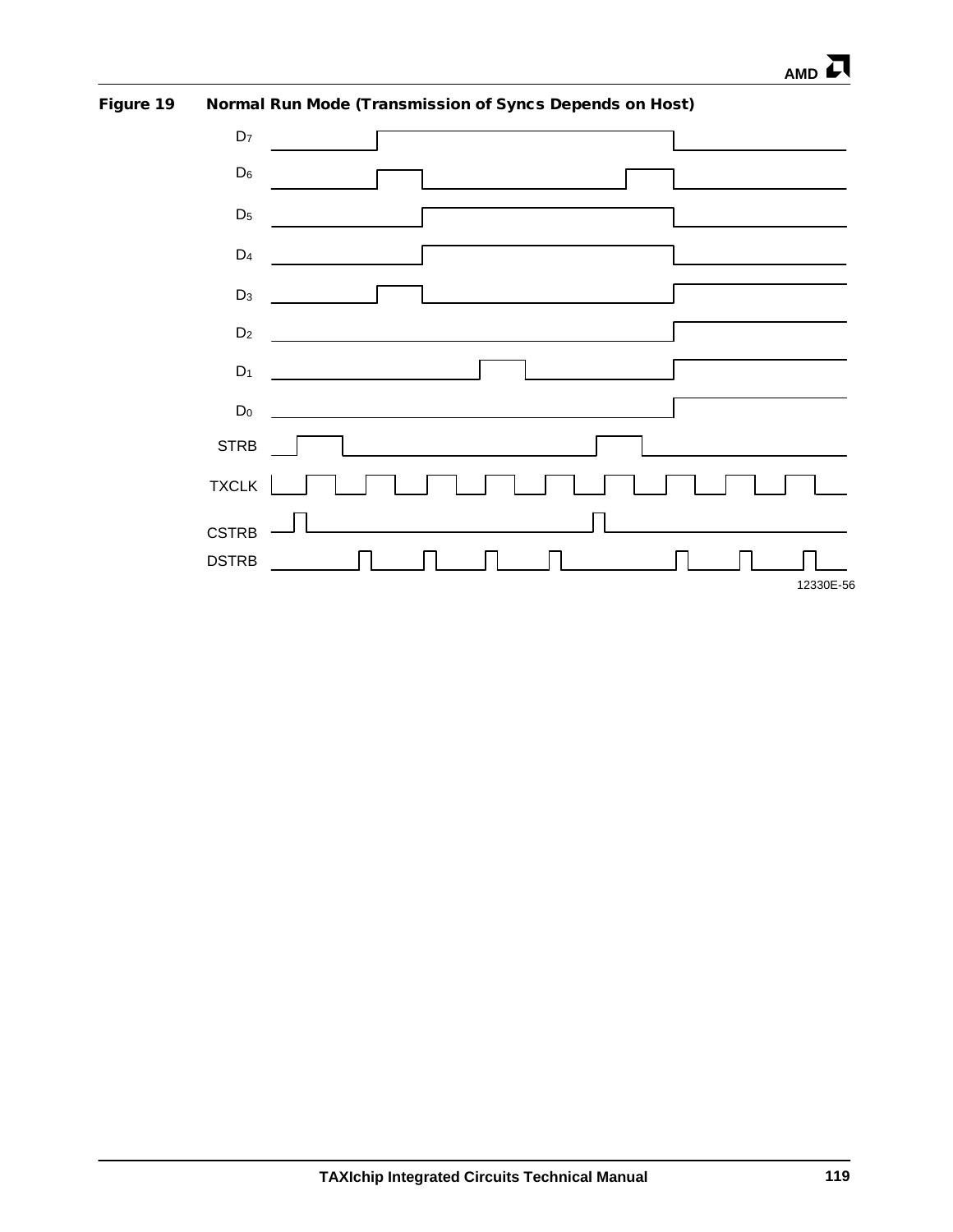**Figure 19 Normal Run Mode (Transmission of Syncs Depends on Host)**

$D_7$

$D_6$

$D_5$

$D_4$

$D_3$

$D_2$

$D_1$

$D_0$

STRB

TXCLK

CSTRB

DSTRB

12330E-56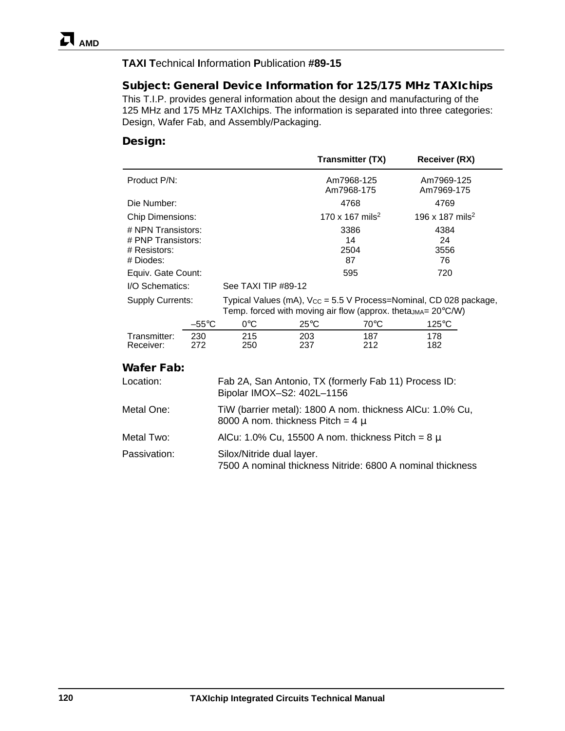**TAXI T**echnical **I**nformation **P**ublication **#89-15**

## Subject: General Device Information for 125/175 MHz TAXIchips

This T.I.P. provides general information about the design and manufacturing of the 125 MHz and 175 MHz TAXIchips. The information is separated into three categories: Design, Wafer Fab, and Assembly/Packaging.

### Design:

| | Transmitter (TX) | Receiver (RX) |
|---|---|---|
| Product P/N: | Am7968-125<br>Am7968-175 | Am7969-125<br>Am7969-175 |
| Die Number: | 4768 | 4769 |
| Chip Dimensions: | 170 x 167 $mils^2$ | 196 x 187 $mils^2$ |
| # NPN Transistors: | 3386 | 4384 |
| # PNP Transistors: | 14 | 24 |
| # Resistors: | 2504 | 3556 |
| # Diodes: | 87 | 76 |
| Equiv. Gate Count: | 595 | 720 |

I/O Schematics: See TAXI TIP #89-12

Supply Currents: Typical Values (mA), $V_{CC}$ = 5.5 V Process=Nominal, CD 028 package, Temp. forced with moving air flow (approx. $theta_{JMA}$= 20°C/W)

| | –55°C | 0°C | 25°C | 70°C | 125°C |
|---|---|---|---|---|---|
| Transmitter: | 230 | 215 | 203 | 187 | 178 |
| Receiver: | 272 | 250 | 237 | 212 | 182 |

### Wafer Fab:

Location: Fab 2A, San Antonio, TX (formerly Fab 11) Process ID: Bipolar IMOX–S2: 402L–1156

Metal One: TiW (barrier metal): 1800 A nom. thickness AlCu: 1.0% Cu, 8000 A nom. thickness Pitch = 4 µ

Metal Two: AlCu: 1.0% Cu, 15500 A nom. thickness Pitch = 8 µ

Passivation: Silox/Nitride dual layer.
7500 A nominal thickness Nitride: 6800 A nominal thickness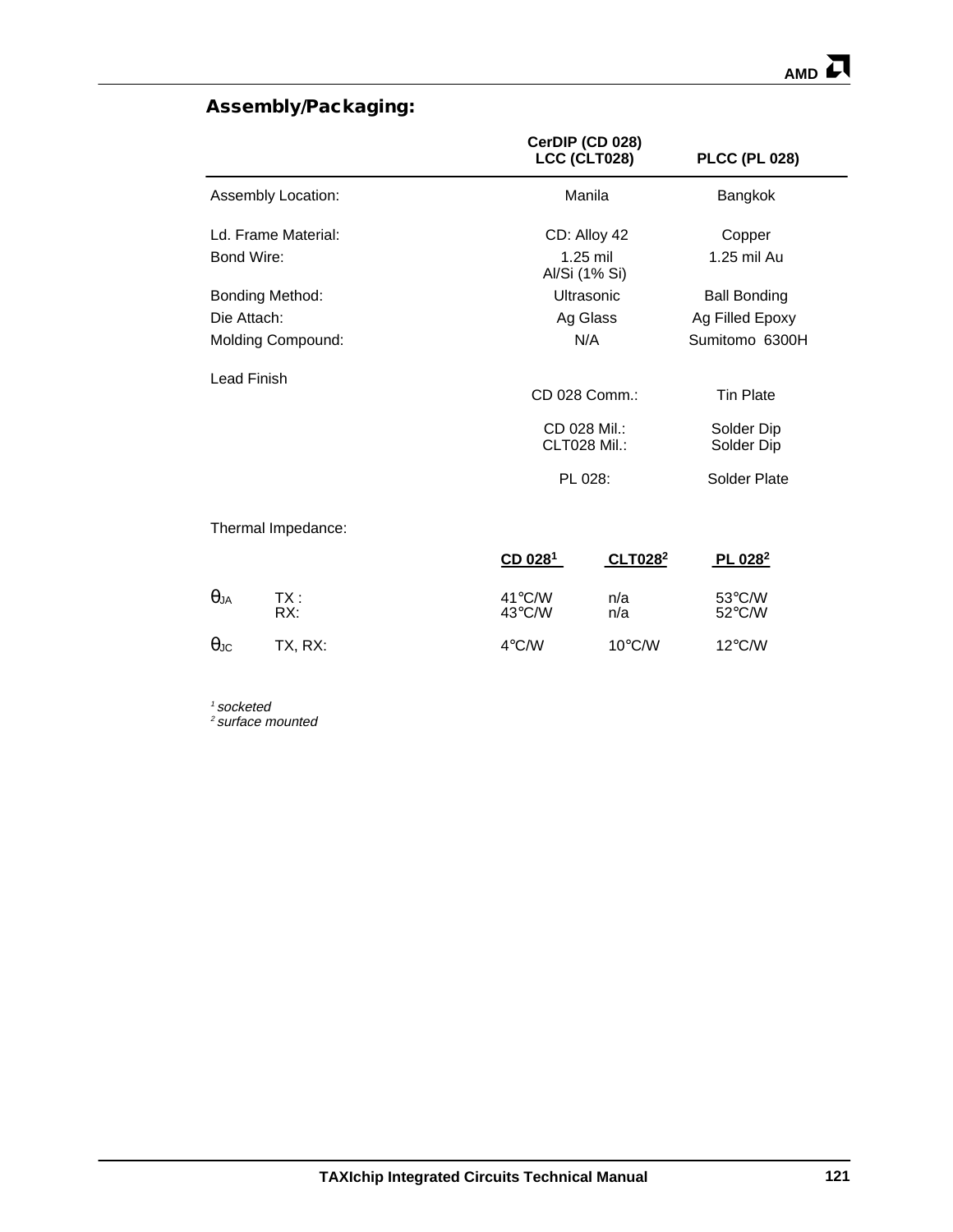## Assembly/Packaging:

| | CerDIP (CD 028) LCC (CLT028) | PLCC (PL 028) |
|---|---|---|
| Assembly Location: | Manila | Bangkok |
| Ld. Frame Material: | CD: Alloy 42 | Copper |
| Bond Wire: | 1.25 mil Al/Si (1% Si) | 1.25 mil Au |
| Bonding Method: | Ultrasonic | Ball Bonding |
| Die Attach: | Ag Glass | Ag Filled Epoxy |
| Molding Compound: | N/A | Sumitomo 6300H |
| Lead Finish | | |
| | CD 028 Comm.: | Tin Plate |
| | CD 028 Mil.: | Solder Dip |
| | CLT028 Mil.: | Solder Dip |
| | PL 028: | Solder Plate |

Thermal Impedance:

| | | CD 028[1] | CLT028[2] | PL 028[2] |
|---|---|---|---|---|
| $\theta_{JA}$ | TX : | 41°C/W | n/a | 53°C/W |
| | RX: | 43°C/W | n/a | 52°C/W |
| $\theta_{JC}$ | TX, RX: | 4°C/W | 10°C/W | 12°C/W |

[1] *socketed*
[2] *surface mounted*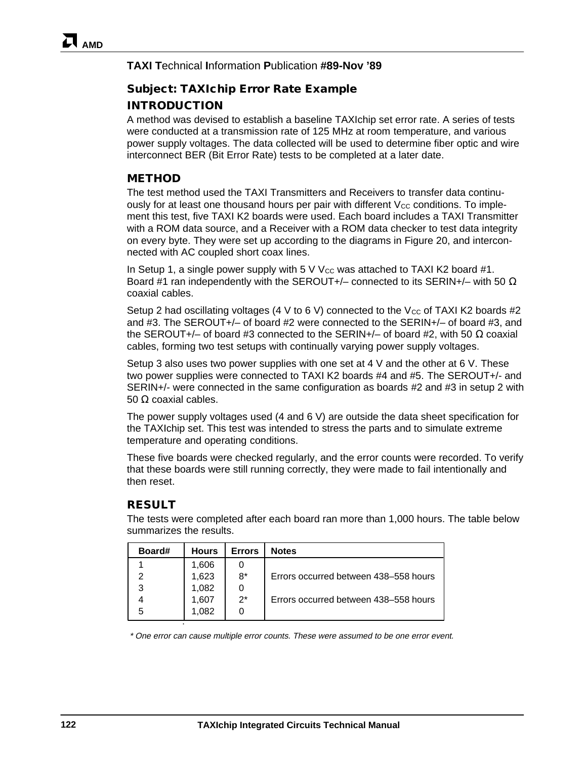**TAXI T**echnical **I**nformation **P**ublication **#89-Nov '89**

## Subject: TAXIchip Error Rate Example

## INTRODUCTION

A method was devised to establish a baseline TAXIchip set error rate. A series of tests were conducted at a transmission rate of 125 MHz at room temperature, and various power supply voltages. The data collected will be used to determine fiber optic and wire interconnect BER (Bit Error Rate) tests to be completed at a later date.

## METHOD

The test method used the TAXI Transmitters and Receivers to transfer data continuously for at least one thousand hours per pair with different $V_{CC}$ conditions. To implement this test, five TAXI K2 boards were used. Each board includes a TAXI Transmitter with a ROM data source, and a Receiver with a ROM data checker to test data integrity on every byte. They were set up according to the diagrams in Figure 20, and interconnected with AC coupled short coax lines.

In Setup 1, a single power supply with 5 V $V_{CC}$ was attached to TAXI K2 board #1. Board #1 ran independently with the SEROUT+/– connected to its SERIN+/– with 50 Ω coaxial cables.

Setup 2 had oscillating voltages (4 V to 6 V) connected to the $V_{CC}$ of TAXI K2 boards #2 and #3. The SEROUT+/– of board #2 were connected to the SERIN+/– of board #3, and the SEROUT+/– of board #3 connected to the SERIN+/– of board #2, with 50 Ω coaxial cables, forming two test setups with continually varying power supply voltages.

Setup 3 also uses two power supplies with one set at 4 V and the other at 6 V. These two power supplies were connected to TAXI K2 boards #4 and #5. The SEROUT+/- and SERIN+/- were connected in the same configuration as boards #2 and #3 in setup 2 with 50 Ω coaxial cables.

The power supply voltages used (4 and 6 V) are outside the data sheet specification for the TAXIchip set. This test was intended to stress the parts and to simulate extreme temperature and operating conditions.

These five boards were checked regularly, and the error counts were recorded. To verify that these boards were still running correctly, they were made to fail intentionally and then reset.

## RESULT

The tests were completed after each board ran more than 1,000 hours. The table below summarizes the results.

| Board# | Hours | Errors | Notes |
|---|---|---|---|
| 1 | 1,606 | 0 | |
| 2 | 1,623 | 8* | Errors occurred between 438–558 hours |
| 3 | 1,082 | 0 | |
| 4 | 1,607 | 2* | Errors occurred between 438–558 hours |
| 5 | 1,082 | 0 | |

*\* One error can cause multiple error counts. These were assumed to be one error event.*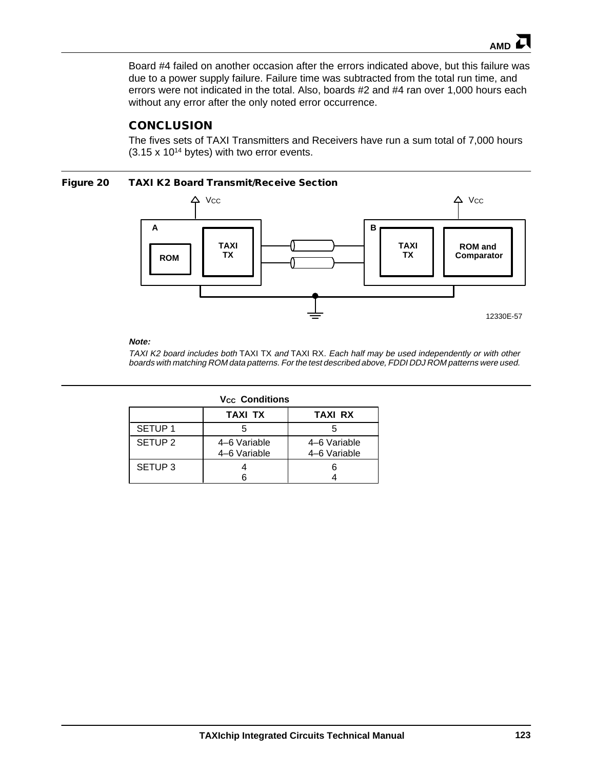Board #4 failed on another occasion after the errors indicated above, but this failure was due to a power supply failure. Failure time was subtracted from the total run time, and errors were not indicated in the total. Also, boards #2 and #4 ran over 1,000 hours each without any error after the only noted error occurrence.

## CONCLUSION

The fives sets of TAXI Transmitters and Receivers have run a sum total of 7,000 hours ($3.15 \times 10^{14}$ bytes) with two error events.

**Figure 20 TAXI K2 Board Transmit/Receive Section**

Vcc

Vcc

A

ROM

TAXI TX

B

TAXI TX

ROM and Comparator

12330E-57

***Note:***

*TAXI K2 board includes both* TAXI TX *and* TAXI RX*. Each half may be used independently or with other boards with matching ROM data patterns. For the test described above, FDDI DDJ ROM patterns were used.*

**$V_{CC}$ Conditions**

| | TAXI TX | TAXI RX |
|---|---|---|
| SETUP 1 | 5 | 5 |
| SETUP 2 | 4–6 Variable<br>4–6 Variable | 4–6 Variable<br>4–6 Variable |
| SETUP 3 | 4<br>6 | 6<br>4 |